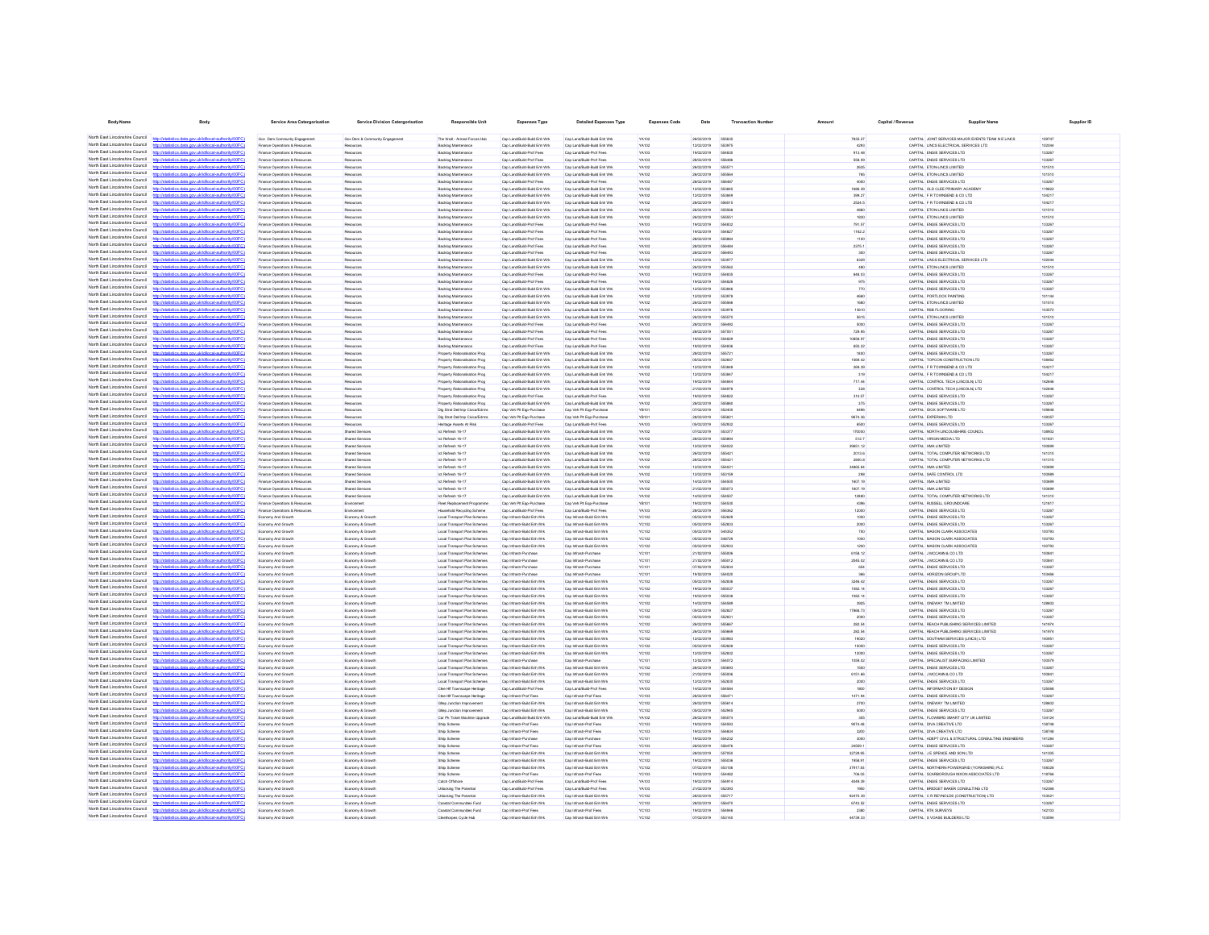| Body Name | Body | Service Area Catergorisation | Service Division Catergorisation | Responsible Unit | Expenses Type | Detailed Expenses Type | Expenses Code | Date | Transaction Number | Amount | Capital / Revenue | Supplier Name | Supplier ID |
|---|---|---|---|---|---|---|---|---|---|---|---|---|---|
| North East Lincolnshire Council | http://statistics.data.gov.uk/id/local-authority/00FC) | Gov Dem Community Engagement | Gov Dem & Community Engagement | The Knoll - Armed Forces Hub | Cap Land/Build-Build Enh Wrk | Cap Land/Build-Build Enh Wrk | YA102 | 28/02/2019 | 555635 | 7835.27 | CAPITAL | JOINT SERVICES MAJOR EVENTS TEAM N E LINCS | 109747 |
| North East Lincolnshire Council | http://statistics.data.gov.uk/id/local-authority/00FC) | Finance Operations & Resources | Resources | Backlog Maintenance | Cap Land/Build-Build Enh Wrk | Cap Land/Build-Build Enh Wrk | YA102 | 12/02/2019 | 553975 | 4293 | CAPITAL | LINCS ELECTRICAL SERVICES LTD | 102044 |
| North East Lincolnshire Council | http://statistics.data.gov.uk/id/local-authority/00FC) | Finance Operations & Resources | Resources | Backlog Maintenance | Cap Land/Build-Prof Fees | Cap Land/Build-Prof Fees | YA103 | 19/02/2019 | 554830 | 913.49 | CAPITAL | ENGIE SERVICES LTD | 133267 |
| North East Lincolnshire Council | http://statistics.data.gov.uk/id/local-authority/00FC) | Finance Operations & Resources | Resources | Backlog Maintenance | Cap Land/Build-Prof Fees | Cap Land/Build-Prof Fees | YA103 | 28/02/2019 | 556406 | 558.09 | CAPITAL | ENGIE SERVICES LTD | 133267 |
| North East Lincolnshire Council | http://statistics.data.gov.uk/id/local-authority/00FC) | Finance Operations & Resources | Resources | Backlog Maintenance | Cap Land/Build-Build Enh Wrk | Cap Land/Build-Build Enh Wrk | YA102 | 28/02/2019 | 555571 | 2635 | CAPITAL | ETON-LINCS LIMITED | 101510 |
| North East Lincolnshire Council | http://statistics.data.gov.uk/id/local-authority/00FC) | Finance Operations & Resources | Resources | Backlog Maintenance | Cap Land/Build-Build Enh Wrk | Cap Land/Build-Build Enh Wrk | YA102 | 26/02/2019 | 555564 | 785 | CAPITAL | ETON-LINCS LIMITED | 101510 |
| North East Lincolnshire Council | http://statistics.data.gov.uk/id/local-authority/00FC) | Finance Operations & Resources | Resources | Backlog Maintenance | Cap Land/Build-Prof Fees | Cap Land/Build-Prof Fees | YA103 | 28/02/2019 | 556407 | 4050 | CAPITAL | ENGIE SERVICES LTD | 133267 |
| North East Lincolnshire Council | http://statistics.data.gov.uk/id/local-authority/00FC) | Finance Operations & Resources | Resources | Backlog Maintenance | Cap Land/Build-Build Enh Wrk | Cap Land/Build-Build Enh Wrk | YA102 | 12/02/2019 | 553845 | 1666.39 | CAPITAL | OLD CLEE PRIMARY ACADEMY | 119622 |
| North East Lincolnshire Council | http://statistics.data.gov.uk/id/local-authority/00FC) | Finance Operations & Resources | Resources | Backlog Maintenance | Cap Land/Build-Build Enh Wrk | Cap Land/Build-Build Enh Wrk | YA102 | 12/02/2019 | 553849 | 399.27 | CAPITAL | F R TOWNSEND & CO LTD | 104217 |
| North East Lincolnshire Council | http://statistics.data.gov.uk/id/local-authority/00FC) | Finance Operations & Resources | Resources | Backlog Maintenance | Cap Land/Build-Build Enh Wrk | Cap Land/Build-Build Enh Wrk | YA102 | 28/02/2019 | 556615 | 2526.5 | CAPITAL | F R TOWNSEND & CO LTD | 104217 |
| North East Lincolnshire Council | http://statistics.data.gov.uk/id/local-authority/00FC) | Finance Operations & Resources | Resources | Backlog Maintenance | Cap Land/Build-Build Enh Wrk | Cap Land/Build-Build Enh Wrk | YA102 | 26/02/2019 | 555566 | 4860 | CAPITAL | ETON-LINCS LIMITED | 101510 |
| North East Lincolnshire Council | http://statistics.data.gov.uk/id/local-authority/00FC) | Finance Operations & Resources | Resources | Backlog Maintenance | Cap Land/Build-Build Enh Wrk | Cap Land/Build-Build Enh Wrk | YA102 | 26/02/2019 | 555551 | 1630 | CAPITAL | ETON-LINCS LIMITED | 101510 |
| North East Lincolnshire Council | http://statistics.data.gov.uk/id/local-authority/00FC) | Finance Operations & Resources | Resources | Backlog Maintenance | Cap Land/Build-Prof Fees | Cap Land/Build-Prof Fees | YA103 | 19/02/2019 | 554832 | 791.37 | CAPITAL | ENGIE SERVICES LTD | 133267 |
| North East Lincolnshire Council | http://statistics.data.gov.uk/id/local-authority/00FC) | Finance Operations & Resources | Resources | Backlog Maintenance | Cap Land/Build-Prof Fees | Cap Land/Build-Prof Fees | YA103 | 19/02/2019 | 554827 | 1162.2 | CAPITAL | ENGIE SERVICES LTD | 133267 |
| North East Lincolnshire Council | http://statistics.data.gov.uk/id/local-authority/00FC) | Finance Operations & Resources | Resources | Backlog Maintenance | Cap Land/Build-Prof Fees | Cap Land/Build-Prof Fees | YA103 | 28/02/2019 | 556884 | 1150 | CAPITAL | ENGIE SERVICES LTD | 133267 |
| North East Lincolnshire Council | http://statistics.data.gov.uk/id/local-authority/00FC) | Finance Operations & Resources | Resources | Backlog Maintenance | Cap Land/Build-Prof Fees | Cap Land/Build-Prof Fees | YA103 | 28/02/2019 | 556404 | 2375.1 | CAPITAL | ENGIE SERVICES LTD | 133267 |
| North East Lincolnshire Council | http://statistics.data.gov.uk/id/local-authority/00FC) | Finance Operations & Resources | Resources | Backlog Maintenance | Cap Land/Build-Prof Fees | Cap Land/Build-Prof Fees | YA103 | 28/02/2019 | 556493 | 300 | CAPITAL | ENGIE SERVICES LTD | 133267 |
| North East Lincolnshire Council | http://statistics.data.gov.uk/id/local-authority/00FC) | Finance Operations & Resources | Resources | Backlog Maintenance | Cap Land/Build-Build Enh Wrk | Cap Land/Build-Build Enh Wrk | YA102 | 12/02/2019 | 553977 | 6329 | CAPITAL | LINCS ELECTRICAL SERVICES LTD | 102044 |
| North East Lincolnshire Council | http://statistics.data.gov.uk/id/local-authority/00FC) | Finance Operations & Resources | Resources | Backlog Maintenance | Cap Land/Build-Build Enh Wrk | Cap Land/Build-Build Enh Wrk | YA102 | 26/02/2019 | 555562 | 490 | CAPITAL | ETON-LINCS LIMITED | 101510 |
| North East Lincolnshire Council | http://statistics.data.gov.uk/id/local-authority/00FC) | Finance Operations & Resources | Resources | Backlog Maintenance | Cap Land/Build-Prof Fees | Cap Land/Build-Prof Fees | YA103 | 19/02/2019 | 554835 | 848.03 | CAPITAL | ENGIE SERVICES LTD | 133267 |
| North East Lincolnshire Council | http://statistics.data.gov.uk/id/local-authority/00FC) | Finance Operations & Resources | Resources | Backlog Maintenance | Cap Land/Build-Prof Fees | Cap Land/Build-Prof Fees | YA103 | 19/02/2019 | 554826 | 975 | CAPITAL | ENGIE SERVICES LTD | 133267 |
| North East Lincolnshire Council | http://statistics.data.gov.uk/id/local-authority/00FC) | Finance Operations & Resources | Resources | Backlog Maintenance | Cap Land/Build-Build Enh Wrk | Cap Land/Build-Build Enh Wrk | YA102 | 12/02/2019 | 553848 | 770 | CAPITAL | ENGIE SERVICES LTD | 133267 |
| North East Lincolnshire Council | http://statistics.data.gov.uk/id/local-authority/00FC) | Finance Operations & Resources | Resources | Backlog Maintenance | Cap Land/Build-Build Enh Wrk | Cap Land/Build-Build Enh Wrk | YA102 | 12/02/2019 | 553978 | 4660 | CAPITAL | PORTLOCK PAINTING | 101144 |
| North East Lincolnshire Council | http://statistics.data.gov.uk/id/local-authority/00FC) | Finance Operations & Resources | Resources | Backlog Maintenance | Cap Land/Build-Build Enh Wrk | Cap Land/Build-Build Enh Wrk | YA102 | 28/02/2019 | 555568 | 1680 | CAPITAL | ETON-LINCS LIMITED | 101510 |
| North East Lincolnshire Council | http://statistics.data.gov.uk/id/local-authority/00FC) | Finance Operations & Resources | Resources | Backlog Maintenance | Cap Land/Build-Build Enh Wrk | Cap Land/Build-Build Enh Wrk | YA102 | 12/02/2019 | 553976 | 13610 | CAPITAL | RBB FLOORING | 103570 |
| North East Lincolnshire Council | http://statistics.data.gov.uk/id/local-authority/00FC) | Finance Operations & Resources | Resources | Backlog Maintenance | Cap Land/Build-Build Enh Wrk | Cap Land/Build-Build Enh Wrk | YA102 | 26/02/2019 | 555570 | 5615 | CAPITAL | ETON-LINCS LIMITED | 101510 |
| North East Lincolnshire Council | http://statistics.data.gov.uk/id/local-authority/00FC) | Finance Operations & Resources | Resources | Backlog Maintenance | Cap Land/Build-Prof Fees | Cap Land/Build-Prof Fees | YA103 | 28/02/2019 | 556492 | 5000 | CAPITAL | ENGIE SERVICES LTD | 133267 |
| North East Lincolnshire Council | http://statistics.data.gov.uk/id/local-authority/00FC) | Finance Operations & Resources | Resources | Backlog Maintenance | Cap Land/Build-Prof Fees | Cap Land/Build-Prof Fees | YA103 | 28/02/2019 | 557051 | 726.95 | CAPITAL | ENGIE SERVICES LTD | 133267 |
| North East Lincolnshire Council | http://statistics.data.gov.uk/id/local-authority/00FC) | Finance Operations & Resources | Resources | Backlog Maintenance | Cap Land/Build-Prof Fees | Cap Land/Build-Prof Fees | YA103 | 19/02/2019 | 554829 | 10858.97 | CAPITAL | ENGIE SERVICES LTD | 133267 |
| North East Lincolnshire Council | http://statistics.data.gov.uk/id/local-authority/00FC) | Finance Operations & Resources | Resources | Backlog Maintenance | Cap Land/Build-Prof Fees | Cap Land/Build-Prof Fees | YA103 | 19/02/2019 | 554838 | 850.22 | CAPITAL | ENGIE SERVICES LTD | 133267 |
| North East Lincolnshire Council | http://statistics.data.gov.uk/id/local-authority/00FC) | Finance Operations & Resources | Resources | Property Rationalisation Prog | Cap Land/Build-Build Enh Wrk | Cap Land/Build-Build Enh Wrk | YA102 | 28/02/2019 | 555721 | 1500 | CAPITAL | ENGIE SERVICES LTD | 133267 |
| North East Lincolnshire Council | http://statistics.data.gov.uk/id/local-authority/00FC) | Finance Operations & Resources | Resources | Property Rationalisation Prog | Cap Land/Build-Build Enh Wrk | Cap Land/Build-Build Enh Wrk | YA102 | 05/02/2019 | 552857 | 1568.42 | CAPITAL | TOPCON CONSTRUCTION LTD | 109462 |
| North East Lincolnshire Council | http://statistics.data.gov.uk/id/local-authority/00FC) | Finance Operations & Resources | Resources | Property Rationalisation Prog | Cap Land/Build-Build Enh Wrk | Cap Land/Build-Build Enh Wrk | YA102 | 12/02/2019 | 553848 | 268.39 | CAPITAL | F R TOWNSEND & CO LTD | 104217 |
| North East Lincolnshire Council | http://statistics.data.gov.uk/id/local-authority/00FC) | Finance Operations & Resources | Resources | Property Rationalisation Prog | Cap Land/Build-Build Enh Wrk | Cap Land/Build-Build Enh Wrk | YA102 | 12/02/2019 | 553847 | 319 | CAPITAL | F R TOWNSEND & CO LTD | 104217 |
| North East Lincolnshire Council | http://statistics.data.gov.uk/id/local-authority/00FC) | Finance Operations & Resources | Resources | Property Rationalisation Prog | Cap Land/Build-Build Enh Wrk | Cap Land/Build-Build Enh Wrk | YA102 | 19/02/2019 | 554844 | 717.44 | CAPITAL | CONTROL TECH (LINCOLN) LTD | 142646 |
| North East Lincolnshire Council | http://statistics.data.gov.uk/id/local-authority/00FC) | Finance Operations & Resources | Resources | Property Rationalisation Prog | Cap Land/Build-Build Enh Wrk | Cap Land/Build-Build Enh Wrk | YA102 | 21/02/2019 | 554978 | 329 | CAPITAL | CONTROL TECH (LINCOLN) LTD | 142646 |
| North East Lincolnshire Council | http://statistics.data.gov.uk/id/local-authority/00FC) | Finance Operations & Resources | Resources | Property Rationalisation Prog | Cap Land/Build-Prof Fees | Cap Land/Build-Prof Fees | YA103 | 19/02/2019 | 554822 | 315.57 | CAPITAL | ENGIE SERVICES LTD | 133267 |
| North East Lincolnshire Council | http://statistics.data.gov.uk/id/local-authority/00FC) | Finance Operations & Resources | Resources | Property Rationalisation Prog | Cap Land/Build-Build Enh Wrk | Cap Land/Build-Build Enh Wrk | YA102 | 28/02/2019 | 556865 | 375 | CAPITAL | ENGIE SERVICES LTD | 133267 |
| North East Lincolnshire Council | http://statistics.data.gov.uk/id/local-authority/00FC) | Finance Operations & Resources | Resources | Dig Strat Del-Imp Cloud&Sms | Cap Veh Plt Eqp-Purchase | Cap Veh Plt Eqp-Purchase | YB101 | 07/02/2019 | 552405 | 6496 | CAPITAL | IDOX SOFTWARE LTD | 109848 |
| North East Lincolnshire Council | http://statistics.data.gov.uk/id/local-authority/00FC) | Finance Operations & Resources | Resources | Dig Strat Del-Imp Cloud&Sms | Cap Veh Plt Eqp-Purchase | Cap Veh Plt Eqp-Purchase | YB101 | 28/02/2019 | 555621 | 9874.36 | CAPITAL | EXPERIAN LTD | 139557 |
| North East Lincolnshire Council | http://statistics.data.gov.uk/id/local-authority/00FC) | Finance Operations & Resources | Resources | Heritage Assets At Risk | Cap Land/Build-Prof Fees | Cap Land/Build-Prof Fees | YA103 | 05/02/2019 | 552832 | 6500 | CAPITAL | ENGIE SERVICES LTD | 133267 |
| North East Lincolnshire Council | http://statistics.data.gov.uk/id/local-authority/00FC) | Finance Operations & Resources | Shared Services | Ict Refresh 16-17 | Cap Land/Build-Build Enh Wrk | Cap Land/Build-Build Enh Wrk | YA102 | 07/02/2019 | 553377 | 173000 | CAPITAL | NORTH LINCOLNSHIRE COUNCIL | 138902 |
| North East Lincolnshire Council | http://statistics.data.gov.uk/id/local-authority/00FC) | Finance Operations & Resources | Shared Services | Ict Refresh 16-17 | Cap Land/Build-Build Enh Wrk | Cap Land/Build-Build Enh Wrk | YA102 | 28/02/2019 | 555894 | 512.7 | CAPITAL | VIRGIN MEDIA LTD | 101621 |
| North East Lincolnshire Council | http://statistics.data.gov.uk/id/local-authority/00FC) | Finance Operations & Resources | Shared Services | Ict Refresh 16-17 | Cap Land/Build-Build Enh Wrk | Cap Land/Build-Build Enh Wrk | YA102 | 12/02/2019 | 554022 | 39651.12 | CAPITAL | XMA LIMITED | 100699 |
| North East Lincolnshire Council | http://statistics.data.gov.uk/id/local-authority/00FC) | Finance Operations & Resources | Shared Services | Ict Refresh 16-17 | Cap Land/Build-Build Enh Wrk | Cap Land/Build-Build Enh Wrk | YA102 | 28/02/2019 | 555421 | 2013.6 | CAPITAL | TOTAL COMPUTER NETWORKS LTD | 141310 |
| North East Lincolnshire Council | http://statistics.data.gov.uk/id/local-authority/00FC) | Finance Operations & Resources | Shared Services | Ict Refresh 16-17 | Cap Land/Build-Build Enh Wrk | Cap Land/Build-Build Enh Wrk | YA102 | 28/02/2019 | 555421 | 2940.8 | CAPITAL | TOTAL COMPUTER NETWORKS LTD | 141310 |
| North East Lincolnshire Council | http://statistics.data.gov.uk/id/local-authority/00FC) | Finance Operations & Resources | Shared Services | Ict Refresh 16-17 | Cap Land/Build-Build Enh Wrk | Cap Land/Build-Build Enh Wrk | YA102 | 12/02/2019 | 554021 | 34868.64 | CAPITAL | XMA LIMITED | 100699 |
| North East Lincolnshire Council | http://statistics.data.gov.uk/id/local-authority/00FC) | Finance Operations & Resources | Shared Services | Ict Refresh 16-17 | Cap Land/Build-Build Enh Wrk | Cap Land/Build-Build Enh Wrk | YA102 | 12/02/2019 | 553159 | 299 | CAPITAL | SAFE CONTROL LTD | 100589 |
| North East Lincolnshire Council | http://statistics.data.gov.uk/id/local-authority/00FC) | Finance Operations & Resources | Shared Services | Ict Refresh 16-17 | Cap Land/Build-Build Enh Wrk | Cap Land/Build-Build Enh Wrk | YA102 | 14/02/2019 | 554505 | 1607.19 | CAPITAL | XMA LIMITED | 100699 |
| North East Lincolnshire Council | http://statistics.data.gov.uk/id/local-authority/00FC) | Finance Operations & Resources | Shared Services | Ict Refresh 16-17 | Cap Land/Build-Build Enh Wrk | Cap Land/Build-Build Enh Wrk | YA102 | 21/02/2019 | 555073 | 1607.19 | CAPITAL | XMA LIMITED | 100699 |
| North East Lincolnshire Council | http://statistics.data.gov.uk/id/local-authority/00FC) | Finance Operations & Resources | Shared Services | Ict Refresh 16-17 | Cap Land/Build-Build Enh Wrk | Cap Land/Build-Build Enh Wrk | YA102 | 14/02/2019 | 554507 | 12680 | CAPITAL | TOTAL COMPUTER NETWORKS LTD | 141310 |
| North East Lincolnshire Council | http://statistics.data.gov.uk/id/local-authority/00FC) | Finance Operations & Resources | Environment | Fleet Replacement Programme | Cap Veh Plt Eqp-Purchase | Cap Veh Plt Eqp-Purchase | YB101 | 19/02/2019 | 554530 | 4396 | CAPITAL | RUSSELL GROUNDCARE | 121817 |
| North East Lincolnshire Council | http://statistics.data.gov.uk/id/local-authority/00FC) | Finance Operations & Resources | Environment | Household Recycling Scheme | Cap Land/Build-Prof Fees | Cap Land/Build-Prof Fees | YA103 | 28/02/2019 | 556362 | 12050 | CAPITAL | ENGIE SERVICES LTD | 133267 |
| North East Lincolnshire Council | http://statistics.data.gov.uk/id/local-authority/00FC) | Economy And Growth | Economy & Growth | Local Transport Plan Schemes | Cap Infrastr-Build Enh Wrk | Cap Infrastr-Build Enh Wrk | YC102 | 05/02/2019 | 552829 | 1000 | CAPITAL | ENGIE SERVICES LTD | 133267 |
| North East Lincolnshire Council | http://statistics.data.gov.uk/id/local-authority/00FC) | Economy And Growth | Economy & Growth | Local Transport Plan Schemes | Cap Infrastr-Build Enh Wrk | Cap Infrastr-Build Enh Wrk | YC102 | 05/02/2019 | 552833 | 2000 | CAPITAL | ENGIE SERVICES LTD | 133267 |
| North East Lincolnshire Council | http://statistics.data.gov.uk/id/local-authority/00FC) | Economy And Growth | Economy & Growth | Local Transport Plan Schemes | Cap Infrastr-Build Enh Wrk | Cap Infrastr-Build Enh Wrk | YC102 | 05/02/2019 | 545352 | 750 | CAPITAL | MASON CLARK ASSOCIATES | 100793 |
| North East Lincolnshire Council | http://statistics.data.gov.uk/id/local-authority/00FC) | Economy And Growth | Economy & Growth | Local Transport Plan Schemes | Cap Infrastr-Build Enh Wrk | Cap Infrastr-Build Enh Wrk | YC102 | 05/02/2019 | 549729 | 1000 | CAPITAL | MASON CLARK ASSOCIATES | 100793 |
| North East Lincolnshire Council | http://statistics.data.gov.uk/id/local-authority/00FC) | Economy And Growth | Economy & Growth | Local Transport Plan Schemes | Cap Infrastr-Build Enh Wrk | Cap Infrastr-Build Enh Wrk | YC102 | 05/02/2019 | 552933 | 1200 | CAPITAL | MASON CLARK ASSOCIATES | 100793 |
| North East Lincolnshire Council | http://statistics.data.gov.uk/id/local-authority/00FC) | Economy And Growth | Economy & Growth | Local Transport Plan Schemes | Cap Infrastr-Purchase | Cap Infrastr-Purchase | YC101 | 21/02/2019 | 555006 | 6158.12 | CAPITAL | J MCCANN & CO LTD | 100841 |
| North East Lincolnshire Council | http://statistics.data.gov.uk/id/local-authority/00FC) | Economy And Growth | Economy & Growth | Local Transport Plan Schemes | Cap Infrastr-Purchase | Cap Infrastr-Purchase | YC101 | 21/02/2019 | 555012 | 2948.52 | CAPITAL | J MCCANN & CO LTD | 100841 |
| North East Lincolnshire Council | http://statistics.data.gov.uk/id/local-authority/00FC) | Economy And Growth | Economy & Growth | Local Transport Plan Schemes | Cap Infrastr-Purchase | Cap Infrastr-Purchase | YC101 | 07/02/2019 | 552834 | 654 | CAPITAL | ENGIE SERVICES LTD | 133267 |
| North East Lincolnshire Council | http://statistics.data.gov.uk/id/local-authority/00FC) | Economy And Growth | Economy & Growth | Local Transport Plan Schemes | Cap Infrastr-Purchase | Cap Infrastr-Purchase | YC101 | 19/02/2019 | 554525 | 366 | CAPITAL | HORIZON GROUP LTD | 103466 |
| North East Lincolnshire Council | http://statistics.data.gov.uk/id/local-authority/00FC) | Economy And Growth | Economy & Growth | Local Transport Plan Schemes | Cap Infrastr-Build Enh Wrk | Cap Infrastr-Build Enh Wrk | YC102 | 05/02/2019 | 552836 | 3246.42 | CAPITAL | ENGIE SERVICES LTD | 133267 |
| North East Lincolnshire Council | http://statistics.data.gov.uk/id/local-authority/00FC) | Economy And Growth | Economy & Growth | Local Transport Plan Schemes | Cap Infrastr-Build Enh Wrk | Cap Infrastr-Build Enh Wrk | YC102 | 19/02/2019 | 555037 | 1582.14 | CAPITAL | ENGIE SERVICES LTD | 133267 |
| North East Lincolnshire Council | http://statistics.data.gov.uk/id/local-authority/00FC) | Economy And Growth | Economy & Growth | Local Transport Plan Schemes | Cap Infrastr-Build Enh Wrk | Cap Infrastr-Build Enh Wrk | YC102 | 19/02/2019 | 555038 | 1582.14 | CAPITAL | ENGIE SERVICES LTD | 133267 |
| North East Lincolnshire Council | http://statistics.data.gov.uk/id/local-authority/00FC) | Economy And Growth | Economy & Growth | Local Transport Plan Schemes | Cap Infrastr-Build Enh Wrk | Cap Infrastr-Build Enh Wrk | YC102 | 14/02/2019 | 554509 | 3925 | CAPITAL | ONEWAY TM LIMITED | 128602 |
| North East Lincolnshire Council | http://statistics.data.gov.uk/id/local-authority/00FC) | Economy And Growth | Economy & Growth | Local Transport Plan Schemes | Cap Infrastr-Build Enh Wrk | Cap Infrastr-Build Enh Wrk | YC102 | 05/02/2019 | 552827 | 17868.73 | CAPITAL | ENGIE SERVICES LTD | 133267 |
| North East Lincolnshire Council | http://statistics.data.gov.uk/id/local-authority/00FC) | Economy And Growth | Economy & Growth | Local Transport Plan Schemes | Cap Infrastr-Build Enh Wrk | Cap Infrastr-Build Enh Wrk | YC102 | 05/02/2019 | 552831 | 2000 | CAPITAL | ENGIE SERVICES LTD | 133267 |
| North East Lincolnshire Council | http://statistics.data.gov.uk/id/local-authority/00FC) | Economy And Growth | Economy & Growth | Local Transport Plan Schemes | Cap Infrastr-Build Enh Wrk | Cap Infrastr-Build Enh Wrk | YC102 | 28/02/2019 | 555667 | 282.54 | CAPITAL | REACH PUBLISHING SERVICES LIMITED | 141974 |
| North East Lincolnshire Council | http://statistics.data.gov.uk/id/local-authority/00FC) | Economy And Growth | Economy & Growth | Local Transport Plan Schemes | Cap Infrastr-Build Enh Wrk | Cap Infrastr-Build Enh Wrk | YC102 | 28/02/2019 | 555668 | 282.54 | CAPITAL | REACH PUBLISHING SERVICES LIMITED | 141974 |
| North East Lincolnshire Council | http://statistics.data.gov.uk/id/local-authority/00FC) | Economy And Growth | Economy & Growth | Local Transport Plan Schemes | Cap Infrastr-Build Enh Wrk | Cap Infrastr-Build Enh Wrk | YC102 | 12/02/2019 | 553993 | 15020 | CAPITAL | SOUTHAM SERVICES (LINCS) LTD | 140951 |
| North East Lincolnshire Council | http://statistics.data.gov.uk/id/local-authority/00FC) | Economy And Growth | Economy & Growth | Local Transport Plan Schemes | Cap Infrastr-Build Enh Wrk | Cap Infrastr-Build Enh Wrk | YC102 | 05/02/2019 | 552828 | 13000 | CAPITAL | ENGIE SERVICES LTD | 133267 |
| North East Lincolnshire Council | http://statistics.data.gov.uk/id/local-authority/00FC) | Economy And Growth | Economy & Growth | Local Transport Plan Schemes | Cap Infrastr-Build Enh Wrk | Cap Infrastr-Build Enh Wrk | YC102 | 12/02/2019 | 552832 | 12000 | CAPITAL | ENGIE SERVICES LTD | 133267 |
| North East Lincolnshire Council | http://statistics.data.gov.uk/id/local-authority/00FC) | Economy And Growth | Economy & Growth | Local Transport Plan Schemes | Cap Infrastr-Purchase | Cap Infrastr-Purchase | YC101 | 12/02/2019 | 554072 | 1058.52 | CAPITAL | SPECIALIST SURFACING LIMITED | 100579 |
| North East Lincolnshire Council | http://statistics.data.gov.uk/id/local-authority/00FC) | Economy And Growth | Economy & Growth | Local Transport Plan Schemes | Cap Infrastr-Build Enh Wrk | Cap Infrastr-Build Enh Wrk | YC102 | 28/02/2019 | 555693 | 1500 | CAPITAL | ENGIE SERVICES LTD | 133267 |
| North East Lincolnshire Council | http://statistics.data.gov.uk/id/local-authority/00FC) | Economy And Growth | Economy & Growth | Local Transport Plan Schemes | Cap Infrastr-Build Enh Wrk | Cap Infrastr-Build Enh Wrk | YC102 | 21/02/2019 | 555006 | 6151.96 | CAPITAL | J MCCANN & CO LTD | 100841 |
| North East Lincolnshire Council | http://statistics.data.gov.uk/id/local-authority/00FC) | Economy And Growth | Economy & Growth | Local Transport Plan Schemes | Cap Infrastr-Build Enh Wrk | Cap Infrastr-Build Enh Wrk | YC102 | 12/02/2019 | 552830 | 2000 | CAPITAL | ENGIE SERVICES LTD | 133267 |
| North East Lincolnshire Council | http://statistics.data.gov.uk/id/local-authority/00FC) | Economy And Growth | Economy & Growth | Clee Hlf Townscape Heritage | Cap Land/Build-Prof Fees | Cap Land/Build-Prof Fees | YA103 | 14/02/2019 | 554566 | 1600 | CAPITAL | INFORMATION BY DESIGN | 125098 |
| North East Lincolnshire Council | http://statistics.data.gov.uk/id/local-authority/00FC) | Economy And Growth | Economy & Growth | Clee Hlf Townscape Heritage | Cap Infrastr-Prof Fees | Cap Infrastr-Prof Fees | YC103 | 28/02/2019 | 556471 | 1471.94 | CAPITAL | ENGIE SERVICES LTD | 133267 |
| North East Lincolnshire Council | http://statistics.data.gov.uk/id/local-authority/00FC) | Economy And Growth | Economy & Growth | Gllwp Junction Improvement | Cap Infrastr-Build Enh Wrk | Cap Infrastr-Build Enh Wrk | YC102 | 28/02/2019 | 555614 | 2750 | CAPITAL | ONEWAY TM LIMITED | 128602 |
| North East Lincolnshire Council | http://statistics.data.gov.uk/id/local-authority/00FC) | Economy And Growth | Economy & Growth | Gllwp Junction Improvement | Cap Infrastr-Build Enh Wrk | Cap Infrastr-Build Enh Wrk | YC102 | 05/02/2019 | 552945 | 5000 | CAPITAL | ENGIE SERVICES LTD | 133267 |
| North East Lincolnshire Council | http://statistics.data.gov.uk/id/local-authority/00FC) | Economy And Growth | Economy & Growth | Car Pk Ticket Machine Upgrade | Cap Land/Build-Build Enh Wrk | Cap Land/Build-Build Enh Wrk | YA102 | 28/02/2019 | 555074 | 305 | CAPITAL | FLOWBIRD SMART CITY UK LIMITED | 134124 |
| North East Lincolnshire Council | http://statistics.data.gov.uk/id/local-authority/00FC) | Economy And Growth | Economy & Growth | Bhip Scheme | Cap Infrastr-Prof Fees | Cap Infrastr-Prof Fees | YC103 | 19/02/2019 | 554593 | 9074.48 | CAPITAL | DIVA CREATIVE LTD | 138748 |
| North East Lincolnshire Council | http://statistics.data.gov.uk/id/local-authority/00FC) | Economy And Growth | Economy & Growth | Bhip Scheme | Cap Infrastr-Prof Fees | Cap Infrastr-Prof Fees | YC103 | 19/02/2019 | 554604 | 3200 | CAPITAL | DIVA CREATIVE LTD | 138748 |
| North East Lincolnshire Council | http://statistics.data.gov.uk/id/local-authority/00FC) | Economy And Growth | Economy & Growth | Bhip Scheme | Cap Infrastr-Purchase | Cap Infrastr-Purchase | YC101 | 19/02/2019 | 554232 | 3000 | CAPITAL | ADEPT CIVIL & STRUCTURAL CONSULTING ENGINEERS | 141284 |
| North East Lincolnshire Council | http://statistics.data.gov.uk/id/local-authority/00FC) | Economy And Growth | Economy & Growth | Bhip Scheme | Cap Infrastr-Prof Fees | Cap Infrastr-Prof Fees | YC103 | 28/02/2019 | 556078 | 24559.1 | CAPITAL | ENGIE SERVICES LTD | 133267 |
| North East Lincolnshire Council | http://statistics.data.gov.uk/id/local-authority/00FC) | Economy And Growth | Economy & Growth | Bhip Scheme | Cap Infrastr-Build Enh Wrk | Cap Infrastr-Build Enh Wrk | YC102 | 28/02/2019 | 557050 | 32729.95 | CAPITAL | J E SPENCE AND SON LTD | 141305 |
| North East Lincolnshire Council | http://statistics.data.gov.uk/id/local-authority/00FC) | Economy And Growth | Economy & Growth | Bhip Scheme | Cap Infrastr-Build Enh Wrk | Cap Infrastr-Build Enh Wrk | YC102 | 19/02/2019 | 555036 | 1958.91 | CAPITAL | ENGIE SERVICES LTD | 133267 |
| North East Lincolnshire Council | http://statistics.data.gov.uk/id/local-authority/00FC) | Economy And Growth | Economy & Growth | Bhip Scheme | Cap Infrastr-Build Enh Wrk | Cap Infrastr-Build Enh Wrk | YC102 | 07/02/2019 | 553156 | 37917.83 | CAPITAL | NORTHERN POWERGRID (YORKSHIRE) PLC | 100326 |
| North East Lincolnshire Council | http://statistics.data.gov.uk/id/local-authority/00FC) | Economy And Growth | Economy & Growth | Bhip Scheme | Cap Infrastr-Prof Fees | Cap Infrastr-Prof Fees | YC103 | 19/02/2019 | 554402 | 706.05 | CAPITAL | SCARBOROUGH NIXON ASSOCIATES LTD | 118766 |
| North East Lincolnshire Council | http://statistics.data.gov.uk/id/local-authority/00FC) | Economy And Growth | Economy & Growth | Catch Offshore | Cap Land/Build-Prof Fees | Cap Land/Build-Prof Fees | YA103 | 19/02/2019 | 554814 | 4548.39 | CAPITAL | ENGIE SERVICES LTD | 133267 |
| North East Lincolnshire Council | http://statistics.data.gov.uk/id/local-authority/00FC) | Economy And Growth | Economy & Growth | Unlocking The Potential | Cap Land/Build-Prof Fees | Cap Land/Build-Prof Fees | YA103 | 21/02/2019 | 552393 | 1950 | CAPITAL | BRIDGET BAKER CONSULTING LTD | 142388 |
| North East Lincolnshire Council | http://statistics.data.gov.uk/id/local-authority/00FC) | Economy And Growth | Economy & Growth | Unlocking The Potential | Cap Infrastr-Build Enh Wrk | Cap Infrastr-Build Enh Wrk | YC102 | 28/02/2019 | 555717 | 92470.39 | CAPITAL | C R REYNOLDS (CONSTRUCTION) LTD | 103021 |
| North East Lincolnshire Council | http://statistics.data.gov.uk/id/local-authority/00FC) | Economy And Growth | Economy & Growth | Coastal Communities Fund | Cap Infrastr-Build Enh Wrk | Cap Infrastr-Build Enh Wrk | YC102 | 28/02/2019 | 556470 | 6742.52 | CAPITAL | ENGIE SERVICES LTD | 133267 |
| North East Lincolnshire Council | http://statistics.data.gov.uk/id/local-authority/00FC) | Economy And Growth | Economy & Growth | Coastal Communities Fund | Cap Infrastr-Prof Fees | Cap Infrastr-Prof Fees | YC103 | 19/02/2019 | 554946 | 2380 | CAPITAL | RTK SURVEYS | 142133 |
| North East Lincolnshire Council | http://statistics.data.gov.uk/id/local-authority/00FC) | Economy And Growth | Economy & Growth | Cleethorpes Cycle Hub | Cap Infrastr-Build Enh Wrk | Cap Infrastr-Build Enh Wrk | YC102 | 07/02/2019 | 553140 | 44739.23 | CAPITAL | S VOASE BUILDERS LTD | 103994 |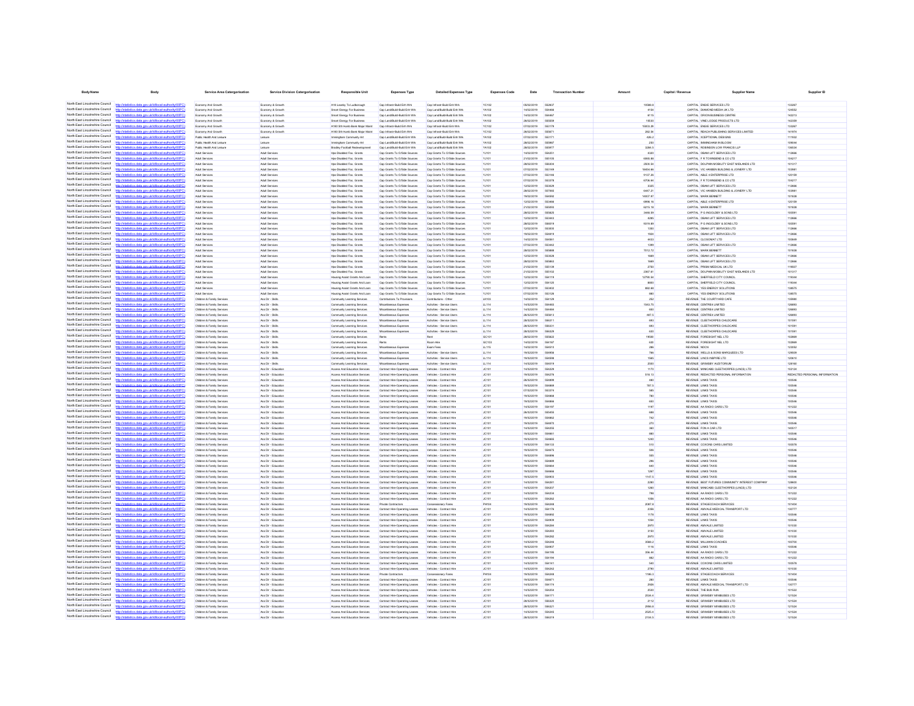| Body Name | Body | Service Area Catergorisation | Service Division Catergorisation | Responsible Unit | Expenses Type | Detailed Expenses Type | Expenses Code | Date | Transaction Number | Amount | Capital / Revenue | Supplier Name | Supplier ID |
|---|---|---|---|---|---|---|---|---|---|---|---|---|---|
| North East Lincolnshire Council | http://statistics.data.gov.uk/id/local-authority/00FC) | Economy And Growth | Economy & Growth | A16 Louth To Ludborough | Cap Infrastr-Build Enh Wrk | Cap Infrastr-Build Enh Wrk | YC102 | 05/02/2019 | 552837 | 10588.8 | CAPITAL | ENGIE SERVICES LTD | 133267 |
| North East Lincolnshire Council | http://statistics.data.gov.uk/id/local-authority/00FC) | Economy And Growth | Economy & Growth | Smart Energy For Business | Cap Land/Build-Build Enh Wrk | Cap Land/Build-Build Enh Wrk | YA102 | 14/02/2019 | 554406 | 4154 | CAPITAL | DIAMOND MEDIA UK LTD | 124552 |
| North East Lincolnshire Council | http://statistics.data.gov.uk/id/local-authority/00FC) | Economy And Growth | Economy & Growth | Smart Energy For Business | Cap Land/Build-Build Enh Wrk | Cap Land/Build-Build Enh Wrk | YA102 | 14/02/2019 | 554467 | 6115 | CAPITAL | ORION BUSINESS CENTRE | 142213 |
| North East Lincolnshire Council | http://statistics.data.gov.uk/id/local-authority/00FC) | Economy And Growth | Economy & Growth | Smart Energy For Business | Cap Land/Build-Build Enh Wrk | Cap Land/Build-Build Enh Wrk | YA102 | 28/02/2019 | 555808 | 10530 | CAPITAL | VINE LODGE PRODUCTS LTD | 142359 |
| North East Lincolnshire Council | http://statistics.data.gov.uk/id/local-authority/00FC) | Economy And Growth | Economy & Growth | A180 Sth Humb Bank Major Maint | Cap Infrastr-Build Enh Wrk | Cap Infrastr-Build Enh Wrk | YC102 | 07/02/2019 | 553178 | 15403.29 | CAPITAL | ENGIE SERVICES LTD | 133267 |
| North East Lincolnshire Council | http://statistics.data.gov.uk/id/local-authority/00FC) | Economy And Growth | Economy & Growth | A180 Sth Humb Bank Major Maint | Cap Infrastr-Build Enh Wrk | Cap Infrastr-Build Enh Wrk | YC102 | 26/02/2019 | 555671 | 282.54 | CAPITAL | REACH PUBLISHING SERVICES LIMITED | 141974 |
| North East Lincolnshire Council | http://statistics.data.gov.uk/id/local-authority/00FC) | Public Health And Leisure | Leisure | Immingham Community Art | Cap Land/Build-Build Enh Wrk | Cap Land/Build-Build Enh Wrk | YA102 | 07/02/2019 | 553171 | 426.2 | CAPITAL | XCEPTIONAL DESIGNS | 111602 |
| North East Lincolnshire Council | http://statistics.data.gov.uk/id/local-authority/00FC) | Public Health And Leisure | Leisure | Immingham Community Art | Cap Land/Build-Build Enh Wrk | Cap Land/Build-Build Enh Wrk | YA102 | 28/02/2019 | 555907 | 250 | CAPITAL | IMMINGHAM IN BLOOM | 109044 |
| North East Lincolnshire Council | http://statistics.data.gov.uk/id/local-authority/00FC) | Public Health And Leisure | Leisure | Bradley Football Redevelopment | Cap Land/Build-Build Enh Wrk | Cap Land/Build-Build Enh Wrk | YA102 | 28/02/2019 | 555977 | 3286.5 | CAPITAL | ROBINSON LOW FRANCIS LLP | 136634 |
| North East Lincolnshire Council | http://statistics.data.gov.uk/id/local-authority/00FC) | Adult Services | Adult Services | Hpe Disabled Fac. Grants | Cap Grants To O/Side Sources | Cap Grants To O/Side Sources | YJ101 | 14/02/2019 | 554251 | 4320 | CAPITAL | OBAM LIFT SERVICES LTD | 112666 |
| North East Lincolnshire Council | http://statistics.data.gov.uk/id/local-authority/00FC) | Adult Services | Adult Services | Hpe Disabled Fac. Grants | Cap Grants To O/Side Sources | Cap Grants To O/Side Sources | YJ101 | 21/02/2019 | 555105 | 6065.88 | CAPITAL | F R TOWNSEND & CO LTD | 104217 |
| North East Lincolnshire Council | http://statistics.data.gov.uk/id/local-authority/00FC) | Adult Services | Adult Services | Hpe Disabled Fac. Grants | Cap Grants To O/Side Sources | Cap Grants To O/Side Sources | YJ101 | 28/02/2019 | 556306 | 2508.54 | CAPITAL | DOLPHIN MOBILITY EAST MIDLANDS LTD | 101317 |
| North East Lincolnshire Council | http://statistics.data.gov.uk/id/local-authority/00FC) | Adult Services | Adult Services | Hpe Disabled Fac. Grants | Cap Grants To O/Side Sources | Cap Grants To O/Side Sources | YJ101 | 07/02/2019 | 553149 | 10454.95 | CAPITAL | VIC HANSEN BUILDING & JOINERY LTD | 103881 |
| North East Lincolnshire Council | http://statistics.data.gov.uk/id/local-authority/00FC) | Adult Services | Adult Services | Hpe Disabled Fac. Grants | Cap Grants To O/Side Sources | Cap Grants To O/Side Sources | YJ101 | 07/02/2019 | 553146 | 9137.26 | CAPITAL | ABLE 4 ENTERPRISE LTD | 120159 |
| North East Lincolnshire Council | http://statistics.data.gov.uk/id/local-authority/00FC) | Adult Services | Adult Services | Hpe Disabled Fac. Grants | Cap Grants To O/Side Sources | Cap Grants To O/Side Sources | YJ101 | 07/02/2019 | 553378 | 6708.64 | CAPITAL | F R TOWNSEND & CO LTD | 104217 |
| North East Lincolnshire Council | http://statistics.data.gov.uk/id/local-authority/00FC) | Adult Services | Adult Services | Hpe Disabled Fac. Grants | Cap Grants To O/Side Sources | Cap Grants To O/Side Sources | YJ101 | 12/02/2019 | 553529 | 3325 | CAPITAL | OBAM LIFT SERVICES LTD | 112666 |
| North East Lincolnshire Council | http://statistics.data.gov.uk/id/local-authority/00FC) | Adult Services | Adult Services | Hpe Disabled Fac. Grants | Cap Grants To O/Side Sources | Cap Grants To O/Side Sources | YJ101 | 28/02/2019 | 557060 | 6447.21 | CAPITAL | VIC HANSEN BUILDING & JOINERY LTD | 103881 |
| North East Lincolnshire Council | http://statistics.data.gov.uk/id/local-authority/00FC) | Adult Services | Adult Services | Hpe Disabled Fac. Grants | Cap Grants To O/Side Sources | Cap Grants To O/Side Sources | YJ101 | 19/02/2019 | 554902 | 14007.97 | CAPITAL | MARK BENNETT | 101638 |
| North East Lincolnshire Council | http://statistics.data.gov.uk/id/local-authority/00FC) | Adult Services | Adult Services | Hpe Disabled Fac. Grants | Cap Grants To O/Side Sources | Cap Grants To O/Side Sources | YJ101 | 12/02/2019 | 553466 | 6996.16 | CAPITAL | ABLE 4 ENTERPRISE LTD | 120159 |
| North East Lincolnshire Council | http://statistics.data.gov.uk/id/local-authority/00FC) | Adult Services | Adult Services | Hpe Disabled Fac. Grants | Cap Grants To O/Side Sources | Cap Grants To O/Side Sources | YJ101 | 21/02/2019 | 555093 | 6215.18 | CAPITAL | MARK BENNETT | 101638 |
| North East Lincolnshire Council | http://statistics.data.gov.uk/id/local-authority/00FC) | Adult Services | Adult Services | Hpe Disabled Fac. Grants | Cap Grants To O/Side Sources | Cap Grants To O/Side Sources | YJ101 | 28/02/2019 | 555825 | 3448.99 | CAPITAL | P G INGOLDBY & SONS LTD | 100591 |
| North East Lincolnshire Council | http://statistics.data.gov.uk/id/local-authority/00FC) | Adult Services | Adult Services | Hpe Disabled Fac. Grants | Cap Grants To O/Side Sources | Cap Grants To O/Side Sources | YJ101 | 12/02/2019 | 553443 | 4285 | CAPITAL | OBAM LIFT SERVICES LTD | 112666 |
| North East Lincolnshire Council | http://statistics.data.gov.uk/id/local-authority/00FC) | Adult Services | Adult Services | Hpe Disabled Fac. Grants | Cap Grants To O/Side Sources | Cap Grants To O/Side Sources | YJ101 | 28/02/2019 | 556519 | 1019.89 | CAPITAL | P G INGOLDBY & SONS LTD | 100591 |
| North East Lincolnshire Council | http://statistics.data.gov.uk/id/local-authority/00FC) | Adult Services | Adult Services | Hpe Disabled Fac. Grants | Cap Grants To O/Side Sources | Cap Grants To O/Side Sources | YJ101 | 12/02/2019 | 553550 | 1350 | CAPITAL | OBAM LIFT SERVICES LTD | 112666 |
| North East Lincolnshire Council | http://statistics.data.gov.uk/id/local-authority/00FC) | Adult Services | Adult Services | Hpe Disabled Fac. Grants | Cap Grants To O/Side Sources | Cap Grants To O/Side Sources | YJ101 | 19/02/2019 | 554819 | 1924 | CAPITAL | OBAM LIFT SERVICES LTD | 112666 |
| North East Lincolnshire Council | http://statistics.data.gov.uk/id/local-authority/00FC) | Adult Services | Adult Services | Hpe Disabled Fac. Grants | Cap Grants To O/Side Sources | Cap Grants To O/Side Sources | YJ101 | 14/02/2019 | 554561 | 4433 | CAPITAL | CLOSOMAT LTD | 100600 |
| North East Lincolnshire Council | http://statistics.data.gov.uk/id/local-authority/00FC) | Adult Services | Adult Services | Hpe Disabled Fac. Grants | Cap Grants To O/Side Sources | Cap Grants To O/Side Sources | YJ101 | 07/02/2019 | 553442 | 1399 | CAPITAL | OBAM LIFT SERVICES LTD | 112666 |
| North East Lincolnshire Council | http://statistics.data.gov.uk/id/local-authority/00FC) | Adult Services | Adult Services | Hpe Disabled Fac. Grants | Cap Grants To O/Side Sources | Cap Grants To O/Side Sources | YJ101 | 28/02/2019 | 555808 | 7312.72 | CAPITAL | MARK BENNETT | 101638 |
| North East Lincolnshire Council | http://statistics.data.gov.uk/id/local-authority/00FC) | Adult Services | Adult Services | Hpe Disabled Fac. Grants | Cap Grants To O/Side Sources | Cap Grants To O/Side Sources | YJ101 | 12/02/2019 | 553528 | 1669 | CAPITAL | OBAM LIFT SERVICES LTD | 112666 |
| North East Lincolnshire Council | http://statistics.data.gov.uk/id/local-authority/00FC) | Adult Services | Adult Services | Hpe Disabled Fac. Grants | Cap Grants To O/Side Sources | Cap Grants To O/Side Sources | YJ101 | 28/02/2019 | 555963 | 1669 | CAPITAL | OBAM LIFT SERVICES LTD | 112666 |
| North East Lincolnshire Council | http://statistics.data.gov.uk/id/local-authority/00FC) | Adult Services | Adult Services | Hpe Disabled Fac. Grants | Cap Grants To O/Side Sources | Cap Grants To O/Side Sources | YJ101 | 21/02/2019 | 555138 | 2750 | CAPITAL | PRISM MEDICAL UK LTD | 119507 |
| North East Lincolnshire Council | http://statistics.data.gov.uk/id/local-authority/00FC) | Adult Services | Adult Services | Hpe Disabled Fac. Grants | Cap Grants To O/Side Sources | Cap Grants To O/Side Sources | YJ101 | 21/02/2019 | 555102 | 2367.61 | CAPITAL | DOLPHIN MOBILITY EAST MIDLANDS LTD | 101317 |
| North East Lincolnshire Council | http://statistics.data.gov.uk/id/local-authority/00FC) | Adult Services | Adult Services | Housing Assist Grants And Loan | Cap Grants To O/Side Sources | Cap Grants To O/Side Sources | YJ101 | 12/02/2019 | 554119 | 12798.54 | CAPITAL | SHEFFIELD CITY COUNCIL | 119344 |
| North East Lincolnshire Council | http://statistics.data.gov.uk/id/local-authority/00FC) | Adult Services | Adult Services | Housing Assist Grants And Loan | Cap Grants To O/Side Sources | Cap Grants To O/Side Sources | YJ101 | 12/02/2019 | 554120 | 8000 | CAPITAL | SHEFFIELD CITY COUNCIL | 119344 |
| North East Lincolnshire Council | http://statistics.data.gov.uk/id/local-authority/00FC) | Adult Services | Adult Services | Housing Assist Grants And Loan | Cap Grants To O/Side Sources | Cap Grants To O/Side Sources | YJ101 | 07/02/2019 | 553402 | 862.68 | CAPITAL | YES ENERGY SOLUTIONS | 138575 |
| North East Lincolnshire Council | http://statistics.data.gov.uk/id/local-authority/00FC) | Adult Services | Adult Services | Housing Assist Grants And Loan | Cap Grants To O/Side Sources | Cap Grants To O/Side Sources | YJ101 | 07/02/2019 | 553129 | 680 | CAPITAL | YES ENERGY SOLUTIONS | 138575 |
| North East Lincolnshire Council | http://statistics.data.gov.uk/id/local-authority/00FC) | Children & Family Services | Ass Dir - Skills | Community Learning Services | Contributions To Provisions | Contributions - Other | LK103 | 14/02/2019 | 554129 | 252 | REVENUE | THE COURTYARD CAFE | 133880 |
| North East Lincolnshire Council | http://statistics.data.gov.uk/id/local-authority/00FC) | Children & Family Services | Ass Dir - Skills | Community Learning Services | Miscellaneous Expenses | Activities - Service Users | LL114 | 14/02/2019 | 554463 | 1543.75 | REVENUE | CENTRE4 LIMITED | 126893 |
| North East Lincolnshire Council | http://statistics.data.gov.uk/id/local-authority/00FC) | Children & Family Services | Ass Dir - Skills | Community Learning Services | Miscellaneous Expenses | Activities - Service Users | LL114 | 14/02/2019 | 554464 | 650 | REVENUE | CENTRE4 LIMITED | 126893 |
| North East Lincolnshire Council | http://statistics.data.gov.uk/id/local-authority/00FC) | Children & Family Services | Ass Dir - Skills | Community Learning Services | Miscellaneous Expenses | Activities - Service Users | LL114 | 28/02/2019 | 555613 | 487.5 | REVENUE | CENTRE4 LIMITED | 126893 |
| North East Lincolnshire Council | http://statistics.data.gov.uk/id/local-authority/00FC) | Children & Family Services | Ass Dir - Skills | Community Learning Services | Miscellaneous Expenses | Activities - Service Users | LL114 | 28/02/2019 | 556311 | 693 | REVENUE | CLEETHORPES CHILDCARE | 101591 |
| North East Lincolnshire Council | http://statistics.data.gov.uk/id/local-authority/00FC) | Children & Family Services | Ass Dir - Skills | Community Learning Services | Miscellaneous Expenses | Activities - Service Users | LL114 | 28/02/2019 | 556331 | 693 | REVENUE | CLEETHORPES CHILDCARE | 101591 |
| North East Lincolnshire Council | http://statistics.data.gov.uk/id/local-authority/00FC) | Children & Family Services | Ass Dir - Skills | Community Learning Services | Miscellaneous Expenses | Activities - Service Users | LL114 | 28/02/2019 | 556329 | 630 | REVENUE | CLEETHORPES CHILDCARE | 101591 |
| North East Lincolnshire Council | http://statistics.data.gov.uk/id/local-authority/00FC) | Children & Family Services | Ass Dir - Skills | Community Learning Services | Rents | Rent | GC101 | 28/02/2019 | 555822 | 19500 | REVENUE | FORESIGHT NEL LTD | 102668 |
| North East Lincolnshire Council | http://statistics.data.gov.uk/id/local-authority/00FC) | Children & Family Services | Ass Dir - Skills | Community Learning Services | Rents | Room Hire | GC103 | 14/02/2019 | 554187 | 630 | REVENUE | FORESIGHT NEL LTD | 102668 |
| North East Lincolnshire Council | http://statistics.data.gov.uk/id/local-authority/00FC) | Children & Family Services | Ass Dir - Skills | Community Learning Services | Miscellaneous Expenses | Exam Fees | LL115 | 14/02/2019 | 554510 | 286 | REVENUE | NOCN | 123552 |
| North East Lincolnshire Council | http://statistics.data.gov.uk/id/local-authority/00FC) | Children & Family Services | Ass Dir - Skills | Community Learning Services | Miscellaneous Expenses | Activities - Service Users | LL114 | 19/02/2019 | 554956 | 786 | REVENUE | WELLS & SONS MARQUEES LTD | 129039 |
| North East Lincolnshire Council | http://statistics.data.gov.uk/id/local-authority/00FC) | Children & Family Services | Ass Dir - Skills | Community Learning Services | Miscellaneous Expenses | Activities - Service Users | LL114 | 19/02/2019 | 554598 | 1565 | REVENUE | LINCS INSPIRE LTD | 120610 |
| North East Lincolnshire Council | http://statistics.data.gov.uk/id/local-authority/00FC) | Children & Family Services | Ass Dir - Skills | Community Learning Services | Miscellaneous Expenses | Activities - Service Users | LL114 | 14/02/2019 | 554519 | 2520 | REVENUE | GRIMSBY AUDITORIUM | 128160 |
| North East Lincolnshire Council | http://statistics.data.gov.uk/id/local-authority/00FC) | Children & Family Services | Ass Dir - Education | Access And Education Services | Contract Hire-Operating Leases | Vehicles - Contract Hire | JC101 | 14/02/2019 | 554229 | 1170 | REVENUE | MINICABS CLEETHORPES (LINCS) LTD | 102124 |
| North East Lincolnshire Council | http://statistics.data.gov.uk/id/local-authority/00FC) | Children & Family Services | Ass Dir - Education | Access And Education Services | Contract Hire-Operating Leases | Vehicles - Contract Hire | JC101 | 19/02/2019 | 554276 | 518.13 | REVENUE | REDACTED PERSONAL INFORMATION | REDACTED PERSONAL INFORMATION |
| North East Lincolnshire Council | http://statistics.data.gov.uk/id/local-authority/00FC) | Children & Family Services | Ass Dir - Education | Access And Education Services | Contract Hire-Operating Leases | Vehicles - Contract Hire | JC101 | 26/02/2019 | 554899 | 460 | REVENUE | LINKS TAXIS | 100546 |
| North East Lincolnshire Council | http://statistics.data.gov.uk/id/local-authority/00FC) | Children & Family Services | Ass Dir - Education | Access And Education Services | Contract Hire-Operating Leases | Vehicles - Contract Hire | JC101 | 19/02/2019 | 554869 | 787.5 | REVENUE | LINKS TAXIS | 100546 |
| North East Lincolnshire Council | http://statistics.data.gov.uk/id/local-authority/00FC) | Children & Family Services | Ass Dir - Education | Access And Education Services | Contract Hire-Operating Leases | Vehicles - Contract Hire | JC101 | 07/02/2019 | 553374 | 585 | REVENUE | LINKS TAXIS | 100546 |
| North East Lincolnshire Council | http://statistics.data.gov.uk/id/local-authority/00FC) | Children & Family Services | Ass Dir - Education | Access And Education Services | Contract Hire-Operating Leases | Vehicles - Contract Hire | JC101 | 19/02/2019 | 554868 | 780 | REVENUE | LINKS TAXIS | 100546 |
| North East Lincolnshire Council | http://statistics.data.gov.uk/id/local-authority/00FC) | Children & Family Services | Ass Dir - Education | Access And Education Services | Contract Hire-Operating Leases | Vehicles - Contract Hire | JC101 | 19/02/2019 | 554866 | 650 | REVENUE | LINKS TAXIS | 100546 |
| North East Lincolnshire Council | http://statistics.data.gov.uk/id/local-authority/00FC) | Children & Family Services | Ass Dir - Education | Access And Education Services | Contract Hire-Operating Leases | Vehicles - Contract Hire | JC101 | 14/02/2019 | 554197 | 1197 | REVENUE | AA RADIO CARS LTD | 101222 |
| North East Lincolnshire Council | http://statistics.data.gov.uk/id/local-authority/00FC) | Children & Family Services | Ass Dir - Education | Access And Education Services | Contract Hire-Operating Leases | Vehicles - Contract Hire | JC101 | 26/02/2019 | 555455 | 588 | REVENUE | LINKS TAXIS | 100546 |
| North East Lincolnshire Council | http://statistics.data.gov.uk/id/local-authority/00FC) | Children & Family Services | Ass Dir - Education | Access And Education Services | Contract Hire-Operating Leases | Vehicles - Contract Hire | JC101 | 19/02/2019 | 554862 | 742 | REVENUE | LINKS TAXIS | 100546 |
| North East Lincolnshire Council | http://statistics.data.gov.uk/id/local-authority/00FC) | Children & Family Services | Ass Dir - Education | Access And Education Services | Contract Hire-Operating Leases | Vehicles - Contract Hire | JC101 | 19/02/2019 | 554870 | 270 | REVENUE | LINKS TAXIS | 100546 |
| North East Lincolnshire Council | http://statistics.data.gov.uk/id/local-authority/00FC) | Children & Family Services | Ass Dir - Education | Access And Education Services | Contract Hire-Operating Leases | Vehicles - Contract Hire | JC101 | 14/02/2019 | 554255 | 380 | REVENUE | FON A CAR LTD | 140517 |
| North East Lincolnshire Council | http://statistics.data.gov.uk/id/local-authority/00FC) | Children & Family Services | Ass Dir - Education | Access And Education Services | Contract Hire-Operating Leases | Vehicles - Contract Hire | JC101 | 19/02/2019 | 554861 | 680 | REVENUE | LINKS TAXIS | 100546 |
| North East Lincolnshire Council | http://statistics.data.gov.uk/id/local-authority/00FC) | Children & Family Services | Ass Dir - Education | Access And Education Services | Contract Hire-Operating Leases | Vehicles - Contract Hire | JC101 | 19/02/2019 | 554865 | 1240 | REVENUE | LINKS TAXIS | 100546 |
| North East Lincolnshire Council | http://statistics.data.gov.uk/id/local-authority/00FC) | Children & Family Services | Ass Dir - Education | Access And Education Services | Contract Hire-Operating Leases | Vehicles - Contract Hire | JC101 | 14/02/2019 | 554133 | 510 | REVENUE | COXONS CARS LIMITED | 100578 |
| North East Lincolnshire Council | http://statistics.data.gov.uk/id/local-authority/00FC) | Children & Family Services | Ass Dir - Education | Access And Education Services | Contract Hire-Operating Leases | Vehicles - Contract Hire | JC101 | 19/02/2019 | 554875 | 506 | REVENUE | LINKS TAXIS | 100546 |
| North East Lincolnshire Council | http://statistics.data.gov.uk/id/local-authority/00FC) | Children & Family Services | Ass Dir - Education | Access And Education Services | Contract Hire-Operating Leases | Vehicles - Contract Hire | JC101 | 19/02/2019 | 554898 | 585 | REVENUE | LINKS TAXIS | 100546 |
| North East Lincolnshire Council | http://statistics.data.gov.uk/id/local-authority/00FC) | Children & Family Services | Ass Dir - Education | Access And Education Services | Contract Hire-Operating Leases | Vehicles - Contract Hire | JC101 | 19/02/2019 | 554808 | 296 | REVENUE | LINKS TAXIS | 100546 |
| North East Lincolnshire Council | http://statistics.data.gov.uk/id/local-authority/00FC) | Children & Family Services | Ass Dir - Education | Access And Education Services | Contract Hire-Operating Leases | Vehicles - Contract Hire | JC101 | 19/02/2019 | 554864 | 640 | REVENUE | LINKS TAXIS | 100546 |
| North East Lincolnshire Council | http://statistics.data.gov.uk/id/local-authority/00FC) | Children & Family Services | Ass Dir - Education | Access And Education Services | Contract Hire-Operating Leases | Vehicles - Contract Hire | JC101 | 19/02/2019 | 554806 | 1267 | REVENUE | LINKS TAXIS | 100546 |
| North East Lincolnshire Council | http://statistics.data.gov.uk/id/local-authority/00FC) | Children & Family Services | Ass Dir - Education | Access And Education Services | Contract Hire-Operating Leases | Vehicles - Contract Hire | JC101 | 19/02/2019 | 554903 | 1147.5 | REVENUE | LINKS TAXIS | 100546 |
| North East Lincolnshire Council | http://statistics.data.gov.uk/id/local-authority/00FC) | Children & Family Services | Ass Dir - Education | Access And Education Services | Contract Hire-Operating Leases | Vehicles - Contract Hire | JC101 | 14/02/2019 | 554201 | 2280 | REVENUE | BEST FUTURES COMMUNITY INTEREST COMPANY | 128600 |
| North East Lincolnshire Council | http://statistics.data.gov.uk/id/local-authority/00FC) | Children & Family Services | Ass Dir - Education | Access And Education Services | Contract Hire-Operating Leases | Vehicles - Contract Hire | JC101 | 14/02/2019 | 554237 | 1260 | REVENUE | MINICABS CLEETHORPES (LINCS) LTD | 102124 |
| North East Lincolnshire Council | http://statistics.data.gov.uk/id/local-authority/00FC) | Children & Family Services | Ass Dir - Education | Access And Education Services | Contract Hire-Operating Leases | Vehicles - Contract Hire | JC101 | 14/02/2019 | 554236 | 798 | REVENUE | AA RADIO CARS LTD | 101222 |
| North East Lincolnshire Council | http://statistics.data.gov.uk/id/local-authority/00FC) | Children & Family Services | Ass Dir - Education | Access And Education Services | Contract Hire-Operating Leases | Vehicles - Contract Hire | JC101 | 14/02/2019 | 554262 | 1056 | REVENUE | AA RADIO CARS LTD | 101222 |
| North East Lincolnshire Council | http://statistics.data.gov.uk/id/local-authority/00FC) | Children & Family Services | Ass Dir - Education | Access And Education Services | Private Contractors | Concessionary Fares | PH104 | 19/02/2019 | 554248 | 2097.9 | REVENUE | STAGECOACH SERVICES | 101404 |
| North East Lincolnshire Council | http://statistics.data.gov.uk/id/local-authority/00FC) | Children & Family Services | Ass Dir - Education | Access And Education Services | Contract Hire-Operating Leases | Vehicles - Contract Hire | JC101 | 14/02/2019 | 554176 | 2356 | REVENUE | AMVALE MEDICAL TRANSPORT LTD | 130777 |
| North East Lincolnshire Council | http://statistics.data.gov.uk/id/local-authority/00FC) | Children & Family Services | Ass Dir - Education | Access And Education Services | Contract Hire-Operating Leases | Vehicles - Contract Hire | JC101 | 19/02/2019 | 554892 | 1178 | REVENUE | LINKS TAXIS | 100546 |
| North East Lincolnshire Council | http://statistics.data.gov.uk/id/local-authority/00FC) | Children & Family Services | Ass Dir - Education | Access And Education Services | Contract Hire-Operating Leases | Vehicles - Contract Hire | JC101 | 19/02/2019 | 554909 | 1054 | REVENUE | LINKS TAXIS | 100546 |
| North East Lincolnshire Council | http://statistics.data.gov.uk/id/local-authority/00FC) | Children & Family Services | Ass Dir - Education | Access And Education Services | Contract Hire-Operating Leases | Vehicles - Contract Hire | JC101 | 14/02/2019 | 554244 | 2970 | REVENUE | AMVALE LIMITED | 101030 |
| North East Lincolnshire Council | http://statistics.data.gov.uk/id/local-authority/00FC) | Children & Family Services | Ass Dir - Education | Access And Education Services | Contract Hire-Operating Leases | Vehicles - Contract Hire | JC101 | 14/02/2019 | 554243 | 3150 | REVENUE | AMVALE LIMITED | 101030 |
| North East Lincolnshire Council | http://statistics.data.gov.uk/id/local-authority/00FC) | Children & Family Services | Ass Dir - Education | Access And Education Services | Contract Hire-Operating Leases | Vehicles - Contract Hire | JC101 | 14/02/2019 | 554262 | 2970 | REVENUE | AMVALE LIMITED | 101030 |
| North East Lincolnshire Council | http://statistics.data.gov.uk/id/local-authority/00FC) | Children & Family Services | Ass Dir - Education | Access And Education Services | Contract Hire-Operating Leases | Vehicles - Contract Hire | JC101 | 14/02/2019 | 554246 | 3560.2 | REVENUE | MILLMAN COACHES | 100700 |
| North East Lincolnshire Council | http://statistics.data.gov.uk/id/local-authority/00FC) | Children & Family Services | Ass Dir - Education | Access And Education Services | Contract Hire-Operating Leases | Vehicles - Contract Hire | JC101 | 19/02/2019 | 554907 | 1116 | REVENUE | LINKS TAXIS | 100546 |
| North East Lincolnshire Council | http://statistics.data.gov.uk/id/local-authority/00FC) | Children & Family Services | Ass Dir - Education | Access And Education Services | Contract Hire-Operating Leases | Vehicles - Contract Hire | JC101 | 14/02/2019 | 554195 | 356.44 | REVENUE | AA RADIO CARS LTD | 101222 |
| North East Lincolnshire Council | http://statistics.data.gov.uk/id/local-authority/00FC) | Children & Family Services | Ass Dir - Education | Access And Education Services | Contract Hire-Operating Leases | Vehicles - Contract Hire | JC101 | 14/02/2019 | 554194 | 682 | REVENUE | AA RADIO CARS LTD | 101222 |
| North East Lincolnshire Council | http://statistics.data.gov.uk/id/local-authority/00FC) | Children & Family Services | Ass Dir - Education | Access And Education Services | Contract Hire-Operating Leases | Vehicles - Contract Hire | JC101 | 14/02/2019 | 554141 | 540 | REVENUE | COXONS CARS LIMITED | 100578 |
| North East Lincolnshire Council | http://statistics.data.gov.uk/id/local-authority/00FC) | Children & Family Services | Ass Dir - Education | Access And Education Services | Contract Hire-Operating Leases | Vehicles - Contract Hire | JC101 | 14/02/2019 | 554242 | 2790 | REVENUE | AMVALE LIMITED | 101030 |
| North East Lincolnshire Council | http://statistics.data.gov.uk/id/local-authority/00FC) | Children & Family Services | Ass Dir - Education | Access And Education Services | Private Contractors | Concessionary Fares | PH104 | 19/02/2019 | 554248 | 1186.3 | REVENUE | STAGECOACH SERVICES | 101404 |
| North East Lincolnshire Council | http://statistics.data.gov.uk/id/local-authority/00FC) | Children & Family Services | Ass Dir - Education | Access And Education Services | Contract Hire-Operating Leases | Vehicles - Contract Hire | JC101 | 19/02/2019 | 554871 | 280 | REVENUE | LINKS TAXIS | 100546 |
| North East Lincolnshire Council | http://statistics.data.gov.uk/id/local-authority/00FC) | Children & Family Services | Ass Dir - Education | Access And Education Services | Contract Hire-Operating Leases | Vehicles - Contract Hire | JC101 | 14/02/2019 | 554174 | 2926 | REVENUE | AMVALE MEDICAL TRANSPORT LTD | 130777 |
| North East Lincolnshire Council | http://statistics.data.gov.uk/id/local-authority/00FC) | Children & Family Services | Ass Dir - Education | Access And Education Services | Contract Hire-Operating Leases | Vehicles - Contract Hire | JC101 | 14/02/2019 | 554254 | 2520 | REVENUE | THE BUS RUN | 101522 |
| North East Lincolnshire Council | http://statistics.data.gov.uk/id/local-authority/00FC) | Children & Family Services | Ass Dir - Education | Access And Education Services | Contract Hire-Operating Leases | Vehicles - Contract Hire | JC101 | 14/02/2019 | 554171 | 2534.4 | REVENUE | GRIMSBY MINIBUSES LTD | 121524 |
| North East Lincolnshire Council | http://statistics.data.gov.uk/id/local-authority/00FC) | Children & Family Services | Ass Dir - Education | Access And Education Services | Contract Hire-Operating Leases | Vehicles - Contract Hire | JC101 | 28/02/2019 | 556320 | 2112 | REVENUE | GRIMSBY MINIBUSES LTD | 121524 |
| North East Lincolnshire Council | http://statistics.data.gov.uk/id/local-authority/00FC) | Children & Family Services | Ass Dir - Education | Access And Education Services | Contract Hire-Operating Leases | Vehicles - Contract Hire | JC101 | 28/02/2019 | 556321 | 2956.8 | REVENUE | GRIMSBY MINIBUSES LTD | 121524 |
| North East Lincolnshire Council | http://statistics.data.gov.uk/id/local-authority/00FC) | Children & Family Services | Ass Dir - Education | Access And Education Services | Contract Hire-Operating Leases | Vehicles - Contract Hire | JC101 | 14/02/2019 | 554245 | 2525.4 | REVENUE | GRIMSBY MINIBUSES LTD | 121524 |
| North East Lincolnshire Council | http://statistics.data.gov.uk/id/local-authority/00FC) | Children & Family Services | Ass Dir - Education | Access And Education Services | Contract Hire-Operating Leases | Vehicles - Contract Hire | JC101 | 28/02/2019 | 556319 | 2104.5 | REVENUE | GRIMSBY MINIBUSES LTD | 121524 |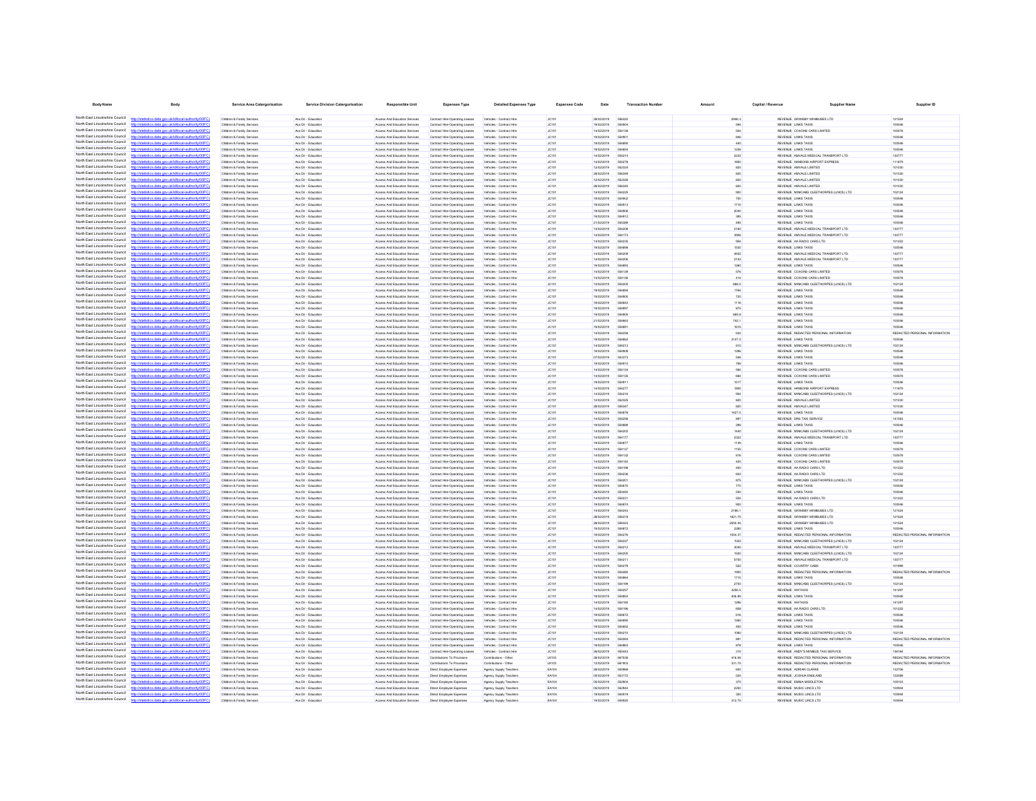| Body Name | Body | Service Area Catergorisation | Service Division Catergorisation | Responsible Unit | Expenses Type | Detailed Expenses Type | Expenses Code | Date | Transaction Number | Amount | Capital / Revenue | Supplier Name | Supplier ID |
|---|---|---|---|---|---|---|---|---|---|---|---|---|---|
| North East Lincolnshire Council | http://statistics.data.gov.uk/id/local-authority/00FC) | Children & Family Services | Ass Dir - Education | Access And Education Services | Contract Hire-Operating Leases | Vehicles - Contract Hire | JC101 | 28/02/2019 | 556322 | 2946.3 | REVENUE | GRIMSBY MINIBUSES LTD | 121524 |
| North East Lincolnshire Council | http://statistics.data.gov.uk/id/local-authority/00FC) | Children & Family Services | Ass Dir - Education | Access And Education Services | Contract Hire-Operating Leases | Vehicles - Contract Hire | JC101 | 19/02/2019 | 554906 | 584 | REVENUE | LINKS TAXIS | 100546 |
| North East Lincolnshire Council | http://statistics.data.gov.uk/id/local-authority/00FC) | Children & Family Services | Ass Dir - Education | Access And Education Services | Contract Hire-Operating Leases | Vehicles - Contract Hire | JC101 | 14/02/2019 | 554138 | 504 | REVENUE | COXONS CARS LIMITED | 100576 |
| North East Lincolnshire Council | http://statistics.data.gov.uk/id/local-authority/00FC) | Children & Family Services | Ass Dir - Education | Access And Education Services | Contract Hire-Operating Leases | Vehicles - Contract Hire | JC101 | 19/02/2019 | 554901 | 846 | REVENUE | LINKS TAXIS | 100546 |
| North East Lincolnshire Council | http://statistics.data.gov.uk/id/local-authority/00FC) | Children & Family Services | Ass Dir - Education | Access And Education Services | Contract Hire-Operating Leases | Vehicles - Contract Hire | JC101 | 19/02/2019 | 554895 | 440 | REVENUE | LINKS TAXIS | 100546 |
| North East Lincolnshire Council | http://statistics.data.gov.uk/id/local-authority/00FC) | Children & Family Services | Ass Dir - Education | Access And Education Services | Contract Hire-Operating Leases | Vehicles - Contract Hire | JC101 | 19/02/2019 | 554894 | 1236 | REVENUE | LINKS TAXIS | 100546 |
| North East Lincolnshire Council | http://statistics.data.gov.uk/id/local-authority/00FC) | Children & Family Services | Ass Dir - Education | Access And Education Services | Contract Hire-Operating Leases | Vehicles - Contract Hire | JC101 | 14/02/2019 | 554214 | 2232 | REVENUE | AMVALE MEDICAL TRANSPORT LTD | 130777 |
| North East Lincolnshire Council | http://statistics.data.gov.uk/id/local-authority/00FC) | Children & Family Services | Ass Dir - Education | Access And Education Services | Contract Hire-Operating Leases | Vehicles - Contract Hire | JC101 | 14/02/2019 | 554278 | 1900 | REVENUE | HANSONS AIRPORT EXPRESS | 111979 |
| North East Lincolnshire Council | http://statistics.data.gov.uk/id/local-authority/00FC) | Children & Family Services | Ass Dir - Education | Access And Education Services | Contract Hire-Operating Leases | Vehicles - Contract Hire | JC101 | 12/02/2019 | 552324 | 820 | REVENUE | AMVALE LIMITED | 101030 |
| North East Lincolnshire Council | http://statistics.data.gov.uk/id/local-authority/00FC) | Children & Family Services | Ass Dir - Education | Access And Education Services | Contract Hire-Operating Leases | Vehicles - Contract Hire | JC101 | 28/02/2019 | 556349 | 820 | REVENUE | AMVALE LIMITED | 101030 |
| North East Lincolnshire Council | http://statistics.data.gov.uk/id/local-authority/00FC) | Children & Family Services | Ass Dir - Education | Access And Education Services | Contract Hire-Operating Leases | Vehicles - Contract Hire | JC101 | 12/02/2019 | 552326 | 820 | REVENUE | AMVALE LIMITED | 101030 |
| North East Lincolnshire Council | http://statistics.data.gov.uk/id/local-authority/00FC) | Children & Family Services | Ass Dir - Education | Access And Education Services | Contract Hire-Operating Leases | Vehicles - Contract Hire | JC101 | 28/02/2019 | 556345 | 820 | REVENUE | AMVALE LIMITED | 101030 |
| North East Lincolnshire Council | http://statistics.data.gov.uk/id/local-authority/00FC) | Children & Family Services | Ass Dir - Education | Access And Education Services | Contract Hire-Operating Leases | Vehicles - Contract Hire | JC101 | 14/02/2019 | 554225 | 900 | REVENUE | MINICABS CLEETHORPES (LINCS) LTD | 102124 |
| North East Lincolnshire Council | http://statistics.data.gov.uk/id/local-authority/00FC) | Children & Family Services | Ass Dir - Education | Access And Education Services | Contract Hire-Operating Leases | Vehicles - Contract Hire | JC101 | 19/02/2019 | 554902 | 780 | REVENUE | LINKS TAXIS | 100546 |
| North East Lincolnshire Council | http://statistics.data.gov.uk/id/local-authority/00FC) | Children & Family Services | Ass Dir - Education | Access And Education Services | Contract Hire-Operating Leases | Vehicles - Contract Hire | JC101 | 19/02/2019 | 554913 | 1710 | REVENUE | LINKS TAXIS | 100546 |
| North East Lincolnshire Council | http://statistics.data.gov.uk/id/local-authority/00FC) | Children & Family Services | Ass Dir - Education | Access And Education Services | Contract Hire-Operating Leases | Vehicles - Contract Hire | JC101 | 19/02/2019 | 554906 | 2040 | REVENUE | LINKS TAXIS | 100546 |
| North East Lincolnshire Council | http://statistics.data.gov.uk/id/local-authority/00FC) | Children & Family Services | Ass Dir - Education | Access And Education Services | Contract Hire-Operating Leases | Vehicles - Contract Hire | JC101 | 19/02/2019 | 554912 | 285 | REVENUE | LINKS TAXIS | 100546 |
| North East Lincolnshire Council | http://statistics.data.gov.uk/id/local-authority/00FC) | Children & Family Services | Ass Dir - Education | Access And Education Services | Contract Hire-Operating Leases | Vehicles - Contract Hire | JC101 | 21/02/2019 | 555309 | 495 | REVENUE | LINKS TAXIS | 100546 |
| North East Lincolnshire Council | http://statistics.data.gov.uk/id/local-authority/00FC) | Children & Family Services | Ass Dir - Education | Access And Education Services | Contract Hire-Operating Leases | Vehicles - Contract Hire | JC101 | 14/02/2019 | 554208 | 2190 | REVENUE | AMVALE MEDICAL TRANSPORT LTD | 130777 |
| North East Lincolnshire Council | http://statistics.data.gov.uk/id/local-authority/00FC) | Children & Family Services | Ass Dir - Education | Access And Education Services | Contract Hire-Operating Leases | Vehicles - Contract Hire | JC101 | 14/02/2019 | 554173 | 3990 | REVENUE | AMVALE MEDICAL TRANSPORT LTD | 130777 |
| North East Lincolnshire Council | http://statistics.data.gov.uk/id/local-authority/00FC) | Children & Family Services | Ass Dir - Education | Access And Education Services | Contract Hire-Operating Leases | Vehicles - Contract Hire | JC101 | 14/02/2019 | 554235 | 954 | REVENUE | AA RADIO CARS LTD | 101222 |
| North East Lincolnshire Council | http://statistics.data.gov.uk/id/local-authority/00FC) | Children & Family Services | Ass Dir - Education | Access And Education Services | Contract Hire-Operating Leases | Vehicles - Contract Hire | JC101 | 19/02/2019 | 554898 | 1530 | REVENUE | LINKS TAXIS | 100546 |
| North East Lincolnshire Council | http://statistics.data.gov.uk/id/local-authority/00FC) | Children & Family Services | Ass Dir - Education | Access And Education Services | Contract Hire-Operating Leases | Vehicles - Contract Hire | JC101 | 14/02/2019 | 554209 | 4932 | REVENUE | AMVALE MEDICAL TRANSPORT LTD | 130777 |
| North East Lincolnshire Council | http://statistics.data.gov.uk/id/local-authority/00FC) | Children & Family Services | Ass Dir - Education | Access And Education Services | Contract Hire-Operating Leases | Vehicles - Contract Hire | JC101 | 14/02/2019 | 554206 | 2142 | REVENUE | AMVALE MEDICAL TRANSPORT LTD | 130777 |
| North East Lincolnshire Council | http://statistics.data.gov.uk/id/local-authority/00FC) | Children & Family Services | Ass Dir - Education | Access And Education Services | Contract Hire-Operating Leases | Vehicles - Contract Hire | JC101 | 19/02/2019 | 554893 | 1260 | REVENUE | LINKS TAXIS | 100546 |
| North East Lincolnshire Council | http://statistics.data.gov.uk/id/local-authority/00FC) | Children & Family Services | Ass Dir - Education | Access And Education Services | Contract Hire-Operating Leases | Vehicles - Contract Hire | JC101 | 14/02/2019 | 554139 | 576 | REVENUE | COXONS CARS LIMITED | 100576 |
| North East Lincolnshire Council | http://statistics.data.gov.uk/id/local-authority/00FC) | Children & Family Services | Ass Dir - Education | Access And Education Services | Contract Hire-Operating Leases | Vehicles - Contract Hire | JC101 | 14/02/2019 | 554136 | 414 | REVENUE | COXONS CARS LIMITED | 100576 |
| North East Lincolnshire Council | http://statistics.data.gov.uk/id/local-authority/00FC) | Children & Family Services | Ass Dir - Education | Access And Education Services | Contract Hire-Operating Leases | Vehicles - Contract Hire | JC101 | 14/02/2019 | 554205 | 660.5 | REVENUE | MINICABS CLEETHORPES (LINCS) LTD | 102124 |
| North East Lincolnshire Council | http://statistics.data.gov.uk/id/local-authority/00FC) | Children & Family Services | Ass Dir - Education | Access And Education Services | Contract Hire-Operating Leases | Vehicles - Contract Hire | JC101 | 19/02/2019 | 554896 | 1784 | REVENUE | LINKS TAXIS | 100546 |
| North East Lincolnshire Council | http://statistics.data.gov.uk/id/local-authority/00FC) | Children & Family Services | Ass Dir - Education | Access And Education Services | Contract Hire-Operating Leases | Vehicles - Contract Hire | JC101 | 19/02/2019 | 554905 | 720 | REVENUE | LINKS TAXIS | 100546 |
| North East Lincolnshire Council | http://statistics.data.gov.uk/id/local-authority/00FC) | Children & Family Services | Ass Dir - Education | Access And Education Services | Contract Hire-Operating Leases | Vehicles - Contract Hire | JC101 | 19/02/2019 | 554903 | 1116 | REVENUE | LINKS TAXIS | 100546 |
| North East Lincolnshire Council | http://statistics.data.gov.uk/id/local-authority/00FC) | Children & Family Services | Ass Dir - Education | Access And Education Services | Contract Hire-Operating Leases | Vehicles - Contract Hire | JC101 | 19/02/2019 | 554897 | 975 | REVENUE | LINKS TAXIS | 100546 |
| North East Lincolnshire Council | http://statistics.data.gov.uk/id/local-authority/00FC) | Children & Family Services | Ass Dir - Education | Access And Education Services | Contract Hire-Operating Leases | Vehicles - Contract Hire | JC101 | 19/02/2019 | 554905 | 669.8 | REVENUE | LINKS TAXIS | 100546 |
| North East Lincolnshire Council | http://statistics.data.gov.uk/id/local-authority/00FC) | Children & Family Services | Ass Dir - Education | Access And Education Services | Contract Hire-Operating Leases | Vehicles - Contract Hire | JC101 | 21/02/2019 | 554863 | 742.1 | REVENUE | LINKS TAXIS | 100546 |
| North East Lincolnshire Council | http://statistics.data.gov.uk/id/local-authority/00FC) | Children & Family Services | Ass Dir - Education | Access And Education Services | Contract Hire-Operating Leases | Vehicles - Contract Hire | JC101 | 19/02/2019 | 554891 | 1615 | REVENUE | LINKS TAXIS | 100546 |
| North East Lincolnshire Council | http://statistics.data.gov.uk/id/local-authority/00FC) | Children & Family Services | Ass Dir - Education | Access And Education Services | Contract Hire-Operating Leases | Vehicles - Contract Hire | JC101 | 14/02/2019 | 554258 | 630 | REVENUE | REDACTED PERSONAL INFORMATION | REDACTED PERSONAL INFORMATION |
| North East Lincolnshire Council | http://statistics.data.gov.uk/id/local-authority/00FC) | Children & Family Services | Ass Dir - Education | Access And Education Services | Contract Hire-Operating Leases | Vehicles - Contract Hire | JC101 | 19/02/2019 | 554862 | 3147.5 | REVENUE | LINKS TAXIS | 100546 |
| North East Lincolnshire Council | http://statistics.data.gov.uk/id/local-authority/00FC) | Children & Family Services | Ass Dir - Education | Access And Education Services | Contract Hire-Operating Leases | Vehicles - Contract Hire | JC101 | 14/02/2019 | 554213 | 910 | REVENUE | MINICABS CLEETHORPES (LINCS) LTD | 102124 |
| North East Lincolnshire Council | http://statistics.data.gov.uk/id/local-authority/00FC) | Children & Family Services | Ass Dir - Education | Access And Education Services | Contract Hire-Operating Leases | Vehicles - Contract Hire | JC101 | 19/02/2019 | 554908 | 1296 | REVENUE | LINKS TAXIS | 100546 |
| North East Lincolnshire Council | http://statistics.data.gov.uk/id/local-authority/00FC) | Children & Family Services | Ass Dir - Education | Access And Education Services | Contract Hire-Operating Leases | Vehicles - Contract Hire | JC101 | 07/02/2019 | 553273 | 546 | REVENUE | LINKS TAXIS | 100546 |
| North East Lincolnshire Council | http://statistics.data.gov.uk/id/local-authority/00FC) | Children & Family Services | Ass Dir - Education | Access And Education Services | Contract Hire-Operating Leases | Vehicles - Contract Hire | JC101 | 19/02/2019 | 554910 | 756 | REVENUE | LINKS TAXIS | 100546 |
| North East Lincolnshire Council | http://statistics.data.gov.uk/id/local-authority/00FC) | Children & Family Services | Ass Dir - Education | Access And Education Services | Contract Hire-Operating Leases | Vehicles - Contract Hire | JC101 | 14/02/2019 | 554134 | 584 | REVENUE | COXONS CARS LIMITED | 100576 |
| North East Lincolnshire Council | http://statistics.data.gov.uk/id/local-authority/00FC) | Children & Family Services | Ass Dir - Education | Access And Education Services | Contract Hire-Operating Leases | Vehicles - Contract Hire | JC101 | 14/02/2019 | 554135 | 684 | REVENUE | COXONS CARS LIMITED | 100576 |
| North East Lincolnshire Council | http://statistics.data.gov.uk/id/local-authority/00FC) | Children & Family Services | Ass Dir - Education | Access And Education Services | Contract Hire-Operating Leases | Vehicles - Contract Hire | JC101 | 19/02/2019 | 554911 | 1517 | REVENUE | LINKS TAXIS | 100546 |
| North East Lincolnshire Council | http://statistics.data.gov.uk/id/local-authority/00FC) | Children & Family Services | Ass Dir - Education | Access And Education Services | Contract Hire-Operating Leases | Vehicles - Contract Hire | JC101 | 14/02/2019 | 554277 | 1900 | REVENUE | HANSONS AIRPORT EXPRESS | 111979 |
| North East Lincolnshire Council | http://statistics.data.gov.uk/id/local-authority/00FC) | Children & Family Services | Ass Dir - Education | Access And Education Services | Contract Hire-Operating Leases | Vehicles - Contract Hire | JC101 | 14/02/2019 | 554216 | 954 | REVENUE | MINICABS CLEETHORPES (LINCS) LTD | 102124 |
| North East Lincolnshire Council | http://statistics.data.gov.uk/id/local-authority/00FC) | Children & Family Services | Ass Dir - Education | Access And Education Services | Contract Hire-Operating Leases | Vehicles - Contract Hire | JC101 | 12/02/2019 | 552325 | 820 | REVENUE | AMVALE LIMITED | 101030 |
| North East Lincolnshire Council | http://statistics.data.gov.uk/id/local-authority/00FC) | Children & Family Services | Ass Dir - Education | Access And Education Services | Contract Hire-Operating Leases | Vehicles - Contract Hire | JC101 | 28/02/2019 | 556347 | 820 | REVENUE | AMVALE LIMITED | 101030 |
| North East Lincolnshire Council | http://statistics.data.gov.uk/id/local-authority/00FC) | Children & Family Services | Ass Dir - Education | Access And Education Services | Contract Hire-Operating Leases | Vehicles - Contract Hire | JC101 | 19/02/2019 | 554878 | 1427.5 | REVENUE | LINKS TAXIS | 100546 |
| North East Lincolnshire Council | http://statistics.data.gov.uk/id/local-authority/00FC) | Children & Family Services | Ass Dir - Education | Access And Education Services | Contract Hire-Operating Leases | Vehicles - Contract Hire | JC101 | 14/02/2019 | 554256 | 997 | REVENUE | DRS TAXI SERVICE | 141083 |
| North East Lincolnshire Council | http://statistics.data.gov.uk/id/local-authority/00FC) | Children & Family Services | Ass Dir - Education | Access And Education Services | Contract Hire-Operating Leases | Vehicles - Contract Hire | JC101 | 19/02/2019 | 554868 | 286 | REVENUE | LINKS TAXIS | 100546 |
| North East Lincolnshire Council | http://statistics.data.gov.uk/id/local-authority/00FC) | Children & Family Services | Ass Dir - Education | Access And Education Services | Contract Hire-Operating Leases | Vehicles - Contract Hire | JC101 | 14/02/2019 | 554202 | 1440 | REVENUE | MINICABS CLEETHORPES (LINCS) LTD | 102124 |
| North East Lincolnshire Council | http://statistics.data.gov.uk/id/local-authority/00FC) | Children & Family Services | Ass Dir - Education | Access And Education Services | Contract Hire-Operating Leases | Vehicles - Contract Hire | JC101 | 14/02/2019 | 554177 | 2322 | REVENUE | AMVALE MEDICAL TRANSPORT LTD | 130777 |
| North East Lincolnshire Council | http://statistics.data.gov.uk/id/local-authority/00FC) | Children & Family Services | Ass Dir - Education | Access And Education Services | Contract Hire-Operating Leases | Vehicles - Contract Hire | JC101 | 19/02/2019 | 554877 | 1139 | REVENUE | LINKS TAXIS | 100546 |
| North East Lincolnshire Council | http://statistics.data.gov.uk/id/local-authority/00FC) | Children & Family Services | Ass Dir - Education | Access And Education Services | Contract Hire-Operating Leases | Vehicles - Contract Hire | JC101 | 14/02/2019 | 554137 | 1155 | REVENUE | COXONS CARS LIMITED | 100576 |
| North East Lincolnshire Council | http://statistics.data.gov.uk/id/local-authority/00FC) | Children & Family Services | Ass Dir - Education | Access And Education Services | Contract Hire-Operating Leases | Vehicles - Contract Hire | JC101 | 14/02/2019 | 554132 | 816 | REVENUE | COXONS CARS LIMITED | 100576 |
| North East Lincolnshire Council | http://statistics.data.gov.uk/id/local-authority/00FC) | Children & Family Services | Ass Dir - Education | Access And Education Services | Contract Hire-Operating Leases | Vehicles - Contract Hire | JC101 | 14/02/2019 | 554140 | 620 | REVENUE | COXONS CARS LIMITED | 100576 |
| North East Lincolnshire Council | http://statistics.data.gov.uk/id/local-authority/00FC) | Children & Family Services | Ass Dir - Education | Access And Education Services | Contract Hire-Operating Leases | Vehicles - Contract Hire | JC101 | 14/02/2019 | 554198 | 450 | REVENUE | AA RADIO CARS LTD | 101222 |
| North East Lincolnshire Council | http://statistics.data.gov.uk/id/local-authority/00FC) | Children & Family Services | Ass Dir - Education | Access And Education Services | Contract Hire-Operating Leases | Vehicles - Contract Hire | JC101 | 14/02/2019 | 554236 | 602 | REVENUE | AA RADIO CARS LTD | 101222 |
| North East Lincolnshire Council | http://statistics.data.gov.uk/id/local-authority/00FC) | Children & Family Services | Ass Dir - Education | Access And Education Services | Contract Hire-Operating Leases | Vehicles - Contract Hire | JC101 | 14/02/2019 | 554201 | 975 | REVENUE | MINICABS CLEETHORPES (LINCS) LTD | 102124 |
| North East Lincolnshire Council | http://statistics.data.gov.uk/id/local-authority/00FC) | Children & Family Services | Ass Dir - Education | Access And Education Services | Contract Hire-Operating Leases | Vehicles - Contract Hire | JC101 | 19/02/2019 | 554875 | 770 | REVENUE | LINKS TAXIS | 100546 |
| North East Lincolnshire Council | http://statistics.data.gov.uk/id/local-authority/00FC) | Children & Family Services | Ass Dir - Education | Access And Education Services | Contract Hire-Operating Leases | Vehicles - Contract Hire | JC101 | 26/02/2019 | 555458 | 540 | REVENUE | LINKS TAXIS | 100546 |
| North East Lincolnshire Council | http://statistics.data.gov.uk/id/local-authority/00FC) | Children & Family Services | Ass Dir - Education | Access And Education Services | Contract Hire-Operating Leases | Vehicles - Contract Hire | JC101 | 14/02/2019 | 554231 | 504 | REVENUE | AA RADIO CARS LTD | 101222 |
| North East Lincolnshire Council | http://statistics.data.gov.uk/id/local-authority/00FC) | Children & Family Services | Ass Dir - Education | Access And Education Services | Contract Hire-Operating Leases | Vehicles - Contract Hire | JC101 | 19/02/2019 | 554876 | 900 | REVENUE | LINKS TAXIS | 100546 |
| North East Lincolnshire Council | http://statistics.data.gov.uk/id/local-authority/00FC) | Children & Family Services | Ass Dir - Education | Access And Education Services | Contract Hire-Operating Leases | Vehicles - Contract Hire | JC101 | 14/02/2019 | 554243 | 2186.1 | REVENUE | GRIMSBY MINIBUSES LTD | 121524 |
| North East Lincolnshire Council | http://statistics.data.gov.uk/id/local-authority/00FC) | Children & Family Services | Ass Dir - Education | Access And Education Services | Contract Hire-Operating Leases | Vehicles - Contract Hire | JC101 | 28/02/2019 | 556318 | 1821.75 | REVENUE | GRIMSBY MINIBUSES LTD | 121524 |
| North East Lincolnshire Council | http://statistics.data.gov.uk/id/local-authority/00FC) | Children & Family Services | Ass Dir - Education | Access And Education Services | Contract Hire-Operating Leases | Vehicles - Contract Hire | JC101 | 28/02/2019 | 556323 | 2550.45 | REVENUE | GRIMSBY MINIBUSES LTD | 121524 |
| North East Lincolnshire Council | http://statistics.data.gov.uk/id/local-authority/00FC) | Children & Family Services | Ass Dir - Education | Access And Education Services | Contract Hire-Operating Leases | Vehicles - Contract Hire | JC101 | 19/02/2019 | 554872 | 2280 | REVENUE | LINKS TAXIS | 100546 |
| North East Lincolnshire Council | http://statistics.data.gov.uk/id/local-authority/00FC) | Children & Family Services | Ass Dir - Education | Access And Education Services | Contract Hire-Operating Leases | Vehicles - Contract Hire | JC101 | 19/02/2019 | 554276 | 1558.37 | REVENUE | REDACTED PERSONAL INFORMATION | REDACTED PERSONAL INFORMATION |
| North East Lincolnshire Council | http://statistics.data.gov.uk/id/local-authority/00FC) | Children & Family Services | Ass Dir - Education | Access And Education Services | Contract Hire-Operating Leases | Vehicles - Contract Hire | JC101 | 14/02/2019 | 554227 | 1022 | REVENUE | MINICABS CLEETHORPES (LINCS) LTD | 102124 |
| North East Lincolnshire Council | http://statistics.data.gov.uk/id/local-authority/00FC) | Children & Family Services | Ass Dir - Education | Access And Education Services | Contract Hire-Operating Leases | Vehicles - Contract Hire | JC101 | 14/02/2019 | 554212 | 3040 | REVENUE | AMVALE MEDICAL TRANSPORT LTD | 130777 |
| North East Lincolnshire Council | http://statistics.data.gov.uk/id/local-authority/00FC) | Children & Family Services | Ass Dir - Education | Access And Education Services | Contract Hire-Operating Leases | Vehicles - Contract Hire | JC101 | 14/02/2019 | 554203 | 1520 | REVENUE | MINICABS CLEETHORPES (LINCS) LTD | 102124 |
| North East Lincolnshire Council | http://statistics.data.gov.uk/id/local-authority/00FC) | Children & Family Services | Ass Dir - Education | Access And Education Services | Contract Hire-Operating Leases | Vehicles - Contract Hire | JC101 | 14/02/2019 | 554211 | 5700 | REVENUE | AMVALE MEDICAL TRANSPORT LTD | 130777 |
| North East Lincolnshire Council | http://statistics.data.gov.uk/id/local-authority/00FC) | Children & Family Services | Ass Dir - Education | Access And Education Services | Contract Hire-Operating Leases | Vehicles - Contract Hire | JC101 | 14/02/2019 | 554279 | 522 | REVENUE | COUNTRY CABS | 101999 |
| North East Lincolnshire Council | http://statistics.data.gov.uk/id/local-authority/00FC) | Children & Family Services | Ass Dir - Education | Access And Education Services | Contract Hire-Operating Leases | Vehicles - Contract Hire | JC101 | 14/02/2019 | 554260 | 1960 | REVENUE | REDACTED PERSONAL INFORMATION | REDACTED PERSONAL INFORMATION |
| North East Lincolnshire Council | http://statistics.data.gov.uk/id/local-authority/00FC) | Children & Family Services | Ass Dir - Education | Access And Education Services | Contract Hire-Operating Leases | Vehicles - Contract Hire | JC101 | 19/02/2019 | 554864 | 1710 | REVENUE | LINKS TAXIS | 100546 |
| North East Lincolnshire Council | http://statistics.data.gov.uk/id/local-authority/00FC) | Children & Family Services | Ass Dir - Education | Access And Education Services | Contract Hire-Operating Leases | Vehicles - Contract Hire | JC101 | 14/02/2019 | 554199 | 2700 | REVENUE | MINICABS CLEETHORPES (LINCS) LTD | 102124 |
| North East Lincolnshire Council | http://statistics.data.gov.uk/id/local-authority/00FC) | Children & Family Services | Ass Dir - Education | Access And Education Services | Contract Hire-Operating Leases | Vehicles - Contract Hire | JC101 | 14/02/2019 | 554257 | 3256.5 | REVENUE | WATAXIS | 141297 |
| North East Lincolnshire Council | http://statistics.data.gov.uk/id/local-authority/00FC) | Children & Family Services | Ass Dir - Education | Access And Education Services | Contract Hire-Operating Leases | Vehicles - Contract Hire | JC101 | 19/02/2019 | 554853 | 406.89 | REVENUE | LINKS TAXIS | 100546 |
| North East Lincolnshire Council | http://statistics.data.gov.uk/id/local-authority/00FC) | Children & Family Services | Ass Dir - Education | Access And Education Services | Contract Hire-Operating Leases | Vehicles - Contract Hire | JC101 | 14/02/2019 | 554160 | 1296 | REVENUE | WATAXIS | 141297 |
| North East Lincolnshire Council | http://statistics.data.gov.uk/id/local-authority/00FC) | Children & Family Services | Ass Dir - Education | Access And Education Services | Contract Hire-Operating Leases | Vehicles - Contract Hire | JC101 | 14/02/2019 | 554196 | 658 | REVENUE | AA RADIO CARS LTD | 101222 |
| North East Lincolnshire Council | http://statistics.data.gov.uk/id/local-authority/00FC) | Children & Family Services | Ass Dir - Education | Access And Education Services | Contract Hire-Operating Leases | Vehicles - Contract Hire | JC101 | 19/02/2019 | 554872 | 616 | REVENUE | LINKS TAXIS | 100546 |
| North East Lincolnshire Council | http://statistics.data.gov.uk/id/local-authority/00FC) | Children & Family Services | Ass Dir - Education | Access And Education Services | Contract Hire-Operating Leases | Vehicles - Contract Hire | JC101 | 19/02/2019 | 554895 | 1260 | REVENUE | LINKS TAXIS | 100546 |
| North East Lincolnshire Council | http://statistics.data.gov.uk/id/local-authority/00FC) | Children & Family Services | Ass Dir - Education | Access And Education Services | Contract Hire-Operating Leases | Vehicles - Contract Hire | JC101 | 19/02/2019 | 554852 | 450 | REVENUE | LINKS TAXIS | 100546 |
| North East Lincolnshire Council | http://statistics.data.gov.uk/id/local-authority/00FC) | Children & Family Services | Ass Dir - Education | Access And Education Services | Contract Hire-Operating Leases | Vehicles - Contract Hire | JC101 | 14/02/2019 | 554210 | 1080 | REVENUE | MINICABS CLEETHORPES (LINCS) LTD | 102124 |
| North East Lincolnshire Council | http://statistics.data.gov.uk/id/local-authority/00FC) | Children & Family Services | Ass Dir - Education | Access And Education Services | Contract Hire-Operating Leases | Vehicles - Contract Hire | JC101 | 14/02/2019 | 554264 | 881 | REVENUE | REDACTED PERSONAL INFORMATION | REDACTED PERSONAL INFORMATION |
| North East Lincolnshire Council | http://statistics.data.gov.uk/id/local-authority/00FC) | Children & Family Services | Ass Dir - Education | Access And Education Services | Contract Hire-Operating Leases | Vehicles - Contract Hire | JC101 | 19/02/2019 | 554863 | 978 | REVENUE | LINKS TAXIS | 100546 |
| North East Lincolnshire Council | http://statistics.data.gov.uk/id/local-authority/00FC) | Children & Family Services | Ass Dir - Education | Access And Education Services | Contract Hire-Operating Leases | Vehicles - Contract Hire | JC101 | 28/02/2019 | 555443 | 310 | REVENUE | ANDY'S MINIBUS TAXI SERVICE | 136184 |
| North East Lincolnshire Council | http://statistics.data.gov.uk/id/local-authority/00FC) | Children & Family Services | Ass Dir - Education | Access And Education Services | Contributions To Provisions | Contributions - Other | LK103 | 28/02/2019 | 667536 | 418.56 | REVENUE | REDACTED PERSONAL INFORMATION | REDACTED PERSONAL INFORMATION |
| North East Lincolnshire Council | http://statistics.data.gov.uk/id/local-authority/00FC) | Children & Family Services | Ass Dir - Education | Access And Education Services | Contributions To Provisions | Contributions - Other | LK103 | 12/02/2019 | 661903 | 331.75 | REVENUE | REDACTED PERSONAL INFORMATION | REDACTED PERSONAL INFORMATION |
| North East Lincolnshire Council | http://statistics.data.gov.uk/id/local-authority/00FC) | Children & Family Services | Ass Dir - Education | Access And Education Services | Direct Employee Expenses | Agency Supply Teachers | EA104 | 28/02/2019 | 555968 | 600 | REVENUE | ADRIAN CLARKE | 132706 |
| North East Lincolnshire Council | http://statistics.data.gov.uk/id/local-authority/00FC) | Children & Family Services | Ass Dir - Education | Access And Education Services | Direct Employee Expenses | Agency Supply Teachers | EA104 | 05/02/2019 | 553172 | 525 | REVENUE | JOSHUA ENGLAND | 122098 |
| North East Lincolnshire Council | http://statistics.data.gov.uk/id/local-authority/00FC) | Children & Family Services | Ass Dir - Education | Access And Education Services | Direct Employee Expenses | Agency Supply Teachers | EA104 | 05/02/2019 | 552904 | 375 | REVENUE | EMMA MIDDLETON | 105103 |
| North East Lincolnshire Council | http://statistics.data.gov.uk/id/local-authority/00FC) | Children & Family Services | Ass Dir - Education | Access And Education Services | Direct Employee Expenses | Agency Supply Teachers | EA104 | 05/02/2019 | 552944 | 2250 | REVENUE | MUSIC LINCS LTD | 100944 |
| North East Lincolnshire Council | http://statistics.data.gov.uk/id/local-authority/00FC) | Children & Family Services | Ass Dir - Education | Access And Education Services | Direct Employee Expenses | Agency Supply Teachers | EA104 | 19/02/2019 | 554919 | 300 | REVENUE | MUSIC LINCS LTD | 100944 |
| North East Lincolnshire Council | http://statistics.data.gov.uk/id/local-authority/00FC) | Children & Family Services | Ass Dir - Education | Access And Education Services | Direct Employee Expenses | Agency Supply Teachers | EA104 | 19/02/2019 | 554920 | 312.75 | REVENUE | MUSIC LINCS LTD | 100944 |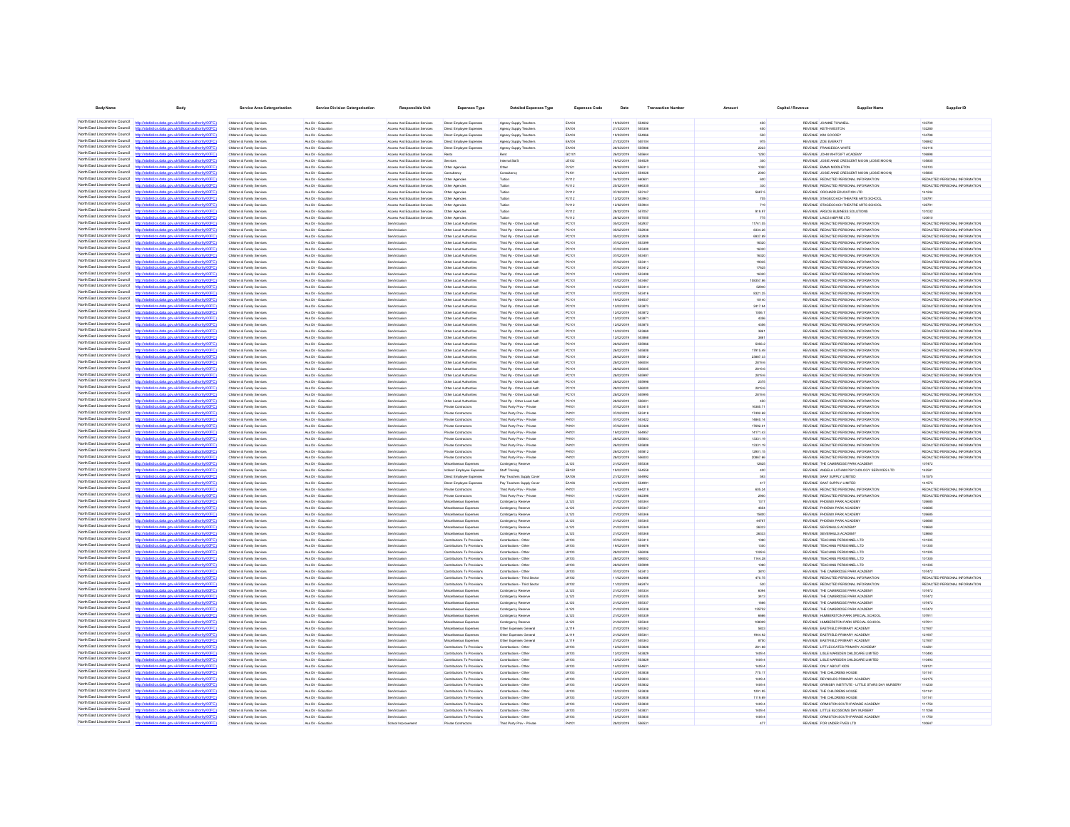| Body Name | Body | Service Area Catergorisation | Service Division Catergorisation | Responsible Unit | Expenses Type | Detailed Expenses Type | Expenses Code | Date | Transaction Number | Amount | Capital / Revenue | Supplier Name | Supplier ID |
|---|---|---|---|---|---|---|---|---|---|---|---|---|---|
| North East Lincolnshire Council | http://statistics.data.gov.uk/id/local-authority/00FC | Children & Family Services | Ass Dir - Education | Access And Education Services | Direct Employee Expenses | Agency Supply Teachers | EA104 | 19/02/2019 | 554602 | 450 | REVENUE | JOANNE TOWNELL | 103709 |
| North East Lincolnshire Council | http://statistics.data.gov.uk/id/local-authority/00FC | Children & Family Services | Ass Dir - Education | Access And Education Services | Direct Employee Expenses | Agency Supply Teachers | EA104 | 21/02/2019 | 555306 | 450 | REVENUE | KEITH WESTON | 102280 |
| North East Lincolnshire Council | http://statistics.data.gov.uk/id/local-authority/00FC | Children & Family Services | Ass Dir - Education | Access And Education Services | Direct Employee Expenses | Agency Supply Teachers | EA104 | 19/02/2019 | 554966 | 500 | REVENUE | KIM GOODEY | 134788 |
| North East Lincolnshire Council | http://statistics.data.gov.uk/id/local-authority/00FC | Children & Family Services | Ass Dir - Education | Access And Education Services | Direct Employee Expenses | Agency Supply Teachers | EA104 | 21/02/2019 | 555104 | 975 | REVENUE | ZOE EVERATT | 106842 |
| North East Lincolnshire Council | http://statistics.data.gov.uk/id/local-authority/00FC | Children & Family Services | Ass Dir - Education | Access And Education Services | Direct Employee Expenses | Agency Supply Teachers | EA104 | 28/02/2019 | 555986 | 2223 | REVENUE | FRANCESCA WHITE | 102116 |
| North East Lincolnshire Council | http://statistics.data.gov.uk/id/local-authority/00FC | Children & Family Services | Ass Dir - Education | Access And Education Services | Rents | Rent | GC101 | 26/02/2019 | 555644 | 1250 | REVENUE | JOHN WHITGIFT ACADEMY | 106898 |
| North East Lincolnshire Council | http://statistics.data.gov.uk/id/local-authority/00FC | Children & Family Services | Ass Dir - Education | Access And Education Services | Services | Internal Stat'S | LE102 | 19/02/2019 | 554529 | 300 | REVENUE | JOSIE ANNE CRESCENT MOON (JOSIE MOON) | 105605 |
| North East Lincolnshire Council | http://statistics.data.gov.uk/id/local-authority/00FC | Children & Family Services | Ass Dir - Education | Access And Education Services | Other Agencies | Other | PJ121 | 28/02/2019 | 556013 | 1050 | REVENUE | EMMA MIDDLETON | 105103 |
| North East Lincolnshire Council | http://statistics.data.gov.uk/id/local-authority/00FC | Children & Family Services | Ass Dir - Education | Access And Education Services | Consultancy | Consultancy | PL101 | 13/02/2019 | 554026 | 2000 | REVENUE | JOSIE ANNE CRESCENT MOON (JOSIE MOON) | 105605 |
| North East Lincolnshire Council | http://statistics.data.gov.uk/id/local-authority/00FC | Children & Family Services | Ass Dir - Education | Access And Education Services | Other Agencies | Tuition | PJ112 | 04/02/2019 | 660631 | 600 | REVENUE | REDACTED PERSONAL INFORMATION | REDACTED PERSONAL INFORMATION |
| North East Lincolnshire Council | http://statistics.data.gov.uk/id/local-authority/00FC | Children & Family Services | Ass Dir - Education | Access And Education Services | Other Agencies | Tuition | PJ112 | 25/02/2019 | 666335 | 330 | REVENUE | REDACTED PERSONAL INFORMATION | REDACTED PERSONAL INFORMATION |
| North East Lincolnshire Council | http://statistics.data.gov.uk/id/local-authority/00FC | Children & Family Services | Ass Dir - Education | Access And Education Services | Other Agencies | Tuition | PJ112 | 07/02/2019 | 553147 | 5687.5 | REVENUE | ORCHARD EDUCATION LTD | 141244 |
| North East Lincolnshire Council | http://statistics.data.gov.uk/id/local-authority/00FC | Children & Family Services | Ass Dir - Education | Access And Education Services | Other Agencies | Tuition | PJ112 | 12/02/2019 | 553943 | 755 | REVENUE | STAGECOACH THEATRE ARTS SCHOOL | 126791 |
| North East Lincolnshire Council | http://statistics.data.gov.uk/id/local-authority/00FC | Children & Family Services | Ass Dir - Education | Access And Education Services | Other Agencies | Tuition | PJ112 | 12/02/2019 | 553944 | 719 | REVENUE | STAGECOACH THEATRE ARTS SCHOOL | 126791 |
| North East Lincolnshire Council | http://statistics.data.gov.uk/id/local-authority/00FC | Children & Family Services | Ass Dir - Education | Access And Education Services | Other Agencies | Tuition | PJ112 | 28/02/2019 | 557057 | 918.97 | REVENUE | ARGOS BUSINESS SOLUTIONS | 101032 |
| North East Lincolnshire Council | http://statistics.data.gov.uk/id/local-authority/00FC | Children & Family Services | Ass Dir - Education | Access And Education Services | Other Agencies | Tuition | PJ112 | 28/02/2019 | 557059 | 775 | REVENUE | LINCS INSPIRE LTD | 120610 |
| North East Lincolnshire Council | http://statistics.data.gov.uk/id/local-authority/00FC | Children & Family Services | Ass Dir - Education | Sen/Inclusion | Other Local Authorities | Third Pp - Other Local Auth | PC101 | 05/02/2019 | 552837 | 11741.85 | REVENUE | REDACTED PERSONAL INFORMATION | REDACTED PERSONAL INFORMATION |
| North East Lincolnshire Council | http://statistics.data.gov.uk/id/local-authority/00FC | Children & Family Services | Ass Dir - Education | Sen/Inclusion | Other Local Authorities | Third Pp - Other Local Auth | PC101 | 05/02/2019 | 552838 | 8334.26 | REVENUE | REDACTED PERSONAL INFORMATION | REDACTED PERSONAL INFORMATION |
| North East Lincolnshire Council | http://statistics.data.gov.uk/id/local-authority/00FC | Children & Family Services | Ass Dir - Education | Sen/Inclusion | Other Local Authorities | Third Pp - Other Local Auth | PC101 | 05/02/2019 | 552839 | 6937.69 | REVENUE | REDACTED PERSONAL INFORMATION | REDACTED PERSONAL INFORMATION |
| North East Lincolnshire Council | http://statistics.data.gov.uk/id/local-authority/00FC | Children & Family Services | Ass Dir - Education | Sen/Inclusion | Other Local Authorities | Third Pp - Other Local Auth | PC101 | 07/02/2019 | 553399 | 16320 | REVENUE | REDACTED PERSONAL INFORMATION | REDACTED PERSONAL INFORMATION |
| North East Lincolnshire Council | http://statistics.data.gov.uk/id/local-authority/00FC | Children & Family Services | Ass Dir - Education | Sen/Inclusion | Other Local Authorities | Third Pp - Other Local Auth | PC101 | 07/02/2019 | 553400 | 16320 | REVENUE | REDACTED PERSONAL INFORMATION | REDACTED PERSONAL INFORMATION |
| North East Lincolnshire Council | http://statistics.data.gov.uk/id/local-authority/00FC | Children & Family Services | Ass Dir - Education | Sen/Inclusion | Other Local Authorities | Third Pp - Other Local Auth | PC101 | 07/02/2019 | 553401 | 16320 | REVENUE | REDACTED PERSONAL INFORMATION | REDACTED PERSONAL INFORMATION |
| North East Lincolnshire Council | http://statistics.data.gov.uk/id/local-authority/00FC | Children & Family Services | Ass Dir - Education | Sen/Inclusion | Other Local Authorities | Third Pp - Other Local Auth | PC101 | 07/02/2019 | 553411 | 19035 | REVENUE | REDACTED PERSONAL INFORMATION | REDACTED PERSONAL INFORMATION |
| North East Lincolnshire Council | http://statistics.data.gov.uk/id/local-authority/00FC | Children & Family Services | Ass Dir - Education | Sen/Inclusion | Other Local Authorities | Third Pp - Other Local Auth | PC101 | 07/02/2019 | 553412 | 17625 | REVENUE | REDACTED PERSONAL INFORMATION | REDACTED PERSONAL INFORMATION |
| North East Lincolnshire Council | http://statistics.data.gov.uk/id/local-authority/00FC | Children & Family Services | Ass Dir - Education | Sen/Inclusion | Other Local Authorities | Third Pp - Other Local Auth | PC101 | 13/02/2019 | 553408 | 16320 | REVENUE | REDACTED PERSONAL INFORMATION | REDACTED PERSONAL INFORMATION |
| North East Lincolnshire Council | http://statistics.data.gov.uk/id/local-authority/00FC | Children & Family Services | Ass Dir - Education | Sen/Inclusion | Other Local Authorities | Third Pp - Other Local Auth | PC101 | 07/02/2019 | 553067 | 136357.86 | REVENUE | REDACTED PERSONAL INFORMATION | REDACTED PERSONAL INFORMATION |
| North East Lincolnshire Council | http://statistics.data.gov.uk/id/local-authority/00FC | Children & Family Services | Ass Dir - Education | Sen/Inclusion | Other Local Authorities | Third Pp - Other Local Auth | PC101 | 14/02/2019 | 553414 | 52940 | REVENUE | REDACTED PERSONAL INFORMATION | REDACTED PERSONAL INFORMATION |
| North East Lincolnshire Council | http://statistics.data.gov.uk/id/local-authority/00FC | Children & Family Services | Ass Dir - Education | Sen/Inclusion | Other Local Authorities | Third Pp - Other Local Auth | PC101 | 07/02/2019 | 553416 | 8321.25 | REVENUE | REDACTED PERSONAL INFORMATION | REDACTED PERSONAL INFORMATION |
| North East Lincolnshire Council | http://statistics.data.gov.uk/id/local-authority/00FC | Children & Family Services | Ass Dir - Education | Sen/Inclusion | Other Local Authorities | Third Pp - Other Local Auth | PC101 | 19/02/2019 | 554537 | 13140 | REVENUE | REDACTED PERSONAL INFORMATION | REDACTED PERSONAL INFORMATION |
| North East Lincolnshire Council | http://statistics.data.gov.uk/id/local-authority/00FC | Children & Family Services | Ass Dir - Education | Sen/Inclusion | Other Local Authorities | Third Pp - Other Local Auth | PC101 | 12/02/2019 | 553873 | 2417.94 | REVENUE | REDACTED PERSONAL INFORMATION | REDACTED PERSONAL INFORMATION |
| North East Lincolnshire Council | http://statistics.data.gov.uk/id/local-authority/00FC | Children & Family Services | Ass Dir - Education | Sen/Inclusion | Other Local Authorities | Third Pp - Other Local Auth | PC101 | 12/02/2019 | 553872 | 1006.7 | REVENUE | REDACTED PERSONAL INFORMATION | REDACTED PERSONAL INFORMATION |
| North East Lincolnshire Council | http://statistics.data.gov.uk/id/local-authority/00FC | Children & Family Services | Ass Dir - Education | Sen/Inclusion | Other Local Authorities | Third Pp - Other Local Auth | PC101 | 12/02/2019 | 553871 | 4356 | REVENUE | REDACTED PERSONAL INFORMATION | REDACTED PERSONAL INFORMATION |
| North East Lincolnshire Council | http://statistics.data.gov.uk/id/local-authority/00FC | Children & Family Services | Ass Dir - Education | Sen/Inclusion | Other Local Authorities | Third Pp - Other Local Auth | PC101 | 12/02/2019 | 553870 | 4356 | REVENUE | REDACTED PERSONAL INFORMATION | REDACTED PERSONAL INFORMATION |
| North East Lincolnshire Council | http://statistics.data.gov.uk/id/local-authority/00FC | Children & Family Services | Ass Dir - Education | Sen/Inclusion | Other Local Authorities | Third Pp - Other Local Auth | PC101 | 12/02/2019 | 553869 | 3661 | REVENUE | REDACTED PERSONAL INFORMATION | REDACTED PERSONAL INFORMATION |
| North East Lincolnshire Council | http://statistics.data.gov.uk/id/local-authority/00FC | Children & Family Services | Ass Dir - Education | Sen/Inclusion | Other Local Authorities | Third Pp - Other Local Auth | PC101 | 12/02/2019 | 553868 | 3661 | REVENUE | REDACTED PERSONAL INFORMATION | REDACTED PERSONAL INFORMATION |
| North East Lincolnshire Council | http://statistics.data.gov.uk/id/local-authority/00FC | Children & Family Services | Ass Dir - Education | Sen/Inclusion | Other Local Authorities | Third Pp - Other Local Auth | PC101 | 28/02/2019 | 555966 | 5050.2 | REVENUE | REDACTED PERSONAL INFORMATION | REDACTED PERSONAL INFORMATION |
| North East Lincolnshire Council | http://statistics.data.gov.uk/id/local-authority/00FC | Children & Family Services | Ass Dir - Education | Sen/Inclusion | Other Local Authorities | Third Pp - Other Local Auth | PC101 | 26/02/2019 | 555808 | 17815.49 | REVENUE | REDACTED PERSONAL INFORMATION | REDACTED PERSONAL INFORMATION |
| North East Lincolnshire Council | http://statistics.data.gov.uk/id/local-authority/00FC | Children & Family Services | Ass Dir - Education | Sen/Inclusion | Other Local Authorities | Third Pp - Other Local Auth | PC101 | 26/02/2019 | 555812 | 20867.33 | REVENUE | REDACTED PERSONAL INFORMATION | REDACTED PERSONAL INFORMATION |
| North East Lincolnshire Council | http://statistics.data.gov.uk/id/local-authority/00FC | Children & Family Services | Ass Dir - Education | Sen/Inclusion | Other Local Authorities | Third Pp - Other Local Auth | PC101 | 28/02/2019 | 556004 | 2919.6 | REVENUE | REDACTED PERSONAL INFORMATION | REDACTED PERSONAL INFORMATION |
| North East Lincolnshire Council | http://statistics.data.gov.uk/id/local-authority/00FC | Children & Family Services | Ass Dir - Education | Sen/Inclusion | Other Local Authorities | Third Pp - Other Local Auth | PC101 | 28/02/2019 | 556005 | 2919.6 | REVENUE | REDACTED PERSONAL INFORMATION | REDACTED PERSONAL INFORMATION |
| North East Lincolnshire Council | http://statistics.data.gov.uk/id/local-authority/00FC | Children & Family Services | Ass Dir - Education | Sen/Inclusion | Other Local Authorities | Third Pp - Other Local Auth | PC101 | 28/02/2019 | 555997 | 2919.6 | REVENUE | REDACTED PERSONAL INFORMATION | REDACTED PERSONAL INFORMATION |
| North East Lincolnshire Council | http://statistics.data.gov.uk/id/local-authority/00FC | Children & Family Services | Ass Dir - Education | Sen/Inclusion | Other Local Authorities | Third Pp - Other Local Auth | PC101 | 28/02/2019 | 555998 | 2270 | REVENUE | REDACTED PERSONAL INFORMATION | REDACTED PERSONAL INFORMATION |
| North East Lincolnshire Council | http://statistics.data.gov.uk/id/local-authority/00FC | Children & Family Services | Ass Dir - Education | Sen/Inclusion | Other Local Authorities | Third Pp - Other Local Auth | PC101 | 28/02/2019 | 556000 | 2919.6 | REVENUE | REDACTED PERSONAL INFORMATION | REDACTED PERSONAL INFORMATION |
| North East Lincolnshire Council | http://statistics.data.gov.uk/id/local-authority/00FC | Children & Family Services | Ass Dir - Education | Sen/Inclusion | Other Local Authorities | Third Pp - Other Local Auth | PC101 | 28/02/2019 | 555995 | 2919.6 | REVENUE | REDACTED PERSONAL INFORMATION | REDACTED PERSONAL INFORMATION |
| North East Lincolnshire Council | http://statistics.data.gov.uk/id/local-authority/00FC | Children & Family Services | Ass Dir - Education | Sen/Inclusion | Other Local Authorities | Third Pp - Other Local Auth | PC101 | 28/02/2019 | 556001 | 450 | REVENUE | REDACTED PERSONAL INFORMATION | REDACTED PERSONAL INFORMATION |
| North East Lincolnshire Council | http://statistics.data.gov.uk/id/local-authority/00FC | Children & Family Services | Ass Dir - Education | Sen/Inclusion | Private Contractors | Third Party Prov - Private | PH101 | 07/02/2019 | 553415 | 16366.71 | REVENUE | REDACTED PERSONAL INFORMATION | REDACTED PERSONAL INFORMATION |
| North East Lincolnshire Council | http://statistics.data.gov.uk/id/local-authority/00FC | Children & Family Services | Ass Dir - Education | Sen/Inclusion | Private Contractors | Third Party Prov - Private | PH101 | 07/02/2019 | 553418 | 17492.68 | REVENUE | REDACTED PERSONAL INFORMATION | REDACTED PERSONAL INFORMATION |
| North East Lincolnshire Council | http://statistics.data.gov.uk/id/local-authority/00FC | Children & Family Services | Ass Dir - Education | Sen/Inclusion | Private Contractors | Third Party Prov - Private | PH101 | 07/02/2019 | 553422 | 16843.14 | REVENUE | REDACTED PERSONAL INFORMATION | REDACTED PERSONAL INFORMATION |
| North East Lincolnshire Council | http://statistics.data.gov.uk/id/local-authority/00FC | Children & Family Services | Ass Dir - Education | Sen/Inclusion | Private Contractors | Third Party Prov - Private | PH101 | 07/02/2019 | 553426 | 17992.01 | REVENUE | REDACTED PERSONAL INFORMATION | REDACTED PERSONAL INFORMATION |
| North East Lincolnshire Council | http://statistics.data.gov.uk/id/local-authority/00FC | Children & Family Services | Ass Dir - Education | Sen/Inclusion | Private Contractors | Third Party Prov - Private | PH101 | 19/02/2019 | 554857 | 14171.63 | REVENUE | REDACTED PERSONAL INFORMATION | REDACTED PERSONAL INFORMATION |
| North East Lincolnshire Council | http://statistics.data.gov.uk/id/local-authority/00FC | Children & Family Services | Ass Dir - Education | Sen/Inclusion | Private Contractors | Third Party Prov - Private | PH101 | 26/02/2019 | 555803 | 13331.19 | REVENUE | REDACTED PERSONAL INFORMATION | REDACTED PERSONAL INFORMATION |
| North East Lincolnshire Council | http://statistics.data.gov.uk/id/local-authority/00FC | Children & Family Services | Ass Dir - Education | Sen/Inclusion | Private Contractors | Third Party Prov - Private | PH101 | 26/02/2019 | 555808 | 13331.19 | REVENUE | REDACTED PERSONAL INFORMATION | REDACTED PERSONAL INFORMATION |
| North East Lincolnshire Council | http://statistics.data.gov.uk/id/local-authority/00FC | Children & Family Services | Ass Dir - Education | Sen/Inclusion | Private Contractors | Third Party Prov - Private | PH101 | 26/02/2019 | 555812 | 12801.15 | REVENUE | REDACTED PERSONAL INFORMATION | REDACTED PERSONAL INFORMATION |
| North East Lincolnshire Council | http://statistics.data.gov.uk/id/local-authority/00FC | Children & Family Services | Ass Dir - Education | Sen/Inclusion | Private Contractors | Third Party Prov - Private | PH101 | 28/02/2019 | 556003 | 20867.66 | REVENUE | REDACTED PERSONAL INFORMATION | REDACTED PERSONAL INFORMATION |
| North East Lincolnshire Council | http://statistics.data.gov.uk/id/local-authority/00FC | Children & Family Services | Ass Dir - Education | Sen/Inclusion | Miscellaneous Expenses | Contingency Reserve | LL123 | 21/02/2019 | 555338 | 12825 | REVENUE | THE CAMBRIDGE PARK ACADEMY | 107472 |
| North East Lincolnshire Council | http://statistics.data.gov.uk/id/local-authority/00FC | Children & Family Services | Ass Dir - Education | Sen/Inclusion | Indirect Employee Expenses | Staff Training | EB122 | 19/02/2019 | 554558 | 400 | REVENUE | ANGELA LATHAM PSYCHOLOGY SERVICES LTD | 142581 |
| North East Lincolnshire Council | http://statistics.data.gov.uk/id/local-authority/00FC | Children & Family Services | Ass Dir - Education | Sen/Inclusion | Direct Employee Expenses | Pay Teachers Supply Cover | EA105 | 21/02/2019 | 554992 | 383 | REVENUE | SAAF SUPPLY LIMITED | 141575 |
| North East Lincolnshire Council | http://statistics.data.gov.uk/id/local-authority/00FC | Children & Family Services | Ass Dir - Education | Sen/Inclusion | Direct Employee Expenses | Pay Teachers Supply Cover | EA105 | 21/02/2019 | 554991 | 417 | REVENUE | SAAF SUPPLY LIMITED | 141575 |
| North East Lincolnshire Council | http://statistics.data.gov.uk/id/local-authority/00FC | Children & Family Services | Ass Dir - Education | Sen/Inclusion | Private Contractors | Third Party Prov - Private | PH101 | 14/02/2019 | 664218 | 805.24 | REVENUE | REDACTED PERSONAL INFORMATION | REDACTED PERSONAL INFORMATION |
| North East Lincolnshire Council | http://statistics.data.gov.uk/id/local-authority/00FC | Children & Family Services | Ass Dir - Education | Sen/Inclusion | Private Contractors | Third Party Prov - Private | PH101 | 11/02/2019 | 662398 | 2900 | REVENUE | REDACTED PERSONAL INFORMATION | REDACTED PERSONAL INFORMATION |
| North East Lincolnshire Council | http://statistics.data.gov.uk/id/local-authority/00FC | Children & Family Services | Ass Dir - Education | Sen/Inclusion | Miscellaneous Expenses | Contingency Reserve | LL123 | 21/02/2019 | 555344 | 1217 | REVENUE | PHOENIX PARK ACADEMY | 129685 |
| North East Lincolnshire Council | http://statistics.data.gov.uk/id/local-authority/00FC | Children & Family Services | Ass Dir - Education | Sen/Inclusion | Miscellaneous Expenses | Contingency Reserve | LL123 | 21/02/2019 | 555347 | 4654 | REVENUE | PHOENIX PARK ACADEMY | 129685 |
| North East Lincolnshire Council | http://statistics.data.gov.uk/id/local-authority/00FC | Children & Family Services | Ass Dir - Education | Sen/Inclusion | Miscellaneous Expenses | Contingency Reserve | LL123 | 21/02/2019 | 555346 | 15800 | REVENUE | PHOENIX PARK ACADEMY | 129685 |
| North East Lincolnshire Council | http://statistics.data.gov.uk/id/local-authority/00FC | Children & Family Services | Ass Dir - Education | Sen/Inclusion | Miscellaneous Expenses | Contingency Reserve | LL123 | 21/02/2019 | 555345 | 44767 | REVENUE | PHOENIX PARK ACADEMY | 129685 |
| North East Lincolnshire Council | http://statistics.data.gov.uk/id/local-authority/00FC | Children & Family Services | Ass Dir - Education | Sen/Inclusion | Miscellaneous Expenses | Contingency Reserve | LL123 | 21/02/2019 | 555349 | 26333 | REVENUE | SEVENHILLS ACADEMY | 128660 |
| North East Lincolnshire Council | http://statistics.data.gov.uk/id/local-authority/00FC | Children & Family Services | Ass Dir - Education | Sen/Inclusion | Miscellaneous Expenses | Contingency Reserve | LL123 | 21/02/2019 | 555348 | 26333 | REVENUE | SEVENHILLS ACADEMY | 128660 |
| North East Lincolnshire Council | http://statistics.data.gov.uk/id/local-authority/00FC | Children & Family Services | Ass Dir - Education | Sen/Inclusion | Contributions To Provisions | Contributions - Other | LK103 | 07/02/2019 | 553410 | 1080 | REVENUE | TEACHING PERSONNEL LTD | 101305 |
| North East Lincolnshire Council | http://statistics.data.gov.uk/id/local-authority/00FC | Children & Family Services | Ass Dir - Education | Sen/Inclusion | Contributions To Provisions | Contributions - Other | LK103 | 19/02/2019 | 554676 | 1080 | REVENUE | TEACHING PERSONNEL LTD | 101305 |
| North East Lincolnshire Council | http://statistics.data.gov.uk/id/local-authority/00FC | Children & Family Services | Ass Dir - Education | Sen/Inclusion | Contributions To Provisions | Contributions - Other | LK103 | 28/02/2019 | 556006 | 1328.6 | REVENUE | TEACHING PERSONNEL LTD | 101305 |
| North East Lincolnshire Council | http://statistics.data.gov.uk/id/local-authority/00FC | Children & Family Services | Ass Dir - Education | Sen/Inclusion | Contributions To Provisions | Contributions - Other | LK103 | 28/02/2019 | 556002 | 1144.28 | REVENUE | TEACHING PERSONNEL LTD | 101305 |
| North East Lincolnshire Council | http://statistics.data.gov.uk/id/local-authority/00FC | Children & Family Services | Ass Dir - Education | Sen/Inclusion | Contributions To Provisions | Contributions - Other | LK103 | 28/02/2019 | 555999 | 1080 | REVENUE | TEACHING PERSONNEL LTD | 101305 |
| North East Lincolnshire Council | http://statistics.data.gov.uk/id/local-authority/00FC | Children & Family Services | Ass Dir - Education | Sen/Inclusion | Contributions To Provisions | Contributions - Other | LK103 | 07/02/2019 | 553413 | 3910 | REVENUE | THE CAMBRIDGE PARK ACADEMY | 107472 |
| North East Lincolnshire Council | http://statistics.data.gov.uk/id/local-authority/00FC | Children & Family Services | Ass Dir - Education | Sen/Inclusion | Contributions To Provisions | Contributions - Third Sector | LK102 | 11/02/2019 | 662066 | 470.75 | REVENUE | REDACTED PERSONAL INFORMATION | REDACTED PERSONAL INFORMATION |
| North East Lincolnshire Council | http://statistics.data.gov.uk/id/local-authority/00FC | Children & Family Services | Ass Dir - Education | Sen/Inclusion | Contributions To Provisions | Contributions - Third Sector | LK102 | 11/02/2019 | 662474 | 520 | REVENUE | REDACTED PERSONAL INFORMATION | REDACTED PERSONAL INFORMATION |
| North East Lincolnshire Council | http://statistics.data.gov.uk/id/local-authority/00FC | Children & Family Services | Ass Dir - Education | Sen/Inclusion | Miscellaneous Expenses | Contingency Reserve | LL123 | 21/02/2019 | 555334 | 6094 | REVENUE | THE CAMBRIDGE PARK ACADEMY | 107472 |
| North East Lincolnshire Council | http://statistics.data.gov.uk/id/local-authority/00FC | Children & Family Services | Ass Dir - Education | Sen/Inclusion | Miscellaneous Expenses | Contingency Reserve | LL123 | 21/02/2019 | 555336 | 3413 | REVENUE | THE CAMBRIDGE PARK ACADEMY | 107472 |
| North East Lincolnshire Council | http://statistics.data.gov.uk/id/local-authority/00FC | Children & Family Services | Ass Dir - Education | Sen/Inclusion | Miscellaneous Expenses | Contingency Reserve | LL123 | 21/02/2019 | 555337 | 9686 | REVENUE | THE CAMBRIDGE PARK ACADEMY | 107472 |
| North East Lincolnshire Council | http://statistics.data.gov.uk/id/local-authority/00FC | Children & Family Services | Ass Dir - Education | Sen/Inclusion | Miscellaneous Expenses | Contingency Reserve | LL123 | 21/02/2019 | 555339 | 135752 | REVENUE | THE CAMBRIDGE PARK ACADEMY | 107472 |
| North East Lincolnshire Council | http://statistics.data.gov.uk/id/local-authority/00FC | Children & Family Services | Ass Dir - Education | Sen/Inclusion | Miscellaneous Expenses | Contingency Reserve | LL123 | 21/02/2019 | 555339 | 6666 | REVENUE | HUMBERSTON PARK SPECIAL SCHOOL | 107911 |
| North East Lincolnshire Council | http://statistics.data.gov.uk/id/local-authority/00FC | Children & Family Services | Ass Dir - Education | Sen/Inclusion | Miscellaneous Expenses | Contingency Reserve | LL123 | 21/02/2019 | 555340 | 108059 | REVENUE | HUMBERSTON PARK SPECIAL SCHOOL | 107911 |
| North East Lincolnshire Council | http://statistics.data.gov.uk/id/local-authority/00FC | Children & Family Services | Ass Dir - Education | Sen/Inclusion | Miscellaneous Expenses | Other Expenses General | LL119 | 21/02/2019 | 555342 | 5833 | REVENUE | EASTFIELD PRIMARY ACADEMY | 121907 |
| North East Lincolnshire Council | http://statistics.data.gov.uk/id/local-authority/00FC | Children & Family Services | Ass Dir - Education | Sen/Inclusion | Miscellaneous Expenses | Other Expenses General | LL119 | 21/02/2019 | 555341 | 1944.82 | REVENUE | EASTFIELD PRIMARY ACADEMY | 121907 |
| North East Lincolnshire Council | http://statistics.data.gov.uk/id/local-authority/00FC | Children & Family Services | Ass Dir - Education | Sen/Inclusion | Miscellaneous Expenses | Other Expenses General | LL119 | 21/02/2019 | 555343 | 8750 | REVENUE | EASTFIELD PRIMARY ACADEMY | 121907 |
| North East Lincolnshire Council | http://statistics.data.gov.uk/id/local-authority/00FC | Children & Family Services | Ass Dir - Education | Sen/Inclusion | Contributions To Provisions | Contributions - Other | LK103 | 12/02/2019 | 553828 | 201.86 | REVENUE | LITTLECOATES PRIMARY ACADEMY | 134261 |
| North East Lincolnshire Council | http://statistics.data.gov.uk/id/local-authority/00FC | Children & Family Services | Ass Dir - Education | Sen/Inclusion | Contributions To Provisions | Contributions - Other | LK103 | 12/02/2019 | 553829 | 1409.4 | REVENUE | LISLE MARSDEN CHILDCARE LIMITED | 110493 |
| North East Lincolnshire Council | http://statistics.data.gov.uk/id/local-authority/00FC | Children & Family Services | Ass Dir - Education | Sen/Inclusion | Contributions To Provisions | Contributions - Other | LK103 | 12/02/2019 | 553829 | 1409.4 | REVENUE | LISLE MARSDEN CHILDCARE LIMITED | 110493 |
| North East Lincolnshire Council | http://statistics.data.gov.uk/id/local-authority/00FC | Children & Family Services | Ass Dir - Education | Sen/Inclusion | Contributions To Provisions | Contributions - Other | LK103 | 14/02/2019 | 554631 | 1409.4 | REVENUE | ONLY ABOUT KIDS | 128121 |
| North East Lincolnshire Council | http://statistics.data.gov.uk/id/local-authority/00FC | Children & Family Services | Ass Dir - Education | Sen/Inclusion | Contributions To Provisions | Contributions - Other | LK103 | 12/02/2019 | 553838 | 775.17 | REVENUE | THE CHILDRENS HOUSE | 101141 |
| North East Lincolnshire Council | http://statistics.data.gov.uk/id/local-authority/00FC | Children & Family Services | Ass Dir - Education | Sen/Inclusion | Contributions To Provisions | Contributions - Other | LK103 | 12/02/2019 | 553833 | 1409.4 | REVENUE | REYNOLDS PRIMARY ACADEMY | 122175 |
| North East Lincolnshire Council | http://statistics.data.gov.uk/id/local-authority/00FC | Children & Family Services | Ass Dir - Education | Sen/Inclusion | Contributions To Provisions | Contributions - Other | LK103 | 12/02/2019 | 553832 | 1409.4 | REVENUE | GRIMSBY INSTITUTE - LITTLE STARS DAY NURSERY | 114230 |
| North East Lincolnshire Council | http://statistics.data.gov.uk/id/local-authority/00FC | Children & Family Services | Ass Dir - Education | Sen/Inclusion | Contributions To Provisions | Contributions - Other | LK103 | 12/02/2019 | 553836 | 1291.95 | REVENUE | THE CHILDRENS HOUSE | 101141 |
| North East Lincolnshire Council | http://statistics.data.gov.uk/id/local-authority/00FC | Children & Family Services | Ass Dir - Education | Sen/Inclusion | Contributions To Provisions | Contributions - Other | LK103 | 12/02/2019 | 553838 | 1174.95 | REVENUE | THE CHILDRENS HOUSE | 101141 |
| North East Lincolnshire Council | http://statistics.data.gov.uk/id/local-authority/00FC | Children & Family Services | Ass Dir - Education | Sen/Inclusion | Contributions To Provisions | Contributions - Other | LK103 | 12/02/2019 | 553835 | 1409.4 | REVENUE | ORMISTON SOUTH PARADE ACADEMY | 111750 |
| North East Lincolnshire Council | http://statistics.data.gov.uk/id/local-authority/00FC | Children & Family Services | Ass Dir - Education | Sen/Inclusion | Contributions To Provisions | Contributions - Other | LK103 | 12/02/2019 | 553831 | 1409.4 | REVENUE | LITTLE BLOSSOMS DAY NURSERY | 111598 |
| North East Lincolnshire Council | http://statistics.data.gov.uk/id/local-authority/00FC | Children & Family Services | Ass Dir - Education | Sen/Inclusion | Contributions To Provisions | Contributions - Other | LK103 | 12/02/2019 | 553830 | 1409.4 | REVENUE | ORMISTON SOUTH PARADE ACADEMY | 111750 |
| North East Lincolnshire Council | http://statistics.data.gov.uk/id/local-authority/00FC | Children & Family Services | Ass Dir - Education | School Improvement | Private Contractors | Third Party Prov - Private | PH101 | 28/02/2019 | 556521 | 477 | REVENUE | FOR UNDER FIVES LTD | 100647 |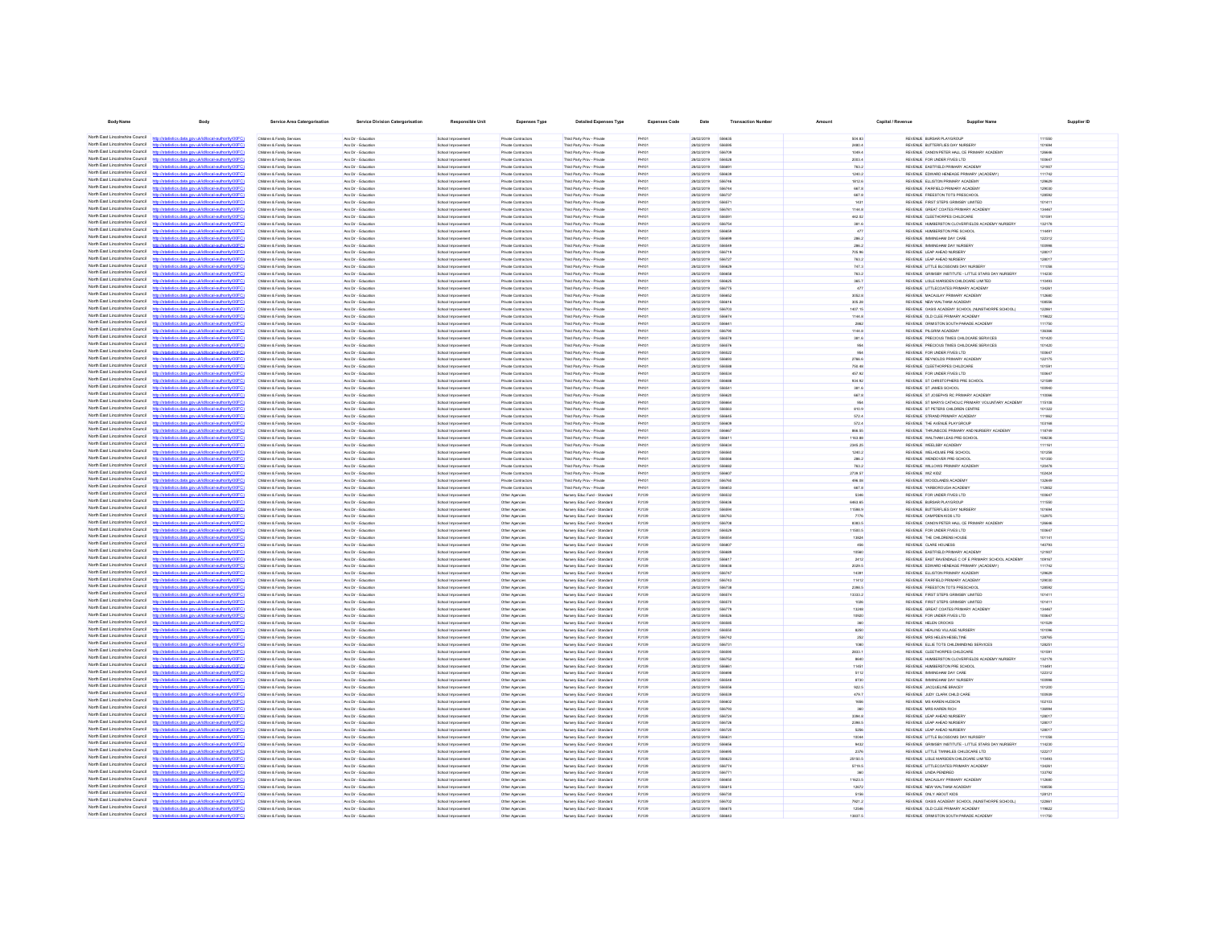| Body Name | Body | Service Area Catergorisation | Service Division Catergorisation | Responsible Unit | Expenses Type | Detailed Expenses Type | Expenses Code | Date | Transaction Number | Amount | Capital / Revenue | Supplier Name | Supplier ID |
|---|---|---|---|---|---|---|---|---|---|---|---|---|---|
| North East Lincolnshire Council | http://statistics.data.gov.uk/id/local-authority/00FC) | Children & Family Services | Ass Dir - Education | School Improvement | Private Contractors | Third Party Prov - Private | PH101 | 28/02/2019 | 586635 | 504.83 | REVENUE | BURSAR PLAYGROUP | 111550 |
| North East Lincolnshire Council | http://statistics.data.gov.uk/id/local-authority/00FC) | Children & Family Services | Ass Dir - Education | School Improvement | Private Contractors | Third Party Prov - Private | PH101 | 28/02/2019 | 586995 | 2480.4 | REVENUE | BUTTERFLIES DAY NURSERY | 101694 |
| North East Lincolnshire Council | http://statistics.data.gov.uk/id/local-authority/00FC) | Children & Family Services | Ass Dir - Education | School Improvement | Private Contractors | Third Party Prov - Private | PH101 | 28/02/2019 | 586709 | 1049.4 | REVENUE | CANON PETER HALL CE PRIMARY ACADEMY | 126646 |
| North East Lincolnshire Council | http://statistics.data.gov.uk/id/local-authority/00FC) | Children & Family Services | Ass Dir - Education | School Improvement | Private Contractors | Third Party Prov - Private | PH101 | 28/02/2019 | 586528 | 2003.4 | REVENUE | FOR UNDER FIVES LTD | 100647 |
| North East Lincolnshire Council | http://statistics.data.gov.uk/id/local-authority/00FC) | Children & Family Services | Ass Dir - Education | School Improvement | Private Contractors | Third Party Prov - Private | PH101 | 28/02/2019 | 586601 | 763.2 | REVENUE | EASTFIELD PRIMARY ACADEMY | 121907 |
| North East Lincolnshire Council | http://statistics.data.gov.uk/id/local-authority/00FC) | Children & Family Services | Ass Dir - Education | School Improvement | Private Contractors | Third Party Prov - Private | PH101 | 28/02/2019 | 586639 | 1240.2 | REVENUE | EDWARD HENEAGE PRIMARY (ACADEMY) | 111742 |
| North East Lincolnshire Council | http://statistics.data.gov.uk/id/local-authority/00FC) | Children & Family Services | Ass Dir - Education | School Improvement | Private Contractors | Third Party Prov - Private | PH101 | 28/02/2019 | 586746 | 1812.6 | REVENUE | ELLISTON PRIMARY ACADEMY | 129629 |
| North East Lincolnshire Council | http://statistics.data.gov.uk/id/local-authority/00FC) | Children & Family Services | Ass Dir - Education | School Improvement | Private Contractors | Third Party Prov - Private | PH101 | 28/02/2019 | 586744 | 667.8 | REVENUE | FAIRFIELD PRIMARY ACADEMY | 129030 |
| North East Lincolnshire Council | http://statistics.data.gov.uk/id/local-authority/00FC) | Children & Family Services | Ass Dir - Education | School Improvement | Private Contractors | Third Party Prov - Private | PH101 | 28/02/2019 | 586737 | 667.8 | REVENUE | FREESTON TOTS PRESCHOOL | 128092 |
| North East Lincolnshire Council | http://statistics.data.gov.uk/id/local-authority/00FC) | Children & Family Services | Ass Dir - Education | School Improvement | Private Contractors | Third Party Prov - Private | PH101 | 28/02/2019 | 586671 | 1431 | REVENUE | FIRST STEPS GRIMSBY LIMITED | 101411 |
| North East Lincolnshire Council | http://statistics.data.gov.uk/id/local-authority/00FC) | Children & Family Services | Ass Dir - Education | School Improvement | Private Contractors | Third Party Prov - Private | PH101 | 28/02/2019 | 586781 | 1144.8 | REVENUE | GREAT COATES PRIMARY ACADEMY | 134467 |
| North East Lincolnshire Council | http://statistics.data.gov.uk/id/local-authority/00FC) | Children & Family Services | Ass Dir - Education | School Improvement | Private Contractors | Third Party Prov - Private | PH101 | 28/02/2019 | 586591 | 462.52 | REVENUE | CLEETHORPES CHILDCARE | 101591 |
| North East Lincolnshire Council | http://statistics.data.gov.uk/id/local-authority/00FC) | Children & Family Services | Ass Dir - Education | School Improvement | Private Contractors | Third Party Prov - Private | PH101 | 28/02/2019 | 586754 | 381.6 | REVENUE | HUMBERSTON CLOVERFIELDS ACADEMY NURSERY | 132178 |
| North East Lincolnshire Council | http://statistics.data.gov.uk/id/local-authority/00FC) | Children & Family Services | Ass Dir - Education | School Improvement | Private Contractors | Third Party Prov - Private | PH101 | 28/02/2019 | 586659 | 477 | REVENUE | HUMBERSTON PRE SCHOOL | 114491 |
| North East Lincolnshire Council | http://statistics.data.gov.uk/id/local-authority/00FC) | Children & Family Services | Ass Dir - Education | School Improvement | Private Contractors | Third Party Prov - Private | PH101 | 28/02/2019 | 586699 | 286.2 | REVENUE | IMMINGHAM DAY CARE | 122312 |
| North East Lincolnshire Council | http://statistics.data.gov.uk/id/local-authority/00FC) | Children & Family Services | Ass Dir - Education | School Improvement | Private Contractors | Third Party Prov - Private | PH101 | 28/02/2019 | 586549 | 286.2 | REVENUE | IMMINGHAM DAY NURSERY | 100998 |
| North East Lincolnshire Council | http://statistics.data.gov.uk/id/local-authority/00FC) | Children & Family Services | Ass Dir - Education | School Improvement | Private Contractors | Third Party Prov - Private | PH101 | 28/02/2019 | 586719 | 705.96 | REVENUE | LEAP AHEAD NURSERY | 128017 |
| North East Lincolnshire Council | http://statistics.data.gov.uk/id/local-authority/00FC) | Children & Family Services | Ass Dir - Education | School Improvement | Private Contractors | Third Party Prov - Private | PH101 | 28/02/2019 | 586727 | 763.2 | REVENUE | LEAP AHEAD NURSERY | 128017 |
| North East Lincolnshire Council | http://statistics.data.gov.uk/id/local-authority/00FC) | Children & Family Services | Ass Dir - Education | School Improvement | Private Contractors | Third Party Prov - Private | PH101 | 28/02/2019 | 586629 | 747.3 | REVENUE | LITTLE BLOSSOMS DAY NURSERY | 111058 |
| North East Lincolnshire Council | http://statistics.data.gov.uk/id/local-authority/00FC) | Children & Family Services | Ass Dir - Education | School Improvement | Private Contractors | Third Party Prov - Private | PH101 | 28/02/2019 | 586658 | 763.2 | REVENUE | GRIMSBY INSTITUTE - LITTLE STARS DAY NURSERY | 114230 |
| North East Lincolnshire Council | http://statistics.data.gov.uk/id/local-authority/00FC) | Children & Family Services | Ass Dir - Education | School Improvement | Private Contractors | Third Party Prov - Private | PH101 | 28/02/2019 | 586625 | 365.7 | REVENUE | LISLE MARSDEN CHILDCARE LIMITED | 110493 |
| North East Lincolnshire Council | http://statistics.data.gov.uk/id/local-authority/00FC) | Children & Family Services | Ass Dir - Education | School Improvement | Private Contractors | Third Party Prov - Private | PH101 | 28/02/2019 | 586775 | 477 | REVENUE | LITTLECOATES PRIMARY ACADEMY | 134261 |
| North East Lincolnshire Council | http://statistics.data.gov.uk/id/local-authority/00FC) | Children & Family Services | Ass Dir - Education | School Improvement | Private Contractors | Third Party Prov - Private | PH101 | 28/02/2019 | 586652 | 3052.8 | REVENUE | MACAULAY PRIMARY ACADEMY | 112680 |
| North East Lincolnshire Council | http://statistics.data.gov.uk/id/local-authority/00FC) | Children & Family Services | Ass Dir - Education | School Improvement | Private Contractors | Third Party Prov - Private | PH101 | 28/02/2019 | 586616 | 305.28 | REVENUE | NEW WALTHAM ACADEMY | 108556 |
| North East Lincolnshire Council | http://statistics.data.gov.uk/id/local-authority/00FC) | Children & Family Services | Ass Dir - Education | School Improvement | Private Contractors | Third Party Prov - Private | PH101 | 28/02/2019 | 586703 | 1407.15 | REVENUE | OASIS ACADEMY SCHOOL (NUNSTHORPE SCHOOL) | 122861 |
| North East Lincolnshire Council | http://statistics.data.gov.uk/id/local-authority/00FC) | Children & Family Services | Ass Dir - Education | School Improvement | Private Contractors | Third Party Prov - Private | PH101 | 28/02/2019 | 586674 | 1144.8 | REVENUE | OLD CLEE PRIMARY ACADEMY | 119822 |
| North East Lincolnshire Council | http://statistics.data.gov.uk/id/local-authority/00FC) | Children & Family Services | Ass Dir - Education | School Improvement | Private Contractors | Third Party Prov - Private | PH101 | 28/02/2019 | 586641 | 2862 | REVENUE | ORMISTON SOUTH PARADE ACADEMY | 111750 |
| North East Lincolnshire Council | http://statistics.data.gov.uk/id/local-authority/00FC) | Children & Family Services | Ass Dir - Education | School Improvement | Private Contractors | Third Party Prov - Private | PH101 | 28/02/2019 | 586790 | 1144.8 | REVENUE | PILGRIM ACADEMY | 136388 |
| North East Lincolnshire Council | http://statistics.data.gov.uk/id/local-authority/00FC) | Children & Family Services | Ass Dir - Education | School Improvement | Private Contractors | Third Party Prov - Private | PH101 | 28/02/2019 | 586578 | 381.6 | REVENUE | PRECIOUS TIMES CHILDCARE SERVICES | 101420 |
| North East Lincolnshire Council | http://statistics.data.gov.uk/id/local-authority/00FC) | Children & Family Services | Ass Dir - Education | School Improvement | Private Contractors | Third Party Prov - Private | PH101 | 28/02/2019 | 586579 | 954 | REVENUE | PRECIOUS TIMES CHILDCARE SERVICES | 101420 |
| North East Lincolnshire Council | http://statistics.data.gov.uk/id/local-authority/00FC) | Children & Family Services | Ass Dir - Education | School Improvement | Private Contractors | Third Party Prov - Private | PH101 | 28/02/2019 | 586522 | 954 | REVENUE | FOR UNDER FIVES LTD | 100647 |
| North East Lincolnshire Council | http://statistics.data.gov.uk/id/local-authority/00FC) | Children & Family Services | Ass Dir - Education | School Improvement | Private Contractors | Third Party Prov - Private | PH101 | 28/02/2019 | 586693 | 2786.6 | REVENUE | REYNOLDS PRIMARY ACADEMY | 122175 |
| North East Lincolnshire Council | http://statistics.data.gov.uk/id/local-authority/00FC) | Children & Family Services | Ass Dir - Education | School Improvement | Private Contractors | Third Party Prov - Private | PH101 | 28/02/2019 | 586588 | 750.48 | REVENUE | CLEETHORPES CHILDCARE | 101591 |
| North East Lincolnshire Council | http://statistics.data.gov.uk/id/local-authority/00FC) | Children & Family Services | Ass Dir - Education | School Improvement | Private Contractors | Third Party Prov - Private | PH101 | 28/02/2019 | 586534 | 457.92 | REVENUE | FOR UNDER FIVES LTD | 100647 |
| North East Lincolnshire Council | http://statistics.data.gov.uk/id/local-authority/00FC) | Children & Family Services | Ass Dir - Education | School Improvement | Private Contractors | Third Party Prov - Private | PH101 | 28/02/2019 | 586688 | 934.92 | REVENUE | ST CHRISTOPHERS PRE SCHOOL | 121588 |
| North East Lincolnshire Council | http://statistics.data.gov.uk/id/local-authority/00FC) | Children & Family Services | Ass Dir - Education | School Improvement | Private Contractors | Third Party Prov - Private | PH101 | 28/02/2019 | 586541 | 381.6 | REVENUE | ST JAMES SCHOOL | 100960 |
| North East Lincolnshire Council | http://statistics.data.gov.uk/id/local-authority/00FC) | Children & Family Services | Ass Dir - Education | School Improvement | Private Contractors | Third Party Prov - Private | PH101 | 28/02/2019 | 586620 | 667.8 | REVENUE | ST JOSEPHS RC PRIMARY ACADEMY | 110066 |
| North East Lincolnshire Council | http://statistics.data.gov.uk/id/local-authority/00FC) | Children & Family Services | Ass Dir - Education | School Improvement | Private Contractors | Third Party Prov - Private | PH101 | 28/02/2019 | 586604 | 954 | REVENUE | ST MARYS CATHOLIC PRIMARY VOLUNTARY ACADEMY | 115108 |
| North East Lincolnshire Council | http://statistics.data.gov.uk/id/local-authority/00FC) | Children & Family Services | Ass Dir - Education | School Improvement | Private Contractors | Third Party Prov - Private | PH101 | 28/02/2019 | 586563 | 810.9 | REVENUE | ST PETERS CHILDREN CENTRE | 101322 |
| North East Lincolnshire Council | http://statistics.data.gov.uk/id/local-authority/00FC) | Children & Family Services | Ass Dir - Education | School Improvement | Private Contractors | Third Party Prov - Private | PH101 | 28/02/2019 | 586645 | 572.4 | REVENUE | STRAND PRIMARY ACADEMY | 111862 |
| North East Lincolnshire Council | http://statistics.data.gov.uk/id/local-authority/00FC) | Children & Family Services | Ass Dir - Education | School Improvement | Private Contractors | Third Party Prov - Private | PH101 | 28/02/2019 | 586609 | 572.4 | REVENUE | THE AVENUE PLAYGROUP | 103168 |
| North East Lincolnshire Council | http://statistics.data.gov.uk/id/local-authority/00FC) | Children & Family Services | Ass Dir - Education | School Improvement | Private Contractors | Third Party Prov - Private | PH101 | 28/02/2019 | 586667 | 866.55 | REVENUE | THRUNSCOE PRIMARY AND NURSERY ACADEMY | 118749 |
| North East Lincolnshire Council | http://statistics.data.gov.uk/id/local-authority/00FC) | Children & Family Services | Ass Dir - Education | School Improvement | Private Contractors | Third Party Prov - Private | PH101 | 28/02/2019 | 586611 | 1163.88 | REVENUE | WALTHAM LEAS PRE-SCHOOL | 108226 |
| North East Lincolnshire Council | http://statistics.data.gov.uk/id/local-authority/00FC) | Children & Family Services | Ass Dir - Education | School Improvement | Private Contractors | Third Party Prov - Private | PH101 | 28/02/2019 | 586634 | 2345.25 | REVENUE | WEELSBY ACADEMY | 111161 |
| North East Lincolnshire Council | http://statistics.data.gov.uk/id/local-authority/00FC) | Children & Family Services | Ass Dir - Education | School Improvement | Private Contractors | Third Party Prov - Private | PH101 | 28/02/2019 | 586560 | 1240.2 | REVENUE | WELHOLME PRE SCHOOL | 101258 |
| North East Lincolnshire Council | http://statistics.data.gov.uk/id/local-authority/00FC) | Children & Family Services | Ass Dir - Education | School Improvement | Private Contractors | Third Party Prov - Private | PH101 | 28/02/2019 | 586568 | 286.2 | REVENUE | WENDOVER PRE SCHOOL | 101350 |
| North East Lincolnshire Council | http://statistics.data.gov.uk/id/local-authority/00FC) | Children & Family Services | Ass Dir - Education | School Improvement | Private Contractors | Third Party Prov - Private | PH101 | 28/02/2019 | 586682 | 763.2 | REVENUE | WILLOWS PRIMARY ACADEMY | 120478 |
| North East Lincolnshire Council | http://statistics.data.gov.uk/id/local-authority/00FC) | Children & Family Services | Ass Dir - Education | School Improvement | Private Contractors | Third Party Prov - Private | PH101 | 28/02/2019 | 586607 | 2728.97 | REVENUE | WIZ KIDZ | 102424 |
| North East Lincolnshire Council | http://statistics.data.gov.uk/id/local-authority/00FC) | Children & Family Services | Ass Dir - Education | School Improvement | Private Contractors | Third Party Prov - Private | PH101 | 28/02/2019 | 586765 | 496.08 | REVENUE | WOODLANDS ACADEMY | 132649 |
| North East Lincolnshire Council | http://statistics.data.gov.uk/id/local-authority/00FC) | Children & Family Services | Ass Dir - Education | School Improvement | Private Contractors | Third Party Prov - Private | PH101 | 28/02/2019 | 586653 | 667.8 | REVENUE | YARBOROUGH ACADEMY | 112652 |
| North East Lincolnshire Council | http://statistics.data.gov.uk/id/local-authority/00FC) | Children & Family Services | Ass Dir - Education | School Improvement | Other Agencies | Nursery Educ Fund - Standard | PJ139 | 28/02/2019 | 586532 | 5346 | REVENUE | FOR UNDER FIVES LTD | 100647 |
| North East Lincolnshire Council | http://statistics.data.gov.uk/id/local-authority/00FC) | Children & Family Services | Ass Dir - Education | School Improvement | Other Agencies | Nursery Educ Fund - Standard | PJ139 | 28/02/2019 | 586636 | 6463.65 | REVENUE | BURSAR PLAYGROUP | 111550 |
| North East Lincolnshire Council | http://statistics.data.gov.uk/id/local-authority/00FC) | Children & Family Services | Ass Dir - Education | School Improvement | Other Agencies | Nursery Educ Fund - Standard | PJ139 | 28/02/2019 | 586594 | 11588.9 | REVENUE | BUTTERFLIES DAY NURSERY | 101694 |
| North East Lincolnshire Council | http://statistics.data.gov.uk/id/local-authority/00FC) | Children & Family Services | Ass Dir - Education | School Improvement | Other Agencies | Nursery Educ Fund - Standard | PJ139 | 28/02/2019 | 586763 | 7776 | REVENUE | CAMPDEN KIDS LTD | 132975 |
| North East Lincolnshire Council | http://statistics.data.gov.uk/id/local-authority/00FC) | Children & Family Services | Ass Dir - Education | School Improvement | Other Agencies | Nursery Educ Fund - Standard | PJ139 | 28/02/2019 | 586708 | 8382.5 | REVENUE | CANON PETER HALL CE PRIMARY ACADEMY | 126646 |
| North East Lincolnshire Council | http://statistics.data.gov.uk/id/local-authority/00FC) | Children & Family Services | Ass Dir - Education | School Improvement | Other Agencies | Nursery Educ Fund - Standard | PJ139 | 28/02/2019 | 586529 | 11583.5 | REVENUE | FOR UNDER FIVES LTD | 100647 |
| North East Lincolnshire Council | http://statistics.data.gov.uk/id/local-authority/00FC) | Children & Family Services | Ass Dir - Education | School Improvement | Other Agencies | Nursery Educ Fund - Standard | PJ139 | 28/02/2019 | 586554 | 13824 | REVENUE | THE CHILDRENS HOUSE | 101191 |
| North East Lincolnshire Council | http://statistics.data.gov.uk/id/local-authority/00FC) | Children & Family Services | Ass Dir - Education | School Improvement | Other Agencies | Nursery Educ Fund - Standard | PJ139 | 28/02/2019 | 586807 | 486 | REVENUE | CLARE HOLNESS | 140793 |
| North East Lincolnshire Council | http://statistics.data.gov.uk/id/local-authority/00FC) | Children & Family Services | Ass Dir - Education | School Improvement | Other Agencies | Nursery Educ Fund - Standard | PJ139 | 28/02/2019 | 586600 | 10980 | REVENUE | EASTFIELD PRIMARY ACADEMY | 121907 |
| North East Lincolnshire Council | http://statistics.data.gov.uk/id/local-authority/00FC) | Children & Family Services | Ass Dir - Education | School Improvement | Other Agencies | Nursery Educ Fund - Standard | PJ139 | 28/02/2019 | 586617 | 2412 | REVENUE | EAST RAVENDALE C OF E PRIMARY SCHOOL ACADEMY | 109167 |
| North East Lincolnshire Council | http://statistics.data.gov.uk/id/local-authority/00FC) | Children & Family Services | Ass Dir - Education | School Improvement | Other Agencies | Nursery Educ Fund - Standard | PJ139 | 28/02/2019 | 586638 | 2029.5 | REVENUE | EDWARD HENEAGE PRIMARY (ACADEMY) | 111742 |
| North East Lincolnshire Council | http://statistics.data.gov.uk/id/local-authority/00FC) | Children & Family Services | Ass Dir - Education | School Improvement | Other Agencies | Nursery Educ Fund - Standard | PJ139 | 28/02/2019 | 586747 | 14391 | REVENUE | ELLISTON PRIMARY ACADEMY | 129629 |
| North East Lincolnshire Council | http://statistics.data.gov.uk/id/local-authority/00FC) | Children & Family Services | Ass Dir - Education | School Improvement | Other Agencies | Nursery Educ Fund - Standard | PJ139 | 28/02/2019 | 586743 | 11612 | REVENUE | FAIRFIELD PRIMARY ACADEMY | 129030 |
| North East Lincolnshire Council | http://statistics.data.gov.uk/id/local-authority/00FC) | Children & Family Services | Ass Dir - Education | School Improvement | Other Agencies | Nursery Educ Fund - Standard | PJ139 | 28/02/2019 | 586738 | 2380.5 | REVENUE | FREESTON TOTS PRESCHOOL | 128092 |
| North East Lincolnshire Council | http://statistics.data.gov.uk/id/local-authority/00FC) | Children & Family Services | Ass Dir - Education | School Improvement | Other Agencies | Nursery Educ Fund - Standard | PJ139 | 28/02/2019 | 586674 | 13333.2 | REVENUE | FIRST STEPS GRIMSBY LIMITED | 101411 |
| North East Lincolnshire Council | http://statistics.data.gov.uk/id/local-authority/00FC) | Children & Family Services | Ass Dir - Education | School Improvement | Other Agencies | Nursery Educ Fund - Standard | PJ139 | 28/02/2019 | 586670 | 1026 | REVENUE | FIRST STEPS GRIMSBY LIMITED | 101411 |
| North East Lincolnshire Council | http://statistics.data.gov.uk/id/local-authority/00FC) | Children & Family Services | Ass Dir - Education | School Improvement | Other Agencies | Nursery Educ Fund - Standard | PJ139 | 28/02/2019 | 586779 | 13269 | REVENUE | GREAT COATES PRIMARY ACADEMY | 134467 |
| North East Lincolnshire Council | http://statistics.data.gov.uk/id/local-authority/00FC) | Children & Family Services | Ass Dir - Education | School Improvement | Other Agencies | Nursery Educ Fund - Standard | PJ139 | 28/02/2019 | 586526 | 10920 | REVENUE | FOR UNDER FIVES LTD | 100647 |
| North East Lincolnshire Council | http://statistics.data.gov.uk/id/local-authority/00FC) | Children & Family Services | Ass Dir - Education | School Improvement | Other Agencies | Nursery Educ Fund - Standard | PJ139 | 28/02/2019 | 586585 | 360 | REVENUE | HELEN CROOKS | 101029 |
| North East Lincolnshire Council | http://statistics.data.gov.uk/id/local-authority/00FC) | Children & Family Services | Ass Dir - Education | School Improvement | Other Agencies | Nursery Educ Fund - Standard | PJ139 | 28/02/2019 | 586550 | 8250 | REVENUE | HEALING VILLAGE NURSERY | 101096 |
| North East Lincolnshire Council | http://statistics.data.gov.uk/id/local-authority/00FC) | Children & Family Services | Ass Dir - Education | School Improvement | Other Agencies | Nursery Educ Fund - Standard | PJ139 | 28/02/2019 | 586742 | 252 | REVENUE | MRS HELEN HESELTINE | 128765 |
| North East Lincolnshire Council | http://statistics.data.gov.uk/id/local-authority/00FC) | Children & Family Services | Ass Dir - Education | School Improvement | Other Agencies | Nursery Educ Fund - Standard | PJ139 | 28/02/2019 | 586721 | 1080 | REVENUE | ELLIE TOTS CHILDMINDING SERVICES | 128251 |
| North East Lincolnshire Council | http://statistics.data.gov.uk/id/local-authority/00FC) | Children & Family Services | Ass Dir - Education | School Improvement | Other Agencies | Nursery Educ Fund - Standard | PJ139 | 28/02/2019 | 586590 | 2653.1 | REVENUE | CLEETHORPES CHILDCARE | 101591 |
| North East Lincolnshire Council | http://statistics.data.gov.uk/id/local-authority/00FC) | Children & Family Services | Ass Dir - Education | School Improvement | Other Agencies | Nursery Educ Fund - Standard | PJ139 | 28/02/2019 | 586752 | 8640 | REVENUE | HUMBERSTON CLOVERFIELDS ACADEMY NURSERY | 132178 |
| North East Lincolnshire Council | http://statistics.data.gov.uk/id/local-authority/00FC) | Children & Family Services | Ass Dir - Education | School Improvement | Other Agencies | Nursery Educ Fund - Standard | PJ139 | 28/02/2019 | 586661 | 11451 | REVENUE | HUMBERSTON PRE SCHOOL | 114491 |
| North East Lincolnshire Council | http://statistics.data.gov.uk/id/local-authority/00FC) | Children & Family Services | Ass Dir - Education | School Improvement | Other Agencies | Nursery Educ Fund - Standard | PJ139 | 28/02/2019 | 586698 | 5112 | REVENUE | IMMINGHAM DAY CARE | 122312 |
| North East Lincolnshire Council | http://statistics.data.gov.uk/id/local-authority/00FC) | Children & Family Services | Ass Dir - Education | School Improvement | Other Agencies | Nursery Educ Fund - Standard | PJ139 | 28/02/2019 | 586548 | 8730 | REVENUE | IMMINGHAM DAY NURSERY | 100998 |
| North East Lincolnshire Council | http://statistics.data.gov.uk/id/local-authority/00FC) | Children & Family Services | Ass Dir - Education | School Improvement | Other Agencies | Nursery Educ Fund - Standard | PJ139 | 28/02/2019 | 586558 | 922.5 | REVENUE | JACQUELINE BRACEY | 101200 |
| North East Lincolnshire Council | http://statistics.data.gov.uk/id/local-authority/00FC) | Children & Family Services | Ass Dir - Education | School Improvement | Other Agencies | Nursery Educ Fund - Standard | PJ139 | 28/02/2019 | 586539 | 479.7 | REVENUE | JUDY CLARK CHILD CARE | 100939 |
| North East Lincolnshire Council | http://statistics.data.gov.uk/id/local-authority/00FC) | Children & Family Services | Ass Dir - Education | School Improvement | Other Agencies | Nursery Educ Fund - Standard | PJ139 | 28/02/2019 | 586602 | 1656 | REVENUE | MS KAREN HUDSON | 102133 |
| North East Lincolnshire Council | http://statistics.data.gov.uk/id/local-authority/00FC) | Children & Family Services | Ass Dir - Education | School Improvement | Other Agencies | Nursery Educ Fund - Standard | PJ139 | 28/02/2019 | 586793 | 360 | REVENUE | MRS KAREN RICH | 136994 |
| North East Lincolnshire Council | http://statistics.data.gov.uk/id/local-authority/00FC) | Children & Family Services | Ass Dir - Education | School Improvement | Other Agencies | Nursery Educ Fund - Standard | PJ139 | 28/02/2019 | 586724 | 3286.8 | REVENUE | LEAP AHEAD NURSERY | 128017 |
| North East Lincolnshire Council | http://statistics.data.gov.uk/id/local-authority/00FC) | Children & Family Services | Ass Dir - Education | School Improvement | Other Agencies | Nursery Educ Fund - Standard | PJ139 | 28/02/2019 | 586726 | 2380.5 | REVENUE | LEAP AHEAD NURSERY | 128017 |
| North East Lincolnshire Council | http://statistics.data.gov.uk/id/local-authority/00FC) | Children & Family Services | Ass Dir - Education | School Improvement | Other Agencies | Nursery Educ Fund - Standard | PJ139 | 28/02/2019 | 586720 | 5256 | REVENUE | LEAP AHEAD NURSERY | 128017 |
| North East Lincolnshire Council | http://statistics.data.gov.uk/id/local-authority/00FC) | Children & Family Services | Ass Dir - Education | School Improvement | Other Agencies | Nursery Educ Fund - Standard | PJ139 | 28/02/2019 | 586631 | 10044 | REVENUE | LITTLE BLOSSOMS DAY NURSERY | 111058 |
| North East Lincolnshire Council | http://statistics.data.gov.uk/id/local-authority/00FC) | Children & Family Services | Ass Dir - Education | School Improvement | Other Agencies | Nursery Educ Fund - Standard | PJ139 | 28/02/2019 | 586656 | 8432 | REVENUE | GRIMSBY INSTITUTE - LITTLE STARS DAY NURSERY | 114230 |
| North East Lincolnshire Council | http://statistics.data.gov.uk/id/local-authority/00FC) | Children & Family Services | Ass Dir - Education | School Improvement | Other Agencies | Nursery Educ Fund - Standard | PJ139 | 28/02/2019 | 586695 | 2376 | REVENUE | LITTLE TWINKLES CHILDCARE LTD | 122217 |
| North East Lincolnshire Council | http://statistics.data.gov.uk/id/local-authority/00FC) | Children & Family Services | Ass Dir - Education | School Improvement | Other Agencies | Nursery Educ Fund - Standard | PJ139 | 28/02/2019 | 586623 | 25193.5 | REVENUE | LISLE MARSDEN CHILDCARE LIMITED | 110493 |
| North East Lincolnshire Council | http://statistics.data.gov.uk/id/local-authority/00FC) | Children & Family Services | Ass Dir - Education | School Improvement | Other Agencies | Nursery Educ Fund - Standard | PJ139 | 28/02/2019 | 586774 | 9778.5 | REVENUE | LITTLECOATES PRIMARY ACADEMY | 134261 |
| North East Lincolnshire Council | http://statistics.data.gov.uk/id/local-authority/00FC) | Children & Family Services | Ass Dir - Education | School Improvement | Other Agencies | Nursery Educ Fund - Standard | PJ139 | 28/02/2019 | 586771 | 360 | REVENUE | LINDA PENDRED | 133792 |
| North East Lincolnshire Council | http://statistics.data.gov.uk/id/local-authority/00FC) | Children & Family Services | Ass Dir - Education | School Improvement | Other Agencies | Nursery Educ Fund - Standard | PJ139 | 28/02/2019 | 586650 | 11623.5 | REVENUE | MACAULAY PRIMARY ACADEMY | 112680 |
| North East Lincolnshire Council | http://statistics.data.gov.uk/id/local-authority/00FC) | Children & Family Services | Ass Dir - Education | School Improvement | Other Agencies | Nursery Educ Fund - Standard | PJ139 | 28/02/2019 | 586615 | 12672 | REVENUE | NEW WALTHAM ACADEMY | 108556 |
| North East Lincolnshire Council | http://statistics.data.gov.uk/id/local-authority/00FC) | Children & Family Services | Ass Dir - Education | School Improvement | Other Agencies | Nursery Educ Fund - Standard | PJ139 | 28/02/2019 | 586733 | 5166 | REVENUE | ONLY ABOUT KIDS | 128121 |
| North East Lincolnshire Council | http://statistics.data.gov.uk/id/local-authority/00FC) | Children & Family Services | Ass Dir - Education | School Improvement | Other Agencies | Nursery Educ Fund - Standard | PJ139 | 28/02/2019 | 586702 | 7921.2 | REVENUE | OASIS ACADEMY SCHOOL (NUNSTHORPE SCHOOL) | 122861 |
| North East Lincolnshire Council | http://statistics.data.gov.uk/id/local-authority/00FC) | Children & Family Services | Ass Dir - Education | School Improvement | Other Agencies | Nursery Educ Fund - Standard | PJ139 | 28/02/2019 | 586675 | 12546 | REVENUE | OLD CLEE PRIMARY ACADEMY | 119822 |
| North East Lincolnshire Council | http://statistics.data.gov.uk/id/local-authority/00FC) | Children & Family Services | Ass Dir - Education | School Improvement | Other Agencies | Nursery Educ Fund - Standard | PJ139 | 28/02/2019 | 586643 | 13657.5 | REVENUE | ORMISTON SOUTH PARADE ACADEMY | 111750 |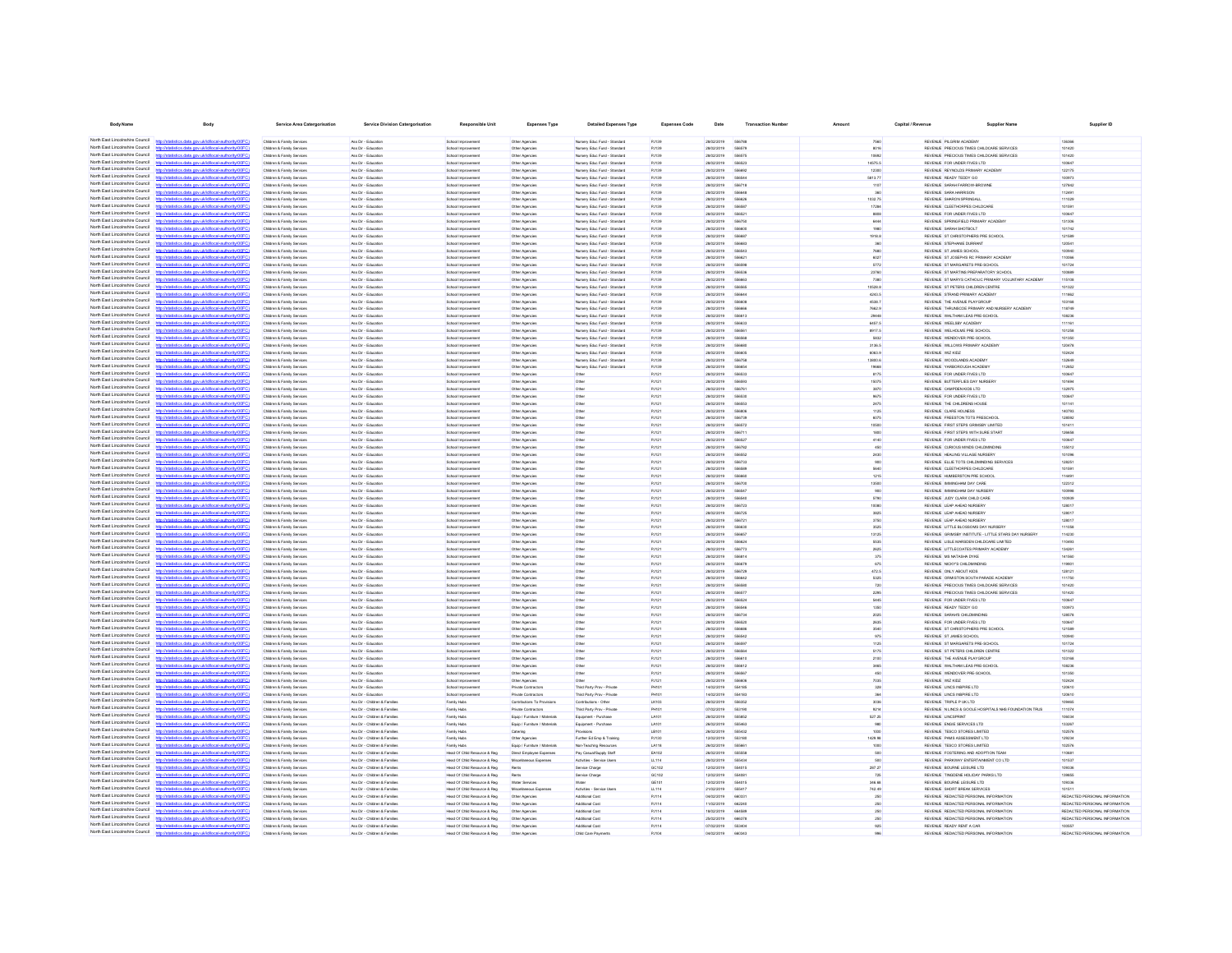| Body Name | Body | Service Area Catergorisation | Service Division Catergorisation | Responsible Unit | Expenses Type | Detailed Expenses Type | Expenses Code | Date | Transaction Number | Amount | Capital / Revenue | Supplier Name | Supplier ID |
|---|---|---|---|---|---|---|---|---|---|---|---|---|---|
| North East Lincolnshire Council | http://statistics.data.gov.uk/id/local-authority/00FC) | Children & Family Services | Ass Dir - Education | School Improvement | Other Agencies | Nursery Educ Fund - Standard | PJ139 | 28/02/2019 | 556768 | 7560 | REVENUE | PILGRIM ACADEMY | 136886 |
| North East Lincolnshire Council | http://statistics.data.gov.uk/id/local-authority/00FC) | Children & Family Services | Ass Dir - Education | School Improvement | Other Agencies | Nursery Educ Fund - Standard | PJ139 | 28/02/2019 | 556579 | 8016 | REVENUE | PRECIOUS TIMES CHILDCARE SERVICES | 101420 |
| North East Lincolnshire Council | http://statistics.data.gov.uk/id/local-authority/00FC) | Children & Family Services | Ass Dir - Education | School Improvement | Other Agencies | Nursery Educ Fund - Standard | PJ139 | 28/02/2019 | 556575 | 15682 | REVENUE | PRECIOUS TIMES CHILDCARE SERVICES | 101420 |
| North East Lincolnshire Council | http://statistics.data.gov.uk/id/local-authority/00FC) | Children & Family Services | Ass Dir - Education | School Improvement | Other Agencies | Nursery Educ Fund - Standard | PJ139 | 28/02/2019 | 556523 | 14575.5 | REVENUE | FOR UNDER FIVES LTD | 100647 |
| North East Lincolnshire Council | http://statistics.data.gov.uk/id/local-authority/00FC) | Children & Family Services | Ass Dir - Education | School Improvement | Other Agencies | Nursery Educ Fund - Standard | PJ139 | 28/02/2019 | 556692 | 12330 | REVENUE | REYNOLDS PRIMARY ACADEMY | 122175 |
| North East Lincolnshire Council | http://statistics.data.gov.uk/id/local-authority/00FC) | Children & Family Services | Ass Dir - Education | School Improvement | Other Agencies | Nursery Educ Fund - Standard | PJ139 | 28/02/2019 | 556564 | 5813.77 | REVENUE | READY TEDDY GO | 100973 |
| North East Lincolnshire Council | http://statistics.data.gov.uk/id/local-authority/00FC) | Children & Family Services | Ass Dir - Education | School Improvement | Other Agencies | Nursery Educ Fund - Standard | PJ139 | 28/02/2019 | 556718 | 1157 | REVENUE | SARAH FARROW-BROWNE | 127662 |
| North East Lincolnshire Council | http://statistics.data.gov.uk/id/local-authority/00FC) | Children & Family Services | Ass Dir - Education | School Improvement | Other Agencies | Nursery Educ Fund - Standard | PJ139 | 28/02/2019 | 556648 | 360 | REVENUE | SARA HARRISON | 112491 |
| North East Lincolnshire Council | http://statistics.data.gov.uk/id/local-authority/00FC) | Children & Family Services | Ass Dir - Education | School Improvement | Other Agencies | Nursery Educ Fund - Standard | PJ139 | 28/02/2019 | 556626 | 1532.75 | REVENUE | SHARON SPRINGALL | 111029 |
| North East Lincolnshire Council | http://statistics.data.gov.uk/id/local-authority/00FC) | Children & Family Services | Ass Dir - Education | School Improvement | Other Agencies | Nursery Educ Fund - Standard | PJ139 | 28/02/2019 | 556597 | 17284 | REVENUE | CLEETHORPES CHILDCARE | 101591 |
| North East Lincolnshire Council | http://statistics.data.gov.uk/id/local-authority/00FC) | Children & Family Services | Ass Dir - Education | School Improvement | Other Agencies | Nursery Educ Fund - Standard | PJ139 | 28/02/2019 | 556521 | 8658 | REVENUE | FOR UNDER FIVES LTD | 100647 |
| North East Lincolnshire Council | http://statistics.data.gov.uk/id/local-authority/00FC) | Children & Family Services | Ass Dir - Education | School Improvement | Other Agencies | Nursery Educ Fund - Standard | PJ139 | 28/02/2019 | 556750 | 6444 | REVENUE | SPRINGFIELD PRIMARY ACADEMY | 131306 |
| North East Lincolnshire Council | http://statistics.data.gov.uk/id/local-authority/00FC) | Children & Family Services | Ass Dir - Education | School Improvement | Other Agencies | Nursery Educ Fund - Standard | PJ139 | 28/02/2019 | 556605 | 1980 | REVENUE | SARAH SHOTBOLT | 101762 |
| North East Lincolnshire Council | http://statistics.data.gov.uk/id/local-authority/00FC) | Children & Family Services | Ass Dir - Education | School Improvement | Other Agencies | Nursery Educ Fund - Standard | PJ139 | 28/02/2019 | 556607 | 1918.8 | REVENUE | ST CHRISTOPHERS PRE SCHOOL | 121589 |
| North East Lincolnshire Council | http://statistics.data.gov.uk/id/local-authority/00FC) | Children & Family Services | Ass Dir - Education | School Improvement | Other Agencies | Nursery Educ Fund - Standard | PJ139 | 28/02/2019 | 556663 | 360 | REVENUE | STEPHANIE DURRANT | 120541 |
| North East Lincolnshire Council | http://statistics.data.gov.uk/id/local-authority/00FC) | Children & Family Services | Ass Dir - Education | School Improvement | Other Agencies | Nursery Educ Fund - Standard | PJ139 | 28/02/2019 | 556543 | 7680 | REVENUE | ST JAMES SCHOOL | 100940 |
| North East Lincolnshire Council | http://statistics.data.gov.uk/id/local-authority/00FC) | Children & Family Services | Ass Dir - Education | School Improvement | Other Agencies | Nursery Educ Fund - Standard | PJ139 | 28/02/2019 | 556621 | 6027 | REVENUE | ST JOSEPHS RC PRIMARY ACADEMY | 110066 |
| North East Lincolnshire Council | http://statistics.data.gov.uk/id/local-authority/00FC) | Children & Family Services | Ass Dir - Education | School Improvement | Other Agencies | Nursery Educ Fund - Standard | PJ139 | 28/02/2019 | 556598 | 5772 | REVENUE | ST MARGARETS PRE-SCHOOL | 101724 |
| North East Lincolnshire Council | http://statistics.data.gov.uk/id/local-authority/00FC) | Children & Family Services | Ass Dir - Education | School Improvement | Other Agencies | Nursery Educ Fund - Standard | PJ139 | 28/02/2019 | 556638 | 23780 | REVENUE | ST MARTINS PREPARATORY SCHOOL | 100889 |
| North East Lincolnshire Council | http://statistics.data.gov.uk/id/local-authority/00FC) | Children & Family Services | Ass Dir - Education | School Improvement | Other Agencies | Nursery Educ Fund - Standard | PJ139 | 28/02/2019 | 556663 | 7380 | REVENUE | ST MARYS CATHOLIC PRIMARY VOLUNTARY ACADEMY | 115108 |
| North East Lincolnshire Council | http://statistics.data.gov.uk/id/local-authority/00FC) | Children & Family Services | Ass Dir - Education | School Improvement | Other Agencies | Nursery Educ Fund - Standard | PJ139 | 28/02/2019 | 556565 | 10526.8 | REVENUE | ST PETERS CHILDREN CENTRE | 101322 |
| North East Lincolnshire Council | http://statistics.data.gov.uk/id/local-authority/00FC) | Children & Family Services | Ass Dir - Education | School Improvement | Other Agencies | Nursery Educ Fund - Standard | PJ139 | 28/02/2019 | 556644 | 6243.5 | REVENUE | STRAND PRIMARY ACADEMY | 111662 |
| North East Lincolnshire Council | http://statistics.data.gov.uk/id/local-authority/00FC) | Children & Family Services | Ass Dir - Education | School Improvement | Other Agencies | Nursery Educ Fund - Standard | PJ139 | 28/02/2019 | 556608 | 4530.7 | REVENUE | THE AVENUE PLAYGROUP | 103168 |
| North East Lincolnshire Council | http://statistics.data.gov.uk/id/local-authority/00FC) | Children & Family Services | Ass Dir - Education | School Improvement | Other Agencies | Nursery Educ Fund - Standard | PJ139 | 28/02/2019 | 556698 | 7662.9 | REVENUE | THRUNSCOE PRIMARY AND NURSERY ACADEMY | 118149 |
| North East Lincolnshire Council | http://statistics.data.gov.uk/id/local-authority/00FC) | Children & Family Services | Ass Dir - Education | School Improvement | Other Agencies | Nursery Educ Fund - Standard | PJ139 | 28/02/2019 | 556613 | 29688 | REVENUE | WALTHAM LEAS PRE-SCHOOL | 108236 |
| North East Lincolnshire Council | http://statistics.data.gov.uk/id/local-authority/00FC) | Children & Family Services | Ass Dir - Education | School Improvement | Other Agencies | Nursery Educ Fund - Standard | PJ139 | 28/02/2019 | 556633 | 6457.5 | REVENUE | WEELSBY ACADEMY | 111161 |
| North East Lincolnshire Council | http://statistics.data.gov.uk/id/local-authority/00FC) | Children & Family Services | Ass Dir - Education | School Improvement | Other Agencies | Nursery Educ Fund - Standard | PJ139 | 28/02/2019 | 556561 | 8917.5 | REVENUE | WELHOLME PRE SCHOOL | 101258 |
| North East Lincolnshire Council | http://statistics.data.gov.uk/id/local-authority/00FC) | Children & Family Services | Ass Dir - Education | School Improvement | Other Agencies | Nursery Educ Fund - Standard | PJ139 | 28/02/2019 | 556568 | 5832 | REVENUE | WENDOVER PRE-SCHOOL | 101350 |
| North East Lincolnshire Council | http://statistics.data.gov.uk/id/local-authority/00FC) | Children & Family Services | Ass Dir - Education | School Improvement | Other Agencies | Nursery Educ Fund - Standard | PJ139 | 28/02/2019 | 556600 | 2136.5 | REVENUE | WILLOWS PRIMARY ACADEMY | 120479 |
| North East Lincolnshire Council | http://statistics.data.gov.uk/id/local-authority/00FC) | Children & Family Services | Ass Dir - Education | School Improvement | Other Agencies | Nursery Educ Fund - Standard | PJ139 | 28/02/2019 | 556605 | 6063.9 | REVENUE | WIZ KIDZ | 102424 |
| North East Lincolnshire Council | http://statistics.data.gov.uk/id/local-authority/00FC) | Children & Family Services | Ass Dir - Education | School Improvement | Other Agencies | Nursery Educ Fund - Standard | PJ139 | 28/02/2019 | 556758 | 13800.6 | REVENUE | WOODLANDS ACADEMY | 132649 |
| North East Lincolnshire Council | http://statistics.data.gov.uk/id/local-authority/00FC) | Children & Family Services | Ass Dir - Education | School Improvement | Other Agencies | Nursery Educ Fund - Standard | PJ139 | 28/02/2019 | 556654 | 19668 | REVENUE | YARBOROUGH ACADEMY | 112882 |
| North East Lincolnshire Council | http://statistics.data.gov.uk/id/local-authority/00FC) | Children & Family Services | Ass Dir - Education | School Improvement | Other Agencies | Other | PJ121 | 28/02/2019 | 556533 | 8175 | REVENUE | FOR UNDER FIVES LTD | 100647 |
| North East Lincolnshire Council | http://statistics.data.gov.uk/id/local-authority/00FC) | Children & Family Services | Ass Dir - Education | School Improvement | Other Agencies | Other | PJ121 | 28/02/2019 | 556593 | 15075 | REVENUE | BUTTERFLIES DAY NURSERY | 101694 |
| North East Lincolnshire Council | http://statistics.data.gov.uk/id/local-authority/00FC) | Children & Family Services | Ass Dir - Education | School Improvement | Other Agencies | Other | PJ121 | 28/02/2019 | 556701 | 3870 | REVENUE | CAMPDEN KIDS LTD | 132975 |
| North East Lincolnshire Council | http://statistics.data.gov.uk/id/local-authority/00FC) | Children & Family Services | Ass Dir - Education | School Improvement | Other Agencies | Other | PJ121 | 28/02/2019 | 556530 | 8675 | REVENUE | FOR UNDER FIVES LTD | 100647 |
| North East Lincolnshire Council | http://statistics.data.gov.uk/id/local-authority/00FC) | Children & Family Services | Ass Dir - Education | School Improvement | Other Agencies | Other | PJ121 | 28/02/2019 | 556552 | 2475 | REVENUE | THE CHILDRENS HOUSE | 101161 |
| North East Lincolnshire Council | http://statistics.data.gov.uk/id/local-authority/00FC) | Children & Family Services | Ass Dir - Education | School Improvement | Other Agencies | Other | PJ121 | 28/02/2019 | 556606 | 1125 | REVENUE | CLARE HOLNESS | 140750 |
| North East Lincolnshire Council | http://statistics.data.gov.uk/id/local-authority/00FC) | Children & Family Services | Ass Dir - Education | School Improvement | Other Agencies | Other | PJ121 | 28/02/2019 | 556739 | 6075 | REVENUE | FREESTON TOTS PRESCHOOL | 126092 |
| North East Lincolnshire Council | http://statistics.data.gov.uk/id/local-authority/00FC) | Children & Family Services | Ass Dir - Education | School Improvement | Other Agencies | Other | PJ121 | 28/02/2019 | 556572 | 10500 | REVENUE | FIRST STEPS GRIMSBY LIMITED | 101411 |
| North East Lincolnshire Council | http://statistics.data.gov.uk/id/local-authority/00FC) | Children & Family Services | Ass Dir - Education | School Improvement | Other Agencies | Other | PJ121 | 28/02/2019 | 556711 | 1800 | REVENUE | FIRST STEPS WITH SURE START | 126658 |
| North East Lincolnshire Council | http://statistics.data.gov.uk/id/local-authority/00FC) | Children & Family Services | Ass Dir - Education | School Improvement | Other Agencies | Other | PJ121 | 28/02/2019 | 556527 | 4140 | REVENUE | FOR UNDER FIVES LTD | 100647 |
| North East Lincolnshire Council | http://statistics.data.gov.uk/id/local-authority/00FC) | Children & Family Services | Ass Dir - Education | School Improvement | Other Agencies | Other | PJ121 | 28/02/2019 | 556762 | 450 | REVENUE | CURIOUS MINDS CHILDMINDING | 135012 |
| North East Lincolnshire Council | http://statistics.data.gov.uk/id/local-authority/00FC) | Children & Family Services | Ass Dir - Education | School Improvement | Other Agencies | Other | PJ121 | 28/02/2019 | 556552 | 2430 | REVENUE | HEALING VILLAGE NURSERY | 101096 |
| North East Lincolnshire Council | http://statistics.data.gov.uk/id/local-authority/00FC) | Children & Family Services | Ass Dir - Education | School Improvement | Other Agencies | Other | PJ121 | 28/02/2019 | 556733 | 900 | REVENUE | ELLIE TOTS CHILDMINDING SERVICES | 128251 |
| North East Lincolnshire Council | http://statistics.data.gov.uk/id/local-authority/00FC) | Children & Family Services | Ass Dir - Education | School Improvement | Other Agencies | Other | PJ121 | 28/02/2019 | 556599 | 5640 | REVENUE | CLEETHORPES CHILDCARE | 101591 |
| North East Lincolnshire Council | http://statistics.data.gov.uk/id/local-authority/00FC) | Children & Family Services | Ass Dir - Education | School Improvement | Other Agencies | Other | PJ121 | 28/02/2019 | 556660 | 1215 | REVENUE | HUMBERSTON PRE SCHOOL | 114461 |
| North East Lincolnshire Council | http://statistics.data.gov.uk/id/local-authority/00FC) | Children & Family Services | Ass Dir - Education | School Improvement | Other Agencies | Other | PJ121 | 28/02/2019 | 556705 | 13500 | REVENUE | IMMINGHAM DAY CARE | 102312 |
| North East Lincolnshire Council | http://statistics.data.gov.uk/id/local-authority/00FC) | Children & Family Services | Ass Dir - Education | School Improvement | Other Agencies | Other | PJ121 | 28/02/2019 | 556547 | 900 | REVENUE | IMMINGHAM DAY NURSERY | 100998 |
| North East Lincolnshire Council | http://statistics.data.gov.uk/id/local-authority/00FC) | Children & Family Services | Ass Dir - Education | School Improvement | Other Agencies | Other | PJ121 | 28/02/2019 | 556543 | 6780 | REVENUE | JUDY CLARK CHILD CARE | 100938 |
| North East Lincolnshire Council | http://statistics.data.gov.uk/id/local-authority/00FC) | Children & Family Services | Ass Dir - Education | School Improvement | Other Agencies | Other | PJ121 | 28/02/2019 | 556723 | 10080 | REVENUE | LEAP AHEAD NURSERY | 128017 |
| North East Lincolnshire Council | http://statistics.data.gov.uk/id/local-authority/00FC) | Children & Family Services | Ass Dir - Education | School Improvement | Other Agencies | Other | PJ121 | 28/02/2019 | 556725 | 3825 | REVENUE | LEAP AHEAD NURSERY | 128017 |
| North East Lincolnshire Council | http://statistics.data.gov.uk/id/local-authority/00FC) | Children & Family Services | Ass Dir - Education | School Improvement | Other Agencies | Other | PJ121 | 28/02/2019 | 556721 | 3750 | REVENUE | LEAP AHEAD NURSERY | 128017 |
| North East Lincolnshire Council | http://statistics.data.gov.uk/id/local-authority/00FC) | Children & Family Services | Ass Dir - Education | School Improvement | Other Agencies | Other | PJ121 | 28/02/2019 | 556635 | 3325 | REVENUE | LITTLE BLOSSOMS DAY NURSERY | 111056 |
| North East Lincolnshire Council | http://statistics.data.gov.uk/id/local-authority/00FC) | Children & Family Services | Ass Dir - Education | School Improvement | Other Agencies | Other | PJ121 | 28/02/2019 | 556657 | 13125 | REVENUE | GRIMSBY INSTITUTE - LITTLE STARS DAY NURSERY | 114230 |
| North East Lincolnshire Council | http://statistics.data.gov.uk/id/local-authority/00FC) | Children & Family Services | Ass Dir - Education | School Improvement | Other Agencies | Other | PJ121 | 28/02/2019 | 556624 | 5535 | REVENUE | LISLE MARSDEN CHILDCARE LIMITED | 110493 |
| North East Lincolnshire Council | http://statistics.data.gov.uk/id/local-authority/00FC) | Children & Family Services | Ass Dir - Education | School Improvement | Other Agencies | Other | PJ121 | 28/02/2019 | 556773 | 2625 | REVENUE | LITTLECOATES PRIMARY ACADEMY | 134261 |
| North East Lincolnshire Council | http://statistics.data.gov.uk/id/local-authority/00FC) | Children & Family Services | Ass Dir - Education | School Improvement | Other Agencies | Other | PJ121 | 28/02/2019 | 556614 | 375 | REVENUE | MS NATASHA DYKE | 141560 |
| North East Lincolnshire Council | http://statistics.data.gov.uk/id/local-authority/00FC) | Children & Family Services | Ass Dir - Education | School Improvement | Other Agencies | Other | PJ121 | 28/02/2019 | 556676 | 675 | REVENUE | NICKY'S CHILDMINDING | 119801 |
| North East Lincolnshire Council | http://statistics.data.gov.uk/id/local-authority/00FC) | Children & Family Services | Ass Dir - Education | School Improvement | Other Agencies | Other | PJ121 | 28/02/2019 | 556739 | 472.5 | REVENUE | ONLY ABOUT KIDS | 128121 |
| North East Lincolnshire Council | http://statistics.data.gov.uk/id/local-authority/00FC) | Children & Family Services | Ass Dir - Education | School Improvement | Other Agencies | Other | PJ121 | 28/02/2019 | 556642 | 5325 | REVENUE | ORMISTON SOUTH PARADE ACADEMY | 111750 |
| North East Lincolnshire Council | http://statistics.data.gov.uk/id/local-authority/00FC) | Children & Family Services | Ass Dir - Education | School Improvement | Other Agencies | Other | PJ121 | 28/02/2019 | 556585 | 720 | REVENUE | PRECIOUS TIMES CHILDCARE SERVICES | 101420 |
| North East Lincolnshire Council | http://statistics.data.gov.uk/id/local-authority/00FC) | Children & Family Services | Ass Dir - Education | School Improvement | Other Agencies | Other | PJ121 | 28/02/2019 | 556577 | 2295 | REVENUE | PRECIOUS TIMES CHILDCARE SERVICES | 101420 |
| North East Lincolnshire Council | http://statistics.data.gov.uk/id/local-authority/00FC) | Children & Family Services | Ass Dir - Education | School Improvement | Other Agencies | Other | PJ121 | 28/02/2019 | 556524 | 5445 | REVENUE | FOR UNDER FIVES LTD | 100647 |
| North East Lincolnshire Council | http://statistics.data.gov.uk/id/local-authority/00FC) | Children & Family Services | Ass Dir - Education | School Improvement | Other Agencies | Other | PJ121 | 28/02/2019 | 556546 | 1350 | REVENUE | READY TEDDY GO | 100973 |
| North East Lincolnshire Council | http://statistics.data.gov.uk/id/local-authority/00FC) | Children & Family Services | Ass Dir - Education | School Improvement | Other Agencies | Other | PJ121 | 28/02/2019 | 556734 | 2025 | REVENUE | SARAHS CHILDMINDING | 128579 |
| North East Lincolnshire Council | http://statistics.data.gov.uk/id/local-authority/00FC) | Children & Family Services | Ass Dir - Education | School Improvement | Other Agencies | Other | PJ121 | 28/02/2019 | 556525 | 2655 | REVENUE | FOR UNDER FIVES LTD | 100647 |
| North East Lincolnshire Council | http://statistics.data.gov.uk/id/local-authority/00FC) | Children & Family Services | Ass Dir - Education | School Improvement | Other Agencies | Other | PJ121 | 28/02/2019 | 556608 | 3040 | REVENUE | ST CHRISTOPHERS PRE SCHOOL | 121589 |
| North East Lincolnshire Council | http://statistics.data.gov.uk/id/local-authority/00FC) | Children & Family Services | Ass Dir - Education | School Improvement | Other Agencies | Other | PJ121 | 28/02/2019 | 556542 | 975 | REVENUE | ST JAMES SCHOOL | 100940 |
| North East Lincolnshire Council | http://statistics.data.gov.uk/id/local-authority/00FC) | Children & Family Services | Ass Dir - Education | School Improvement | Other Agencies | Other | PJ121 | 28/02/2019 | 556597 | 1125 | REVENUE | ST MARGARETS PRE-SCHOOL | 101724 |
| North East Lincolnshire Council | http://statistics.data.gov.uk/id/local-authority/00FC) | Children & Family Services | Ass Dir - Education | School Improvement | Other Agencies | Other | PJ121 | 28/02/2019 | 556564 | 5175 | REVENUE | ST PETERS CHILDREN CENTRE | 101322 |
| North East Lincolnshire Council | http://statistics.data.gov.uk/id/local-authority/00FC) | Children & Family Services | Ass Dir - Education | School Improvement | Other Agencies | Other | PJ121 | 28/02/2019 | 556610 | 2150 | REVENUE | THE AVENUE PLAYGROUP | 103168 |
| North East Lincolnshire Council | http://statistics.data.gov.uk/id/local-authority/00FC) | Children & Family Services | Ass Dir - Education | School Improvement | Other Agencies | Other | PJ121 | 28/02/2019 | 556612 | 3465 | REVENUE | WALTHAM LEAS PRE-SCHOOL | 108236 |
| North East Lincolnshire Council | http://statistics.data.gov.uk/id/local-authority/00FC) | Children & Family Services | Ass Dir - Education | School Improvement | Other Agencies | Other | PJ121 | 28/02/2019 | 556567 | 450 | REVENUE | WENDOVER PRE-SCHOOL | 101350 |
| North East Lincolnshire Council | http://statistics.data.gov.uk/id/local-authority/00FC) | Children & Family Services | Ass Dir - Education | School Improvement | Other Agencies | Other | PJ121 | 28/02/2019 | 556606 | 7335 | REVENUE | WIZ KIDZ | 102424 |
| North East Lincolnshire Council | http://statistics.data.gov.uk/id/local-authority/00FC) | Children & Family Services | Ass Dir - Education | School Improvement | Private Contractors | Third Party Prov - Private | PH101 | 14/02/2019 | 554150 | 328 | REVENUE | LINCS INSPIRE LTD | 120610 |
| North East Lincolnshire Council | http://statistics.data.gov.uk/id/local-authority/00FC) | Children & Family Services | Ass Dir - Education | School Improvement | Private Contractors | Third Party Prov - Private | PH101 | 14/02/2019 | 554150 | 284 | REVENUE | LINCS INSPIRE LTD | 120610 |
| North East Lincolnshire Council | http://statistics.data.gov.uk/id/local-authority/00FC) | Children & Family Services | Ass Dir - Children & Families | Family Hubs | Contributions To Provisions | Contributions - Other | LK103 | 28/02/2019 | 556352 | 3036 | REVENUE | TRIPLE P UK LTD | 109465 |
| North East Lincolnshire Council | http://statistics.data.gov.uk/id/local-authority/00FC) | Children & Family Services | Ass Dir - Children & Families | Family Hubs | Private Contractors | Third Party Prov - Private | PH101 | 07/02/2019 | 552190 | 8214 | REVENUE | N LINCS & GOOLE HOSPITALS NHS FOUNDATION TRUS | 111074 |
| North East Lincolnshire Council | http://statistics.data.gov.uk/id/local-authority/00FC) | Children & Family Services | Ass Dir - Children & Families | Family Hubs | Equip / Furniture / Materials | Equipment - Purchase | LA101 | 28/02/2019 | 555852 | 527.25 | REVENUE | LINCSPRINT | 100034 |
| North East Lincolnshire Council | http://statistics.data.gov.uk/id/local-authority/00FC) | Children & Family Services | Ass Dir - Children & Families | Family Hubs | Equip / Furniture / Materials | Equipment - Purchase | LA101 | 28/02/2019 | 555403 | 980 | REVENUE | ENGIE SERVICES LTD | 133267 |
| North East Lincolnshire Council | http://statistics.data.gov.uk/id/local-authority/00FC) | Children & Family Services | Ass Dir - Children & Families | Family Hubs | Catering | Provisions | LB101 | 28/02/2019 | 555432 | 1000 | REVENUE | TESCO STORES LIMITED | 102579 |
| North East Lincolnshire Council | http://statistics.data.gov.uk/id/local-authority/00FC) | Children & Family Services | Ass Dir - Children & Families | Family Hubs | Other Agencies | Further Ed Emp & Training | PJ130 | 12/02/2019 | 553160 | 1428.98 | REVENUE | PAMS ASSESSMENT LTD | 129234 |
| North East Lincolnshire Council | http://statistics.data.gov.uk/id/local-authority/00FC) | Children & Family Services | Ass Dir - Children & Families | Family Hubs | Equip / Furniture / Materials | Non-Teaching Resources | LA116 | 28/02/2019 | 556661 | 1000 | REVENUE | TESCO STORES LIMITED | 102579 |
| North East Lincolnshire Council | http://statistics.data.gov.uk/id/local-authority/00FC) | Children & Family Services | Ass Dir - Children & Families | Head Of Child Resource & Reg | Direct Employee Expenses | Pay Casual/Supply Staff | EA102 | 28/02/2019 | 555858 | 500 | REVENUE | FOSTERING AND ADOPTION TEAM | 113681 |
| North East Lincolnshire Council | http://statistics.data.gov.uk/id/local-authority/00FC) | Children & Family Services | Ass Dir - Children & Families | Head Of Child Resource & Reg | Miscellaneous Expenses | Activities - Service Users | LL114 | 28/02/2019 | 555434 | 500 | REVENUE | PARKWAY ENTERTAINMENT CO LTD | 101537 |
| North East Lincolnshire Council | http://statistics.data.gov.uk/id/local-authority/00FC) | Children & Family Services | Ass Dir - Children & Families | Head Of Child Resource & Reg | Rents | Service Charge | GC102 | 12/02/2019 | 554015 | 267.27 | REVENUE | BOURNE LEISURE LTD | 109336 |
| North East Lincolnshire Council | http://statistics.data.gov.uk/id/local-authority/00FC) | Children & Family Services | Ass Dir - Children & Families | Head Of Child Resource & Reg | Rents | Service Charge | GC102 | 12/02/2019 | 554001 | 725 | REVENUE | TINGDENE HOLIDAY PARKS LTD | 139650 |
| North East Lincolnshire Council | http://statistics.data.gov.uk/id/local-authority/00FC) | Children & Family Services | Ass Dir - Children & Families | Head Of Child Resource & Reg | Water Services | Water | GE101 | 12/02/2019 | 554015 | 346.86 | REVENUE | BOURNE LEISURE LTD | 109336 |
| North East Lincolnshire Council | http://statistics.data.gov.uk/id/local-authority/00FC) | Children & Family Services | Ass Dir - Children & Families | Head Of Child Resource & Reg | Miscellaneous Expenses | Activities - Service Users | LL114 | 21/02/2019 | 555417 | 742.49 | REVENUE | SHORT BREAK SERVICES | 101511 |
| North East Lincolnshire Council | http://statistics.data.gov.uk/id/local-authority/00FC) | Children & Family Services | Ass Dir - Children & Families | Head Of Child Resource & Reg | Other Agencies | Additional Cost | PJ114 | 04/02/2019 | 660321 | 250 | REVENUE | REDACTED PERSONAL INFORMATION | REDACTED PERSONAL INFORMATION |
| North East Lincolnshire Council | http://statistics.data.gov.uk/id/local-authority/00FC) | Children & Family Services | Ass Dir - Children & Families | Head Of Child Resource & Reg | Other Agencies | Additional Cost | PJ114 | 11/02/2019 | 662240 | 250 | REVENUE | REDACTED PERSONAL INFORMATION | REDACTED PERSONAL INFORMATION |
| North East Lincolnshire Council | http://statistics.data.gov.uk/id/local-authority/00FC) | Children & Family Services | Ass Dir - Children & Families | Head Of Child Resource & Reg | Other Agencies | Additional Cost | PJ114 | 18/02/2019 | 664508 | 250 | REVENUE | REDACTED PERSONAL INFORMATION | REDACTED PERSONAL INFORMATION |
| North East Lincolnshire Council | http://statistics.data.gov.uk/id/local-authority/00FC) | Children & Family Services | Ass Dir - Children & Families | Head Of Child Resource & Reg | Other Agencies | Additional Cost | PJ114 | 25/02/2019 | 666278 | 250 | REVENUE | REDACTED PERSONAL INFORMATION | REDACTED PERSONAL INFORMATION |
| North East Lincolnshire Council | http://statistics.data.gov.uk/id/local-authority/00FC) | Children & Family Services | Ass Dir - Children & Families | Head Of Child Resource & Reg | Other Agencies | Additional Cost | PJ114 | 07/02/2019 | 553836 | 925 | REVENUE | READY RENT A CAR | 100557 |
| North East Lincolnshire Council | http://statistics.data.gov.uk/id/local-authority/00FC) | Children & Family Services | Ass Dir - Children & Families | Head Of Child Resource & Reg | Other Agencies | Child Care Payments | PJ104 | 04/02/2019 | 660343 | 986 | REVENUE | REDACTED PERSONAL INFORMATION | REDACTED PERSONAL INFORMATION |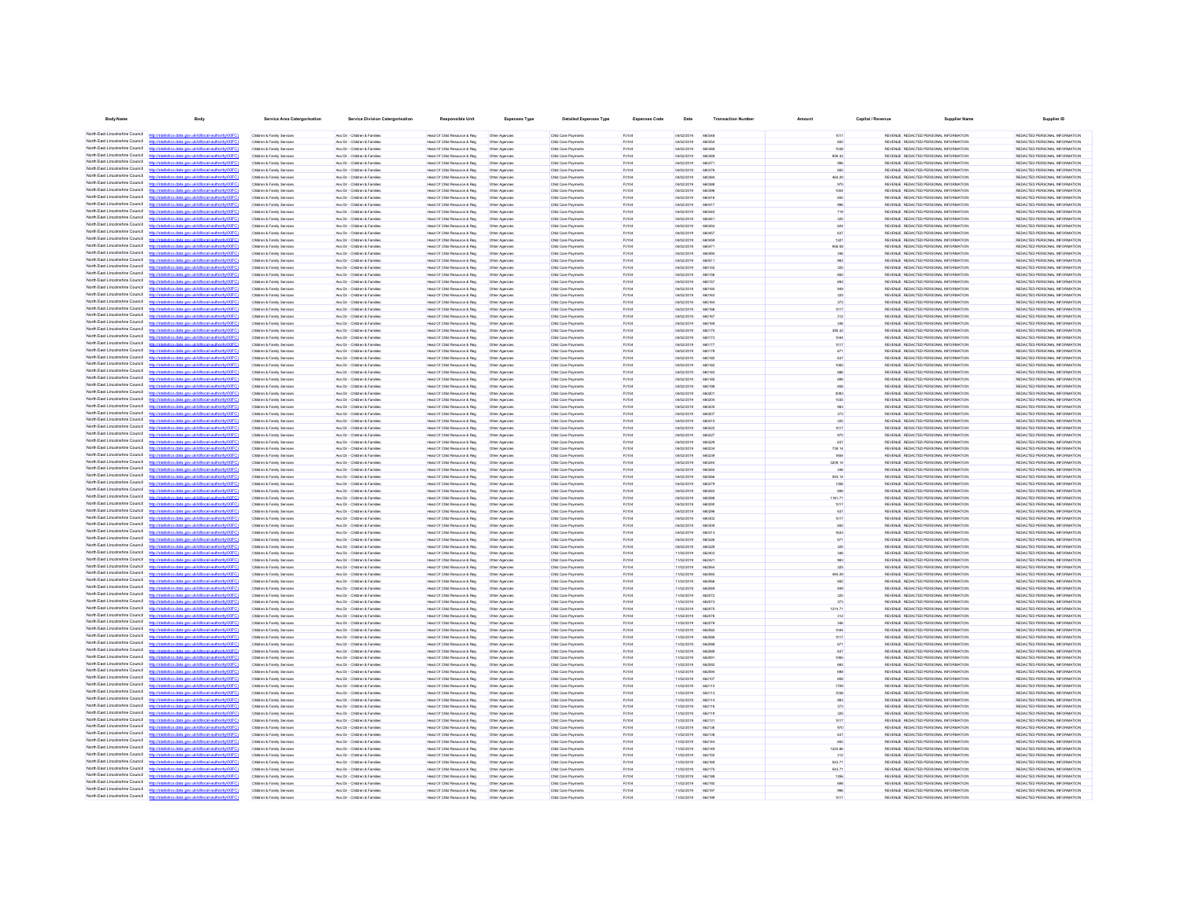| Body Name | Body | Service Area Catergorisation | Service Division Catergorisation | Responsible Unit | Expenses Type | Detailed Expenses Type | Expenses Code | Date | Transaction Number | Amount | Capital / Revenue | Supplier Name | Supplier ID |
|---|---|---|---|---|---|---|---|---|---|---|---|---|---|
| North East Lincolnshire Council | http://statistics.data.gov.uk/id/local-authority/00FC) | Children & Family Services | Ass Dir - Children & Families | Head Of Child Resource & Reg | Other Agencies | Child Care Payments | PJ104 | 04/02/2019 | 660348 | 1017 | REVENUE | REDACTED PERSONAL INFORMATION | REDACTED PERSONAL INFORMATION |
| North East Lincolnshire Council | http://statistics.data.gov.uk/id/local-authority/00FC) | Children & Family Services | Ass Dir - Children & Families | Head Of Child Resource & Reg | Other Agencies | Child Care Payments | PJ104 | 04/02/2019 | 660354 | 660 | REVENUE | REDACTED PERSONAL INFORMATION | REDACTED PERSONAL INFORMATION |
| North East Lincolnshire Council | http://statistics.data.gov.uk/id/local-authority/00FC) | Children & Family Services | Ass Dir - Children & Families | Head Of Child Resource & Reg | Other Agencies | Child Care Payments | PJ104 | 04/02/2019 | 660368 | 1039 | REVENUE | REDACTED PERSONAL INFORMATION | REDACTED PERSONAL INFORMATION |
| North East Lincolnshire Council | http://statistics.data.gov.uk/id/local-authority/00FC) | Children & Family Services | Ass Dir - Children & Families | Head Of Child Resource & Reg | Other Agencies | Child Care Payments | PJ104 | 04/02/2019 | 660369 | 858.42 | REVENUE | REDACTED PERSONAL INFORMATION | REDACTED PERSONAL INFORMATION |
| North East Lincolnshire Council | http://statistics.data.gov.uk/id/local-authority/00FC) | Children & Family Services | Ass Dir - Children & Families | Head Of Child Resource & Reg | Other Agencies | Child Care Payments | PJ104 | 04/02/2019 | 660371 | 986 | REVENUE | REDACTED PERSONAL INFORMATION | REDACTED PERSONAL INFORMATION |
| North East Lincolnshire Council | http://statistics.data.gov.uk/id/local-authority/00FC) | Children & Family Services | Ass Dir - Children & Families | Head Of Child Resource & Reg | Other Agencies | Child Care Payments | PJ104 | 04/02/2019 | 660378 | 660 | REVENUE | REDACTED PERSONAL INFORMATION | REDACTED PERSONAL INFORMATION |
| North East Lincolnshire Council | http://statistics.data.gov.uk/id/local-authority/00FC) | Children & Family Services | Ass Dir - Children & Families | Head Of Child Resource & Reg | Other Agencies | Child Care Payments | PJ104 | 04/02/2019 | 660386 | 464.29 | REVENUE | REDACTED PERSONAL INFORMATION | REDACTED PERSONAL INFORMATION |
| North East Lincolnshire Council | http://statistics.data.gov.uk/id/local-authority/00FC) | Children & Family Services | Ass Dir - Children & Families | Head Of Child Resource & Reg | Other Agencies | Child Care Payments | PJ104 | 04/02/2019 | 660388 | 975 | REVENUE | REDACTED PERSONAL INFORMATION | REDACTED PERSONAL INFORMATION |
| North East Lincolnshire Council | http://statistics.data.gov.uk/id/local-authority/00FC) | Children & Family Services | Ass Dir - Children & Families | Head Of Child Resource & Reg | Other Agencies | Child Care Payments | PJ104 | 04/02/2019 | 660396 | 1054 | REVENUE | REDACTED PERSONAL INFORMATION | REDACTED PERSONAL INFORMATION |
| North East Lincolnshire Council | http://statistics.data.gov.uk/id/local-authority/00FC) | Children & Family Services | Ass Dir - Children & Families | Head Of Child Resource & Reg | Other Agencies | Child Care Payments | PJ104 | 04/02/2019 | 660416 | 660 | REVENUE | REDACTED PERSONAL INFORMATION | REDACTED PERSONAL INFORMATION |
| North East Lincolnshire Council | http://statistics.data.gov.uk/id/local-authority/00FC) | Children & Family Services | Ass Dir - Children & Families | Head Of Child Resource & Reg | Other Agencies | Child Care Payments | PJ104 | 04/02/2019 | 660417 | 986 | REVENUE | REDACTED PERSONAL INFORMATION | REDACTED PERSONAL INFORMATION |
| North East Lincolnshire Council | http://statistics.data.gov.uk/id/local-authority/00FC) | Children & Family Services | Ass Dir - Children & Families | Head Of Child Resource & Reg | Other Agencies | Child Care Payments | PJ104 | 04/02/2019 | 660440 | 719 | REVENUE | REDACTED PERSONAL INFORMATION | REDACTED PERSONAL INFORMATION |
| North East Lincolnshire Council | http://statistics.data.gov.uk/id/local-authority/00FC) | Children & Family Services | Ass Dir - Children & Families | Head Of Child Resource & Reg | Other Agencies | Child Care Payments | PJ104 | 04/02/2019 | 660441 | 325 | REVENUE | REDACTED PERSONAL INFORMATION | REDACTED PERSONAL INFORMATION |
| North East Lincolnshire Council | http://statistics.data.gov.uk/id/local-authority/00FC) | Children & Family Services | Ass Dir - Children & Families | Head Of Child Resource & Reg | Other Agencies | Child Care Payments | PJ104 | 04/02/2019 | 660454 | 624 | REVENUE | REDACTED PERSONAL INFORMATION | REDACTED PERSONAL INFORMATION |
| North East Lincolnshire Council | http://statistics.data.gov.uk/id/local-authority/00FC) | Children & Family Services | Ass Dir - Children & Families | Head Of Child Resource & Reg | Other Agencies | Child Care Payments | PJ104 | 04/02/2019 | 660457 | 637 | REVENUE | REDACTED PERSONAL INFORMATION | REDACTED PERSONAL INFORMATION |
| North East Lincolnshire Council | http://statistics.data.gov.uk/id/local-authority/00FC) | Children & Family Services | Ass Dir - Children & Families | Head Of Child Resource & Reg | Other Agencies | Child Care Payments | PJ104 | 04/02/2019 | 660459 | 1321 | REVENUE | REDACTED PERSONAL INFORMATION | REDACTED PERSONAL INFORMATION |
| North East Lincolnshire Council | http://statistics.data.gov.uk/id/local-authority/00FC) | Children & Family Services | Ass Dir - Children & Families | Head Of Child Resource & Reg | Other Agencies | Child Care Payments | PJ104 | 04/02/2019 | 660471 | 858.58 | REVENUE | REDACTED PERSONAL INFORMATION | REDACTED PERSONAL INFORMATION |
| North East Lincolnshire Council | http://statistics.data.gov.uk/id/local-authority/00FC) | Children & Family Services | Ass Dir - Children & Families | Head Of Child Resource & Reg | Other Agencies | Child Care Payments | PJ104 | 04/02/2019 | 660490 | 346 | REVENUE | REDACTED PERSONAL INFORMATION | REDACTED PERSONAL INFORMATION |
| North East Lincolnshire Council | http://statistics.data.gov.uk/id/local-authority/00FC) | Children & Family Services | Ass Dir - Children & Families | Head Of Child Resource & Reg | Other Agencies | Child Care Payments | PJ104 | 04/02/2019 | 660511 | 983 | REVENUE | REDACTED PERSONAL INFORMATION | REDACTED PERSONAL INFORMATION |
| North East Lincolnshire Council | http://statistics.data.gov.uk/id/local-authority/00FC) | Children & Family Services | Ass Dir - Children & Families | Head Of Child Resource & Reg | Other Agencies | Child Care Payments | PJ104 | 04/02/2019 | 660155 | 325 | REVENUE | REDACTED PERSONAL INFORMATION | REDACTED PERSONAL INFORMATION |
| North East Lincolnshire Council | http://statistics.data.gov.uk/id/local-authority/00FC) | Children & Family Services | Ass Dir - Children & Families | Head Of Child Resource & Reg | Other Agencies | Child Care Payments | PJ104 | 04/02/2019 | 660156 | 682 | REVENUE | REDACTED PERSONAL INFORMATION | REDACTED PERSONAL INFORMATION |
| North East Lincolnshire Council | http://statistics.data.gov.uk/id/local-authority/00FC) | Children & Family Services | Ass Dir - Children & Families | Head Of Child Resource & Reg | Other Agencies | Child Care Payments | PJ104 | 04/02/2019 | 660157 | 682 | REVENUE | REDACTED PERSONAL INFORMATION | REDACTED PERSONAL INFORMATION |
| North East Lincolnshire Council | http://statistics.data.gov.uk/id/local-authority/00FC) | Children & Family Services | Ass Dir - Children & Families | Head Of Child Resource & Reg | Other Agencies | Child Care Payments | PJ104 | 04/02/2019 | 660160 | 949 | REVENUE | REDACTED PERSONAL INFORMATION | REDACTED PERSONAL INFORMATION |
| North East Lincolnshire Council | http://statistics.data.gov.uk/id/local-authority/00FC) | Children & Family Services | Ass Dir - Children & Families | Head Of Child Resource & Reg | Other Agencies | Child Care Payments | PJ104 | 04/02/2019 | 660163 | 325 | REVENUE | REDACTED PERSONAL INFORMATION | REDACTED PERSONAL INFORMATION |
| North East Lincolnshire Council | http://statistics.data.gov.uk/id/local-authority/00FC) | Children & Family Services | Ass Dir - Children & Families | Head Of Child Resource & Reg | Other Agencies | Child Care Payments | PJ104 | 04/02/2019 | 660164 | 373 | REVENUE | REDACTED PERSONAL INFORMATION | REDACTED PERSONAL INFORMATION |
| North East Lincolnshire Council | http://statistics.data.gov.uk/id/local-authority/00FC) | Children & Family Services | Ass Dir - Children & Families | Head Of Child Resource & Reg | Other Agencies | Child Care Payments | PJ104 | 04/02/2019 | 660166 | 1017 | REVENUE | REDACTED PERSONAL INFORMATION | REDACTED PERSONAL INFORMATION |
| North East Lincolnshire Council | http://statistics.data.gov.uk/id/local-authority/00FC) | Children & Family Services | Ass Dir - Children & Families | Head Of Child Resource & Reg | Other Agencies | Child Care Payments | PJ104 | 04/02/2019 | 660167 | 312 | REVENUE | REDACTED PERSONAL INFORMATION | REDACTED PERSONAL INFORMATION |
| North East Lincolnshire Council | http://statistics.data.gov.uk/id/local-authority/00FC) | Children & Family Services | Ass Dir - Children & Families | Head Of Child Resource & Reg | Other Agencies | Child Care Payments | PJ104 | 04/02/2019 | 660169 | 346 | REVENUE | REDACTED PERSONAL INFORMATION | REDACTED PERSONAL INFORMATION |
| North East Lincolnshire Council | http://statistics.data.gov.uk/id/local-authority/00FC) | Children & Family Services | Ass Dir - Children & Families | Head Of Child Resource & Reg | Other Agencies | Child Care Payments | PJ104 | 04/02/2019 | 660170 | 395.42 | REVENUE | REDACTED PERSONAL INFORMATION | REDACTED PERSONAL INFORMATION |
| North East Lincolnshire Council | http://statistics.data.gov.uk/id/local-authority/00FC) | Children & Family Services | Ass Dir - Children & Families | Head Of Child Resource & Reg | Other Agencies | Child Care Payments | PJ104 | 04/02/2019 | 660173 | 1044 | REVENUE | REDACTED PERSONAL INFORMATION | REDACTED PERSONAL INFORMATION |
| North East Lincolnshire Council | http://statistics.data.gov.uk/id/local-authority/00FC) | Children & Family Services | Ass Dir - Children & Families | Head Of Child Resource & Reg | Other Agencies | Child Care Payments | PJ104 | 04/02/2019 | 660177 | 1017 | REVENUE | REDACTED PERSONAL INFORMATION | REDACTED PERSONAL INFORMATION |
| North East Lincolnshire Council | http://statistics.data.gov.uk/id/local-authority/00FC) | Children & Family Services | Ass Dir - Children & Families | Head Of Child Resource & Reg | Other Agencies | Child Care Payments | PJ104 | 04/02/2019 | 660179 | 671 | REVENUE | REDACTED PERSONAL INFORMATION | REDACTED PERSONAL INFORMATION |
| North East Lincolnshire Council | http://statistics.data.gov.uk/id/local-authority/00FC) | Children & Family Services | Ass Dir - Children & Families | Head Of Child Resource & Reg | Other Agencies | Child Care Payments | PJ104 | 04/02/2019 | 660180 | 637 | REVENUE | REDACTED PERSONAL INFORMATION | REDACTED PERSONAL INFORMATION |
| North East Lincolnshire Council | http://statistics.data.gov.uk/id/local-authority/00FC) | Children & Family Services | Ass Dir - Children & Families | Head Of Child Resource & Reg | Other Agencies | Child Care Payments | PJ104 | 04/02/2019 | 660192 | 1065 | REVENUE | REDACTED PERSONAL INFORMATION | REDACTED PERSONAL INFORMATION |
| North East Lincolnshire Council | http://statistics.data.gov.uk/id/local-authority/00FC) | Children & Family Services | Ass Dir - Children & Families | Head Of Child Resource & Reg | Other Agencies | Child Care Payments | PJ104 | 04/02/2019 | 660193 | 686 | REVENUE | REDACTED PERSONAL INFORMATION | REDACTED PERSONAL INFORMATION |
| North East Lincolnshire Council | http://statistics.data.gov.uk/id/local-authority/00FC) | Children & Family Services | Ass Dir - Children & Families | Head Of Child Resource & Reg | Other Agencies | Child Care Payments | PJ104 | 04/02/2019 | 660195 | 686 | REVENUE | REDACTED PERSONAL INFORMATION | REDACTED PERSONAL INFORMATION |
| North East Lincolnshire Council | http://statistics.data.gov.uk/id/local-authority/00FC) | Children & Family Services | Ass Dir - Children & Families | Head Of Child Resource & Reg | Other Agencies | Child Care Payments | PJ104 | 04/02/2019 | 660198 | 658 | REVENUE | REDACTED PERSONAL INFORMATION | REDACTED PERSONAL INFORMATION |
| North East Lincolnshire Council | http://statistics.data.gov.uk/id/local-authority/00FC) | Children & Family Services | Ass Dir - Children & Families | Head Of Child Resource & Reg | Other Agencies | Child Care Payments | PJ104 | 04/02/2019 | 660201 | 3093 | REVENUE | REDACTED PERSONAL INFORMATION | REDACTED PERSONAL INFORMATION |
| North East Lincolnshire Council | http://statistics.data.gov.uk/id/local-authority/00FC) | Children & Family Services | Ass Dir - Children & Families | Head Of Child Resource & Reg | Other Agencies | Child Care Payments | PJ104 | 04/02/2019 | 660204 | 1035 | REVENUE | REDACTED PERSONAL INFORMATION | REDACTED PERSONAL INFORMATION |
| North East Lincolnshire Council | http://statistics.data.gov.uk/id/local-authority/00FC) | Children & Family Services | Ass Dir - Children & Families | Head Of Child Resource & Reg | Other Agencies | Child Care Payments | PJ104 | 04/02/2019 | 660205 | 983 | REVENUE | REDACTED PERSONAL INFORMATION | REDACTED PERSONAL INFORMATION |
| North East Lincolnshire Council | http://statistics.data.gov.uk/id/local-authority/00FC) | Children & Family Services | Ass Dir - Children & Families | Head Of Child Resource & Reg | Other Agencies | Child Care Payments | PJ104 | 04/02/2019 | 660207 | 373 | REVENUE | REDACTED PERSONAL INFORMATION | REDACTED PERSONAL INFORMATION |
| North East Lincolnshire Council | http://statistics.data.gov.uk/id/local-authority/00FC) | Children & Family Services | Ass Dir - Children & Families | Head Of Child Resource & Reg | Other Agencies | Child Care Payments | PJ104 | 04/02/2019 | 660215 | 325 | REVENUE | REDACTED PERSONAL INFORMATION | REDACTED PERSONAL INFORMATION |
| North East Lincolnshire Council | http://statistics.data.gov.uk/id/local-authority/00FC) | Children & Family Services | Ass Dir - Children & Families | Head Of Child Resource & Reg | Other Agencies | Child Care Payments | PJ104 | 04/02/2019 | 660222 | 1017 | REVENUE | REDACTED PERSONAL INFORMATION | REDACTED PERSONAL INFORMATION |
| North East Lincolnshire Council | http://statistics.data.gov.uk/id/local-authority/00FC) | Children & Family Services | Ass Dir - Children & Families | Head Of Child Resource & Reg | Other Agencies | Child Care Payments | PJ104 | 04/02/2019 | 660227 | 970 | REVENUE | REDACTED PERSONAL INFORMATION | REDACTED PERSONAL INFORMATION |
| North East Lincolnshire Council | http://statistics.data.gov.uk/id/local-authority/00FC) | Children & Family Services | Ass Dir - Children & Families | Head Of Child Resource & Reg | Other Agencies | Child Care Payments | PJ104 | 04/02/2019 | 660229 | 637 | REVENUE | REDACTED PERSONAL INFORMATION | REDACTED PERSONAL INFORMATION |
| North East Lincolnshire Council | http://statistics.data.gov.uk/id/local-authority/00FC) | Children & Family Services | Ass Dir - Children & Families | Head Of Child Resource & Reg | Other Agencies | Child Care Payments | PJ104 | 04/02/2019 | 660234 | 738.14 | REVENUE | REDACTED PERSONAL INFORMATION | REDACTED PERSONAL INFORMATION |
| North East Lincolnshire Council | http://statistics.data.gov.uk/id/local-authority/00FC) | Children & Family Services | Ass Dir - Children & Families | Head Of Child Resource & Reg | Other Agencies | Child Care Payments | PJ104 | 04/02/2019 | 660239 | 1654 | REVENUE | REDACTED PERSONAL INFORMATION | REDACTED PERSONAL INFORMATION |
| North East Lincolnshire Council | http://statistics.data.gov.uk/id/local-authority/00FC) | Children & Family Services | Ass Dir - Children & Families | Head Of Child Resource & Reg | Other Agencies | Child Care Payments | PJ104 | 04/02/2019 | 660240 | 3208.14 | REVENUE | REDACTED PERSONAL INFORMATION | REDACTED PERSONAL INFORMATION |
| North East Lincolnshire Council | http://statistics.data.gov.uk/id/local-authority/00FC) | Children & Family Services | Ass Dir - Children & Families | Head Of Child Resource & Reg | Other Agencies | Child Care Payments | PJ104 | 04/02/2019 | 660260 | 346 | REVENUE | REDACTED PERSONAL INFORMATION | REDACTED PERSONAL INFORMATION |
| North East Lincolnshire Council | http://statistics.data.gov.uk/id/local-authority/00FC) | Children & Family Services | Ass Dir - Children & Families | Head Of Child Resource & Reg | Other Agencies | Child Care Payments | PJ104 | 04/02/2019 | 660268 | 910.14 | REVENUE | REDACTED PERSONAL INFORMATION | REDACTED PERSONAL INFORMATION |
| North East Lincolnshire Council | http://statistics.data.gov.uk/id/local-authority/00FC) | Children & Family Services | Ass Dir - Children & Families | Head Of Child Resource & Reg | Other Agencies | Child Care Payments | PJ104 | 04/02/2019 | 660279 | 1356 | REVENUE | REDACTED PERSONAL INFORMATION | REDACTED PERSONAL INFORMATION |
| North East Lincolnshire Council | http://statistics.data.gov.uk/id/local-authority/00FC) | Children & Family Services | Ass Dir - Children & Families | Head Of Child Resource & Reg | Other Agencies | Child Care Payments | PJ104 | 04/02/2019 | 660283 | 686 | REVENUE | REDACTED PERSONAL INFORMATION | REDACTED PERSONAL INFORMATION |
| North East Lincolnshire Council | http://statistics.data.gov.uk/id/local-authority/00FC) | Children & Family Services | Ass Dir - Children & Families | Head Of Child Resource & Reg | Other Agencies | Child Care Payments | PJ104 | 04/02/2019 | 660288 | 1181.71 | REVENUE | REDACTED PERSONAL INFORMATION | REDACTED PERSONAL INFORMATION |
| North East Lincolnshire Council | http://statistics.data.gov.uk/id/local-authority/00FC) | Children & Family Services | Ass Dir - Children & Families | Head Of Child Resource & Reg | Other Agencies | Child Care Payments | PJ104 | 04/02/2019 | 660290 | 1017 | REVENUE | REDACTED PERSONAL INFORMATION | REDACTED PERSONAL INFORMATION |
| North East Lincolnshire Council | http://statistics.data.gov.uk/id/local-authority/00FC) | Children & Family Services | Ass Dir - Children & Families | Head Of Child Resource & Reg | Other Agencies | Child Care Payments | PJ104 | 04/02/2019 | 660296 | 637 | REVENUE | REDACTED PERSONAL INFORMATION | REDACTED PERSONAL INFORMATION |
| North East Lincolnshire Council | http://statistics.data.gov.uk/id/local-authority/00FC) | Children & Family Services | Ass Dir - Children & Families | Head Of Child Resource & Reg | Other Agencies | Child Care Payments | PJ104 | 04/02/2019 | 660302 | 1017 | REVENUE | REDACTED PERSONAL INFORMATION | REDACTED PERSONAL INFORMATION |
| North East Lincolnshire Council | http://statistics.data.gov.uk/id/local-authority/00FC) | Children & Family Services | Ass Dir - Children & Families | Head Of Child Resource & Reg | Other Agencies | Child Care Payments | PJ104 | 04/02/2019 | 660309 | 660 | REVENUE | REDACTED PERSONAL INFORMATION | REDACTED PERSONAL INFORMATION |
| North East Lincolnshire Council | http://statistics.data.gov.uk/id/local-authority/00FC) | Children & Family Services | Ass Dir - Children & Families | Head Of Child Resource & Reg | Other Agencies | Child Care Payments | PJ104 | 04/02/2019 | 660313 | 1633 | REVENUE | REDACTED PERSONAL INFORMATION | REDACTED PERSONAL INFORMATION |
| North East Lincolnshire Council | http://statistics.data.gov.uk/id/local-authority/00FC) | Children & Family Services | Ass Dir - Children & Families | Head Of Child Resource & Reg | Other Agencies | Child Care Payments | PJ104 | 04/02/2019 | 660326 | 671 | REVENUE | REDACTED PERSONAL INFORMATION | REDACTED PERSONAL INFORMATION |
| North East Lincolnshire Council | http://statistics.data.gov.uk/id/local-authority/00FC) | Children & Family Services | Ass Dir - Children & Families | Head Of Child Resource & Reg | Other Agencies | Child Care Payments | PJ104 | 04/02/2019 | 660328 | 325 | REVENUE | REDACTED PERSONAL INFORMATION | REDACTED PERSONAL INFORMATION |
| North East Lincolnshire Council | http://statistics.data.gov.uk/id/local-authority/00FC) | Children & Family Services | Ass Dir - Children & Families | Head Of Child Resource & Reg | Other Agencies | Child Care Payments | PJ104 | 11/02/2019 | 662403 | 346 | REVENUE | REDACTED PERSONAL INFORMATION | REDACTED PERSONAL INFORMATION |
| North East Lincolnshire Council | http://statistics.data.gov.uk/id/local-authority/00FC) | Children & Family Services | Ass Dir - Children & Families | Head Of Child Resource & Reg | Other Agencies | Child Care Payments | PJ104 | 11/02/2019 | 662421 | 983 | REVENUE | REDACTED PERSONAL INFORMATION | REDACTED PERSONAL INFORMATION |
| North East Lincolnshire Council | http://statistics.data.gov.uk/id/local-authority/00FC) | Children & Family Services | Ass Dir - Children & Families | Head Of Child Resource & Reg | Other Agencies | Child Care Payments | PJ104 | 11/02/2019 | 662064 | 325 | REVENUE | REDACTED PERSONAL INFORMATION | REDACTED PERSONAL INFORMATION |
| North East Lincolnshire Council | http://statistics.data.gov.uk/id/local-authority/00FC) | Children & Family Services | Ass Dir - Children & Families | Head Of Child Resource & Reg | Other Agencies | Child Care Payments | PJ104 | 11/02/2019 | 662065 | 464.29 | REVENUE | REDACTED PERSONAL INFORMATION | REDACTED PERSONAL INFORMATION |
| North East Lincolnshire Council | http://statistics.data.gov.uk/id/local-authority/00FC) | Children & Family Services | Ass Dir - Children & Families | Head Of Child Resource & Reg | Other Agencies | Child Care Payments | PJ104 | 11/02/2019 | 662066 | 682 | REVENUE | REDACTED PERSONAL INFORMATION | REDACTED PERSONAL INFORMATION |
| North East Lincolnshire Council | http://statistics.data.gov.uk/id/local-authority/00FC) | Children & Family Services | Ass Dir - Children & Families | Head Of Child Resource & Reg | Other Agencies | Child Care Payments | PJ104 | 11/02/2019 | 662069 | 949 | REVENUE | REDACTED PERSONAL INFORMATION | REDACTED PERSONAL INFORMATION |
| North East Lincolnshire Council | http://statistics.data.gov.uk/id/local-authority/00FC) | Children & Family Services | Ass Dir - Children & Families | Head Of Child Resource & Reg | Other Agencies | Child Care Payments | PJ104 | 11/02/2019 | 662072 | 325 | REVENUE | REDACTED PERSONAL INFORMATION | REDACTED PERSONAL INFORMATION |
| North East Lincolnshire Council | http://statistics.data.gov.uk/id/local-authority/00FC) | Children & Family Services | Ass Dir - Children & Families | Head Of Child Resource & Reg | Other Agencies | Child Care Payments | PJ104 | 11/02/2019 | 662073 | 373 | REVENUE | REDACTED PERSONAL INFORMATION | REDACTED PERSONAL INFORMATION |
| North East Lincolnshire Council | http://statistics.data.gov.uk/id/local-authority/00FC) | Children & Family Services | Ass Dir - Children & Families | Head Of Child Resource & Reg | Other Agencies | Child Care Payments | PJ104 | 11/02/2019 | 662075 | 1218.71 | REVENUE | REDACTED PERSONAL INFORMATION | REDACTED PERSONAL INFORMATION |
| North East Lincolnshire Council | http://statistics.data.gov.uk/id/local-authority/00FC) | Children & Family Services | Ass Dir - Children & Families | Head Of Child Resource & Reg | Other Agencies | Child Care Payments | PJ104 | 11/02/2019 | 662076 | 312 | REVENUE | REDACTED PERSONAL INFORMATION | REDACTED PERSONAL INFORMATION |
| North East Lincolnshire Council | http://statistics.data.gov.uk/id/local-authority/00FC) | Children & Family Services | Ass Dir - Children & Families | Head Of Child Resource & Reg | Other Agencies | Child Care Payments | PJ104 | 11/02/2019 | 662078 | 346 | REVENUE | REDACTED PERSONAL INFORMATION | REDACTED PERSONAL INFORMATION |
| North East Lincolnshire Council | http://statistics.data.gov.uk/id/local-authority/00FC) | Children & Family Services | Ass Dir - Children & Families | Head Of Child Resource & Reg | Other Agencies | Child Care Payments | PJ104 | 11/02/2019 | 662082 | 1044 | REVENUE | REDACTED PERSONAL INFORMATION | REDACTED PERSONAL INFORMATION |
| North East Lincolnshire Council | http://statistics.data.gov.uk/id/local-authority/00FC) | Children & Family Services | Ass Dir - Children & Families | Head Of Child Resource & Reg | Other Agencies | Child Care Payments | PJ104 | 11/02/2019 | 662086 | 1017 | REVENUE | REDACTED PERSONAL INFORMATION | REDACTED PERSONAL INFORMATION |
| North East Lincolnshire Council | http://statistics.data.gov.uk/id/local-authority/00FC) | Children & Family Services | Ass Dir - Children & Families | Head Of Child Resource & Reg | Other Agencies | Child Care Payments | PJ104 | 11/02/2019 | 662088 | 671 | REVENUE | REDACTED PERSONAL INFORMATION | REDACTED PERSONAL INFORMATION |
| North East Lincolnshire Council | http://statistics.data.gov.uk/id/local-authority/00FC) | Children & Family Services | Ass Dir - Children & Families | Head Of Child Resource & Reg | Other Agencies | Child Care Payments | PJ104 | 11/02/2019 | 662089 | 637 | REVENUE | REDACTED PERSONAL INFORMATION | REDACTED PERSONAL INFORMATION |
| North East Lincolnshire Council | http://statistics.data.gov.uk/id/local-authority/00FC) | Children & Family Services | Ass Dir - Children & Families | Head Of Child Resource & Reg | Other Agencies | Child Care Payments | PJ104 | 11/02/2019 | 662091 | 1065 | REVENUE | REDACTED PERSONAL INFORMATION | REDACTED PERSONAL INFORMATION |
| North East Lincolnshire Council | http://statistics.data.gov.uk/id/local-authority/00FC) | Children & Family Services | Ass Dir - Children & Families | Head Of Child Resource & Reg | Other Agencies | Child Care Payments | PJ104 | 11/02/2019 | 662092 | 682 | REVENUE | REDACTED PERSONAL INFORMATION | REDACTED PERSONAL INFORMATION |
| North East Lincolnshire Council | http://statistics.data.gov.uk/id/local-authority/00FC) | Children & Family Services | Ass Dir - Children & Families | Head Of Child Resource & Reg | Other Agencies | Child Care Payments | PJ104 | 11/02/2019 | 662094 | 686 | REVENUE | REDACTED PERSONAL INFORMATION | REDACTED PERSONAL INFORMATION |
| North East Lincolnshire Council | http://statistics.data.gov.uk/id/local-authority/00FC) | Children & Family Services | Ass Dir - Children & Families | Head Of Child Resource & Reg | Other Agencies | Child Care Payments | PJ104 | 11/02/2019 | 662107 | 658 | REVENUE | REDACTED PERSONAL INFORMATION | REDACTED PERSONAL INFORMATION |
| North East Lincolnshire Council | http://statistics.data.gov.uk/id/local-authority/00FC) | Children & Family Services | Ass Dir - Children & Families | Head Of Child Resource & Reg | Other Agencies | Child Care Payments | PJ104 | 11/02/2019 | 662110 | 1759 | REVENUE | REDACTED PERSONAL INFORMATION | REDACTED PERSONAL INFORMATION |
| North East Lincolnshire Council | http://statistics.data.gov.uk/id/local-authority/00FC) | Children & Family Services | Ass Dir - Children & Families | Head Of Child Resource & Reg | Other Agencies | Child Care Payments | PJ104 | 11/02/2019 | 662113 | 1039 | REVENUE | REDACTED PERSONAL INFORMATION | REDACTED PERSONAL INFORMATION |
| North East Lincolnshire Council | http://statistics.data.gov.uk/id/local-authority/00FC) | Children & Family Services | Ass Dir - Children & Families | Head Of Child Resource & Reg | Other Agencies | Child Care Payments | PJ104 | 11/02/2019 | 662114 | 983 | REVENUE | REDACTED PERSONAL INFORMATION | REDACTED PERSONAL INFORMATION |
| North East Lincolnshire Council | http://statistics.data.gov.uk/id/local-authority/00FC) | Children & Family Services | Ass Dir - Children & Families | Head Of Child Resource & Reg | Other Agencies | Child Care Payments | PJ104 | 11/02/2019 | 662116 | 373 | REVENUE | REDACTED PERSONAL INFORMATION | REDACTED PERSONAL INFORMATION |
| North East Lincolnshire Council | http://statistics.data.gov.uk/id/local-authority/00FC) | Children & Family Services | Ass Dir - Children & Families | Head Of Child Resource & Reg | Other Agencies | Child Care Payments | PJ104 | 11/02/2019 | 662119 | 325 | REVENUE | REDACTED PERSONAL INFORMATION | REDACTED PERSONAL INFORMATION |
| North East Lincolnshire Council | http://statistics.data.gov.uk/id/local-authority/00FC) | Children & Family Services | Ass Dir - Children & Families | Head Of Child Resource & Reg | Other Agencies | Child Care Payments | PJ104 | 11/02/2019 | 662131 | 1017 | REVENUE | REDACTED PERSONAL INFORMATION | REDACTED PERSONAL INFORMATION |
| North East Lincolnshire Council | http://statistics.data.gov.uk/id/local-authority/00FC) | Children & Family Services | Ass Dir - Children & Families | Head Of Child Resource & Reg | Other Agencies | Child Care Payments | PJ104 | 11/02/2019 | 662136 | 970 | REVENUE | REDACTED PERSONAL INFORMATION | REDACTED PERSONAL INFORMATION |
| North East Lincolnshire Council | http://statistics.data.gov.uk/id/local-authority/00FC) | Children & Family Services | Ass Dir - Children & Families | Head Of Child Resource & Reg | Other Agencies | Child Care Payments | PJ104 | 11/02/2019 | 662139 | 637 | REVENUE | REDACTED PERSONAL INFORMATION | REDACTED PERSONAL INFORMATION |
| North East Lincolnshire Council | http://statistics.data.gov.uk/id/local-authority/00FC) | Children & Family Services | Ass Dir - Children & Families | Head Of Child Resource & Reg | Other Agencies | Child Care Payments | PJ104 | 11/02/2019 | 662144 | 660 | REVENUE | REDACTED PERSONAL INFORMATION | REDACTED PERSONAL INFORMATION |
| North East Lincolnshire Council | http://statistics.data.gov.uk/id/local-authority/00FC) | Children & Family Services | Ass Dir - Children & Families | Head Of Child Resource & Reg | Other Agencies | Child Care Payments | PJ104 | 11/02/2019 | 662149 | 1226.86 | REVENUE | REDACTED PERSONAL INFORMATION | REDACTED PERSONAL INFORMATION |
| North East Lincolnshire Council | http://statistics.data.gov.uk/id/local-authority/00FC) | Children & Family Services | Ass Dir - Children & Families | Head Of Child Resource & Reg | Other Agencies | Child Care Payments | PJ104 | 11/02/2019 | 662158 | 312 | REVENUE | REDACTED PERSONAL INFORMATION | REDACTED PERSONAL INFORMATION |
| North East Lincolnshire Council | http://statistics.data.gov.uk/id/local-authority/00FC) | Children & Family Services | Ass Dir - Children & Families | Head Of Child Resource & Reg | Other Agencies | Child Care Payments | PJ104 | 11/02/2019 | 662168 | 543.71 | REVENUE | REDACTED PERSONAL INFORMATION | REDACTED PERSONAL INFORMATION |
| North East Lincolnshire Council | http://statistics.data.gov.uk/id/local-authority/00FC) | Children & Family Services | Ass Dir - Children & Families | Head Of Child Resource & Reg | Other Agencies | Child Care Payments | PJ104 | 11/02/2019 | 662175 | 543.71 | REVENUE | REDACTED PERSONAL INFORMATION | REDACTED PERSONAL INFORMATION |
| North East Lincolnshire Council | http://statistics.data.gov.uk/id/local-authority/00FC) | Children & Family Services | Ass Dir - Children & Families | Head Of Child Resource & Reg | Other Agencies | Child Care Payments | PJ104 | 11/02/2019 | 662188 | 1356 | REVENUE | REDACTED PERSONAL INFORMATION | REDACTED PERSONAL INFORMATION |
| North East Lincolnshire Council | http://statistics.data.gov.uk/id/local-authority/00FC) | Children & Family Services | Ass Dir - Children & Families | Head Of Child Resource & Reg | Other Agencies | Child Care Payments | PJ104 | 11/02/2019 | 662192 | 686 | REVENUE | REDACTED PERSONAL INFORMATION | REDACTED PERSONAL INFORMATION |
| North East Lincolnshire Council | http://statistics.data.gov.uk/id/local-authority/00FC) | Children & Family Services | Ass Dir - Children & Families | Head Of Child Resource & Reg | Other Agencies | Child Care Payments | PJ104 | 11/02/2019 | 662197 | 986 | REVENUE | REDACTED PERSONAL INFORMATION | REDACTED PERSONAL INFORMATION |
| North East Lincolnshire Council | http://statistics.data.gov.uk/id/local-authority/00FC) | Children & Family Services | Ass Dir - Children & Families | Head Of Child Resource & Reg | Other Agencies | Child Care Payments | PJ104 | 11/02/2019 | 662199 | 1017 | REVENUE | REDACTED PERSONAL INFORMATION | REDACTED PERSONAL INFORMATION |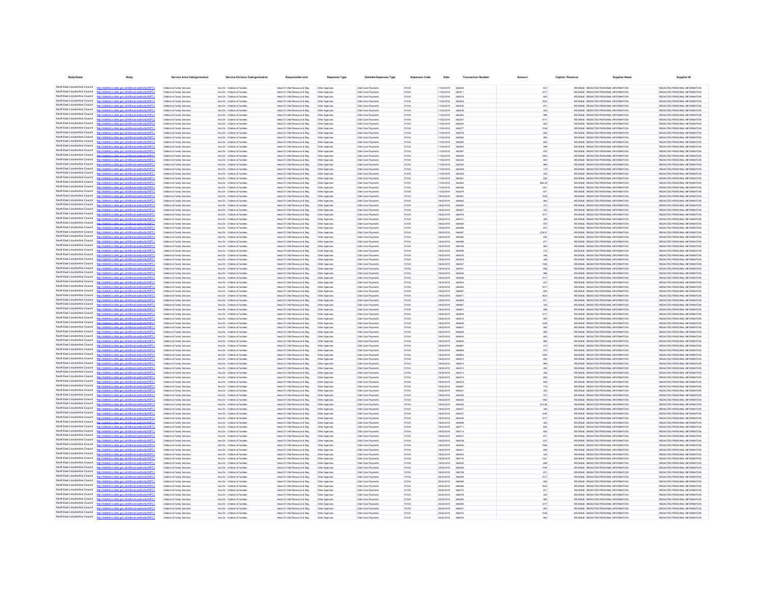| Body Name | Body | Service Area Catergorisation | Service Division Catergorisation | Responsible Unit | Expenses Type | Detailed Expenses Type | Expenses Code | Date | Transaction Number | Amount | Capital / Revenue | Supplier Name | Supplier ID |
|---|---|---|---|---|---|---|---|---|---|---|---|---|---|
| North East Lincolnshire Council | http://statistics.data.gov.uk/id/local-authority/00FC) | Children & Family Services | Ass Dir - Children & Families | Head Of Child Resource & Reg | Other Agencies | Child Care Payments | PJ104 | 11/02/2019 | 662205 | 637 | REVENUE | REDACTED PERSONAL INFORMATION | REDACTED PERSONAL INFORMATION |
| North East Lincolnshire Council | http://statistics.data.gov.uk/id/local-authority/00FC) | Children & Family Services | Ass Dir - Children & Families | Head Of Child Resource & Reg | Other Agencies | Child Care Payments | PJ104 | 11/02/2019 | 662211 | 1017 | REVENUE | REDACTED PERSONAL INFORMATION | REDACTED PERSONAL INFORMATION |
| North East Lincolnshire Council | http://statistics.data.gov.uk/id/local-authority/00FC) | Children & Family Services | Ass Dir - Children & Families | Head Of Child Resource & Reg | Other Agencies | Child Care Payments | PJ104 | 11/02/2019 | 662219 | 650 | REVENUE | REDACTED PERSONAL INFORMATION | REDACTED PERSONAL INFORMATION |
| North East Lincolnshire Council | http://statistics.data.gov.uk/id/local-authority/00FC) | Children & Family Services | Ass Dir - Children & Families | Head Of Child Resource & Reg | Other Agencies | Child Care Payments | PJ104 | 11/02/2019 | 662222 | 1633 | REVENUE | REDACTED PERSONAL INFORMATION | REDACTED PERSONAL INFORMATION |
| North East Lincolnshire Council | http://statistics.data.gov.uk/id/local-authority/00FC) | Children & Family Services | Ass Dir - Children & Families | Head Of Child Resource & Reg | Other Agencies | Child Care Payments | PJ104 | 11/02/2019 | 662235 | 671 | REVENUE | REDACTED PERSONAL INFORMATION | REDACTED PERSONAL INFORMATION |
| North East Lincolnshire Council | http://statistics.data.gov.uk/id/local-authority/00FC) | Children & Family Services | Ass Dir - Children & Families | Head Of Child Resource & Reg | Other Agencies | Child Care Payments | PJ104 | 11/02/2019 | 662238 | 325 | REVENUE | REDACTED PERSONAL INFORMATION | REDACTED PERSONAL INFORMATION |
| North East Lincolnshire Council | http://statistics.data.gov.uk/id/local-authority/00FC) | Children & Family Services | Ass Dir - Children & Families | Head Of Child Resource & Reg | Other Agencies | Child Care Payments | PJ104 | 11/02/2019 | 662252 | 986 | REVENUE | REDACTED PERSONAL INFORMATION | REDACTED PERSONAL INFORMATION |
| North East Lincolnshire Council | http://statistics.data.gov.uk/id/local-authority/00FC) | Children & Family Services | Ass Dir - Children & Families | Head Of Child Resource & Reg | Other Agencies | Child Care Payments | PJ104 | 11/02/2019 | 662257 | 1017 | REVENUE | REDACTED PERSONAL INFORMATION | REDACTED PERSONAL INFORMATION |
| North East Lincolnshire Council | http://statistics.data.gov.uk/id/local-authority/00FC) | Children & Family Services | Ass Dir - Children & Families | Head Of Child Resource & Reg | Other Agencies | Child Care Payments | PJ104 | 11/02/2019 | 662263 | 650 | REVENUE | REDACTED PERSONAL INFORMATION | REDACTED PERSONAL INFORMATION |
| North East Lincolnshire Council | http://statistics.data.gov.uk/id/local-authority/00FC) | Children & Family Services | Ass Dir - Children & Families | Head Of Child Resource & Reg | Other Agencies | Child Care Payments | PJ104 | 11/02/2019 | 662277 | 1039 | REVENUE | REDACTED PERSONAL INFORMATION | REDACTED PERSONAL INFORMATION |
| North East Lincolnshire Council | http://statistics.data.gov.uk/id/local-authority/00FC) | Children & Family Services | Ass Dir - Children & Families | Head Of Child Resource & Reg | Other Agencies | Child Care Payments | PJ104 | 11/02/2019 | 662278 | 682 | REVENUE | REDACTED PERSONAL INFORMATION | REDACTED PERSONAL INFORMATION |
| North East Lincolnshire Council | http://statistics.data.gov.uk/id/local-authority/00FC) | Children & Family Services | Ass Dir - Children & Families | Head Of Child Resource & Reg | Other Agencies | Child Care Payments | PJ104 | 11/02/2019 | 662285 | 986 | REVENUE | REDACTED PERSONAL INFORMATION | REDACTED PERSONAL INFORMATION |
| North East Lincolnshire Council | http://statistics.data.gov.uk/id/local-authority/00FC) | Children & Family Services | Ass Dir - Children & Families | Head Of Child Resource & Reg | Other Agencies | Child Care Payments | PJ104 | 11/02/2019 | 662288 | 650 | REVENUE | REDACTED PERSONAL INFORMATION | REDACTED PERSONAL INFORMATION |
| North East Lincolnshire Council | http://statistics.data.gov.uk/id/local-authority/00FC) | Children & Family Services | Ass Dir - Children & Families | Head Of Child Resource & Reg | Other Agencies | Child Care Payments | PJ104 | 11/02/2019 | 662293 | 589 | REVENUE | REDACTED PERSONAL INFORMATION | REDACTED PERSONAL INFORMATION |
| North East Lincolnshire Council | http://statistics.data.gov.uk/id/local-authority/00FC) | Children & Family Services | Ass Dir - Children & Families | Head Of Child Resource & Reg | Other Agencies | Child Care Payments | PJ104 | 11/02/2019 | 662297 | 975 | REVENUE | REDACTED PERSONAL INFORMATION | REDACTED PERSONAL INFORMATION |
| North East Lincolnshire Council | http://statistics.data.gov.uk/id/local-authority/00FC) | Children & Family Services | Ass Dir - Children & Families | Head Of Child Resource & Reg | Other Agencies | Child Care Payments | PJ104 | 11/02/2019 | 662305 | 1064 | REVENUE | REDACTED PERSONAL INFORMATION | REDACTED PERSONAL INFORMATION |
| North East Lincolnshire Council | http://statistics.data.gov.uk/id/local-authority/00FC) | Children & Family Services | Ass Dir - Children & Families | Head Of Child Resource & Reg | Other Agencies | Child Care Payments | PJ104 | 11/02/2019 | 662324 | 650 | REVENUE | REDACTED PERSONAL INFORMATION | REDACTED PERSONAL INFORMATION |
| North East Lincolnshire Council | http://statistics.data.gov.uk/id/local-authority/00FC) | Children & Family Services | Ass Dir - Children & Families | Head Of Child Resource & Reg | Other Agencies | Child Care Payments | PJ104 | 11/02/2019 | 662325 | 986 | REVENUE | REDACTED PERSONAL INFORMATION | REDACTED PERSONAL INFORMATION |
| North East Lincolnshire Council | http://statistics.data.gov.uk/id/local-authority/00FC) | Children & Family Services | Ass Dir - Children & Families | Head Of Child Resource & Reg | Other Agencies | Child Care Payments | PJ104 | 11/02/2019 | 662348 | 719 | REVENUE | REDACTED PERSONAL INFORMATION | REDACTED PERSONAL INFORMATION |
| North East Lincolnshire Council | http://statistics.data.gov.uk/id/local-authority/00FC) | Children & Family Services | Ass Dir - Children & Families | Head Of Child Resource & Reg | Other Agencies | Child Care Payments | PJ104 | 11/02/2019 | 662349 | 325 | REVENUE | REDACTED PERSONAL INFORMATION | REDACTED PERSONAL INFORMATION |
| North East Lincolnshire Council | http://statistics.data.gov.uk/id/local-authority/00FC) | Children & Family Services | Ass Dir - Children & Families | Head Of Child Resource & Reg | Other Agencies | Child Care Payments | PJ104 | 11/02/2019 | 662361 | 624 | REVENUE | REDACTED PERSONAL INFORMATION | REDACTED PERSONAL INFORMATION |
| North East Lincolnshire Council | http://statistics.data.gov.uk/id/local-authority/00FC) | Children & Family Services | Ass Dir - Children & Families | Head Of Child Resource & Reg | Other Agencies | Child Care Payments | PJ104 | 11/02/2019 | 662364 | 646.29 | REVENUE | REDACTED PERSONAL INFORMATION | REDACTED PERSONAL INFORMATION |
| North East Lincolnshire Council | http://statistics.data.gov.uk/id/local-authority/00FC) | Children & Family Services | Ass Dir - Children & Families | Head Of Child Resource & Reg | Other Agencies | Child Care Payments | PJ104 | 11/02/2019 | 662366 | 1321 | REVENUE | REDACTED PERSONAL INFORMATION | REDACTED PERSONAL INFORMATION |
| North East Lincolnshire Council | http://statistics.data.gov.uk/id/local-authority/00FC) | Children & Family Services | Ass Dir - Children & Families | Head Of Child Resource & Reg | Other Agencies | Child Care Payments | PJ104 | 11/02/2019 | 662379 | 671 | REVENUE | REDACTED PERSONAL INFORMATION | REDACTED PERSONAL INFORMATION |
| North East Lincolnshire Council | http://statistics.data.gov.uk/id/local-authority/00FC) | Children & Family Services | Ass Dir - Children & Families | Head Of Child Resource & Reg | Other Agencies | Child Care Payments | PJ104 | 18/02/2019 | 664461 | 1039 | REVENUE | REDACTED PERSONAL INFORMATION | REDACTED PERSONAL INFORMATION |
| North East Lincolnshire Council | http://statistics.data.gov.uk/id/local-authority/00FC) | Children & Family Services | Ass Dir - Children & Families | Head Of Child Resource & Reg | Other Agencies | Child Care Payments | PJ104 | 18/02/2019 | 664462 | 983 | REVENUE | REDACTED PERSONAL INFORMATION | REDACTED PERSONAL INFORMATION |
| North East Lincolnshire Council | http://statistics.data.gov.uk/id/local-authority/00FC) | Children & Family Services | Ass Dir - Children & Families | Head Of Child Resource & Reg | Other Agencies | Child Care Payments | PJ104 | 18/02/2019 | 664464 | 373 | REVENUE | REDACTED PERSONAL INFORMATION | REDACTED PERSONAL INFORMATION |
| North East Lincolnshire Council | http://statistics.data.gov.uk/id/local-authority/00FC) | Children & Family Services | Ass Dir - Children & Families | Head Of Child Resource & Reg | Other Agencies | Child Care Payments | PJ104 | 18/02/2019 | 664467 | 325 | REVENUE | REDACTED PERSONAL INFORMATION | REDACTED PERSONAL INFORMATION |
| North East Lincolnshire Council | http://statistics.data.gov.uk/id/local-authority/00FC) | Children & Family Services | Ass Dir - Children & Families | Head Of Child Resource & Reg | Other Agencies | Child Care Payments | PJ104 | 18/02/2019 | 664479 | 1017 | REVENUE | REDACTED PERSONAL INFORMATION | REDACTED PERSONAL INFORMATION |
| North East Lincolnshire Council | http://statistics.data.gov.uk/id/local-authority/00FC) | Children & Family Services | Ass Dir - Children & Families | Head Of Child Resource & Reg | Other Agencies | Child Care Payments | PJ104 | 18/02/2019 | 664751 | 346 | REVENUE | REDACTED PERSONAL INFORMATION | REDACTED PERSONAL INFORMATION |
| North East Lincolnshire Council | http://statistics.data.gov.uk/id/local-authority/00FC) | Children & Family Services | Ass Dir - Children & Families | Head Of Child Resource & Reg | Other Agencies | Child Care Payments | PJ104 | 18/02/2019 | 664484 | 970 | REVENUE | REDACTED PERSONAL INFORMATION | REDACTED PERSONAL INFORMATION |
| North East Lincolnshire Council | http://statistics.data.gov.uk/id/local-authority/00FC) | Children & Family Services | Ass Dir - Children & Families | Head Of Child Resource & Reg | Other Agencies | Child Care Payments | PJ104 | 18/02/2019 | 664486 | 637 | REVENUE | REDACTED PERSONAL INFORMATION | REDACTED PERSONAL INFORMATION |
| North East Lincolnshire Council | http://statistics.data.gov.uk/id/local-authority/00FC) | Children & Family Services | Ass Dir - Children & Families | Head Of Child Resource & Reg | Other Agencies | Child Care Payments | PJ104 | 18/02/2019 | 664487 | 278.57 | REVENUE | REDACTED PERSONAL INFORMATION | REDACTED PERSONAL INFORMATION |
| North East Lincolnshire Council | http://statistics.data.gov.uk/id/local-authority/00FC) | Children & Family Services | Ass Dir - Children & Families | Head Of Child Resource & Reg | Other Agencies | Child Care Payments | PJ104 | 18/02/2019 | 664492 | 650 | REVENUE | REDACTED PERSONAL INFORMATION | REDACTED PERSONAL INFORMATION |
| North East Lincolnshire Council | http://statistics.data.gov.uk/id/local-authority/00FC) | Children & Family Services | Ass Dir - Children & Families | Head Of Child Resource & Reg | Other Agencies | Child Care Payments | PJ104 | 18/02/2019 | 664498 | 671 | REVENUE | REDACTED PERSONAL INFORMATION | REDACTED PERSONAL INFORMATION |
| North East Lincolnshire Council | http://statistics.data.gov.uk/id/local-authority/00FC) | Children & Family Services | Ass Dir - Children & Families | Head Of Child Resource & Reg | Other Agencies | Child Care Payments | PJ104 | 18/02/2019 | 664768 | 983 | REVENUE | REDACTED PERSONAL INFORMATION | REDACTED PERSONAL INFORMATION |
| North East Lincolnshire Council | http://statistics.data.gov.uk/id/local-authority/00FC) | Children & Family Services | Ass Dir - Children & Families | Head Of Child Resource & Reg | Other Agencies | Child Care Payments | PJ104 | 18/02/2019 | 664499 | 312 | REVENUE | REDACTED PERSONAL INFORMATION | REDACTED PERSONAL INFORMATION |
| North East Lincolnshire Council | http://statistics.data.gov.uk/id/local-authority/00FC) | Children & Family Services | Ass Dir - Children & Families | Head Of Child Resource & Reg | Other Agencies | Child Care Payments | PJ104 | 18/02/2019 | 664519 | 346 | REVENUE | REDACTED PERSONAL INFORMATION | REDACTED PERSONAL INFORMATION |
| North East Lincolnshire Council | http://statistics.data.gov.uk/id/local-authority/00FC) | Children & Family Services | Ass Dir - Children & Families | Head Of Child Resource & Reg | Other Agencies | Child Care Payments | PJ104 | 18/02/2019 | 664524 | 346 | REVENUE | REDACTED PERSONAL INFORMATION | REDACTED PERSONAL INFORMATION |
| North East Lincolnshire Council | http://statistics.data.gov.uk/id/local-authority/00FC) | Children & Family Services | Ass Dir - Children & Families | Head Of Child Resource & Reg | Other Agencies | Child Care Payments | PJ104 | 18/02/2019 | 664537 | 1084 | REVENUE | REDACTED PERSONAL INFORMATION | REDACTED PERSONAL INFORMATION |
| North East Lincolnshire Council | http://statistics.data.gov.uk/id/local-authority/00FC) | Children & Family Services | Ass Dir - Children & Families | Head Of Child Resource & Reg | Other Agencies | Child Care Payments | PJ104 | 18/02/2019 | 664541 | 698 | REVENUE | REDACTED PERSONAL INFORMATION | REDACTED PERSONAL INFORMATION |
| North East Lincolnshire Council | http://statistics.data.gov.uk/id/local-authority/00FC) | Children & Family Services | Ass Dir - Children & Families | Head Of Child Resource & Reg | Other Agencies | Child Care Payments | PJ104 | 18/02/2019 | 664546 | 986 | REVENUE | REDACTED PERSONAL INFORMATION | REDACTED PERSONAL INFORMATION |
| North East Lincolnshire Council | http://statistics.data.gov.uk/id/local-authority/00FC) | Children & Family Services | Ass Dir - Children & Families | Head Of Child Resource & Reg | Other Agencies | Child Care Payments | PJ104 | 18/02/2019 | 664548 | 1017 | REVENUE | REDACTED PERSONAL INFORMATION | REDACTED PERSONAL INFORMATION |
| North East Lincolnshire Council | http://statistics.data.gov.uk/id/local-authority/00FC) | Children & Family Services | Ass Dir - Children & Families | Head Of Child Resource & Reg | Other Agencies | Child Care Payments | PJ104 | 18/02/2019 | 664554 | 637 | REVENUE | REDACTED PERSONAL INFORMATION | REDACTED PERSONAL INFORMATION |
| North East Lincolnshire Council | http://statistics.data.gov.uk/id/local-authority/00FC) | Children & Family Services | Ass Dir - Children & Families | Head Of Child Resource & Reg | Other Agencies | Child Care Payments | PJ104 | 18/02/2019 | 664560 | 1017 | REVENUE | REDACTED PERSONAL INFORMATION | REDACTED PERSONAL INFORMATION |
| North East Lincolnshire Council | http://statistics.data.gov.uk/id/local-authority/00FC) | Children & Family Services | Ass Dir - Children & Families | Head Of Child Resource & Reg | Other Agencies | Child Care Payments | PJ104 | 18/02/2019 | 664567 | 650 | REVENUE | REDACTED PERSONAL INFORMATION | REDACTED PERSONAL INFORMATION |
| North East Lincolnshire Council | http://statistics.data.gov.uk/id/local-authority/00FC) | Children & Family Services | Ass Dir - Children & Families | Head Of Child Resource & Reg | Other Agencies | Child Care Payments | PJ104 | 18/02/2019 | 664571 | 1633 | REVENUE | REDACTED PERSONAL INFORMATION | REDACTED PERSONAL INFORMATION |
| North East Lincolnshire Council | http://statistics.data.gov.uk/id/local-authority/00FC) | Children & Family Services | Ass Dir - Children & Families | Head Of Child Resource & Reg | Other Agencies | Child Care Payments | PJ104 | 18/02/2019 | 664584 | 671 | REVENUE | REDACTED PERSONAL INFORMATION | REDACTED PERSONAL INFORMATION |
| North East Lincolnshire Council | http://statistics.data.gov.uk/id/local-authority/00FC) | Children & Family Services | Ass Dir - Children & Families | Head Of Child Resource & Reg | Other Agencies | Child Care Payments | PJ104 | 18/02/2019 | 664597 | 325 | REVENUE | REDACTED PERSONAL INFORMATION | REDACTED PERSONAL INFORMATION |
| North East Lincolnshire Council | http://statistics.data.gov.uk/id/local-authority/00FC) | Children & Family Services | Ass Dir - Children & Families | Head Of Child Resource & Reg | Other Agencies | Child Care Payments | PJ104 | 18/02/2019 | 664601 | 986 | REVENUE | REDACTED PERSONAL INFORMATION | REDACTED PERSONAL INFORMATION |
| North East Lincolnshire Council | http://statistics.data.gov.uk/id/local-authority/00FC) | Children & Family Services | Ass Dir - Children & Families | Head Of Child Resource & Reg | Other Agencies | Child Care Payments | PJ104 | 18/02/2019 | 664606 | 1017 | REVENUE | REDACTED PERSONAL INFORMATION | REDACTED PERSONAL INFORMATION |
| North East Lincolnshire Council | http://statistics.data.gov.uk/id/local-authority/00FC) | Children & Family Services | Ass Dir - Children & Families | Head Of Child Resource & Reg | Other Agencies | Child Care Payments | PJ104 | 18/02/2019 | 664612 | 650 | REVENUE | REDACTED PERSONAL INFORMATION | REDACTED PERSONAL INFORMATION |
| North East Lincolnshire Council | http://statistics.data.gov.uk/id/local-authority/00FC) | Children & Family Services | Ass Dir - Children & Families | Head Of Child Resource & Reg | Other Agencies | Child Care Payments | PJ104 | 18/02/2019 | 664626 | 1039 | REVENUE | REDACTED PERSONAL INFORMATION | REDACTED PERSONAL INFORMATION |
| North East Lincolnshire Council | http://statistics.data.gov.uk/id/local-authority/00FC) | Children & Family Services | Ass Dir - Children & Families | Head Of Child Resource & Reg | Other Agencies | Child Care Payments | PJ104 | 18/02/2019 | 664627 | 682 | REVENUE | REDACTED PERSONAL INFORMATION | REDACTED PERSONAL INFORMATION |
| North East Lincolnshire Council | http://statistics.data.gov.uk/id/local-authority/00FC) | Children & Family Services | Ass Dir - Children & Families | Head Of Child Resource & Reg | Other Agencies | Child Care Payments | PJ104 | 18/02/2019 | 664629 | 986 | REVENUE | REDACTED PERSONAL INFORMATION | REDACTED PERSONAL INFORMATION |
| North East Lincolnshire Council | http://statistics.data.gov.uk/id/local-authority/00FC) | Children & Family Services | Ass Dir - Children & Families | Head Of Child Resource & Reg | Other Agencies | Child Care Payments | PJ104 | 18/02/2019 | 664634 | 650 | REVENUE | REDACTED PERSONAL INFORMATION | REDACTED PERSONAL INFORMATION |
| North East Lincolnshire Council | http://statistics.data.gov.uk/id/local-authority/00FC) | Children & Family Services | Ass Dir - Children & Families | Head Of Child Resource & Reg | Other Agencies | Child Care Payments | PJ104 | 18/02/2019 | 664642 | 962 | REVENUE | REDACTED PERSONAL INFORMATION | REDACTED PERSONAL INFORMATION |
| North East Lincolnshire Council | http://statistics.data.gov.uk/id/local-authority/00FC) | Children & Family Services | Ass Dir - Children & Families | Head Of Child Resource & Reg | Other Agencies | Child Care Payments | PJ104 | 18/02/2019 | 664861 | 312 | REVENUE | REDACTED PERSONAL INFORMATION | REDACTED PERSONAL INFORMATION |
| North East Lincolnshire Council | http://statistics.data.gov.uk/id/local-authority/00FC) | Children & Family Services | Ass Dir - Children & Families | Head Of Child Resource & Reg | Other Agencies | Child Care Payments | PJ104 | 18/02/2019 | 664646 | 975 | REVENUE | REDACTED PERSONAL INFORMATION | REDACTED PERSONAL INFORMATION |
| North East Lincolnshire Council | http://statistics.data.gov.uk/id/local-authority/00FC) | Children & Family Services | Ass Dir - Children & Families | Head Of Child Resource & Reg | Other Agencies | Child Care Payments | PJ104 | 18/02/2019 | 664654 | 1064 | REVENUE | REDACTED PERSONAL INFORMATION | REDACTED PERSONAL INFORMATION |
| North East Lincolnshire Council | http://statistics.data.gov.uk/id/local-authority/00FC) | Children & Family Services | Ass Dir - Children & Families | Head Of Child Resource & Reg | Other Agencies | Child Care Payments | PJ104 | 18/02/2019 | 664673 | 650 | REVENUE | REDACTED PERSONAL INFORMATION | REDACTED PERSONAL INFORMATION |
| North East Lincolnshire Council | http://statistics.data.gov.uk/id/local-authority/00FC) | Children & Family Services | Ass Dir - Children & Families | Head Of Child Resource & Reg | Other Agencies | Child Care Payments | PJ104 | 18/02/2019 | 664674 | 986 | REVENUE | REDACTED PERSONAL INFORMATION | REDACTED PERSONAL INFORMATION |
| North East Lincolnshire Council | http://statistics.data.gov.uk/id/local-authority/00FC) | Children & Family Services | Ass Dir - Children & Families | Head Of Child Resource & Reg | Other Agencies | Child Care Payments | PJ104 | 18/02/2019 | 664413 | 325 | REVENUE | REDACTED PERSONAL INFORMATION | REDACTED PERSONAL INFORMATION |
| North East Lincolnshire Council | http://statistics.data.gov.uk/id/local-authority/00FC) | Children & Family Services | Ass Dir - Children & Families | Head Of Child Resource & Reg | Other Agencies | Child Care Payments | PJ104 | 18/02/2019 | 664414 | 346 | REVENUE | REDACTED PERSONAL INFORMATION | REDACTED PERSONAL INFORMATION |
| North East Lincolnshire Council | http://statistics.data.gov.uk/id/local-authority/00FC) | Children & Family Services | Ass Dir - Children & Families | Head Of Child Resource & Reg | Other Agencies | Child Care Payments | PJ104 | 18/02/2019 | 664415 | 682 | REVENUE | REDACTED PERSONAL INFORMATION | REDACTED PERSONAL INFORMATION |
| North East Lincolnshire Council | http://statistics.data.gov.uk/id/local-authority/00FC) | Children & Family Services | Ass Dir - Children & Families | Head Of Child Resource & Reg | Other Agencies | Child Care Payments | PJ104 | 18/02/2019 | 664418 | 949 | REVENUE | REDACTED PERSONAL INFORMATION | REDACTED PERSONAL INFORMATION |
| North East Lincolnshire Council | http://statistics.data.gov.uk/id/local-authority/00FC) | Children & Family Services | Ass Dir - Children & Families | Head Of Child Resource & Reg | Other Agencies | Child Care Payments | PJ104 | 18/02/2019 | 664697 | 719 | REVENUE | REDACTED PERSONAL INFORMATION | REDACTED PERSONAL INFORMATION |
| North East Lincolnshire Council | http://statistics.data.gov.uk/id/local-authority/00FC) | Children & Family Services | Ass Dir - Children & Families | Head Of Child Resource & Reg | Other Agencies | Child Care Payments | PJ104 | 18/02/2019 | 664421 | 325 | REVENUE | REDACTED PERSONAL INFORMATION | REDACTED PERSONAL INFORMATION |
| North East Lincolnshire Council | http://statistics.data.gov.uk/id/local-authority/00FC) | Children & Family Services | Ass Dir - Children & Families | Head Of Child Resource & Reg | Other Agencies | Child Care Payments | PJ104 | 18/02/2019 | 664422 | 373 | REVENUE | REDACTED PERSONAL INFORMATION | REDACTED PERSONAL INFORMATION |
| North East Lincolnshire Council | http://statistics.data.gov.uk/id/local-authority/00FC) | Children & Family Services | Ass Dir - Children & Families | Head Of Child Resource & Reg | Other Agencies | Child Care Payments | PJ104 | 18/02/2019 | 664424 | 1363 | REVENUE | REDACTED PERSONAL INFORMATION | REDACTED PERSONAL INFORMATION |
| North East Lincolnshire Council | http://statistics.data.gov.uk/id/local-authority/00FC) | Children & Family Services | Ass Dir - Children & Families | Head Of Child Resource & Reg | Other Agencies | Child Care Payments | PJ104 | 18/02/2019 | 664425 | 415.86 | REVENUE | REDACTED PERSONAL INFORMATION | REDACTED PERSONAL INFORMATION |
| North East Lincolnshire Council | http://statistics.data.gov.uk/id/local-authority/00FC) | Children & Family Services | Ass Dir - Children & Families | Head Of Child Resource & Reg | Other Agencies | Child Care Payments | PJ104 | 18/02/2019 | 664427 | 346 | REVENUE | REDACTED PERSONAL INFORMATION | REDACTED PERSONAL INFORMATION |
| North East Lincolnshire Council | http://statistics.data.gov.uk/id/local-authority/00FC) | Children & Family Services | Ass Dir - Children & Families | Head Of Child Resource & Reg | Other Agencies | Child Care Payments | PJ104 | 18/02/2019 | 664431 | 1084 | REVENUE | REDACTED PERSONAL INFORMATION | REDACTED PERSONAL INFORMATION |
| North East Lincolnshire Council | http://statistics.data.gov.uk/id/local-authority/00FC) | Children & Family Services | Ass Dir - Children & Families | Head Of Child Resource & Reg | Other Agencies | Child Care Payments | PJ104 | 18/02/2019 | 664435 | 1017 | REVENUE | REDACTED PERSONAL INFORMATION | REDACTED PERSONAL INFORMATION |
| North East Lincolnshire Council | http://statistics.data.gov.uk/id/local-authority/00FC) | Children & Family Services | Ass Dir - Children & Families | Head Of Child Resource & Reg | Other Agencies | Child Care Payments | PJ104 | 18/02/2019 | 664698 | 325 | REVENUE | REDACTED PERSONAL INFORMATION | REDACTED PERSONAL INFORMATION |
| North East Lincolnshire Council | http://statistics.data.gov.uk/id/local-authority/00FC) | Children & Family Services | Ass Dir - Children & Families | Head Of Child Resource & Reg | Other Agencies | Child Care Payments | PJ104 | 18/02/2019 | 664711 | 624 | REVENUE | REDACTED PERSONAL INFORMATION | REDACTED PERSONAL INFORMATION |
| North East Lincolnshire Council | http://statistics.data.gov.uk/id/local-authority/00FC) | Children & Family Services | Ass Dir - Children & Families | Head Of Child Resource & Reg | Other Agencies | Child Care Payments | PJ104 | 18/02/2019 | 664714 | 650 | REVENUE | REDACTED PERSONAL INFORMATION | REDACTED PERSONAL INFORMATION |
| North East Lincolnshire Council | http://statistics.data.gov.uk/id/local-authority/00FC) | Children & Family Services | Ass Dir - Children & Families | Head Of Child Resource & Reg | Other Agencies | Child Care Payments | PJ104 | 18/02/2019 | 664437 | 671 | REVENUE | REDACTED PERSONAL INFORMATION | REDACTED PERSONAL INFORMATION |
| North East Lincolnshire Council | http://statistics.data.gov.uk/id/local-authority/00FC) | Children & Family Services | Ass Dir - Children & Families | Head Of Child Resource & Reg | Other Agencies | Child Care Payments | PJ104 | 18/02/2019 | 664438 | 637 | REVENUE | REDACTED PERSONAL INFORMATION | REDACTED PERSONAL INFORMATION |
| North East Lincolnshire Council | http://statistics.data.gov.uk/id/local-authority/00FC) | Children & Family Services | Ass Dir - Children & Families | Head Of Child Resource & Reg | Other Agencies | Child Care Payments | PJ104 | 18/02/2019 | 664440 | 1065 | REVENUE | REDACTED PERSONAL INFORMATION | REDACTED PERSONAL INFORMATION |
| North East Lincolnshire Council | http://statistics.data.gov.uk/id/local-authority/00FC) | Children & Family Services | Ass Dir - Children & Families | Head Of Child Resource & Reg | Other Agencies | Child Care Payments | PJ104 | 18/02/2019 | 664441 | 682 | REVENUE | REDACTED PERSONAL INFORMATION | REDACTED PERSONAL INFORMATION |
| North East Lincolnshire Council | http://statistics.data.gov.uk/id/local-authority/00FC) | Children & Family Services | Ass Dir - Children & Families | Head Of Child Resource & Reg | Other Agencies | Child Care Payments | PJ104 | 18/02/2019 | 664443 | 325 | REVENUE | REDACTED PERSONAL INFORMATION | REDACTED PERSONAL INFORMATION |
| North East Lincolnshire Council | http://statistics.data.gov.uk/id/local-authority/00FC) | Children & Family Services | Ass Dir - Children & Families | Head Of Child Resource & Reg | Other Agencies | Child Care Payments | PJ104 | 18/02/2019 | 664718 | 1321 | REVENUE | REDACTED PERSONAL INFORMATION | REDACTED PERSONAL INFORMATION |
| North East Lincolnshire Council | http://statistics.data.gov.uk/id/local-authority/00FC) | Children & Family Services | Ass Dir - Children & Families | Head Of Child Resource & Reg | Other Agencies | Child Care Payments | PJ104 | 18/02/2019 | 664455 | 650 | REVENUE | REDACTED PERSONAL INFORMATION | REDACTED PERSONAL INFORMATION |
| North East Lincolnshire Council | http://statistics.data.gov.uk/id/local-authority/00FC) | Children & Family Services | Ass Dir - Children & Families | Head Of Child Resource & Reg | Other Agencies | Child Care Payments | PJ104 | 18/02/2019 | 664458 | 1709 | REVENUE | REDACTED PERSONAL INFORMATION | REDACTED PERSONAL INFORMATION |
| North East Lincolnshire Council | http://statistics.data.gov.uk/id/local-authority/00FC) | Children & Family Services | Ass Dir - Children & Families | Head Of Child Resource & Reg | Other Agencies | Child Care Payments | PJ104 | 18/02/2019 | 664728 | 671 | REVENUE | REDACTED PERSONAL INFORMATION | REDACTED PERSONAL INFORMATION |
| North East Lincolnshire Council | http://statistics.data.gov.uk/id/local-authority/00FC) | Children & Family Services | Ass Dir - Children & Families | Head Of Child Resource & Reg | Other Agencies | Child Care Payments | PJ104 | 25/02/2019 | 666349 | 1017 | REVENUE | REDACTED PERSONAL INFORMATION | REDACTED PERSONAL INFORMATION |
| North East Lincolnshire Council | http://statistics.data.gov.uk/id/local-authority/00FC) | Children & Family Services | Ass Dir - Children & Families | Head Of Child Resource & Reg | Other Agencies | Child Care Payments | PJ104 | 25/02/2019 | 666356 | 650 | REVENUE | REDACTED PERSONAL INFORMATION | REDACTED PERSONAL INFORMATION |
| North East Lincolnshire Council | http://statistics.data.gov.uk/id/local-authority/00FC) | Children & Family Services | Ass Dir - Children & Families | Head Of Child Resource & Reg | Other Agencies | Child Care Payments | PJ104 | 25/02/2019 | 666360 | 1633 | REVENUE | REDACTED PERSONAL INFORMATION | REDACTED PERSONAL INFORMATION |
| North East Lincolnshire Council | http://statistics.data.gov.uk/id/local-authority/00FC) | Children & Family Services | Ass Dir - Children & Families | Head Of Child Resource & Reg | Other Agencies | Child Care Payments | PJ104 | 25/02/2019 | 666373 | 671 | REVENUE | REDACTED PERSONAL INFORMATION | REDACTED PERSONAL INFORMATION |
| North East Lincolnshire Council | http://statistics.data.gov.uk/id/local-authority/00FC) | Children & Family Services | Ass Dir - Children & Families | Head Of Child Resource & Reg | Other Agencies | Child Care Payments | PJ104 | 25/02/2019 | 666376 | 325 | REVENUE | REDACTED PERSONAL INFORMATION | REDACTED PERSONAL INFORMATION |
| North East Lincolnshire Council | http://statistics.data.gov.uk/id/local-authority/00FC) | Children & Family Services | Ass Dir - Children & Families | Head Of Child Resource & Reg | Other Agencies | Child Care Payments | PJ104 | 25/02/2019 | 666390 | 986 | REVENUE | REDACTED PERSONAL INFORMATION | REDACTED PERSONAL INFORMATION |
| North East Lincolnshire Council | http://statistics.data.gov.uk/id/local-authority/00FC) | Children & Family Services | Ass Dir - Children & Families | Head Of Child Resource & Reg | Other Agencies | Child Care Payments | PJ104 | 25/02/2019 | 666395 | 1017 | REVENUE | REDACTED PERSONAL INFORMATION | REDACTED PERSONAL INFORMATION |
| North East Lincolnshire Council | http://statistics.data.gov.uk/id/local-authority/00FC) | Children & Family Services | Ass Dir - Children & Families | Head Of Child Resource & Reg | Other Agencies | Child Care Payments | PJ104 | 25/02/2019 | 666401 | 650 | REVENUE | REDACTED PERSONAL INFORMATION | REDACTED PERSONAL INFORMATION |
| North East Lincolnshire Council | http://statistics.data.gov.uk/id/local-authority/00FC) | Children & Family Services | Ass Dir - Children & Families | Head Of Child Resource & Reg | Other Agencies | Child Care Payments | PJ104 | 25/02/2019 | 666415 | 1039 | REVENUE | REDACTED PERSONAL INFORMATION | REDACTED PERSONAL INFORMATION |
| North East Lincolnshire Council | http://statistics.data.gov.uk/id/local-authority/00FC) | Children & Family Services | Ass Dir - Children & Families | Head Of Child Resource & Reg | Other Agencies | Child Care Payments | PJ104 | 25/02/2019 | 666416 | 682 | REVENUE | REDACTED PERSONAL INFORMATION | REDACTED PERSONAL INFORMATION |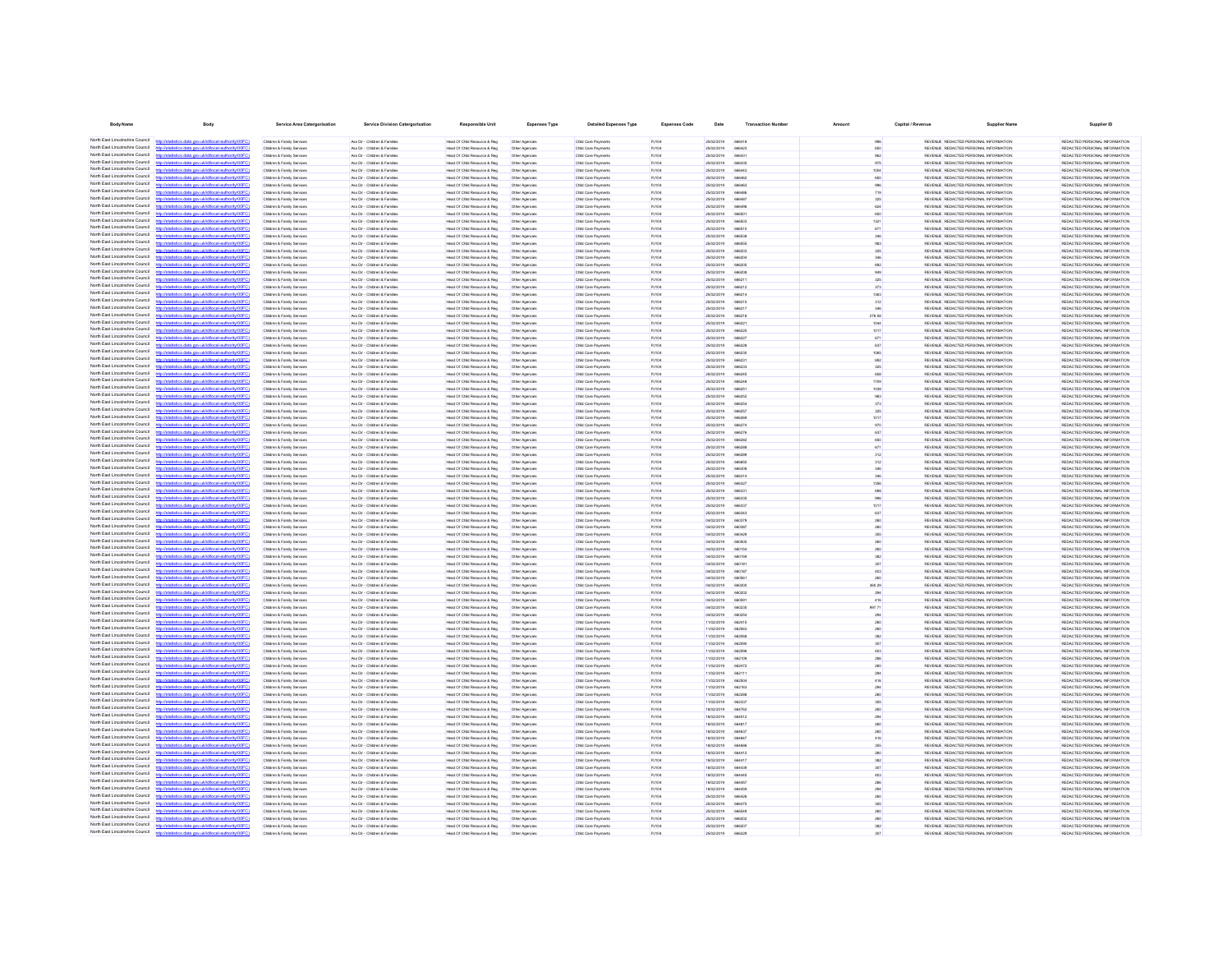| Body Name | Body | Service Area Catergorisation | Service Division Catergorisation | Responsible Unit | Expenses Type | Detailed Expenses Type | Expenses Code | Date | Transaction Number | Amount | Capital / Revenue | Supplier Name | Supplier ID |
|---|---|---|---|---|---|---|---|---|---|---|---|---|---|
| North East Lincolnshire Council | http://statistics.data.gov.uk/id/local-authority/00FC) | Children & Family Services | Ass Dir - Children & Families | Head Of Child Resource & Reg | Other Agencies | Child Care Payments | PJ104 | 25/02/2019 | 666416 | 986 | REVENUE | REDACTED PERSONAL INFORMATION | REDACTED PERSONAL INFORMATION |
| North East Lincolnshire Council | http://statistics.data.gov.uk/id/local-authority/00FC) | Children & Family Services | Ass Dir - Children & Families | Head Of Child Resource & Reg | Other Agencies | Child Care Payments | PJ104 | 25/02/2019 | 666423 | 660 | REVENUE | REDACTED PERSONAL INFORMATION | REDACTED PERSONAL INFORMATION |
| North East Lincolnshire Council | http://statistics.data.gov.uk/id/local-authority/00FC) | Children & Family Services | Ass Dir - Children & Families | Head Of Child Resource & Reg | Other Agencies | Child Care Payments | PJ104 | 25/02/2019 | 666431 | 962 | REVENUE | REDACTED PERSONAL INFORMATION | REDACTED PERSONAL INFORMATION |
| North East Lincolnshire Council | http://statistics.data.gov.uk/id/local-authority/00FC) | Children & Family Services | Ass Dir - Children & Families | Head Of Child Resource & Reg | Other Agencies | Child Care Payments | PJ104 | 25/02/2019 | 666435 | 975 | REVENUE | REDACTED PERSONAL INFORMATION | REDACTED PERSONAL INFORMATION |
| North East Lincolnshire Council | http://statistics.data.gov.uk/id/local-authority/00FC) | Children & Family Services | Ass Dir - Children & Families | Head Of Child Resource & Reg | Other Agencies | Child Care Payments | PJ104 | 25/02/2019 | 666443 | 1004 | REVENUE | REDACTED PERSONAL INFORMATION | REDACTED PERSONAL INFORMATION |
| North East Lincolnshire Council | http://statistics.data.gov.uk/id/local-authority/00FC) | Children & Family Services | Ass Dir - Children & Families | Head Of Child Resource & Reg | Other Agencies | Child Care Payments | PJ104 | 25/02/2019 | 666462 | 660 | REVENUE | REDACTED PERSONAL INFORMATION | REDACTED PERSONAL INFORMATION |
| North East Lincolnshire Council | http://statistics.data.gov.uk/id/local-authority/00FC) | Children & Family Services | Ass Dir - Children & Families | Head Of Child Resource & Reg | Other Agencies | Child Care Payments | PJ104 | 25/02/2019 | 666463 | 986 | REVENUE | REDACTED PERSONAL INFORMATION | REDACTED PERSONAL INFORMATION |
| North East Lincolnshire Council | http://statistics.data.gov.uk/id/local-authority/00FC) | Children & Family Services | Ass Dir - Children & Families | Head Of Child Resource & Reg | Other Agencies | Child Care Payments | PJ104 | 25/02/2019 | 666466 | 719 | REVENUE | REDACTED PERSONAL INFORMATION | REDACTED PERSONAL INFORMATION |
| North East Lincolnshire Council | http://statistics.data.gov.uk/id/local-authority/00FC) | Children & Family Services | Ass Dir - Children & Families | Head Of Child Resource & Reg | Other Agencies | Child Care Payments | PJ104 | 25/02/2019 | 666467 | 325 | REVENUE | REDACTED PERSONAL INFORMATION | REDACTED PERSONAL INFORMATION |
| North East Lincolnshire Council | http://statistics.data.gov.uk/id/local-authority/00FC) | Children & Family Services | Ass Dir - Children & Families | Head Of Child Resource & Reg | Other Agencies | Child Care Payments | PJ104 | 25/02/2019 | 666496 | 624 | REVENUE | REDACTED PERSONAL INFORMATION | REDACTED PERSONAL INFORMATION |
| North East Lincolnshire Council | http://statistics.data.gov.uk/id/local-authority/00FC) | Children & Family Services | Ass Dir - Children & Families | Head Of Child Resource & Reg | Other Agencies | Child Care Payments | PJ104 | 25/02/2019 | 666501 | 660 | REVENUE | REDACTED PERSONAL INFORMATION | REDACTED PERSONAL INFORMATION |
| North East Lincolnshire Council | http://statistics.data.gov.uk/id/local-authority/00FC) | Children & Family Services | Ass Dir - Children & Families | Head Of Child Resource & Reg | Other Agencies | Child Care Payments | PJ104 | 25/02/2019 | 666503 | 1021 | REVENUE | REDACTED PERSONAL INFORMATION | REDACTED PERSONAL INFORMATION |
| North East Lincolnshire Council | http://statistics.data.gov.uk/id/local-authority/00FC) | Children & Family Services | Ass Dir - Children & Families | Head Of Child Resource & Reg | Other Agencies | Child Care Payments | PJ104 | 25/02/2019 | 666515 | 671 | REVENUE | REDACTED PERSONAL INFORMATION | REDACTED PERSONAL INFORMATION |
| North East Lincolnshire Council | http://statistics.data.gov.uk/id/local-authority/00FC) | Children & Family Services | Ass Dir - Children & Families | Head Of Child Resource & Reg | Other Agencies | Child Care Payments | PJ104 | 25/02/2019 | 666538 | 346 | REVENUE | REDACTED PERSONAL INFORMATION | REDACTED PERSONAL INFORMATION |
| North East Lincolnshire Council | http://statistics.data.gov.uk/id/local-authority/00FC) | Children & Family Services | Ass Dir - Children & Families | Head Of Child Resource & Reg | Other Agencies | Child Care Payments | PJ104 | 25/02/2019 | 666550 | 983 | REVENUE | REDACTED PERSONAL INFORMATION | REDACTED PERSONAL INFORMATION |
| North East Lincolnshire Council | http://statistics.data.gov.uk/id/local-authority/00FC) | Children & Family Services | Ass Dir - Children & Families | Head Of Child Resource & Reg | Other Agencies | Child Care Payments | PJ104 | 25/02/2019 | 666203 | 325 | REVENUE | REDACTED PERSONAL INFORMATION | REDACTED PERSONAL INFORMATION |
| North East Lincolnshire Council | http://statistics.data.gov.uk/id/local-authority/00FC) | Children & Family Services | Ass Dir - Children & Families | Head Of Child Resource & Reg | Other Agencies | Child Care Payments | PJ104 | 25/02/2019 | 666204 | 346 | REVENUE | REDACTED PERSONAL INFORMATION | REDACTED PERSONAL INFORMATION |
| North East Lincolnshire Council | http://statistics.data.gov.uk/id/local-authority/00FC) | Children & Family Services | Ass Dir - Children & Families | Head Of Child Resource & Reg | Other Agencies | Child Care Payments | PJ104 | 25/02/2019 | 666205 | 682 | REVENUE | REDACTED PERSONAL INFORMATION | REDACTED PERSONAL INFORMATION |
| North East Lincolnshire Council | http://statistics.data.gov.uk/id/local-authority/00FC) | Children & Family Services | Ass Dir - Children & Families | Head Of Child Resource & Reg | Other Agencies | Child Care Payments | PJ104 | 25/02/2019 | 666208 | 949 | REVENUE | REDACTED PERSONAL INFORMATION | REDACTED PERSONAL INFORMATION |
| North East Lincolnshire Council | http://statistics.data.gov.uk/id/local-authority/00FC) | Children & Family Services | Ass Dir - Children & Families | Head Of Child Resource & Reg | Other Agencies | Child Care Payments | PJ104 | 25/02/2019 | 666211 | 325 | REVENUE | REDACTED PERSONAL INFORMATION | REDACTED PERSONAL INFORMATION |
| North East Lincolnshire Council | http://statistics.data.gov.uk/id/local-authority/00FC) | Children & Family Services | Ass Dir - Children & Families | Head Of Child Resource & Reg | Other Agencies | Child Care Payments | PJ104 | 25/02/2019 | 666212 | 373 | REVENUE | REDACTED PERSONAL INFORMATION | REDACTED PERSONAL INFORMATION |
| North East Lincolnshire Council | http://statistics.data.gov.uk/id/local-authority/00FC) | Children & Family Services | Ass Dir - Children & Families | Head Of Child Resource & Reg | Other Agencies | Child Care Payments | PJ104 | 25/02/2019 | 666214 | 1063 | REVENUE | REDACTED PERSONAL INFORMATION | REDACTED PERSONAL INFORMATION |
| North East Lincolnshire Council | http://statistics.data.gov.uk/id/local-authority/00FC) | Children & Family Services | Ass Dir - Children & Families | Head Of Child Resource & Reg | Other Agencies | Child Care Payments | PJ104 | 25/02/2019 | 666215 | 212 | REVENUE | REDACTED PERSONAL INFORMATION | REDACTED PERSONAL INFORMATION |
| North East Lincolnshire Council | http://statistics.data.gov.uk/id/local-authority/00FC) | Children & Family Services | Ass Dir - Children & Families | Head Of Child Resource & Reg | Other Agencies | Child Care Payments | PJ104 | 25/02/2019 | 666217 | 346 | REVENUE | REDACTED PERSONAL INFORMATION | REDACTED PERSONAL INFORMATION |
| North East Lincolnshire Council | http://statistics.data.gov.uk/id/local-authority/00FC) | Children & Family Services | Ass Dir - Children & Families | Head Of Child Resource & Reg | Other Agencies | Child Care Payments | PJ104 | 25/02/2019 | 666218 | 276.58 | REVENUE | REDACTED PERSONAL INFORMATION | REDACTED PERSONAL INFORMATION |
| North East Lincolnshire Council | http://statistics.data.gov.uk/id/local-authority/00FC) | Children & Family Services | Ass Dir - Children & Families | Head Of Child Resource & Reg | Other Agencies | Child Care Payments | PJ104 | 25/02/2019 | 666221 | 1044 | REVENUE | REDACTED PERSONAL INFORMATION | REDACTED PERSONAL INFORMATION |
| North East Lincolnshire Council | http://statistics.data.gov.uk/id/local-authority/00FC) | Children & Family Services | Ass Dir - Children & Families | Head Of Child Resource & Reg | Other Agencies | Child Care Payments | PJ104 | 25/02/2019 | 666225 | 1017 | REVENUE | REDACTED PERSONAL INFORMATION | REDACTED PERSONAL INFORMATION |
| North East Lincolnshire Council | http://statistics.data.gov.uk/id/local-authority/00FC) | Children & Family Services | Ass Dir - Children & Families | Head Of Child Resource & Reg | Other Agencies | Child Care Payments | PJ104 | 25/02/2019 | 666227 | 671 | REVENUE | REDACTED PERSONAL INFORMATION | REDACTED PERSONAL INFORMATION |
| North East Lincolnshire Council | http://statistics.data.gov.uk/id/local-authority/00FC) | Children & Family Services | Ass Dir - Children & Families | Head Of Child Resource & Reg | Other Agencies | Child Care Payments | PJ104 | 25/02/2019 | 666228 | 637 | REVENUE | REDACTED PERSONAL INFORMATION | REDACTED PERSONAL INFORMATION |
| North East Lincolnshire Council | http://statistics.data.gov.uk/id/local-authority/00FC) | Children & Family Services | Ass Dir - Children & Families | Head Of Child Resource & Reg | Other Agencies | Child Care Payments | PJ104 | 25/02/2019 | 666230 | 1065 | REVENUE | REDACTED PERSONAL INFORMATION | REDACTED PERSONAL INFORMATION |
| North East Lincolnshire Council | http://statistics.data.gov.uk/id/local-authority/00FC) | Children & Family Services | Ass Dir - Children & Families | Head Of Child Resource & Reg | Other Agencies | Child Care Payments | PJ104 | 25/02/2019 | 666231 | 682 | REVENUE | REDACTED PERSONAL INFORMATION | REDACTED PERSONAL INFORMATION |
| North East Lincolnshire Council | http://statistics.data.gov.uk/id/local-authority/00FC) | Children & Family Services | Ass Dir - Children & Families | Head Of Child Resource & Reg | Other Agencies | Child Care Payments | PJ104 | 25/02/2019 | 666233 | 325 | REVENUE | REDACTED PERSONAL INFORMATION | REDACTED PERSONAL INFORMATION |
| North East Lincolnshire Council | http://statistics.data.gov.uk/id/local-authority/00FC) | Children & Family Services | Ass Dir - Children & Families | Head Of Child Resource & Reg | Other Agencies | Child Care Payments | PJ104 | 25/02/2019 | 666245 | 684 | REVENUE | REDACTED PERSONAL INFORMATION | REDACTED PERSONAL INFORMATION |
| North East Lincolnshire Council | http://statistics.data.gov.uk/id/local-authority/00FC) | Children & Family Services | Ass Dir - Children & Families | Head Of Child Resource & Reg | Other Agencies | Child Care Payments | PJ104 | 25/02/2019 | 666248 | 1759 | REVENUE | REDACTED PERSONAL INFORMATION | REDACTED PERSONAL INFORMATION |
| North East Lincolnshire Council | http://statistics.data.gov.uk/id/local-authority/00FC) | Children & Family Services | Ass Dir - Children & Families | Head Of Child Resource & Reg | Other Agencies | Child Care Payments | PJ104 | 25/02/2019 | 666251 | 1038 | REVENUE | REDACTED PERSONAL INFORMATION | REDACTED PERSONAL INFORMATION |
| North East Lincolnshire Council | http://statistics.data.gov.uk/id/local-authority/00FC) | Children & Family Services | Ass Dir - Children & Families | Head Of Child Resource & Reg | Other Agencies | Child Care Payments | PJ104 | 25/02/2019 | 666252 | 983 | REVENUE | REDACTED PERSONAL INFORMATION | REDACTED PERSONAL INFORMATION |
| North East Lincolnshire Council | http://statistics.data.gov.uk/id/local-authority/00FC) | Children & Family Services | Ass Dir - Children & Families | Head Of Child Resource & Reg | Other Agencies | Child Care Payments | PJ104 | 25/02/2019 | 666254 | 373 | REVENUE | REDACTED PERSONAL INFORMATION | REDACTED PERSONAL INFORMATION |
| North East Lincolnshire Council | http://statistics.data.gov.uk/id/local-authority/00FC) | Children & Family Services | Ass Dir - Children & Families | Head Of Child Resource & Reg | Other Agencies | Child Care Payments | PJ104 | 25/02/2019 | 666257 | 325 | REVENUE | REDACTED PERSONAL INFORMATION | REDACTED PERSONAL INFORMATION |
| North East Lincolnshire Council | http://statistics.data.gov.uk/id/local-authority/00FC) | Children & Family Services | Ass Dir - Children & Families | Head Of Child Resource & Reg | Other Agencies | Child Care Payments | PJ104 | 25/02/2019 | 666268 | 1017 | REVENUE | REDACTED PERSONAL INFORMATION | REDACTED PERSONAL INFORMATION |
| North East Lincolnshire Council | http://statistics.data.gov.uk/id/local-authority/00FC) | Children & Family Services | Ass Dir - Children & Families | Head Of Child Resource & Reg | Other Agencies | Child Care Payments | PJ104 | 25/02/2019 | 666274 | 970 | REVENUE | REDACTED PERSONAL INFORMATION | REDACTED PERSONAL INFORMATION |
| North East Lincolnshire Council | http://statistics.data.gov.uk/id/local-authority/00FC) | Children & Family Services | Ass Dir - Children & Families | Head Of Child Resource & Reg | Other Agencies | Child Care Payments | PJ104 | 25/02/2019 | 666276 | 637 | REVENUE | REDACTED PERSONAL INFORMATION | REDACTED PERSONAL INFORMATION |
| North East Lincolnshire Council | http://statistics.data.gov.uk/id/local-authority/00FC) | Children & Family Services | Ass Dir - Children & Families | Head Of Child Resource & Reg | Other Agencies | Child Care Payments | PJ104 | 25/02/2019 | 666282 | 660 | REVENUE | REDACTED PERSONAL INFORMATION | REDACTED PERSONAL INFORMATION |
| North East Lincolnshire Council | http://statistics.data.gov.uk/id/local-authority/00FC) | Children & Family Services | Ass Dir - Children & Families | Head Of Child Resource & Reg | Other Agencies | Child Care Payments | PJ104 | 25/02/2019 | 666288 | 671 | REVENUE | REDACTED PERSONAL INFORMATION | REDACTED PERSONAL INFORMATION |
| North East Lincolnshire Council | http://statistics.data.gov.uk/id/local-authority/00FC) | Children & Family Services | Ass Dir - Children & Families | Head Of Child Resource & Reg | Other Agencies | Child Care Payments | PJ104 | 25/02/2019 | 666299 | 312 | REVENUE | REDACTED PERSONAL INFORMATION | REDACTED PERSONAL INFORMATION |
| North East Lincolnshire Council | http://statistics.data.gov.uk/id/local-authority/00FC) | Children & Family Services | Ass Dir - Children & Families | Head Of Child Resource & Reg | Other Agencies | Child Care Payments | PJ104 | 25/02/2019 | 666658 | 212 | REVENUE | REDACTED PERSONAL INFORMATION | REDACTED PERSONAL INFORMATION |
| North East Lincolnshire Council | http://statistics.data.gov.uk/id/local-authority/00FC) | Children & Family Services | Ass Dir - Children & Families | Head Of Child Resource & Reg | Other Agencies | Child Care Payments | PJ104 | 25/02/2019 | 666308 | 346 | REVENUE | REDACTED PERSONAL INFORMATION | REDACTED PERSONAL INFORMATION |
| North East Lincolnshire Council | http://statistics.data.gov.uk/id/local-authority/00FC) | Children & Family Services | Ass Dir - Children & Families | Head Of Child Resource & Reg | Other Agencies | Child Care Payments | PJ104 | 25/02/2019 | 666314 | 346 | REVENUE | REDACTED PERSONAL INFORMATION | REDACTED PERSONAL INFORMATION |
| North East Lincolnshire Council | http://statistics.data.gov.uk/id/local-authority/00FC) | Children & Family Services | Ass Dir - Children & Families | Head Of Child Resource & Reg | Other Agencies | Child Care Payments | PJ104 | 25/02/2019 | 666327 | 1396 | REVENUE | REDACTED PERSONAL INFORMATION | REDACTED PERSONAL INFORMATION |
| North East Lincolnshire Council | http://statistics.data.gov.uk/id/local-authority/00FC) | Children & Family Services | Ass Dir - Children & Families | Head Of Child Resource & Reg | Other Agencies | Child Care Payments | PJ104 | 25/02/2019 | 666331 | 986 | REVENUE | REDACTED PERSONAL INFORMATION | REDACTED PERSONAL INFORMATION |
| North East Lincolnshire Council | http://statistics.data.gov.uk/id/local-authority/00FC) | Children & Family Services | Ass Dir - Children & Families | Head Of Child Resource & Reg | Other Agencies | Child Care Payments | PJ104 | 25/02/2019 | 666335 | 986 | REVENUE | REDACTED PERSONAL INFORMATION | REDACTED PERSONAL INFORMATION |
| North East Lincolnshire Council | http://statistics.data.gov.uk/id/local-authority/00FC) | Children & Family Services | Ass Dir - Children & Families | Head Of Child Resource & Reg | Other Agencies | Child Care Payments | PJ104 | 25/02/2019 | 666337 | 1017 | REVENUE | REDACTED PERSONAL INFORMATION | REDACTED PERSONAL INFORMATION |
| North East Lincolnshire Council | http://statistics.data.gov.uk/id/local-authority/00FC) | Children & Family Services | Ass Dir - Children & Families | Head Of Child Resource & Reg | Other Agencies | Child Care Payments | PJ104 | 25/02/2019 | 666343 | 637 | REVENUE | REDACTED PERSONAL INFORMATION | REDACTED PERSONAL INFORMATION |
| North East Lincolnshire Council | http://statistics.data.gov.uk/id/local-authority/00FC) | Children & Family Services | Ass Dir - Children & Families | Head Of Child Resource & Reg | Other Agencies | Child Care Payments | PJ104 | 04/02/2019 | 660379 | 260 | REVENUE | REDACTED PERSONAL INFORMATION | REDACTED PERSONAL INFORMATION |
| North East Lincolnshire Council | http://statistics.data.gov.uk/id/local-authority/00FC) | Children & Family Services | Ass Dir - Children & Families | Head Of Child Resource & Reg | Other Agencies | Child Care Payments | PJ104 | 04/02/2019 | 660397 | 260 | REVENUE | REDACTED PERSONAL INFORMATION | REDACTED PERSONAL INFORMATION |
| North East Lincolnshire Council | http://statistics.data.gov.uk/id/local-authority/00FC) | Children & Family Services | Ass Dir - Children & Families | Head Of Child Resource & Reg | Other Agencies | Child Care Payments | PJ104 | 04/02/2019 | 660429 | 355 | REVENUE | REDACTED PERSONAL INFORMATION | REDACTED PERSONAL INFORMATION |
| North East Lincolnshire Council | http://statistics.data.gov.uk/id/local-authority/00FC) | Children & Family Services | Ass Dir - Children & Families | Head Of Child Resource & Reg | Other Agencies | Child Care Payments | PJ104 | 04/02/2019 | 660505 | 260 | REVENUE | REDACTED PERSONAL INFORMATION | REDACTED PERSONAL INFORMATION |
| North East Lincolnshire Council | http://statistics.data.gov.uk/id/local-authority/00FC) | Children & Family Services | Ass Dir - Children & Families | Head Of Child Resource & Reg | Other Agencies | Child Care Payments | PJ104 | 04/02/2019 | 660154 | 260 | REVENUE | REDACTED PERSONAL INFORMATION | REDACTED PERSONAL INFORMATION |
| North East Lincolnshire Council | http://statistics.data.gov.uk/id/local-authority/00FC) | Children & Family Services | Ass Dir - Children & Families | Head Of Child Resource & Reg | Other Agencies | Child Care Payments | PJ104 | 04/02/2019 | 660159 | 382 | REVENUE | REDACTED PERSONAL INFORMATION | REDACTED PERSONAL INFORMATION |
| North East Lincolnshire Council | http://statistics.data.gov.uk/id/local-authority/00FC) | Children & Family Services | Ass Dir - Children & Families | Head Of Child Resource & Reg | Other Agencies | Child Care Payments | PJ104 | 04/02/2019 | 660161 | 307 | REVENUE | REDACTED PERSONAL INFORMATION | REDACTED PERSONAL INFORMATION |
| North East Lincolnshire Council | http://statistics.data.gov.uk/id/local-authority/00FC) | Children & Family Services | Ass Dir - Children & Families | Head Of Child Resource & Reg | Other Agencies | Child Care Payments | PJ104 | 04/02/2019 | 660167 | 453 | REVENUE | REDACTED PERSONAL INFORMATION | REDACTED PERSONAL INFORMATION |
| North East Lincolnshire Council | http://statistics.data.gov.uk/id/local-authority/00FC) | Children & Family Services | Ass Dir - Children & Families | Head Of Child Resource & Reg | Other Agencies | Child Care Payments | PJ104 | 04/02/2019 | 660561 | 260 | REVENUE | REDACTED PERSONAL INFORMATION | REDACTED PERSONAL INFORMATION |
| North East Lincolnshire Council | http://statistics.data.gov.uk/id/local-authority/00FC) | Children & Family Services | Ass Dir - Children & Families | Head Of Child Resource & Reg | Other Agencies | Child Care Payments | PJ104 | 04/02/2019 | 660205 | 368.29 | REVENUE | REDACTED PERSONAL INFORMATION | REDACTED PERSONAL INFORMATION |
| North East Lincolnshire Council | http://statistics.data.gov.uk/id/local-authority/00FC) | Children & Family Services | Ass Dir - Children & Families | Head Of Child Resource & Reg | Other Agencies | Child Care Payments | PJ104 | 04/02/2019 | 660202 | 294 | REVENUE | REDACTED PERSONAL INFORMATION | REDACTED PERSONAL INFORMATION |
| North East Lincolnshire Council | http://statistics.data.gov.uk/id/local-authority/00FC) | Children & Family Services | Ass Dir - Children & Families | Head Of Child Resource & Reg | Other Agencies | Child Care Payments | PJ104 | 04/02/2019 | 660591 | 416 | REVENUE | REDACTED PERSONAL INFORMATION | REDACTED PERSONAL INFORMATION |
| North East Lincolnshire Council | http://statistics.data.gov.uk/id/local-authority/00FC) | Children & Family Services | Ass Dir - Children & Families | Head Of Child Resource & Reg | Other Agencies | Child Care Payments | PJ104 | 04/02/2019 | 660236 | 997.71 | REVENUE | REDACTED PERSONAL INFORMATION | REDACTED PERSONAL INFORMATION |
| North East Lincolnshire Council | http://statistics.data.gov.uk/id/local-authority/00FC) | Children & Family Services | Ass Dir - Children & Families | Head Of Child Resource & Reg | Other Agencies | Child Care Payments | PJ104 | 04/02/2019 | 660254 | 294 | REVENUE | REDACTED PERSONAL INFORMATION | REDACTED PERSONAL INFORMATION |
| North East Lincolnshire Council | http://statistics.data.gov.uk/id/local-authority/00FC) | Children & Family Services | Ass Dir - Children & Families | Head Of Child Resource & Reg | Other Agencies | Child Care Payments | PJ104 | 11/02/2019 | 662415 | 260 | REVENUE | REDACTED PERSONAL INFORMATION | REDACTED PERSONAL INFORMATION |
| North East Lincolnshire Council | http://statistics.data.gov.uk/id/local-authority/00FC) | Children & Family Services | Ass Dir - Children & Families | Head Of Child Resource & Reg | Other Agencies | Child Care Payments | PJ104 | 11/02/2019 | 662563 | 260 | REVENUE | REDACTED PERSONAL INFORMATION | REDACTED PERSONAL INFORMATION |
| North East Lincolnshire Council | http://statistics.data.gov.uk/id/local-authority/00FC) | Children & Family Services | Ass Dir - Children & Families | Head Of Child Resource & Reg | Other Agencies | Child Care Payments | PJ104 | 11/02/2019 | 662068 | 382 | REVENUE | REDACTED PERSONAL INFORMATION | REDACTED PERSONAL INFORMATION |
| North East Lincolnshire Council | http://statistics.data.gov.uk/id/local-authority/00FC) | Children & Family Services | Ass Dir - Children & Families | Head Of Child Resource & Reg | Other Agencies | Child Care Payments | PJ104 | 11/02/2019 | 662090 | 307 | REVENUE | REDACTED PERSONAL INFORMATION | REDACTED PERSONAL INFORMATION |
| North East Lincolnshire Council | http://statistics.data.gov.uk/id/local-authority/00FC) | Children & Family Services | Ass Dir - Children & Families | Head Of Child Resource & Reg | Other Agencies | Child Care Payments | PJ104 | 11/02/2019 | 662096 | 453 | REVENUE | REDACTED PERSONAL INFORMATION | REDACTED PERSONAL INFORMATION |
| North East Lincolnshire Council | http://statistics.data.gov.uk/id/local-authority/00FC) | Children & Family Services | Ass Dir - Children & Families | Head Of Child Resource & Reg | Other Agencies | Child Care Payments | PJ104 | 11/02/2019 | 662109 | 286 | REVENUE | REDACTED PERSONAL INFORMATION | REDACTED PERSONAL INFORMATION |
| North East Lincolnshire Council | http://statistics.data.gov.uk/id/local-authority/00FC) | Children & Family Services | Ass Dir - Children & Families | Head Of Child Resource & Reg | Other Agencies | Child Care Payments | PJ104 | 11/02/2019 | 662472 | 260 | REVENUE | REDACTED PERSONAL INFORMATION | REDACTED PERSONAL INFORMATION |
| North East Lincolnshire Council | http://statistics.data.gov.uk/id/local-authority/00FC) | Children & Family Services | Ass Dir - Children & Families | Head Of Child Resource & Reg | Other Agencies | Child Care Payments | PJ104 | 11/02/2019 | 662111 | 294 | REVENUE | REDACTED PERSONAL INFORMATION | REDACTED PERSONAL INFORMATION |
| North East Lincolnshire Council | http://statistics.data.gov.uk/id/local-authority/00FC) | Children & Family Services | Ass Dir - Children & Families | Head Of Child Resource & Reg | Other Agencies | Child Care Payments | PJ104 | 11/02/2019 | 662506 | 416 | REVENUE | REDACTED PERSONAL INFORMATION | REDACTED PERSONAL INFORMATION |
| North East Lincolnshire Council | http://statistics.data.gov.uk/id/local-authority/00FC) | Children & Family Services | Ass Dir - Children & Families | Head Of Child Resource & Reg | Other Agencies | Child Care Payments | PJ104 | 11/02/2019 | 662163 | 294 | REVENUE | REDACTED PERSONAL INFORMATION | REDACTED PERSONAL INFORMATION |
| North East Lincolnshire Council | http://statistics.data.gov.uk/id/local-authority/00FC) | Children & Family Services | Ass Dir - Children & Families | Head Of Child Resource & Reg | Other Agencies | Child Care Payments | PJ104 | 11/02/2019 | 662288 | 260 | REVENUE | REDACTED PERSONAL INFORMATION | REDACTED PERSONAL INFORMATION |
| North East Lincolnshire Council | http://statistics.data.gov.uk/id/local-authority/00FC) | Children & Family Services | Ass Dir - Children & Families | Head Of Child Resource & Reg | Other Agencies | Child Care Payments | PJ104 | 11/02/2019 | 662337 | 355 | REVENUE | REDACTED PERSONAL INFORMATION | REDACTED PERSONAL INFORMATION |
| North East Lincolnshire Council | http://statistics.data.gov.uk/id/local-authority/00FC) | Children & Family Services | Ass Dir - Children & Families | Head Of Child Resource & Reg | Other Agencies | Child Care Payments | PJ104 | 18/02/2019 | 664762 | 260 | REVENUE | REDACTED PERSONAL INFORMATION | REDACTED PERSONAL INFORMATION |
| North East Lincolnshire Council | http://statistics.data.gov.uk/id/local-authority/00FC) | Children & Family Services | Ass Dir - Children & Families | Head Of Child Resource & Reg | Other Agencies | Child Care Payments | PJ104 | 18/02/2019 | 664512 | 294 | REVENUE | REDACTED PERSONAL INFORMATION | REDACTED PERSONAL INFORMATION |
| North East Lincolnshire Council | http://statistics.data.gov.uk/id/local-authority/00FC) | Children & Family Services | Ass Dir - Children & Families | Head Of Child Resource & Reg | Other Agencies | Child Care Payments | PJ104 | 18/02/2019 | 664817 | 260 | REVENUE | REDACTED PERSONAL INFORMATION | REDACTED PERSONAL INFORMATION |
| North East Lincolnshire Council | http://statistics.data.gov.uk/id/local-authority/00FC) | Children & Family Services | Ass Dir - Children & Families | Head Of Child Resource & Reg | Other Agencies | Child Care Payments | PJ104 | 18/02/2019 | 664637 | 260 | REVENUE | REDACTED PERSONAL INFORMATION | REDACTED PERSONAL INFORMATION |
| North East Lincolnshire Council | http://statistics.data.gov.uk/id/local-authority/00FC) | Children & Family Services | Ass Dir - Children & Families | Head Of Child Resource & Reg | Other Agencies | Child Care Payments | PJ104 | 18/02/2019 | 664847 | 416 | REVENUE | REDACTED PERSONAL INFORMATION | REDACTED PERSONAL INFORMATION |
| North East Lincolnshire Council | http://statistics.data.gov.uk/id/local-authority/00FC) | Children & Family Services | Ass Dir - Children & Families | Head Of Child Resource & Reg | Other Agencies | Child Care Payments | PJ104 | 18/02/2019 | 664668 | 355 | REVENUE | REDACTED PERSONAL INFORMATION | REDACTED PERSONAL INFORMATION |
| North East Lincolnshire Council | http://statistics.data.gov.uk/id/local-authority/00FC) | Children & Family Services | Ass Dir - Children & Families | Head Of Child Resource & Reg | Other Agencies | Child Care Payments | PJ104 | 18/02/2019 | 664412 | 260 | REVENUE | REDACTED PERSONAL INFORMATION | REDACTED PERSONAL INFORMATION |
| North East Lincolnshire Council | http://statistics.data.gov.uk/id/local-authority/00FC) | Children & Family Services | Ass Dir - Children & Families | Head Of Child Resource & Reg | Other Agencies | Child Care Payments | PJ104 | 18/02/2019 | 664417 | 382 | REVENUE | REDACTED PERSONAL INFORMATION | REDACTED PERSONAL INFORMATION |
| North East Lincolnshire Council | http://statistics.data.gov.uk/id/local-authority/00FC) | Children & Family Services | Ass Dir - Children & Families | Head Of Child Resource & Reg | Other Agencies | Child Care Payments | PJ104 | 18/02/2019 | 664439 | 307 | REVENUE | REDACTED PERSONAL INFORMATION | REDACTED PERSONAL INFORMATION |
| North East Lincolnshire Council | http://statistics.data.gov.uk/id/local-authority/00FC) | Children & Family Services | Ass Dir - Children & Families | Head Of Child Resource & Reg | Other Agencies | Child Care Payments | PJ104 | 18/02/2019 | 664445 | 453 | REVENUE | REDACTED PERSONAL INFORMATION | REDACTED PERSONAL INFORMATION |
| North East Lincolnshire Council | http://statistics.data.gov.uk/id/local-authority/00FC) | Children & Family Services | Ass Dir - Children & Families | Head Of Child Resource & Reg | Other Agencies | Child Care Payments | PJ104 | 18/02/2019 | 664457 | 286 | REVENUE | REDACTED PERSONAL INFORMATION | REDACTED PERSONAL INFORMATION |
| North East Lincolnshire Council | http://statistics.data.gov.uk/id/local-authority/00FC) | Children & Family Services | Ass Dir - Children & Families | Head Of Child Resource & Reg | Other Agencies | Child Care Payments | PJ104 | 18/02/2019 | 664459 | 294 | REVENUE | REDACTED PERSONAL INFORMATION | REDACTED PERSONAL INFORMATION |
| North East Lincolnshire Council | http://statistics.data.gov.uk/id/local-authority/00FC) | Children & Family Services | Ass Dir - Children & Families | Head Of Child Resource & Reg | Other Agencies | Child Care Payments | PJ104 | 25/02/2019 | 666426 | 260 | REVENUE | REDACTED PERSONAL INFORMATION | REDACTED PERSONAL INFORMATION |
| North East Lincolnshire Council | http://statistics.data.gov.uk/id/local-authority/00FC) | Children & Family Services | Ass Dir - Children & Families | Head Of Child Resource & Reg | Other Agencies | Child Care Payments | PJ104 | 25/02/2019 | 666475 | 355 | REVENUE | REDACTED PERSONAL INFORMATION | REDACTED PERSONAL INFORMATION |
| North East Lincolnshire Council | http://statistics.data.gov.uk/id/local-authority/00FC) | Children & Family Services | Ass Dir - Children & Families | Head Of Child Resource & Reg | Other Agencies | Child Care Payments | PJ104 | 25/02/2019 | 666549 | 260 | REVENUE | REDACTED PERSONAL INFORMATION | REDACTED PERSONAL INFORMATION |
| North East Lincolnshire Council | http://statistics.data.gov.uk/id/local-authority/00FC) | Children & Family Services | Ass Dir - Children & Families | Head Of Child Resource & Reg | Other Agencies | Child Care Payments | PJ104 | 25/02/2019 | 666202 | 260 | REVENUE | REDACTED PERSONAL INFORMATION | REDACTED PERSONAL INFORMATION |
| North East Lincolnshire Council | http://statistics.data.gov.uk/id/local-authority/00FC) | Children & Family Services | Ass Dir - Children & Families | Head Of Child Resource & Reg | Other Agencies | Child Care Payments | PJ104 | 25/02/2019 | 666207 | 382 | REVENUE | REDACTED PERSONAL INFORMATION | REDACTED PERSONAL INFORMATION |
| North East Lincolnshire Council | http://statistics.data.gov.uk/id/local-authority/00FC) | Children & Family Services | Ass Dir - Children & Families | Head Of Child Resource & Reg | Other Agencies | Child Care Payments | PJ104 | 25/02/2019 | 666229 | 307 | REVENUE | REDACTED PERSONAL INFORMATION | REDACTED PERSONAL INFORMATION |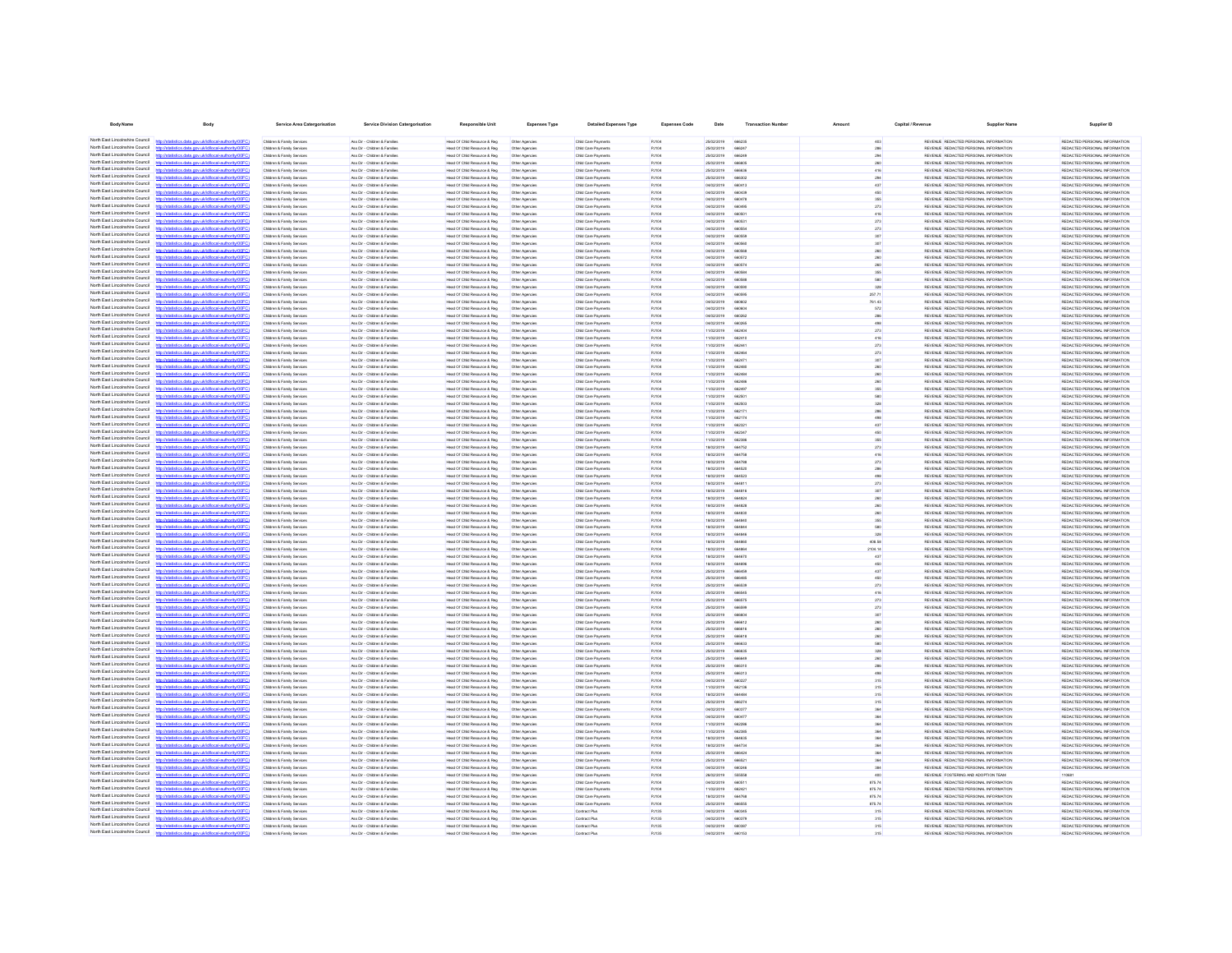| Body Name | Body | Service Area Catergorisation | Service Division Catergorisation | Responsible Unit | Expenses Type | Detailed Expenses Type | Expenses Code | Date | Transaction Number | Amount | Capital / Revenue | Supplier Name | Supplier ID |
|---|---|---|---|---|---|---|---|---|---|---|---|---|---|
| North East Lincolnshire Council | http://statistics.data.gov.uk/id/local-authority/00FC) | Children & Family Services | Ass Dir - Children & Families | Head Of Child Resource & Reg | Other Agencies | Child Care Payments | PJ104 | 25/02/2019 | 666235 | 403 | REVENUE | REDACTED PERSONAL INFORMATION | REDACTED PERSONAL INFORMATION |
| North East Lincolnshire Council | http://statistics.data.gov.uk/id/local-authority/00FC) | Children & Family Services | Ass Dir - Children & Families | Head Of Child Resource & Reg | Other Agencies | Child Care Payments | PJ104 | 25/02/2019 | 666247 | 286 | REVENUE | REDACTED PERSONAL INFORMATION | REDACTED PERSONAL INFORMATION |
| North East Lincolnshire Council | http://statistics.data.gov.uk/id/local-authority/00FC) | Children & Family Services | Ass Dir - Children & Families | Head Of Child Resource & Reg | Other Agencies | Child Care Payments | PJ104 | 25/02/2019 | 666249 | 294 | REVENUE | REDACTED PERSONAL INFORMATION | REDACTED PERSONAL INFORMATION |
| North East Lincolnshire Council | http://statistics.data.gov.uk/id/local-authority/00FC) | Children & Family Services | Ass Dir - Children & Families | Head Of Child Resource & Reg | Other Agencies | Child Care Payments | PJ104 | 25/02/2019 | 666405 | 260 | REVENUE | REDACTED PERSONAL INFORMATION | REDACTED PERSONAL INFORMATION |
| North East Lincolnshire Council | http://statistics.data.gov.uk/id/local-authority/00FC) | Children & Family Services | Ass Dir - Children & Families | Head Of Child Resource & Reg | Other Agencies | Child Care Payments | PJ104 | 25/02/2019 | 666436 | 416 | REVENUE | REDACTED PERSONAL INFORMATION | REDACTED PERSONAL INFORMATION |
| North East Lincolnshire Council | http://statistics.data.gov.uk/id/local-authority/00FC) | Children & Family Services | Ass Dir - Children & Families | Head Of Child Resource & Reg | Other Agencies | Child Care Payments | PJ104 | 25/02/2019 | 666302 | 294 | REVENUE | REDACTED PERSONAL INFORMATION | REDACTED PERSONAL INFORMATION |
| North East Lincolnshire Council | http://statistics.data.gov.uk/id/local-authority/00FC) | Children & Family Services | Ass Dir - Children & Families | Head Of Child Resource & Reg | Other Agencies | Child Care Payments | PJ104 | 04/02/2019 | 660413 | 437 | REVENUE | REDACTED PERSONAL INFORMATION | REDACTED PERSONAL INFORMATION |
| North East Lincolnshire Council | http://statistics.data.gov.uk/id/local-authority/00FC) | Children & Family Services | Ass Dir - Children & Families | Head Of Child Resource & Reg | Other Agencies | Child Care Payments | PJ104 | 04/02/2019 | 660439 | 450 | REVENUE | REDACTED PERSONAL INFORMATION | REDACTED PERSONAL INFORMATION |
| North East Lincolnshire Council | http://statistics.data.gov.uk/id/local-authority/00FC) | Children & Family Services | Ass Dir - Children & Families | Head Of Child Resource & Reg | Other Agencies | Child Care Payments | PJ104 | 04/02/2019 | 660478 | 355 | REVENUE | REDACTED PERSONAL INFORMATION | REDACTED PERSONAL INFORMATION |
| North East Lincolnshire Council | http://statistics.data.gov.uk/id/local-authority/00FC) | Children & Family Services | Ass Dir - Children & Families | Head Of Child Resource & Reg | Other Agencies | Child Care Payments | PJ104 | 04/02/2019 | 660496 | 273 | REVENUE | REDACTED PERSONAL INFORMATION | REDACTED PERSONAL INFORMATION |
| North East Lincolnshire Council | http://statistics.data.gov.uk/id/local-authority/00FC) | Children & Family Services | Ass Dir - Children & Families | Head Of Child Resource & Reg | Other Agencies | Child Care Payments | PJ104 | 04/02/2019 | 660501 | 416 | REVENUE | REDACTED PERSONAL INFORMATION | REDACTED PERSONAL INFORMATION |
| North East Lincolnshire Council | http://statistics.data.gov.uk/id/local-authority/00FC) | Children & Family Services | Ass Dir - Children & Families | Head Of Child Resource & Reg | Other Agencies | Child Care Payments | PJ104 | 04/02/2019 | 660521 | 273 | REVENUE | REDACTED PERSONAL INFORMATION | REDACTED PERSONAL INFORMATION |
| North East Lincolnshire Council | http://statistics.data.gov.uk/id/local-authority/00FC) | Children & Family Services | Ass Dir - Children & Families | Head Of Child Resource & Reg | Other Agencies | Child Care Payments | PJ104 | 04/02/2019 | 660554 | 273 | REVENUE | REDACTED PERSONAL INFORMATION | REDACTED PERSONAL INFORMATION |
| North East Lincolnshire Council | http://statistics.data.gov.uk/id/local-authority/00FC) | Children & Family Services | Ass Dir - Children & Families | Head Of Child Resource & Reg | Other Agencies | Child Care Payments | PJ104 | 04/02/2019 | 660559 | 307 | REVENUE | REDACTED PERSONAL INFORMATION | REDACTED PERSONAL INFORMATION |
| North East Lincolnshire Council | http://statistics.data.gov.uk/id/local-authority/00FC) | Children & Family Services | Ass Dir - Children & Families | Head Of Child Resource & Reg | Other Agencies | Child Care Payments | PJ104 | 04/02/2019 | 660560 | 307 | REVENUE | REDACTED PERSONAL INFORMATION | REDACTED PERSONAL INFORMATION |
| North East Lincolnshire Council | http://statistics.data.gov.uk/id/local-authority/00FC) | Children & Family Services | Ass Dir - Children & Families | Head Of Child Resource & Reg | Other Agencies | Child Care Payments | PJ104 | 04/02/2019 | 660568 | 260 | REVENUE | REDACTED PERSONAL INFORMATION | REDACTED PERSONAL INFORMATION |
| North East Lincolnshire Council | http://statistics.data.gov.uk/id/local-authority/00FC) | Children & Family Services | Ass Dir - Children & Families | Head Of Child Resource & Reg | Other Agencies | Child Care Payments | PJ104 | 04/02/2019 | 660572 | 260 | REVENUE | REDACTED PERSONAL INFORMATION | REDACTED PERSONAL INFORMATION |
| North East Lincolnshire Council | http://statistics.data.gov.uk/id/local-authority/00FC) | Children & Family Services | Ass Dir - Children & Families | Head Of Child Resource & Reg | Other Agencies | Child Care Payments | PJ104 | 04/02/2019 | 660574 | 260 | REVENUE | REDACTED PERSONAL INFORMATION | REDACTED PERSONAL INFORMATION |
| North East Lincolnshire Council | http://statistics.data.gov.uk/id/local-authority/00FC) | Children & Family Services | Ass Dir - Children & Families | Head Of Child Resource & Reg | Other Agencies | Child Care Payments | PJ104 | 04/02/2019 | 660584 | 355 | REVENUE | REDACTED PERSONAL INFORMATION | REDACTED PERSONAL INFORMATION |
| North East Lincolnshire Council | http://statistics.data.gov.uk/id/local-authority/00FC) | Children & Family Services | Ass Dir - Children & Families | Head Of Child Resource & Reg | Other Agencies | Child Care Payments | PJ104 | 04/02/2019 | 660588 | 580 | REVENUE | REDACTED PERSONAL INFORMATION | REDACTED PERSONAL INFORMATION |
| North East Lincolnshire Council | http://statistics.data.gov.uk/id/local-authority/00FC) | Children & Family Services | Ass Dir - Children & Families | Head Of Child Resource & Reg | Other Agencies | Child Care Payments | PJ104 | 04/02/2019 | 660595 | 328 | REVENUE | REDACTED PERSONAL INFORMATION | REDACTED PERSONAL INFORMATION |
| North East Lincolnshire Council | http://statistics.data.gov.uk/id/local-authority/00FC) | Children & Family Services | Ass Dir - Children & Families | Head Of Child Resource & Reg | Other Agencies | Child Care Payments | PJ104 | 04/02/2019 | 660599 | 257.71 | REVENUE | REDACTED PERSONAL INFORMATION | REDACTED PERSONAL INFORMATION |
| North East Lincolnshire Council | http://statistics.data.gov.uk/id/local-authority/00FC) | Children & Family Services | Ass Dir - Children & Families | Head Of Child Resource & Reg | Other Agencies | Child Care Payments | PJ104 | 04/02/2019 | 660602 | 761.43 | REVENUE | REDACTED PERSONAL INFORMATION | REDACTED PERSONAL INFORMATION |
| North East Lincolnshire Council | http://statistics.data.gov.uk/id/local-authority/00FC) | Children & Family Services | Ass Dir - Children & Families | Head Of Child Resource & Reg | Other Agencies | Child Care Payments | PJ104 | 04/02/2019 | 660604 | 572 | REVENUE | REDACTED PERSONAL INFORMATION | REDACTED PERSONAL INFORMATION |
| North East Lincolnshire Council | http://statistics.data.gov.uk/id/local-authority/00FC) | Children & Family Services | Ass Dir - Children & Families | Head Of Child Resource & Reg | Other Agencies | Child Care Payments | PJ104 | 04/02/2019 | 660262 | 286 | REVENUE | REDACTED PERSONAL INFORMATION | REDACTED PERSONAL INFORMATION |
| North East Lincolnshire Council | http://statistics.data.gov.uk/id/local-authority/00FC) | Children & Family Services | Ass Dir - Children & Families | Head Of Child Resource & Reg | Other Agencies | Child Care Payments | PJ104 | 04/02/2019 | 660265 | 498 | REVENUE | REDACTED PERSONAL INFORMATION | REDACTED PERSONAL INFORMATION |
| North East Lincolnshire Council | http://statistics.data.gov.uk/id/local-authority/00FC) | Children & Family Services | Ass Dir - Children & Families | Head Of Child Resource & Reg | Other Agencies | Child Care Payments | PJ104 | 11/02/2019 | 662409 | 273 | REVENUE | REDACTED PERSONAL INFORMATION | REDACTED PERSONAL INFORMATION |
| North East Lincolnshire Council | http://statistics.data.gov.uk/id/local-authority/00FC) | Children & Family Services | Ass Dir - Children & Families | Head Of Child Resource & Reg | Other Agencies | Child Care Payments | PJ104 | 11/02/2019 | 662410 | 416 | REVENUE | REDACTED PERSONAL INFORMATION | REDACTED PERSONAL INFORMATION |
| North East Lincolnshire Council | http://statistics.data.gov.uk/id/local-authority/00FC) | Children & Family Services | Ass Dir - Children & Families | Head Of Child Resource & Reg | Other Agencies | Child Care Payments | PJ104 | 11/02/2019 | 662441 | 273 | REVENUE | REDACTED PERSONAL INFORMATION | REDACTED PERSONAL INFORMATION |
| North East Lincolnshire Council | http://statistics.data.gov.uk/id/local-authority/00FC) | Children & Family Services | Ass Dir - Children & Families | Head Of Child Resource & Reg | Other Agencies | Child Care Payments | PJ104 | 11/02/2019 | 662464 | 273 | REVENUE | REDACTED PERSONAL INFORMATION | REDACTED PERSONAL INFORMATION |
| North East Lincolnshire Council | http://statistics.data.gov.uk/id/local-authority/00FC) | Children & Family Services | Ass Dir - Children & Families | Head Of Child Resource & Reg | Other Agencies | Child Care Payments | PJ104 | 11/02/2019 | 662471 | 307 | REVENUE | REDACTED PERSONAL INFORMATION | REDACTED PERSONAL INFORMATION |
| North East Lincolnshire Council | http://statistics.data.gov.uk/id/local-authority/00FC) | Children & Family Services | Ass Dir - Children & Families | Head Of Child Resource & Reg | Other Agencies | Child Care Payments | PJ104 | 11/02/2019 | 662483 | 260 | REVENUE | REDACTED PERSONAL INFORMATION | REDACTED PERSONAL INFORMATION |
| North East Lincolnshire Council | http://statistics.data.gov.uk/id/local-authority/00FC) | Children & Family Services | Ass Dir - Children & Families | Head Of Child Resource & Reg | Other Agencies | Child Care Payments | PJ104 | 11/02/2019 | 662484 | 260 | REVENUE | REDACTED PERSONAL INFORMATION | REDACTED PERSONAL INFORMATION |
| North East Lincolnshire Council | http://statistics.data.gov.uk/id/local-authority/00FC) | Children & Family Services | Ass Dir - Children & Families | Head Of Child Resource & Reg | Other Agencies | Child Care Payments | PJ104 | 11/02/2019 | 662486 | 260 | REVENUE | REDACTED PERSONAL INFORMATION | REDACTED PERSONAL INFORMATION |
| North East Lincolnshire Council | http://statistics.data.gov.uk/id/local-authority/00FC) | Children & Family Services | Ass Dir - Children & Families | Head Of Child Resource & Reg | Other Agencies | Child Care Payments | PJ104 | 11/02/2019 | 662497 | 355 | REVENUE | REDACTED PERSONAL INFORMATION | REDACTED PERSONAL INFORMATION |
| North East Lincolnshire Council | http://statistics.data.gov.uk/id/local-authority/00FC) | Children & Family Services | Ass Dir - Children & Families | Head Of Child Resource & Reg | Other Agencies | Child Care Payments | PJ104 | 11/02/2019 | 662501 | 580 | REVENUE | REDACTED PERSONAL INFORMATION | REDACTED PERSONAL INFORMATION |
| North East Lincolnshire Council | http://statistics.data.gov.uk/id/local-authority/00FC) | Children & Family Services | Ass Dir - Children & Families | Head Of Child Resource & Reg | Other Agencies | Child Care Payments | PJ104 | 11/02/2019 | 662503 | 328 | REVENUE | REDACTED PERSONAL INFORMATION | REDACTED PERSONAL INFORMATION |
| North East Lincolnshire Council | http://statistics.data.gov.uk/id/local-authority/00FC) | Children & Family Services | Ass Dir - Children & Families | Head Of Child Resource & Reg | Other Agencies | Child Care Payments | PJ104 | 11/02/2019 | 662171 | 286 | REVENUE | REDACTED PERSONAL INFORMATION | REDACTED PERSONAL INFORMATION |
| North East Lincolnshire Council | http://statistics.data.gov.uk/id/local-authority/00FC) | Children & Family Services | Ass Dir - Children & Families | Head Of Child Resource & Reg | Other Agencies | Child Care Payments | PJ104 | 11/02/2019 | 662174 | 498 | REVENUE | REDACTED PERSONAL INFORMATION | REDACTED PERSONAL INFORMATION |
| North East Lincolnshire Council | http://statistics.data.gov.uk/id/local-authority/00FC) | Children & Family Services | Ass Dir - Children & Families | Head Of Child Resource & Reg | Other Agencies | Child Care Payments | PJ104 | 11/02/2019 | 662321 | 437 | REVENUE | REDACTED PERSONAL INFORMATION | REDACTED PERSONAL INFORMATION |
| North East Lincolnshire Council | http://statistics.data.gov.uk/id/local-authority/00FC) | Children & Family Services | Ass Dir - Children & Families | Head Of Child Resource & Reg | Other Agencies | Child Care Payments | PJ104 | 11/02/2019 | 662347 | 450 | REVENUE | REDACTED PERSONAL INFORMATION | REDACTED PERSONAL INFORMATION |
| North East Lincolnshire Council | http://statistics.data.gov.uk/id/local-authority/00FC) | Children & Family Services | Ass Dir - Children & Families | Head Of Child Resource & Reg | Other Agencies | Child Care Payments | PJ104 | 11/02/2019 | 662386 | 355 | REVENUE | REDACTED PERSONAL INFORMATION | REDACTED PERSONAL INFORMATION |
| North East Lincolnshire Council | http://statistics.data.gov.uk/id/local-authority/00FC) | Children & Family Services | Ass Dir - Children & Families | Head Of Child Resource & Reg | Other Agencies | Child Care Payments | PJ104 | 18/02/2019 | 664752 | 273 | REVENUE | REDACTED PERSONAL INFORMATION | REDACTED PERSONAL INFORMATION |
| North East Lincolnshire Council | http://statistics.data.gov.uk/id/local-authority/00FC) | Children & Family Services | Ass Dir - Children & Families | Head Of Child Resource & Reg | Other Agencies | Child Care Payments | PJ104 | 18/02/2019 | 664758 | 416 | REVENUE | REDACTED PERSONAL INFORMATION | REDACTED PERSONAL INFORMATION |
| North East Lincolnshire Council | http://statistics.data.gov.uk/id/local-authority/00FC) | Children & Family Services | Ass Dir - Children & Families | Head Of Child Resource & Reg | Other Agencies | Child Care Payments | PJ104 | 18/02/2019 | 664788 | 273 | REVENUE | REDACTED PERSONAL INFORMATION | REDACTED PERSONAL INFORMATION |
| North East Lincolnshire Council | http://statistics.data.gov.uk/id/local-authority/00FC) | Children & Family Services | Ass Dir - Children & Families | Head Of Child Resource & Reg | Other Agencies | Child Care Payments | PJ104 | 18/02/2019 | 664520 | 286 | REVENUE | REDACTED PERSONAL INFORMATION | REDACTED PERSONAL INFORMATION |
| North East Lincolnshire Council | http://statistics.data.gov.uk/id/local-authority/00FC) | Children & Family Services | Ass Dir - Children & Families | Head Of Child Resource & Reg | Other Agencies | Child Care Payments | PJ104 | 18/02/2019 | 664523 | 498 | REVENUE | REDACTED PERSONAL INFORMATION | REDACTED PERSONAL INFORMATION |
| North East Lincolnshire Council | http://statistics.data.gov.uk/id/local-authority/00FC) | Children & Family Services | Ass Dir - Children & Families | Head Of Child Resource & Reg | Other Agencies | Child Care Payments | PJ104 | 18/02/2019 | 664811 | 273 | REVENUE | REDACTED PERSONAL INFORMATION | REDACTED PERSONAL INFORMATION |
| North East Lincolnshire Council | http://statistics.data.gov.uk/id/local-authority/00FC) | Children & Family Services | Ass Dir - Children & Families | Head Of Child Resource & Reg | Other Agencies | Child Care Payments | PJ104 | 18/02/2019 | 664816 | 307 | REVENUE | REDACTED PERSONAL INFORMATION | REDACTED PERSONAL INFORMATION |
| North East Lincolnshire Council | http://statistics.data.gov.uk/id/local-authority/00FC) | Children & Family Services | Ass Dir - Children & Families | Head Of Child Resource & Reg | Other Agencies | Child Care Payments | PJ104 | 18/02/2019 | 664826 | 260 | REVENUE | REDACTED PERSONAL INFORMATION | REDACTED PERSONAL INFORMATION |
| North East Lincolnshire Council | http://statistics.data.gov.uk/id/local-authority/00FC) | Children & Family Services | Ass Dir - Children & Families | Head Of Child Resource & Reg | Other Agencies | Child Care Payments | PJ104 | 18/02/2019 | 664828 | 260 | REVENUE | REDACTED PERSONAL INFORMATION | REDACTED PERSONAL INFORMATION |
| North East Lincolnshire Council | http://statistics.data.gov.uk/id/local-authority/00FC) | Children & Family Services | Ass Dir - Children & Families | Head Of Child Resource & Reg | Other Agencies | Child Care Payments | PJ104 | 18/02/2019 | 664830 | 260 | REVENUE | REDACTED PERSONAL INFORMATION | REDACTED PERSONAL INFORMATION |
| North East Lincolnshire Council | http://statistics.data.gov.uk/id/local-authority/00FC) | Children & Family Services | Ass Dir - Children & Families | Head Of Child Resource & Reg | Other Agencies | Child Care Payments | PJ104 | 18/02/2019 | 664840 | 355 | REVENUE | REDACTED PERSONAL INFORMATION | REDACTED PERSONAL INFORMATION |
| North East Lincolnshire Council | http://statistics.data.gov.uk/id/local-authority/00FC) | Children & Family Services | Ass Dir - Children & Families | Head Of Child Resource & Reg | Other Agencies | Child Care Payments | PJ104 | 18/02/2019 | 664844 | 580 | REVENUE | REDACTED PERSONAL INFORMATION | REDACTED PERSONAL INFORMATION |
| North East Lincolnshire Council | http://statistics.data.gov.uk/id/local-authority/00FC) | Children & Family Services | Ass Dir - Children & Families | Head Of Child Resource & Reg | Other Agencies | Child Care Payments | PJ104 | 18/02/2019 | 664846 | 328 | REVENUE | REDACTED PERSONAL INFORMATION | REDACTED PERSONAL INFORMATION |
| North East Lincolnshire Council | http://statistics.data.gov.uk/id/local-authority/00FC) | Children & Family Services | Ass Dir - Children & Families | Head Of Child Resource & Reg | Other Agencies | Child Care Payments | PJ104 | 18/02/2019 | 664860 | 408.58 | REVENUE | REDACTED PERSONAL INFORMATION | REDACTED PERSONAL INFORMATION |
| North East Lincolnshire Council | http://statistics.data.gov.uk/id/local-authority/00FC) | Children & Family Services | Ass Dir - Children & Families | Head Of Child Resource & Reg | Other Agencies | Child Care Payments | PJ104 | 18/02/2019 | 664864 | 2104.14 | REVENUE | REDACTED PERSONAL INFORMATION | REDACTED PERSONAL INFORMATION |
| North East Lincolnshire Council | http://statistics.data.gov.uk/id/local-authority/00FC) | Children & Family Services | Ass Dir - Children & Families | Head Of Child Resource & Reg | Other Agencies | Child Care Payments | PJ104 | 18/02/2019 | 664670 | 437 | REVENUE | REDACTED PERSONAL INFORMATION | REDACTED PERSONAL INFORMATION |
| North East Lincolnshire Council | http://statistics.data.gov.uk/id/local-authority/00FC) | Children & Family Services | Ass Dir - Children & Families | Head Of Child Resource & Reg | Other Agencies | Child Care Payments | PJ104 | 18/02/2019 | 664696 | 450 | REVENUE | REDACTED PERSONAL INFORMATION | REDACTED PERSONAL INFORMATION |
| North East Lincolnshire Council | http://statistics.data.gov.uk/id/local-authority/00FC) | Children & Family Services | Ass Dir - Children & Families | Head Of Child Resource & Reg | Other Agencies | Child Care Payments | PJ104 | 25/02/2019 | 666459 | 437 | REVENUE | REDACTED PERSONAL INFORMATION | REDACTED PERSONAL INFORMATION |
| North East Lincolnshire Council | http://statistics.data.gov.uk/id/local-authority/00FC) | Children & Family Services | Ass Dir - Children & Families | Head Of Child Resource & Reg | Other Agencies | Child Care Payments | PJ104 | 25/02/2019 | 666485 | 450 | REVENUE | REDACTED PERSONAL INFORMATION | REDACTED PERSONAL INFORMATION |
| North East Lincolnshire Council | http://statistics.data.gov.uk/id/local-authority/00FC) | Children & Family Services | Ass Dir - Children & Families | Head Of Child Resource & Reg | Other Agencies | Child Care Payments | PJ104 | 25/02/2019 | 666539 | 273 | REVENUE | REDACTED PERSONAL INFORMATION | REDACTED PERSONAL INFORMATION |
| North East Lincolnshire Council | http://statistics.data.gov.uk/id/local-authority/00FC) | Children & Family Services | Ass Dir - Children & Families | Head Of Child Resource & Reg | Other Agencies | Child Care Payments | PJ104 | 25/02/2019 | 666545 | 416 | REVENUE | REDACTED PERSONAL INFORMATION | REDACTED PERSONAL INFORMATION |
| North East Lincolnshire Council | http://statistics.data.gov.uk/id/local-authority/00FC) | Children & Family Services | Ass Dir - Children & Families | Head Of Child Resource & Reg | Other Agencies | Child Care Payments | PJ104 | 25/02/2019 | 666575 | 273 | REVENUE | REDACTED PERSONAL INFORMATION | REDACTED PERSONAL INFORMATION |
| North East Lincolnshire Council | http://statistics.data.gov.uk/id/local-authority/00FC) | Children & Family Services | Ass Dir - Children & Families | Head Of Child Resource & Reg | Other Agencies | Child Care Payments | PJ104 | 25/02/2019 | 666598 | 273 | REVENUE | REDACTED PERSONAL INFORMATION | REDACTED PERSONAL INFORMATION |
| North East Lincolnshire Council | http://statistics.data.gov.uk/id/local-authority/00FC) | Children & Family Services | Ass Dir - Children & Families | Head Of Child Resource & Reg | Other Agencies | Child Care Payments | PJ104 | 25/02/2019 | 666604 | 307 | REVENUE | REDACTED PERSONAL INFORMATION | REDACTED PERSONAL INFORMATION |
| North East Lincolnshire Council | http://statistics.data.gov.uk/id/local-authority/00FC) | Children & Family Services | Ass Dir - Children & Families | Head Of Child Resource & Reg | Other Agencies | Child Care Payments | PJ104 | 25/02/2019 | 666612 | 260 | REVENUE | REDACTED PERSONAL INFORMATION | REDACTED PERSONAL INFORMATION |
| North East Lincolnshire Council | http://statistics.data.gov.uk/id/local-authority/00FC) | Children & Family Services | Ass Dir - Children & Families | Head Of Child Resource & Reg | Other Agencies | Child Care Payments | PJ104 | 25/02/2019 | 666616 | 260 | REVENUE | REDACTED PERSONAL INFORMATION | REDACTED PERSONAL INFORMATION |
| North East Lincolnshire Council | http://statistics.data.gov.uk/id/local-authority/00FC) | Children & Family Services | Ass Dir - Children & Families | Head Of Child Resource & Reg | Other Agencies | Child Care Payments | PJ104 | 25/02/2019 | 666618 | 260 | REVENUE | REDACTED PERSONAL INFORMATION | REDACTED PERSONAL INFORMATION |
| North East Lincolnshire Council | http://statistics.data.gov.uk/id/local-authority/00FC) | Children & Family Services | Ass Dir - Children & Families | Head Of Child Resource & Reg | Other Agencies | Child Care Payments | PJ104 | 25/02/2019 | 666632 | 580 | REVENUE | REDACTED PERSONAL INFORMATION | REDACTED PERSONAL INFORMATION |
| North East Lincolnshire Council | http://statistics.data.gov.uk/id/local-authority/00FC) | Children & Family Services | Ass Dir - Children & Families | Head Of Child Resource & Reg | Other Agencies | Child Care Payments | PJ104 | 25/02/2019 | 666635 | 328 | REVENUE | REDACTED PERSONAL INFORMATION | REDACTED PERSONAL INFORMATION |
| North East Lincolnshire Council | http://statistics.data.gov.uk/id/local-authority/00FC) | Children & Family Services | Ass Dir - Children & Families | Head Of Child Resource & Reg | Other Agencies | Child Care Payments | PJ104 | 25/02/2019 | 666649 | 260 | REVENUE | REDACTED PERSONAL INFORMATION | REDACTED PERSONAL INFORMATION |
| North East Lincolnshire Council | http://statistics.data.gov.uk/id/local-authority/00FC) | Children & Family Services | Ass Dir - Children & Families | Head Of Child Resource & Reg | Other Agencies | Child Care Payments | PJ104 | 25/02/2019 | 666310 | 286 | REVENUE | REDACTED PERSONAL INFORMATION | REDACTED PERSONAL INFORMATION |
| North East Lincolnshire Council | http://statistics.data.gov.uk/id/local-authority/00FC) | Children & Family Services | Ass Dir - Children & Families | Head Of Child Resource & Reg | Other Agencies | Child Care Payments | PJ104 | 25/02/2019 | 666313 | 498 | REVENUE | REDACTED PERSONAL INFORMATION | REDACTED PERSONAL INFORMATION |
| North East Lincolnshire Council | http://statistics.data.gov.uk/id/local-authority/00FC) | Children & Family Services | Ass Dir - Children & Families | Head Of Child Resource & Reg | Other Agencies | Child Care Payments | PJ104 | 04/02/2019 | 660227 | 315 | REVENUE | REDACTED PERSONAL INFORMATION | REDACTED PERSONAL INFORMATION |
| North East Lincolnshire Council | http://statistics.data.gov.uk/id/local-authority/00FC) | Children & Family Services | Ass Dir - Children & Families | Head Of Child Resource & Reg | Other Agencies | Child Care Payments | PJ104 | 11/02/2019 | 662136 | 315 | REVENUE | REDACTED PERSONAL INFORMATION | REDACTED PERSONAL INFORMATION |
| North East Lincolnshire Council | http://statistics.data.gov.uk/id/local-authority/00FC) | Children & Family Services | Ass Dir - Children & Families | Head Of Child Resource & Reg | Other Agencies | Child Care Payments | PJ104 | 18/02/2019 | 664484 | 315 | REVENUE | REDACTED PERSONAL INFORMATION | REDACTED PERSONAL INFORMATION |
| North East Lincolnshire Council | http://statistics.data.gov.uk/id/local-authority/00FC) | Children & Family Services | Ass Dir - Children & Families | Head Of Child Resource & Reg | Other Agencies | Child Care Payments | PJ104 | 25/02/2019 | 666274 | 315 | REVENUE | REDACTED PERSONAL INFORMATION | REDACTED PERSONAL INFORMATION |
| North East Lincolnshire Council | http://statistics.data.gov.uk/id/local-authority/00FC) | Children & Family Services | Ass Dir - Children & Families | Head Of Child Resource & Reg | Other Agencies | Child Care Payments | PJ104 | 04/02/2019 | 660377 | 384 | REVENUE | REDACTED PERSONAL INFORMATION | REDACTED PERSONAL INFORMATION |
| North East Lincolnshire Council | http://statistics.data.gov.uk/id/local-authority/00FC) | Children & Family Services | Ass Dir - Children & Families | Head Of Child Resource & Reg | Other Agencies | Child Care Payments | PJ104 | 04/02/2019 | 660477 | 384 | REVENUE | REDACTED PERSONAL INFORMATION | REDACTED PERSONAL INFORMATION |
| North East Lincolnshire Council | http://statistics.data.gov.uk/id/local-authority/00FC) | Children & Family Services | Ass Dir - Children & Families | Head Of Child Resource & Reg | Other Agencies | Child Care Payments | PJ104 | 11/02/2019 | 662298 | 384 | REVENUE | REDACTED PERSONAL INFORMATION | REDACTED PERSONAL INFORMATION |
| North East Lincolnshire Council | http://statistics.data.gov.uk/id/local-authority/00FC) | Children & Family Services | Ass Dir - Children & Families | Head Of Child Resource & Reg | Other Agencies | Child Care Payments | PJ104 | 11/02/2019 | 662399 | 384 | REVENUE | REDACTED PERSONAL INFORMATION | REDACTED PERSONAL INFORMATION |
| North East Lincolnshire Council | http://statistics.data.gov.uk/id/local-authority/00FC) | Children & Family Services | Ass Dir - Children & Families | Head Of Child Resource & Reg | Other Agencies | Child Care Payments | PJ104 | 18/02/2019 | 664635 | 384 | REVENUE | REDACTED PERSONAL INFORMATION | REDACTED PERSONAL INFORMATION |
| North East Lincolnshire Council | http://statistics.data.gov.uk/id/local-authority/00FC) | Children & Family Services | Ass Dir - Children & Families | Head Of Child Resource & Reg | Other Agencies | Child Care Payments | PJ104 | 18/02/2019 | 664734 | 384 | REVENUE | REDACTED PERSONAL INFORMATION | REDACTED PERSONAL INFORMATION |
| North East Lincolnshire Council | http://statistics.data.gov.uk/id/local-authority/00FC) | Children & Family Services | Ass Dir - Children & Families | Head Of Child Resource & Reg | Other Agencies | Child Care Payments | PJ104 | 25/02/2019 | 666424 | 384 | REVENUE | REDACTED PERSONAL INFORMATION | REDACTED PERSONAL INFORMATION |
| North East Lincolnshire Council | http://statistics.data.gov.uk/id/local-authority/00FC) | Children & Family Services | Ass Dir - Children & Families | Head Of Child Resource & Reg | Other Agencies | Child Care Payments | PJ104 | 25/02/2019 | 666521 | 384 | REVENUE | REDACTED PERSONAL INFORMATION | REDACTED PERSONAL INFORMATION |
| North East Lincolnshire Council | http://statistics.data.gov.uk/id/local-authority/00FC) | Children & Family Services | Ass Dir - Children & Families | Head Of Child Resource & Reg | Other Agencies | Child Care Payments | PJ104 | 04/02/2019 | 660246 | 384 | REVENUE | REDACTED PERSONAL INFORMATION | REDACTED PERSONAL INFORMATION |
| North East Lincolnshire Council | http://statistics.data.gov.uk/id/local-authority/00FC) | Children & Family Services | Ass Dir - Children & Families | Head Of Child Resource & Reg | Other Agencies | Child Care Payments | PJ104 | 28/02/2019 | 555658 | 400 | REVENUE | FOSTERING AND ADOPTION TEAM | 110681 |
| North East Lincolnshire Council | http://statistics.data.gov.uk/id/local-authority/00FC) | Children & Family Services | Ass Dir - Children & Families | Head Of Child Resource & Reg | Other Agencies | Child Care Payments | PJ104 | 04/02/2019 | 660511 | 875.74 | REVENUE | REDACTED PERSONAL INFORMATION | REDACTED PERSONAL INFORMATION |
| North East Lincolnshire Council | http://statistics.data.gov.uk/id/local-authority/00FC) | Children & Family Services | Ass Dir - Children & Families | Head Of Child Resource & Reg | Other Agencies | Child Care Payments | PJ104 | 11/02/2019 | 662421 | 875.74 | REVENUE | REDACTED PERSONAL INFORMATION | REDACTED PERSONAL INFORMATION |
| North East Lincolnshire Council | http://statistics.data.gov.uk/id/local-authority/00FC) | Children & Family Services | Ass Dir - Children & Families | Head Of Child Resource & Reg | Other Agencies | Child Care Payments | PJ104 | 18/02/2019 | 664768 | 875.74 | REVENUE | REDACTED PERSONAL INFORMATION | REDACTED PERSONAL INFORMATION |
| North East Lincolnshire Council | http://statistics.data.gov.uk/id/local-authority/00FC) | Children & Family Services | Ass Dir - Children & Families | Head Of Child Resource & Reg | Other Agencies | Child Care Payments | PJ104 | 25/02/2019 | 666555 | 875.74 | REVENUE | REDACTED PERSONAL INFORMATION | REDACTED PERSONAL INFORMATION |
| North East Lincolnshire Council | http://statistics.data.gov.uk/id/local-authority/00FC) | Children & Family Services | Ass Dir - Children & Families | Head Of Child Resource & Reg | Other Agencies | Contract Plus | PJ135 | 04/02/2019 | 660345 | 315 | REVENUE | REDACTED PERSONAL INFORMATION | REDACTED PERSONAL INFORMATION |
| North East Lincolnshire Council | http://statistics.data.gov.uk/id/local-authority/00FC) | Children & Family Services | Ass Dir - Children & Families | Head Of Child Resource & Reg | Other Agencies | Contract Plus | PJ135 | 04/02/2019 | 660378 | 315 | REVENUE | REDACTED PERSONAL INFORMATION | REDACTED PERSONAL INFORMATION |
| North East Lincolnshire Council | http://statistics.data.gov.uk/id/local-authority/00FC) | Children & Family Services | Ass Dir - Children & Families | Head Of Child Resource & Reg | Other Agencies | Contract Plus | PJ135 | 04/02/2019 | 660397 | 315 | REVENUE | REDACTED PERSONAL INFORMATION | REDACTED PERSONAL INFORMATION |
| North East Lincolnshire Council | http://statistics.data.gov.uk/id/local-authority/00FC) | Children & Family Services | Ass Dir - Children & Families | Head Of Child Resource & Reg | Other Agencies | Contract Plus | PJ135 | 04/02/2019 | 660153 | 315 | REVENUE | REDACTED PERSONAL INFORMATION | REDACTED PERSONAL INFORMATION |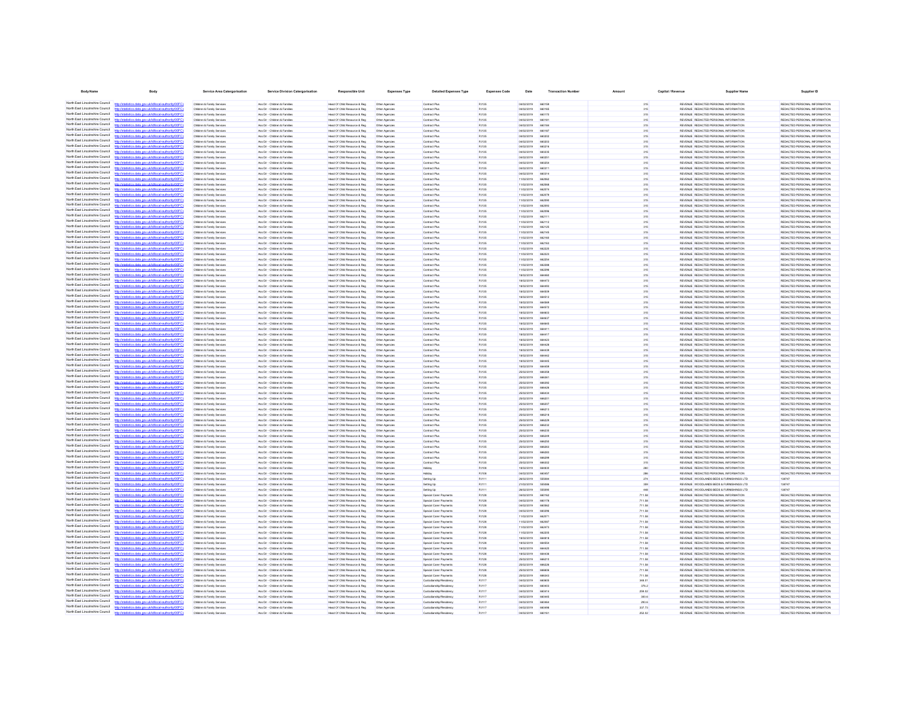| Body Name | Body | Service Area Catergorisation | Service Division Catergorisation | Responsible Unit | Expenses Type | Detailed Expenses Type | Expenses Code | Date | Transaction Number | Amount | Capital / Revenue | Supplier Name | Supplier ID |
|---|---|---|---|---|---|---|---|---|---|---|---|---|---|
| North East Lincolnshire Council | http://statistics.data.gov.uk/id/local-authority/00FC) | Children & Family Services | Ass Dir - Children & Families | Head Of Child Resource & Reg | Other Agencies | Contract Plus | PJ135 | 04/02/2019 | 660158 | 315 | REVENUE | REDACTED PERSONAL INFORMATION | REDACTED PERSONAL INFORMATION |
| North East Lincolnshire Council | http://statistics.data.gov.uk/id/local-authority/00FC) | Children & Family Services | Ass Dir - Children & Families | Head Of Child Resource & Reg | Other Agencies | Contract Plus | PJ135 | 04/02/2019 | 660166 | 315 | REVENUE | REDACTED PERSONAL INFORMATION | REDACTED PERSONAL INFORMATION |
| North East Lincolnshire Council | http://statistics.data.gov.uk/id/local-authority/00FC) | Children & Family Services | Ass Dir - Children & Families | Head Of Child Resource & Reg | Other Agencies | Contract Plus | PJ135 | 04/02/2019 | 660170 | 315 | REVENUE | REDACTED PERSONAL INFORMATION | REDACTED PERSONAL INFORMATION |
| North East Lincolnshire Council | http://statistics.data.gov.uk/id/local-authority/00FC) | Children & Family Services | Ass Dir - Children & Families | Head Of Child Resource & Reg | Other Agencies | Contract Plus | PJ135 | 04/02/2019 | 660181 | 315 | REVENUE | REDACTED PERSONAL INFORMATION | REDACTED PERSONAL INFORMATION |
| North East Lincolnshire Council | http://statistics.data.gov.uk/id/local-authority/00FC) | Children & Family Services | Ass Dir - Children & Families | Head Of Child Resource & Reg | Other Agencies | Contract Plus | PJ135 | 04/02/2019 | 660184 | 315 | REVENUE | REDACTED PERSONAL INFORMATION | REDACTED PERSONAL INFORMATION |
| North East Lincolnshire Council | http://statistics.data.gov.uk/id/local-authority/00FC) | Children & Family Services | Ass Dir - Children & Families | Head Of Child Resource & Reg | Other Agencies | Contract Plus | PJ135 | 04/02/2019 | 660187 | 315 | REVENUE | REDACTED PERSONAL INFORMATION | REDACTED PERSONAL INFORMATION |
| North East Lincolnshire Council | http://statistics.data.gov.uk/id/local-authority/00FC) | Children & Family Services | Ass Dir - Children & Families | Head Of Child Resource & Reg | Other Agencies | Contract Plus | PJ135 | 04/02/2019 | 660202 | 315 | REVENUE | REDACTED PERSONAL INFORMATION | REDACTED PERSONAL INFORMATION |
| North East Lincolnshire Council | http://statistics.data.gov.uk/id/local-authority/00FC) | Children & Family Services | Ass Dir - Children & Families | Head Of Child Resource & Reg | Other Agencies | Contract Plus | PJ135 | 04/02/2019 | 660203 | 315 | REVENUE | REDACTED PERSONAL INFORMATION | REDACTED PERSONAL INFORMATION |
| North East Lincolnshire Council | http://statistics.data.gov.uk/id/local-authority/00FC) | Children & Family Services | Ass Dir - Children & Families | Head Of Child Resource & Reg | Other Agencies | Contract Plus | PJ135 | 04/02/2019 | 660216 | 315 | REVENUE | REDACTED PERSONAL INFORMATION | REDACTED PERSONAL INFORMATION |
| North East Lincolnshire Council | http://statistics.data.gov.uk/id/local-authority/00FC) | Children & Family Services | Ass Dir - Children & Families | Head Of Child Resource & Reg | Other Agencies | Contract Plus | PJ135 | 04/02/2019 | 660235 | 315 | REVENUE | REDACTED PERSONAL INFORMATION | REDACTED PERSONAL INFORMATION |
| North East Lincolnshire Council | http://statistics.data.gov.uk/id/local-authority/00FC) | Children & Family Services | Ass Dir - Children & Families | Head Of Child Resource & Reg | Other Agencies | Contract Plus | PJ135 | 04/02/2019 | 660251 | 315 | REVENUE | REDACTED PERSONAL INFORMATION | REDACTED PERSONAL INFORMATION |
| North East Lincolnshire Council | http://statistics.data.gov.uk/id/local-authority/00FC) | Children & Family Services | Ass Dir - Children & Families | Head Of Child Resource & Reg | Other Agencies | Contract Plus | PJ135 | 04/02/2019 | 660254 | 315 | REVENUE | REDACTED PERSONAL INFORMATION | REDACTED PERSONAL INFORMATION |
| North East Lincolnshire Council | http://statistics.data.gov.uk/id/local-authority/00FC) | Children & Family Services | Ass Dir - Children & Families | Head Of Child Resource & Reg | Other Agencies | Contract Plus | PJ135 | 04/02/2019 | 660271 | 315 | REVENUE | REDACTED PERSONAL INFORMATION | REDACTED PERSONAL INFORMATION |
| North East Lincolnshire Council | http://statistics.data.gov.uk/id/local-authority/00FC) | Children & Family Services | Ass Dir - Children & Families | Head Of Child Resource & Reg | Other Agencies | Contract Plus | PJ135 | 04/02/2019 | 660314 | 315 | REVENUE | REDACTED PERSONAL INFORMATION | REDACTED PERSONAL INFORMATION |
| North East Lincolnshire Council | http://statistics.data.gov.uk/id/local-authority/00FC) | Children & Family Services | Ass Dir - Children & Families | Head Of Child Resource & Reg | Other Agencies | Contract Plus | PJ135 | 11/02/2019 | 662052 | 315 | REVENUE | REDACTED PERSONAL INFORMATION | REDACTED PERSONAL INFORMATION |
| North East Lincolnshire Council | http://statistics.data.gov.uk/id/local-authority/00FC) | Children & Family Services | Ass Dir - Children & Families | Head Of Child Resource & Reg | Other Agencies | Contract Plus | PJ135 | 11/02/2019 | 662058 | 315 | REVENUE | REDACTED PERSONAL INFORMATION | REDACTED PERSONAL INFORMATION |
| North East Lincolnshire Council | http://statistics.data.gov.uk/id/local-authority/00FC) | Children & Family Services | Ass Dir - Children & Families | Head Of Child Resource & Reg | Other Agencies | Contract Plus | PJ135 | 11/02/2019 | 662074 | 315 | REVENUE | REDACTED PERSONAL INFORMATION | REDACTED PERSONAL INFORMATION |
| North East Lincolnshire Council | http://statistics.data.gov.uk/id/local-authority/00FC) | Children & Family Services | Ass Dir - Children & Families | Head Of Child Resource & Reg | Other Agencies | Contract Plus | PJ135 | 11/02/2019 | 662078 | 315 | REVENUE | REDACTED PERSONAL INFORMATION | REDACTED PERSONAL INFORMATION |
| North East Lincolnshire Council | http://statistics.data.gov.uk/id/local-authority/00FC) | Children & Family Services | Ass Dir - Children & Families | Head Of Child Resource & Reg | Other Agencies | Contract Plus | PJ135 | 11/02/2019 | 662090 | 315 | REVENUE | REDACTED PERSONAL INFORMATION | REDACTED PERSONAL INFORMATION |
| North East Lincolnshire Council | http://statistics.data.gov.uk/id/local-authority/00FC) | Children & Family Services | Ass Dir - Children & Families | Head Of Child Resource & Reg | Other Agencies | Contract Plus | PJ135 | 11/02/2019 | 662093 | 315 | REVENUE | REDACTED PERSONAL INFORMATION | REDACTED PERSONAL INFORMATION |
| North East Lincolnshire Council | http://statistics.data.gov.uk/id/local-authority/00FC) | Children & Family Services | Ass Dir - Children & Families | Head Of Child Resource & Reg | Other Agencies | Contract Plus | PJ135 | 11/02/2019 | 662096 | 315 | REVENUE | REDACTED PERSONAL INFORMATION | REDACTED PERSONAL INFORMATION |
| North East Lincolnshire Council | http://statistics.data.gov.uk/id/local-authority/00FC) | Children & Family Services | Ass Dir - Children & Families | Head Of Child Resource & Reg | Other Agencies | Contract Plus | PJ135 | 11/02/2019 | 662111 | 315 | REVENUE | REDACTED PERSONAL INFORMATION | REDACTED PERSONAL INFORMATION |
| North East Lincolnshire Council | http://statistics.data.gov.uk/id/local-authority/00FC) | Children & Family Services | Ass Dir - Children & Families | Head Of Child Resource & Reg | Other Agencies | Contract Plus | PJ135 | 11/02/2019 | 662112 | 315 | REVENUE | REDACTED PERSONAL INFORMATION | REDACTED PERSONAL INFORMATION |
| North East Lincolnshire Council | http://statistics.data.gov.uk/id/local-authority/00FC) | Children & Family Services | Ass Dir - Children & Families | Head Of Child Resource & Reg | Other Agencies | Contract Plus | PJ135 | 11/02/2019 | 662125 | 315 | REVENUE | REDACTED PERSONAL INFORMATION | REDACTED PERSONAL INFORMATION |
| North East Lincolnshire Council | http://statistics.data.gov.uk/id/local-authority/00FC) | Children & Family Services | Ass Dir - Children & Families | Head Of Child Resource & Reg | Other Agencies | Contract Plus | PJ135 | 11/02/2019 | 662145 | 315 | REVENUE | REDACTED PERSONAL INFORMATION | REDACTED PERSONAL INFORMATION |
| North East Lincolnshire Council | http://statistics.data.gov.uk/id/local-authority/00FC) | Children & Family Services | Ass Dir - Children & Families | Head Of Child Resource & Reg | Other Agencies | Contract Plus | PJ135 | 11/02/2019 | 662148 | 315 | REVENUE | REDACTED PERSONAL INFORMATION | REDACTED PERSONAL INFORMATION |
| North East Lincolnshire Council | http://statistics.data.gov.uk/id/local-authority/00FC) | Children & Family Services | Ass Dir - Children & Families | Head Of Child Resource & Reg | Other Agencies | Contract Plus | PJ135 | 11/02/2019 | 662163 | 315 | REVENUE | REDACTED PERSONAL INFORMATION | REDACTED PERSONAL INFORMATION |
| North East Lincolnshire Council | http://statistics.data.gov.uk/id/local-authority/00FC) | Children & Family Services | Ass Dir - Children & Families | Head Of Child Resource & Reg | Other Agencies | Contract Plus | PJ135 | 11/02/2019 | 662220 | 315 | REVENUE | REDACTED PERSONAL INFORMATION | REDACTED PERSONAL INFORMATION |
| North East Lincolnshire Council | http://statistics.data.gov.uk/id/local-authority/00FC) | Children & Family Services | Ass Dir - Children & Families | Head Of Child Resource & Reg | Other Agencies | Contract Plus | PJ135 | 11/02/2019 | 662223 | 315 | REVENUE | REDACTED PERSONAL INFORMATION | REDACTED PERSONAL INFORMATION |
| North East Lincolnshire Council | http://statistics.data.gov.uk/id/local-authority/00FC) | Children & Family Services | Ass Dir - Children & Families | Head Of Child Resource & Reg | Other Agencies | Contract Plus | PJ135 | 11/02/2019 | 662254 | 315 | REVENUE | REDACTED PERSONAL INFORMATION | REDACTED PERSONAL INFORMATION |
| North East Lincolnshire Council | http://statistics.data.gov.uk/id/local-authority/00FC) | Children & Family Services | Ass Dir - Children & Families | Head Of Child Resource & Reg | Other Agencies | Contract Plus | PJ135 | 11/02/2019 | 662288 | 315 | REVENUE | REDACTED PERSONAL INFORMATION | REDACTED PERSONAL INFORMATION |
| North East Lincolnshire Council | http://statistics.data.gov.uk/id/local-authority/00FC) | Children & Family Services | Ass Dir - Children & Families | Head Of Child Resource & Reg | Other Agencies | Contract Plus | PJ135 | 11/02/2019 | 662296 | 315 | REVENUE | REDACTED PERSONAL INFORMATION | REDACTED PERSONAL INFORMATION |
| North East Lincolnshire Council | http://statistics.data.gov.uk/id/local-authority/00FC) | Children & Family Services | Ass Dir - Children & Families | Head Of Child Resource & Reg | Other Agencies | Contract Plus | PJ135 | 18/02/2019 | 664460 | 315 | REVENUE | REDACTED PERSONAL INFORMATION | REDACTED PERSONAL INFORMATION |
| North East Lincolnshire Council | http://statistics.data.gov.uk/id/local-authority/00FC) | Children & Family Services | Ass Dir - Children & Families | Head Of Child Resource & Reg | Other Agencies | Contract Plus | PJ135 | 18/02/2019 | 664473 | 315 | REVENUE | REDACTED PERSONAL INFORMATION | REDACTED PERSONAL INFORMATION |
| North East Lincolnshire Council | http://statistics.data.gov.uk/id/local-authority/00FC) | Children & Family Services | Ass Dir - Children & Families | Head Of Child Resource & Reg | Other Agencies | Contract Plus | PJ135 | 18/02/2019 | 664493 | 315 | REVENUE | REDACTED PERSONAL INFORMATION | REDACTED PERSONAL INFORMATION |
| North East Lincolnshire Council | http://statistics.data.gov.uk/id/local-authority/00FC) | Children & Family Services | Ass Dir - Children & Families | Head Of Child Resource & Reg | Other Agencies | Contract Plus | PJ135 | 18/02/2019 | 664509 | 315 | REVENUE | REDACTED PERSONAL INFORMATION | REDACTED PERSONAL INFORMATION |
| North East Lincolnshire Council | http://statistics.data.gov.uk/id/local-authority/00FC) | Children & Family Services | Ass Dir - Children & Families | Head Of Child Resource & Reg | Other Agencies | Contract Plus | PJ135 | 18/02/2019 | 664512 | 315 | REVENUE | REDACTED PERSONAL INFORMATION | REDACTED PERSONAL INFORMATION |
| North East Lincolnshire Council | http://statistics.data.gov.uk/id/local-authority/00FC) | Children & Family Services | Ass Dir - Children & Families | Head Of Child Resource & Reg | Other Agencies | Contract Plus | PJ135 | 18/02/2019 | 664568 | 315 | REVENUE | REDACTED PERSONAL INFORMATION | REDACTED PERSONAL INFORMATION |
| North East Lincolnshire Council | http://statistics.data.gov.uk/id/local-authority/00FC) | Children & Family Services | Ass Dir - Children & Families | Head Of Child Resource & Reg | Other Agencies | Contract Plus | PJ135 | 18/02/2019 | 664572 | 315 | REVENUE | REDACTED PERSONAL INFORMATION | REDACTED PERSONAL INFORMATION |
| North East Lincolnshire Council | http://statistics.data.gov.uk/id/local-authority/00FC) | Children & Family Services | Ass Dir - Children & Families | Head Of Child Resource & Reg | Other Agencies | Contract Plus | PJ135 | 18/02/2019 | 664603 | 315 | REVENUE | REDACTED PERSONAL INFORMATION | REDACTED PERSONAL INFORMATION |
| North East Lincolnshire Council | http://statistics.data.gov.uk/id/local-authority/00FC) | Children & Family Services | Ass Dir - Children & Families | Head Of Child Resource & Reg | Other Agencies | Contract Plus | PJ135 | 18/02/2019 | 664637 | 315 | REVENUE | REDACTED PERSONAL INFORMATION | REDACTED PERSONAL INFORMATION |
| North East Lincolnshire Council | http://statistics.data.gov.uk/id/local-authority/00FC) | Children & Family Services | Ass Dir - Children & Families | Head Of Child Resource & Reg | Other Agencies | Contract Plus | PJ135 | 18/02/2019 | 664645 | 315 | REVENUE | REDACTED PERSONAL INFORMATION | REDACTED PERSONAL INFORMATION |
| North East Lincolnshire Council | http://statistics.data.gov.uk/id/local-authority/00FC) | Children & Family Services | Ass Dir - Children & Families | Head Of Child Resource & Reg | Other Agencies | Contract Plus | PJ135 | 18/02/2019 | 664411 | 315 | REVENUE | REDACTED PERSONAL INFORMATION | REDACTED PERSONAL INFORMATION |
| North East Lincolnshire Council | http://statistics.data.gov.uk/id/local-authority/00FC) | Children & Family Services | Ass Dir - Children & Families | Head Of Child Resource & Reg | Other Agencies | Contract Plus | PJ135 | 18/02/2019 | 664417 | 315 | REVENUE | REDACTED PERSONAL INFORMATION | REDACTED PERSONAL INFORMATION |
| North East Lincolnshire Council | http://statistics.data.gov.uk/id/local-authority/00FC) | Children & Family Services | Ass Dir - Children & Families | Head Of Child Resource & Reg | Other Agencies | Contract Plus | PJ135 | 18/02/2019 | 664423 | 315 | REVENUE | REDACTED PERSONAL INFORMATION | REDACTED PERSONAL INFORMATION |
| North East Lincolnshire Council | http://statistics.data.gov.uk/id/local-authority/00FC) | Children & Family Services | Ass Dir - Children & Families | Head Of Child Resource & Reg | Other Agencies | Contract Plus | PJ135 | 18/02/2019 | 664428 | 315 | REVENUE | REDACTED PERSONAL INFORMATION | REDACTED PERSONAL INFORMATION |
| North East Lincolnshire Council | http://statistics.data.gov.uk/id/local-authority/00FC) | Children & Family Services | Ass Dir - Children & Families | Head Of Child Resource & Reg | Other Agencies | Contract Plus | PJ135 | 18/02/2019 | 664439 | 315 | REVENUE | REDACTED PERSONAL INFORMATION | REDACTED PERSONAL INFORMATION |
| North East Lincolnshire Council | http://statistics.data.gov.uk/id/local-authority/00FC) | Children & Family Services | Ass Dir - Children & Families | Head Of Child Resource & Reg | Other Agencies | Contract Plus | PJ135 | 18/02/2019 | 664442 | 315 | REVENUE | REDACTED PERSONAL INFORMATION | REDACTED PERSONAL INFORMATION |
| North East Lincolnshire Council | http://statistics.data.gov.uk/id/local-authority/00FC) | Children & Family Services | Ass Dir - Children & Families | Head Of Child Resource & Reg | Other Agencies | Contract Plus | PJ135 | 18/02/2019 | 664445 | 315 | REVENUE | REDACTED PERSONAL INFORMATION | REDACTED PERSONAL INFORMATION |
| North East Lincolnshire Council | http://statistics.data.gov.uk/id/local-authority/00FC) | Children & Family Services | Ass Dir - Children & Families | Head Of Child Resource & Reg | Other Agencies | Contract Plus | PJ135 | 18/02/2019 | 664459 | 315 | REVENUE | REDACTED PERSONAL INFORMATION | REDACTED PERSONAL INFORMATION |
| North East Lincolnshire Council | http://statistics.data.gov.uk/id/local-authority/00FC) | Children & Family Services | Ass Dir - Children & Families | Head Of Child Resource & Reg | Other Agencies | Contract Plus | PJ135 | 25/02/2019 | 666358 | 315 | REVENUE | REDACTED PERSONAL INFORMATION | REDACTED PERSONAL INFORMATION |
| North East Lincolnshire Council | http://statistics.data.gov.uk/id/local-authority/00FC) | Children & Family Services | Ass Dir - Children & Families | Head Of Child Resource & Reg | Other Agencies | Contract Plus | PJ135 | 25/02/2019 | 666381 | 315 | REVENUE | REDACTED PERSONAL INFORMATION | REDACTED PERSONAL INFORMATION |
| North East Lincolnshire Council | http://statistics.data.gov.uk/id/local-authority/00FC) | Children & Family Services | Ass Dir - Children & Families | Head Of Child Resource & Reg | Other Agencies | Contract Plus | PJ135 | 25/02/2019 | 666392 | 315 | REVENUE | REDACTED PERSONAL INFORMATION | REDACTED PERSONAL INFORMATION |
| North East Lincolnshire Council | http://statistics.data.gov.uk/id/local-authority/00FC) | Children & Family Services | Ass Dir - Children & Families | Head Of Child Resource & Reg | Other Agencies | Contract Plus | PJ135 | 25/02/2019 | 666426 | 315 | REVENUE | REDACTED PERSONAL INFORMATION | REDACTED PERSONAL INFORMATION |
| North East Lincolnshire Council | http://statistics.data.gov.uk/id/local-authority/00FC) | Children & Family Services | Ass Dir - Children & Families | Head Of Child Resource & Reg | Other Agencies | Contract Plus | PJ135 | 25/02/2019 | 666434 | 315 | REVENUE | REDACTED PERSONAL INFORMATION | REDACTED PERSONAL INFORMATION |
| North East Lincolnshire Council | http://statistics.data.gov.uk/id/local-authority/00FC) | Children & Family Services | Ass Dir - Children & Families | Head Of Child Resource & Reg | Other Agencies | Contract Plus | PJ135 | 25/02/2019 | 666201 | 315 | REVENUE | REDACTED PERSONAL INFORMATION | REDACTED PERSONAL INFORMATION |
| North East Lincolnshire Council | http://statistics.data.gov.uk/id/local-authority/00FC) | Children & Family Services | Ass Dir - Children & Families | Head Of Child Resource & Reg | Other Agencies | Contract Plus | PJ135 | 25/02/2019 | 666207 | 315 | REVENUE | REDACTED PERSONAL INFORMATION | REDACTED PERSONAL INFORMATION |
| North East Lincolnshire Council | http://statistics.data.gov.uk/id/local-authority/00FC) | Children & Family Services | Ass Dir - Children & Families | Head Of Child Resource & Reg | Other Agencies | Contract Plus | PJ135 | 25/02/2019 | 666213 | 315 | REVENUE | REDACTED PERSONAL INFORMATION | REDACTED PERSONAL INFORMATION |
| North East Lincolnshire Council | http://statistics.data.gov.uk/id/local-authority/00FC) | Children & Family Services | Ass Dir - Children & Families | Head Of Child Resource & Reg | Other Agencies | Contract Plus | PJ135 | 25/02/2019 | 666218 | 315 | REVENUE | REDACTED PERSONAL INFORMATION | REDACTED PERSONAL INFORMATION |
| North East Lincolnshire Council | http://statistics.data.gov.uk/id/local-authority/00FC) | Children & Family Services | Ass Dir - Children & Families | Head Of Child Resource & Reg | Other Agencies | Contract Plus | PJ135 | 25/02/2019 | 666228 | 315 | REVENUE | REDACTED PERSONAL INFORMATION | REDACTED PERSONAL INFORMATION |
| North East Lincolnshire Council | http://statistics.data.gov.uk/id/local-authority/00FC) | Children & Family Services | Ass Dir - Children & Families | Head Of Child Resource & Reg | Other Agencies | Contract Plus | PJ135 | 25/02/2019 | 666232 | 315 | REVENUE | REDACTED PERSONAL INFORMATION | REDACTED PERSONAL INFORMATION |
| North East Lincolnshire Council | http://statistics.data.gov.uk/id/local-authority/00FC) | Children & Family Services | Ass Dir - Children & Families | Head Of Child Resource & Reg | Other Agencies | Contract Plus | PJ135 | 25/02/2019 | 666235 | 315 | REVENUE | REDACTED PERSONAL INFORMATION | REDACTED PERSONAL INFORMATION |
| North East Lincolnshire Council | http://statistics.data.gov.uk/id/local-authority/00FC) | Children & Family Services | Ass Dir - Children & Families | Head Of Child Resource & Reg | Other Agencies | Contract Plus | PJ135 | 25/02/2019 | 666249 | 315 | REVENUE | REDACTED PERSONAL INFORMATION | REDACTED PERSONAL INFORMATION |
| North East Lincolnshire Council | http://statistics.data.gov.uk/id/local-authority/00FC) | Children & Family Services | Ass Dir - Children & Families | Head Of Child Resource & Reg | Other Agencies | Contract Plus | PJ135 | 25/02/2019 | 666258 | 315 | REVENUE | REDACTED PERSONAL INFORMATION | REDACTED PERSONAL INFORMATION |
| North East Lincolnshire Council | http://statistics.data.gov.uk/id/local-authority/00FC) | Children & Family Services | Ass Dir - Children & Families | Head Of Child Resource & Reg | Other Agencies | Contract Plus | PJ135 | 25/02/2019 | 666263 | 315 | REVENUE | REDACTED PERSONAL INFORMATION | REDACTED PERSONAL INFORMATION |
| North East Lincolnshire Council | http://statistics.data.gov.uk/id/local-authority/00FC) | Children & Family Services | Ass Dir - Children & Families | Head Of Child Resource & Reg | Other Agencies | Contract Plus | PJ135 | 25/02/2019 | 666283 | 315 | REVENUE | REDACTED PERSONAL INFORMATION | REDACTED PERSONAL INFORMATION |
| North East Lincolnshire Council | http://statistics.data.gov.uk/id/local-authority/00FC) | Children & Family Services | Ass Dir - Children & Families | Head Of Child Resource & Reg | Other Agencies | Contract Plus | PJ135 | 25/02/2019 | 666299 | 315 | REVENUE | REDACTED PERSONAL INFORMATION | REDACTED PERSONAL INFORMATION |
| North East Lincolnshire Council | http://statistics.data.gov.uk/id/local-authority/00FC) | Children & Family Services | Ass Dir - Children & Families | Head Of Child Resource & Reg | Other Agencies | Contract Plus | PJ135 | 25/02/2019 | 666302 | 315 | REVENUE | REDACTED PERSONAL INFORMATION | REDACTED PERSONAL INFORMATION |
| North East Lincolnshire Council | http://statistics.data.gov.uk/id/local-authority/00FC) | Children & Family Services | Ass Dir - Children & Families | Head Of Child Resource & Reg | Other Agencies | Holiday | PJ108 | 18/02/2019 | 664635 | 280 | REVENUE | REDACTED PERSONAL INFORMATION | REDACTED PERSONAL INFORMATION |
| North East Lincolnshire Council | http://statistics.data.gov.uk/id/local-authority/00FC) | Children & Family Services | Ass Dir - Children & Families | Head Of Child Resource & Reg | Other Agencies | Holiday | PJ108 | 04/02/2019 | 660457 | 280 | REVENUE | REDACTED PERSONAL INFORMATION | REDACTED PERSONAL INFORMATION |
| North East Lincolnshire Council | http://statistics.data.gov.uk/id/local-authority/00FC) | Children & Family Services | Ass Dir - Children & Families | Head Of Child Resource & Reg | Other Agencies | Setting Up | PJ111 | 26/02/2019 | 555094 | 274 | REVENUE | WOODLANDS BEDS & FURNISHINGS LTD | 138747 |
| North East Lincolnshire Council | http://statistics.data.gov.uk/id/local-authority/00FC) | Children & Family Services | Ass Dir - Children & Families | Head Of Child Resource & Reg | Other Agencies | Setting Up | PJ111 | 21/02/2019 | 555066 | 359 | REVENUE | WOODLANDS BEDS & FURNISHINGS LTD | 138747 |
| North East Lincolnshire Council | http://statistics.data.gov.uk/id/local-authority/00FC) | Children & Family Services | Ass Dir - Children & Families | Head Of Child Resource & Reg | Other Agencies | Setting Up | PJ111 | 28/02/2019 | 555095 | 449 | REVENUE | WOODLANDS BEDS & FURNISHINGS LTD | 138747 |
| North East Lincolnshire Council | http://statistics.data.gov.uk/id/local-authority/00FC) | Children & Family Services | Ass Dir - Children & Families | Head Of Child Resource & Reg | Other Agencies | Special Carer Payments | PJ128 | 04/02/2019 | 660162 | 711.58 | REVENUE | REDACTED PERSONAL INFORMATION | REDACTED PERSONAL INFORMATION |
| North East Lincolnshire Council | http://statistics.data.gov.uk/id/local-authority/00FC) | Children & Family Services | Ass Dir - Children & Families | Head Of Child Resource & Reg | Other Agencies | Special Carer Payments | PJ128 | 04/02/2019 | 660178 | 711.58 | REVENUE | REDACTED PERSONAL INFORMATION | REDACTED PERSONAL INFORMATION |
| North East Lincolnshire Council | http://statistics.data.gov.uk/id/local-authority/00FC) | Children & Family Services | Ass Dir - Children & Families | Head Of Child Resource & Reg | Other Agencies | Special Carer Payments | PJ128 | 04/02/2019 | 660262 | 711.58 | REVENUE | REDACTED PERSONAL INFORMATION | REDACTED PERSONAL INFORMATION |
| North East Lincolnshire Council | http://statistics.data.gov.uk/id/local-authority/00FC) | Children & Family Services | Ass Dir - Children & Families | Head Of Child Resource & Reg | Other Agencies | Special Carer Payments | PJ128 | 04/02/2019 | 660296 | 711.58 | REVENUE | REDACTED PERSONAL INFORMATION | REDACTED PERSONAL INFORMATION |
| North East Lincolnshire Council | http://statistics.data.gov.uk/id/local-authority/00FC) | Children & Family Services | Ass Dir - Children & Families | Head Of Child Resource & Reg | Other Agencies | Special Carer Payments | PJ128 | 11/02/2019 | 662071 | 711.58 | REVENUE | REDACTED PERSONAL INFORMATION | REDACTED PERSONAL INFORMATION |
| North East Lincolnshire Council | http://statistics.data.gov.uk/id/local-authority/00FC) | Children & Family Services | Ass Dir - Children & Families | Head Of Child Resource & Reg | Other Agencies | Special Carer Payments | PJ128 | 11/02/2019 | 662087 | 711.58 | REVENUE | REDACTED PERSONAL INFORMATION | REDACTED PERSONAL INFORMATION |
| North East Lincolnshire Council | http://statistics.data.gov.uk/id/local-authority/00FC) | Children & Family Services | Ass Dir - Children & Families | Head Of Child Resource & Reg | Other Agencies | Special Carer Payments | PJ128 | 11/02/2019 | 662473 | 711.58 | REVENUE | REDACTED PERSONAL INFORMATION | REDACTED PERSONAL INFORMATION |
| North East Lincolnshire Council | http://statistics.data.gov.uk/id/local-authority/00FC) | Children & Family Services | Ass Dir - Children & Families | Head Of Child Resource & Reg | Other Agencies | Special Carer Payments | PJ128 | 11/02/2019 | 662235 | 711.58 | REVENUE | REDACTED PERSONAL INFORMATION | REDACTED PERSONAL INFORMATION |
| North East Lincolnshire Council | http://statistics.data.gov.uk/id/local-authority/00FC) | Children & Family Services | Ass Dir - Children & Families | Head Of Child Resource & Reg | Other Agencies | Special Carer Payments | PJ128 | 18/02/2019 | 664618 | 711.58 | REVENUE | REDACTED PERSONAL INFORMATION | REDACTED PERSONAL INFORMATION |
| North East Lincolnshire Council | http://statistics.data.gov.uk/id/local-authority/00FC) | Children & Family Services | Ass Dir - Children & Families | Head Of Child Resource & Reg | Other Agencies | Special Carer Payments | PJ128 | 18/02/2019 | 664504 | 711.58 | REVENUE | REDACTED PERSONAL INFORMATION | REDACTED PERSONAL INFORMATION |
| North East Lincolnshire Council | http://statistics.data.gov.uk/id/local-authority/00FC) | Children & Family Services | Ass Dir - Children & Families | Head Of Child Resource & Reg | Other Agencies | Special Carer Payments | PJ128 | 18/02/2019 | 664429 | 711.58 | REVENUE | REDACTED PERSONAL INFORMATION | REDACTED PERSONAL INFORMATION |
| North East Lincolnshire Council | http://statistics.data.gov.uk/id/local-authority/00FC) | Children & Family Services | Ass Dir - Children & Families | Head Of Child Resource & Reg | Other Agencies | Special Carer Payments | PJ128 | 18/02/2019 | 664436 | 711.58 | REVENUE | REDACTED PERSONAL INFORMATION | REDACTED PERSONAL INFORMATION |
| North East Lincolnshire Council | http://statistics.data.gov.uk/id/local-authority/00FC) | Children & Family Services | Ass Dir - Children & Families | Head Of Child Resource & Reg | Other Agencies | Special Carer Payments | PJ128 | 25/02/2019 | 666210 | 711.58 | REVENUE | REDACTED PERSONAL INFORMATION | REDACTED PERSONAL INFORMATION |
| North East Lincolnshire Council | http://statistics.data.gov.uk/id/local-authority/00FC) | Children & Family Services | Ass Dir - Children & Families | Head Of Child Resource & Reg | Other Agencies | Special Carer Payments | PJ128 | 25/02/2019 | 666229 | 711.58 | REVENUE | REDACTED PERSONAL INFORMATION | REDACTED PERSONAL INFORMATION |
| North East Lincolnshire Council | http://statistics.data.gov.uk/id/local-authority/00FC) | Children & Family Services | Ass Dir - Children & Families | Head Of Child Resource & Reg | Other Agencies | Special Carer Payments | PJ128 | 25/02/2019 | 666606 | 711.58 | REVENUE | REDACTED PERSONAL INFORMATION | REDACTED PERSONAL INFORMATION |
| North East Lincolnshire Council | http://statistics.data.gov.uk/id/local-authority/00FC) | Children & Family Services | Ass Dir - Children & Families | Head Of Child Resource & Reg | Other Agencies | Special Carer Payments | PJ128 | 25/02/2019 | 666343 | 711.58 | REVENUE | REDACTED PERSONAL INFORMATION | REDACTED PERSONAL INFORMATION |
| North East Lincolnshire Council | http://statistics.data.gov.uk/id/local-authority/00FC) | Children & Family Services | Ass Dir - Children & Families | Head Of Child Resource & Reg | Other Agencies | Custodianship/Residency | PJ117 | 04/02/2019 | 660605 | 346.51 | REVENUE | REDACTED PERSONAL INFORMATION | REDACTED PERSONAL INFORMATION |
| North East Lincolnshire Council | http://statistics.data.gov.uk/id/local-authority/00FC) | Children & Family Services | Ass Dir - Children & Families | Head Of Child Resource & Reg | Other Agencies | Custodianship/Residency | PJ117 | 04/02/2019 | 660403 | 376.2 | REVENUE | REDACTED PERSONAL INFORMATION | REDACTED PERSONAL INFORMATION |
| North East Lincolnshire Council | http://statistics.data.gov.uk/id/local-authority/00FC) | Children & Family Services | Ass Dir - Children & Families | Head Of Child Resource & Reg | Other Agencies | Custodianship/Residency | PJ117 | 04/02/2019 | 660414 | 258.52 | REVENUE | REDACTED PERSONAL INFORMATION | REDACTED PERSONAL INFORMATION |
| North East Lincolnshire Council | http://statistics.data.gov.uk/id/local-authority/00FC) | Children & Family Services | Ass Dir - Children & Families | Head Of Child Resource & Reg | Other Agencies | Custodianship/Residency | PJ117 | 04/02/2019 | 660445 | 300.6 | REVENUE | REDACTED PERSONAL INFORMATION | REDACTED PERSONAL INFORMATION |
| North East Lincolnshire Council | http://statistics.data.gov.uk/id/local-authority/00FC) | Children & Family Services | Ass Dir - Children & Families | Head Of Child Resource & Reg | Other Agencies | Custodianship/Residency | PJ117 | 04/02/2019 | 660464 | 283.6 | REVENUE | REDACTED PERSONAL INFORMATION | REDACTED PERSONAL INFORMATION |
| North East Lincolnshire Council | http://statistics.data.gov.uk/id/local-authority/00FC) | Children & Family Services | Ass Dir - Children & Families | Head Of Child Resource & Reg | Other Agencies | Custodianship/Residency | PJ117 | 04/02/2019 | 660498 | 337.73 | REVENUE | REDACTED PERSONAL INFORMATION | REDACTED PERSONAL INFORMATION |
| North East Lincolnshire Council | http://statistics.data.gov.uk/id/local-authority/00FC) | Children & Family Services | Ass Dir - Children & Families | Head Of Child Resource & Reg | Other Agencies | Custodianship/Residency | PJ117 | 04/02/2019 | 660191 | 252.52 | REVENUE | REDACTED PERSONAL INFORMATION | REDACTED PERSONAL INFORMATION |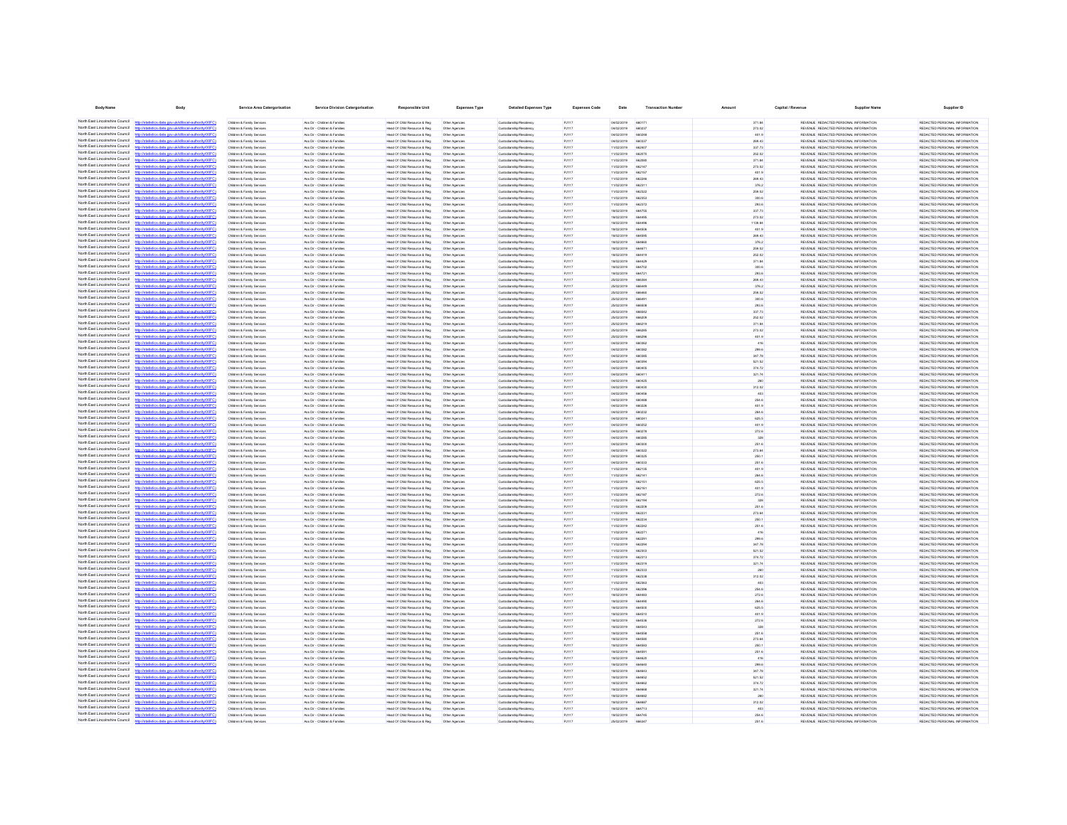| Body Name | Body | Service Area Catergorisation | Service Division Catergorisation | Responsible Unit | Expenses Type | Detailed Expenses Type | Expenses Code | Date | Transaction Number | Amount | Capital / Revenue | Supplier Name | Supplier ID |
|---|---|---|---|---|---|---|---|---|---|---|---|---|---|
| North East Lincolnshire Council | http://statistics.data.gov.uk/id/local-authority/00FC) | Children & Family Services | Ass Dir - Children & Families | Head Of Child Resource & Reg | Other Agencies | Custodianship/Residency | PJ117 | 04/02/2019 | 660171 | 371.84 | REVENUE | REDACTED PERSONAL INFORMATION | REDACTED PERSONAL INFORMATION |
| North East Lincolnshire Council | http://statistics.data.gov.uk/id/local-authority/00FC) | Children & Family Services | Ass Dir - Children & Families | Head Of Child Resource & Reg | Other Agencies | Custodianship/Residency | PJ117 | 04/02/2019 | 660237 | 273.82 | REVENUE | REDACTED PERSONAL INFORMATION | REDACTED PERSONAL INFORMATION |
| North East Lincolnshire Council | http://statistics.data.gov.uk/id/local-authority/00FC) | Children & Family Services | Ass Dir - Children & Families | Head Of Child Resource & Reg | Other Agencies | Custodianship/Residency | PJ117 | 04/02/2019 | 660248 | 401.9 | REVENUE | REDACTED PERSONAL INFORMATION | REDACTED PERSONAL INFORMATION |
| North East Lincolnshire Council | http://statistics.data.gov.uk/id/local-authority/00FC) | Children & Family Services | Ass Dir - Children & Families | Head Of Child Resource & Reg | Other Agencies | Custodianship/Residency | PJ117 | 04/02/2019 | 660337 | 268.43 | REVENUE | REDACTED PERSONAL INFORMATION | REDACTED PERSONAL INFORMATION |
| North East Lincolnshire Council | http://statistics.data.gov.uk/id/local-authority/00FC) | Children & Family Services | Ass Dir - Children & Families | Head Of Child Resource & Reg | Other Agencies | Custodianship/Residency | PJ117 | 11/02/2019 | 662407 | 337.73 | REVENUE | REDACTED PERSONAL INFORMATION | REDACTED PERSONAL INFORMATION |
| North East Lincolnshire Council | http://statistics.data.gov.uk/id/local-authority/00FC) | Children & Family Services | Ass Dir - Children & Families | Head Of Child Resource & Reg | Other Agencies | Custodianship/Residency | PJ117 | 11/02/2019 | 662070 | 252.82 | REVENUE | REDACTED PERSONAL INFORMATION | REDACTED PERSONAL INFORMATION |
| North East Lincolnshire Council | http://statistics.data.gov.uk/id/local-authority/00FC) | Children & Family Services | Ass Dir - Children & Families | Head Of Child Resource & Reg | Other Agencies | Custodianship/Residency | PJ117 | 11/02/2019 | 662005 | 371.84 | REVENUE | REDACTED PERSONAL INFORMATION | REDACTED PERSONAL INFORMATION |
| North East Lincolnshire Council | http://statistics.data.gov.uk/id/local-authority/00FC) | Children & Family Services | Ass Dir - Children & Families | Head Of Child Resource & Reg | Other Agencies | Custodianship/Residency | PJ117 | 11/02/2019 | 662147 | 273.82 | REVENUE | REDACTED PERSONAL INFORMATION | REDACTED PERSONAL INFORMATION |
| North East Lincolnshire Council | http://statistics.data.gov.uk/id/local-authority/00FC) | Children & Family Services | Ass Dir - Children & Families | Head Of Child Resource & Reg | Other Agencies | Custodianship/Residency | PJ117 | 11/02/2019 | 662157 | 401.9 | REVENUE | REDACTED PERSONAL INFORMATION | REDACTED PERSONAL INFORMATION |
| North East Lincolnshire Council | http://statistics.data.gov.uk/id/local-authority/00FC) | Children & Family Services | Ass Dir - Children & Families | Head Of Child Resource & Reg | Other Agencies | Custodianship/Residency | PJ117 | 11/02/2019 | 662246 | 268.43 | REVENUE | REDACTED PERSONAL INFORMATION | REDACTED PERSONAL INFORMATION |
| North East Lincolnshire Council | http://statistics.data.gov.uk/id/local-authority/00FC) | Children & Family Services | Ass Dir - Children & Families | Head Of Child Resource & Reg | Other Agencies | Custodianship/Residency | PJ117 | 11/02/2019 | 662311 | 376.2 | REVENUE | REDACTED PERSONAL INFORMATION | REDACTED PERSONAL INFORMATION |
| North East Lincolnshire Council | http://statistics.data.gov.uk/id/local-authority/00FC) | Children & Family Services | Ass Dir - Children & Families | Head Of Child Resource & Reg | Other Agencies | Custodianship/Residency | PJ117 | 11/02/2019 | 662322 | 258.82 | REVENUE | REDACTED PERSONAL INFORMATION | REDACTED PERSONAL INFORMATION |
| North East Lincolnshire Council | http://statistics.data.gov.uk/id/local-authority/00FC) | Children & Family Services | Ass Dir - Children & Families | Head Of Child Resource & Reg | Other Agencies | Custodianship/Residency | PJ117 | 11/02/2019 | 662353 | 300.6 | REVENUE | REDACTED PERSONAL INFORMATION | REDACTED PERSONAL INFORMATION |
| North East Lincolnshire Council | http://statistics.data.gov.uk/id/local-authority/00FC) | Children & Family Services | Ass Dir - Children & Families | Head Of Child Resource & Reg | Other Agencies | Custodianship/Residency | PJ117 | 11/02/2019 | 662372 | 283.6 | REVENUE | REDACTED PERSONAL INFORMATION | REDACTED PERSONAL INFORMATION |
| North East Lincolnshire Council | http://statistics.data.gov.uk/id/local-authority/00FC) | Children & Family Services | Ass Dir - Children & Families | Head Of Child Resource & Reg | Other Agencies | Custodianship/Residency | PJ117 | 18/02/2019 | 664755 | 337.73 | REVENUE | REDACTED PERSONAL INFORMATION | REDACTED PERSONAL INFORMATION |
| North East Lincolnshire Council | http://statistics.data.gov.uk/id/local-authority/00FC) | Children & Family Services | Ass Dir - Children & Families | Head Of Child Resource & Reg | Other Agencies | Custodianship/Residency | PJ117 | 18/02/2019 | 664495 | 273.82 | REVENUE | REDACTED PERSONAL INFORMATION | REDACTED PERSONAL INFORMATION |
| North East Lincolnshire Council | http://statistics.data.gov.uk/id/local-authority/00FC) | Children & Family Services | Ass Dir - Children & Families | Head Of Child Resource & Reg | Other Agencies | Custodianship/Residency | PJ117 | 18/02/2019 | 664496 | 1139.84 | REVENUE | REDACTED PERSONAL INFORMATION | REDACTED PERSONAL INFORMATION |
| North East Lincolnshire Council | http://statistics.data.gov.uk/id/local-authority/00FC) | Children & Family Services | Ass Dir - Children & Families | Head Of Child Resource & Reg | Other Agencies | Custodianship/Residency | PJ117 | 18/02/2019 | 664506 | 401.9 | REVENUE | REDACTED PERSONAL INFORMATION | REDACTED PERSONAL INFORMATION |
| North East Lincolnshire Council | http://statistics.data.gov.uk/id/local-authority/00FC) | Children & Family Services | Ass Dir - Children & Families | Head Of Child Resource & Reg | Other Agencies | Custodianship/Residency | PJ117 | 18/02/2019 | 664595 | 268.43 | REVENUE | REDACTED PERSONAL INFORMATION | REDACTED PERSONAL INFORMATION |
| North East Lincolnshire Council | http://statistics.data.gov.uk/id/local-authority/00FC) | Children & Family Services | Ass Dir - Children & Families | Head Of Child Resource & Reg | Other Agencies | Custodianship/Residency | PJ117 | 18/02/2019 | 664660 | 376.2 | REVENUE | REDACTED PERSONAL INFORMATION | REDACTED PERSONAL INFORMATION |
| North East Lincolnshire Council | http://statistics.data.gov.uk/id/local-authority/00FC) | Children & Family Services | Ass Dir - Children & Families | Head Of Child Resource & Reg | Other Agencies | Custodianship/Residency | PJ117 | 18/02/2019 | 664671 | 258.82 | REVENUE | REDACTED PERSONAL INFORMATION | REDACTED PERSONAL INFORMATION |
| North East Lincolnshire Council | http://statistics.data.gov.uk/id/local-authority/00FC) | Children & Family Services | Ass Dir - Children & Families | Head Of Child Resource & Reg | Other Agencies | Custodianship/Residency | PJ117 | 18/02/2019 | 664419 | 252.82 | REVENUE | REDACTED PERSONAL INFORMATION | REDACTED PERSONAL INFORMATION |
| North East Lincolnshire Council | http://statistics.data.gov.uk/id/local-authority/00FC) | Children & Family Services | Ass Dir - Children & Families | Head Of Child Resource & Reg | Other Agencies | Custodianship/Residency | PJ117 | 18/02/2019 | 664428 | 371.84 | REVENUE | REDACTED PERSONAL INFORMATION | REDACTED PERSONAL INFORMATION |
| North East Lincolnshire Council | http://statistics.data.gov.uk/id/local-authority/00FC) | Children & Family Services | Ass Dir - Children & Families | Head Of Child Resource & Reg | Other Agencies | Custodianship/Residency | PJ117 | 18/02/2019 | 664702 | 300.6 | REVENUE | REDACTED PERSONAL INFORMATION | REDACTED PERSONAL INFORMATION |
| North East Lincolnshire Council | http://statistics.data.gov.uk/id/local-authority/00FC) | Children & Family Services | Ass Dir - Children & Families | Head Of Child Resource & Reg | Other Agencies | Custodianship/Residency | PJ117 | 18/02/2019 | 664721 | 283.6 | REVENUE | REDACTED PERSONAL INFORMATION | REDACTED PERSONAL INFORMATION |
| North East Lincolnshire Council | http://statistics.data.gov.uk/id/local-authority/00FC) | Children & Family Services | Ass Dir - Children & Families | Head Of Child Resource & Reg | Other Agencies | Custodianship/Residency | PJ117 | 25/02/2019 | 666384 | 268.43 | REVENUE | REDACTED PERSONAL INFORMATION | REDACTED PERSONAL INFORMATION |
| North East Lincolnshire Council | http://statistics.data.gov.uk/id/local-authority/00FC) | Children & Family Services | Ass Dir - Children & Families | Head Of Child Resource & Reg | Other Agencies | Custodianship/Residency | PJ117 | 25/02/2019 | 666449 | 376.2 | REVENUE | REDACTED PERSONAL INFORMATION | REDACTED PERSONAL INFORMATION |
| North East Lincolnshire Council | http://statistics.data.gov.uk/id/local-authority/00FC) | Children & Family Services | Ass Dir - Children & Families | Head Of Child Resource & Reg | Other Agencies | Custodianship/Residency | PJ117 | 25/02/2019 | 666460 | 258.82 | REVENUE | REDACTED PERSONAL INFORMATION | REDACTED PERSONAL INFORMATION |
| North East Lincolnshire Council | http://statistics.data.gov.uk/id/local-authority/00FC) | Children & Family Services | Ass Dir - Children & Families | Head Of Child Resource & Reg | Other Agencies | Custodianship/Residency | PJ117 | 25/02/2019 | 666491 | 300.6 | REVENUE | REDACTED PERSONAL INFORMATION | REDACTED PERSONAL INFORMATION |
| North East Lincolnshire Council | http://statistics.data.gov.uk/id/local-authority/00FC) | Children & Family Services | Ass Dir - Children & Families | Head Of Child Resource & Reg | Other Agencies | Custodianship/Residency | PJ117 | 25/02/2019 | 666508 | 283.6 | REVENUE | REDACTED PERSONAL INFORMATION | REDACTED PERSONAL INFORMATION |
| North East Lincolnshire Council | http://statistics.data.gov.uk/id/local-authority/00FC) | Children & Family Services | Ass Dir - Children & Families | Head Of Child Resource & Reg | Other Agencies | Custodianship/Residency | PJ117 | 25/02/2019 | 666642 | 337.73 | REVENUE | REDACTED PERSONAL INFORMATION | REDACTED PERSONAL INFORMATION |
| North East Lincolnshire Council | http://statistics.data.gov.uk/id/local-authority/00FC) | Children & Family Services | Ass Dir - Children & Families | Head Of Child Resource & Reg | Other Agencies | Custodianship/Residency | PJ117 | 25/02/2019 | 666209 | 252.82 | REVENUE | REDACTED PERSONAL INFORMATION | REDACTED PERSONAL INFORMATION |
| North East Lincolnshire Council | http://statistics.data.gov.uk/id/local-authority/00FC) | Children & Family Services | Ass Dir - Children & Families | Head Of Child Resource & Reg | Other Agencies | Custodianship/Residency | PJ117 | 25/02/2019 | 666219 | 371.84 | REVENUE | REDACTED PERSONAL INFORMATION | REDACTED PERSONAL INFORMATION |
| North East Lincolnshire Council | http://statistics.data.gov.uk/id/local-authority/00FC) | Children & Family Services | Ass Dir - Children & Families | Head Of Child Resource & Reg | Other Agencies | Custodianship/Residency | PJ117 | 25/02/2019 | 666285 | 273.82 | REVENUE | REDACTED PERSONAL INFORMATION | REDACTED PERSONAL INFORMATION |
| North East Lincolnshire Council | http://statistics.data.gov.uk/id/local-authority/00FC) | Children & Family Services | Ass Dir - Children & Families | Head Of Child Resource & Reg | Other Agencies | Custodianship/Residency | PJ117 | 25/02/2019 | 666296 | 401.9 | REVENUE | REDACTED PERSONAL INFORMATION | REDACTED PERSONAL INFORMATION |
| North East Lincolnshire Council | http://statistics.data.gov.uk/id/local-authority/00FC) | Children & Family Services | Ass Dir - Children & Families | Head Of Child Resource & Reg | Other Agencies | Custodianship/Residency | PJ117 | 04/02/2019 | 660362 | 416 | REVENUE | REDACTED PERSONAL INFORMATION | REDACTED PERSONAL INFORMATION |
| North East Lincolnshire Council | http://statistics.data.gov.uk/id/local-authority/00FC) | Children & Family Services | Ass Dir - Children & Families | Head Of Child Resource & Reg | Other Agencies | Custodianship/Residency | PJ117 | 04/02/2019 | 660382 | 289.6 | REVENUE | REDACTED PERSONAL INFORMATION | REDACTED PERSONAL INFORMATION |
| North East Lincolnshire Council | http://statistics.data.gov.uk/id/local-authority/00FC) | Children & Family Services | Ass Dir - Children & Families | Head Of Child Resource & Reg | Other Agencies | Custodianship/Residency | PJ117 | 04/02/2019 | 660385 | 347.78 | REVENUE | REDACTED PERSONAL INFORMATION | REDACTED PERSONAL INFORMATION |
| North East Lincolnshire Council | http://statistics.data.gov.uk/id/local-authority/00FC) | Children & Family Services | Ass Dir - Children & Families | Head Of Child Resource & Reg | Other Agencies | Custodianship/Residency | PJ117 | 04/02/2019 | 660394 | 521.52 | REVENUE | REDACTED PERSONAL INFORMATION | REDACTED PERSONAL INFORMATION |
| North East Lincolnshire Council | http://statistics.data.gov.uk/id/local-authority/00FC) | Children & Family Services | Ass Dir - Children & Families | Head Of Child Resource & Reg | Other Agencies | Custodianship/Residency | PJ117 | 04/02/2019 | 660405 | 374.72 | REVENUE | REDACTED PERSONAL INFORMATION | REDACTED PERSONAL INFORMATION |
| North East Lincolnshire Council | http://statistics.data.gov.uk/id/local-authority/00FC) | Children & Family Services | Ass Dir - Children & Families | Head Of Child Resource & Reg | Other Agencies | Custodianship/Residency | PJ117 | 04/02/2019 | 660411 | 321.74 | REVENUE | REDACTED PERSONAL INFORMATION | REDACTED PERSONAL INFORMATION |
| North East Lincolnshire Council | http://statistics.data.gov.uk/id/local-authority/00FC) | Children & Family Services | Ass Dir - Children & Families | Head Of Child Resource & Reg | Other Agencies | Custodianship/Residency | PJ117 | 04/02/2019 | 660425 | 280 | REVENUE | REDACTED PERSONAL INFORMATION | REDACTED PERSONAL INFORMATION |
| North East Lincolnshire Council | http://statistics.data.gov.uk/id/local-authority/00FC) | Children & Family Services | Ass Dir - Children & Families | Head Of Child Resource & Reg | Other Agencies | Custodianship/Residency | PJ117 | 04/02/2019 | 660430 | 312.52 | REVENUE | REDACTED PERSONAL INFORMATION | REDACTED PERSONAL INFORMATION |
| North East Lincolnshire Council | http://statistics.data.gov.uk/id/local-authority/00FC) | Children & Family Services | Ass Dir - Children & Families | Head Of Child Resource & Reg | Other Agencies | Custodianship/Residency | PJ117 | 04/02/2019 | 660456 | 403 | REVENUE | REDACTED PERSONAL INFORMATION | REDACTED PERSONAL INFORMATION |
| North East Lincolnshire Council | http://statistics.data.gov.uk/id/local-authority/00FC) | Children & Family Services | Ass Dir - Children & Families | Head Of Child Resource & Reg | Other Agencies | Custodianship/Residency | PJ117 | 04/02/2019 | 660468 | 294.4 | REVENUE | REDACTED PERSONAL INFORMATION | REDACTED PERSONAL INFORMATION |
| North East Lincolnshire Council | http://statistics.data.gov.uk/id/local-authority/00FC) | Children & Family Services | Ass Dir - Children & Families | Head Of Child Resource & Reg | Other Agencies | Custodianship/Residency | PJ117 | 04/02/2019 | 660226 | 401.9 | REVENUE | REDACTED PERSONAL INFORMATION | REDACTED PERSONAL INFORMATION |
| North East Lincolnshire Council | http://statistics.data.gov.uk/id/local-authority/00FC) | Children & Family Services | Ass Dir - Children & Families | Head Of Child Resource & Reg | Other Agencies | Custodianship/Residency | PJ117 | 04/02/2019 | 660232 | 266.6 | REVENUE | REDACTED PERSONAL INFORMATION | REDACTED PERSONAL INFORMATION |
| North East Lincolnshire Council | http://statistics.data.gov.uk/id/local-authority/00FC) | Children & Family Services | Ass Dir - Children & Families | Head Of Child Resource & Reg | Other Agencies | Custodianship/Residency | PJ117 | 04/02/2019 | 660241 | 625.5 | REVENUE | REDACTED PERSONAL INFORMATION | REDACTED PERSONAL INFORMATION |
| North East Lincolnshire Council | http://statistics.data.gov.uk/id/local-authority/00FC) | Children & Family Services | Ass Dir - Children & Families | Head Of Child Resource & Reg | Other Agencies | Custodianship/Residency | PJ117 | 04/02/2019 | 660252 | 401.9 | REVENUE | REDACTED PERSONAL INFORMATION | REDACTED PERSONAL INFORMATION |
| North East Lincolnshire Council | http://statistics.data.gov.uk/id/local-authority/00FC) | Children & Family Services | Ass Dir - Children & Families | Head Of Child Resource & Reg | Other Agencies | Custodianship/Residency | PJ117 | 04/02/2019 | 660278 | 272.6 | REVENUE | REDACTED PERSONAL INFORMATION | REDACTED PERSONAL INFORMATION |
| North East Lincolnshire Council | http://statistics.data.gov.uk/id/local-authority/00FC) | Children & Family Services | Ass Dir - Children & Families | Head Of Child Resource & Reg | Other Agencies | Custodianship/Residency | PJ117 | 04/02/2019 | 660285 | 328 | REVENUE | REDACTED PERSONAL INFORMATION | REDACTED PERSONAL INFORMATION |
| North East Lincolnshire Council | http://statistics.data.gov.uk/id/local-authority/00FC) | Children & Family Services | Ass Dir - Children & Families | Head Of Child Resource & Reg | Other Agencies | Custodianship/Residency | PJ117 | 04/02/2019 | 660300 | 291.6 | REVENUE | REDACTED PERSONAL INFORMATION | REDACTED PERSONAL INFORMATION |
| North East Lincolnshire Council | http://statistics.data.gov.uk/id/local-authority/00FC) | Children & Family Services | Ass Dir - Children & Families | Head Of Child Resource & Reg | Other Agencies | Custodianship/Residency | PJ117 | 04/02/2019 | 660322 | 273.64 | REVENUE | REDACTED PERSONAL INFORMATION | REDACTED PERSONAL INFORMATION |
| North East Lincolnshire Council | http://statistics.data.gov.uk/id/local-authority/00FC) | Children & Family Services | Ass Dir - Children & Families | Head Of Child Resource & Reg | Other Agencies | Custodianship/Residency | PJ117 | 04/02/2019 | 660325 | 293.1 | REVENUE | REDACTED PERSONAL INFORMATION | REDACTED PERSONAL INFORMATION |
| North East Lincolnshire Council | http://statistics.data.gov.uk/id/local-authority/00FC) | Children & Family Services | Ass Dir - Children & Families | Head Of Child Resource & Reg | Other Agencies | Custodianship/Residency | PJ117 | 04/02/2019 | 660333 | 291.6 | REVENUE | REDACTED PERSONAL INFORMATION | REDACTED PERSONAL INFORMATION |
| North East Lincolnshire Council | http://statistics.data.gov.uk/id/local-authority/00FC) | Children & Family Services | Ass Dir - Children & Families | Head Of Child Resource & Reg | Other Agencies | Custodianship/Residency | PJ117 | 11/02/2019 | 662135 | 401.9 | REVENUE | REDACTED PERSONAL INFORMATION | REDACTED PERSONAL INFORMATION |
| North East Lincolnshire Council | http://statistics.data.gov.uk/id/local-authority/00FC) | Children & Family Services | Ass Dir - Children & Families | Head Of Child Resource & Reg | Other Agencies | Custodianship/Residency | PJ117 | 11/02/2019 | 662141 | 266.6 | REVENUE | REDACTED PERSONAL INFORMATION | REDACTED PERSONAL INFORMATION |
| North East Lincolnshire Council | http://statistics.data.gov.uk/id/local-authority/00FC) | Children & Family Services | Ass Dir - Children & Families | Head Of Child Resource & Reg | Other Agencies | Custodianship/Residency | PJ117 | 11/02/2019 | 662151 | 625.5 | REVENUE | REDACTED PERSONAL INFORMATION | REDACTED PERSONAL INFORMATION |
| North East Lincolnshire Council | http://statistics.data.gov.uk/id/local-authority/00FC) | Children & Family Services | Ass Dir - Children & Families | Head Of Child Resource & Reg | Other Agencies | Custodianship/Residency | PJ117 | 11/02/2019 | 662161 | 401.9 | REVENUE | REDACTED PERSONAL INFORMATION | REDACTED PERSONAL INFORMATION |
| North East Lincolnshire Council | http://statistics.data.gov.uk/id/local-authority/00FC) | Children & Family Services | Ass Dir - Children & Families | Head Of Child Resource & Reg | Other Agencies | Custodianship/Residency | PJ117 | 11/02/2019 | 662187 | 272.6 | REVENUE | REDACTED PERSONAL INFORMATION | REDACTED PERSONAL INFORMATION |
| North East Lincolnshire Council | http://statistics.data.gov.uk/id/local-authority/00FC) | Children & Family Services | Ass Dir - Children & Families | Head Of Child Resource & Reg | Other Agencies | Custodianship/Residency | PJ117 | 11/02/2019 | 662194 | 328 | REVENUE | REDACTED PERSONAL INFORMATION | REDACTED PERSONAL INFORMATION |
| North East Lincolnshire Council | http://statistics.data.gov.uk/id/local-authority/00FC) | Children & Family Services | Ass Dir - Children & Families | Head Of Child Resource & Reg | Other Agencies | Custodianship/Residency | PJ117 | 11/02/2019 | 662209 | 291.6 | REVENUE | REDACTED PERSONAL INFORMATION | REDACTED PERSONAL INFORMATION |
| North East Lincolnshire Council | http://statistics.data.gov.uk/id/local-authority/00FC) | Children & Family Services | Ass Dir - Children & Families | Head Of Child Resource & Reg | Other Agencies | Custodianship/Residency | PJ117 | 11/02/2019 | 662231 | 273.64 | REVENUE | REDACTED PERSONAL INFORMATION | REDACTED PERSONAL INFORMATION |
| North East Lincolnshire Council | http://statistics.data.gov.uk/id/local-authority/00FC) | Children & Family Services | Ass Dir - Children & Families | Head Of Child Resource & Reg | Other Agencies | Custodianship/Residency | PJ117 | 11/02/2019 | 662234 | 293.1 | REVENUE | REDACTED PERSONAL INFORMATION | REDACTED PERSONAL INFORMATION |
| North East Lincolnshire Council | http://statistics.data.gov.uk/id/local-authority/00FC) | Children & Family Services | Ass Dir - Children & Families | Head Of Child Resource & Reg | Other Agencies | Custodianship/Residency | PJ117 | 11/02/2019 | 662242 | 291.6 | REVENUE | REDACTED PERSONAL INFORMATION | REDACTED PERSONAL INFORMATION |
| North East Lincolnshire Council | http://statistics.data.gov.uk/id/local-authority/00FC) | Children & Family Services | Ass Dir - Children & Families | Head Of Child Resource & Reg | Other Agencies | Custodianship/Residency | PJ117 | 11/02/2019 | 662271 | 416 | REVENUE | REDACTED PERSONAL INFORMATION | REDACTED PERSONAL INFORMATION |
| North East Lincolnshire Council | http://statistics.data.gov.uk/id/local-authority/00FC) | Children & Family Services | Ass Dir - Children & Families | Head Of Child Resource & Reg | Other Agencies | Custodianship/Residency | PJ117 | 11/02/2019 | 662291 | 289.6 | REVENUE | REDACTED PERSONAL INFORMATION | REDACTED PERSONAL INFORMATION |
| North East Lincolnshire Council | http://statistics.data.gov.uk/id/local-authority/00FC) | Children & Family Services | Ass Dir - Children & Families | Head Of Child Resource & Reg | Other Agencies | Custodianship/Residency | PJ117 | 11/02/2019 | 662294 | 347.78 | REVENUE | REDACTED PERSONAL INFORMATION | REDACTED PERSONAL INFORMATION |
| North East Lincolnshire Council | http://statistics.data.gov.uk/id/local-authority/00FC) | Children & Family Services | Ass Dir - Children & Families | Head Of Child Resource & Reg | Other Agencies | Custodianship/Residency | PJ117 | 11/02/2019 | 662303 | 521.52 | REVENUE | REDACTED PERSONAL INFORMATION | REDACTED PERSONAL INFORMATION |
| North East Lincolnshire Council | http://statistics.data.gov.uk/id/local-authority/00FC) | Children & Family Services | Ass Dir - Children & Families | Head Of Child Resource & Reg | Other Agencies | Custodianship/Residency | PJ117 | 11/02/2019 | 662313 | 374.72 | REVENUE | REDACTED PERSONAL INFORMATION | REDACTED PERSONAL INFORMATION |
| North East Lincolnshire Council | http://statistics.data.gov.uk/id/local-authority/00FC) | Children & Family Services | Ass Dir - Children & Families | Head Of Child Resource & Reg | Other Agencies | Custodianship/Residency | PJ117 | 11/02/2019 | 662319 | 321.74 | REVENUE | REDACTED PERSONAL INFORMATION | REDACTED PERSONAL INFORMATION |
| North East Lincolnshire Council | http://statistics.data.gov.uk/id/local-authority/00FC) | Children & Family Services | Ass Dir - Children & Families | Head Of Child Resource & Reg | Other Agencies | Custodianship/Residency | PJ117 | 11/02/2019 | 662333 | 280 | REVENUE | REDACTED PERSONAL INFORMATION | REDACTED PERSONAL INFORMATION |
| North East Lincolnshire Council | http://statistics.data.gov.uk/id/local-authority/00FC) | Children & Family Services | Ass Dir - Children & Families | Head Of Child Resource & Reg | Other Agencies | Custodianship/Residency | PJ117 | 11/02/2019 | 662338 | 312.52 | REVENUE | REDACTED PERSONAL INFORMATION | REDACTED PERSONAL INFORMATION |
| North East Lincolnshire Council | http://statistics.data.gov.uk/id/local-authority/00FC) | Children & Family Services | Ass Dir - Children & Families | Head Of Child Resource & Reg | Other Agencies | Custodianship/Residency | PJ117 | 11/02/2019 | 662363 | 403 | REVENUE | REDACTED PERSONAL INFORMATION | REDACTED PERSONAL INFORMATION |
| North East Lincolnshire Council | http://statistics.data.gov.uk/id/local-authority/00FC) | Children & Family Services | Ass Dir - Children & Families | Head Of Child Resource & Reg | Other Agencies | Custodianship/Residency | PJ117 | 11/02/2019 | 662396 | 294.4 | REVENUE | REDACTED PERSONAL INFORMATION | REDACTED PERSONAL INFORMATION |
| North East Lincolnshire Council | http://statistics.data.gov.uk/id/local-authority/00FC) | Children & Family Services | Ass Dir - Children & Families | Head Of Child Resource & Reg | Other Agencies | Custodianship/Residency | PJ117 | 18/02/2019 | 664493 | 272.6 | REVENUE | REDACTED PERSONAL INFORMATION | REDACTED PERSONAL INFORMATION |
| North East Lincolnshire Council | http://statistics.data.gov.uk/id/local-authority/00FC) | Children & Family Services | Ass Dir - Children & Families | Head Of Child Resource & Reg | Other Agencies | Custodianship/Residency | PJ117 | 18/02/2019 | 664490 | 266.6 | REVENUE | REDACTED PERSONAL INFORMATION | REDACTED PERSONAL INFORMATION |
| North East Lincolnshire Council | http://statistics.data.gov.uk/id/local-authority/00FC) | Children & Family Services | Ass Dir - Children & Families | Head Of Child Resource & Reg | Other Agencies | Custodianship/Residency | PJ117 | 18/02/2019 | 664505 | 625.5 | REVENUE | REDACTED PERSONAL INFORMATION | REDACTED PERSONAL INFORMATION |
| North East Lincolnshire Council | http://statistics.data.gov.uk/id/local-authority/00FC) | Children & Family Services | Ass Dir - Children & Families | Head Of Child Resource & Reg | Other Agencies | Custodianship/Residency | PJ117 | 18/02/2019 | 664515 | 401.9 | REVENUE | REDACTED PERSONAL INFORMATION | REDACTED PERSONAL INFORMATION |
| North East Lincolnshire Council | http://statistics.data.gov.uk/id/local-authority/00FC) | Children & Family Services | Ass Dir - Children & Families | Head Of Child Resource & Reg | Other Agencies | Custodianship/Residency | PJ117 | 18/02/2019 | 664536 | 272.6 | REVENUE | REDACTED PERSONAL INFORMATION | REDACTED PERSONAL INFORMATION |
| North East Lincolnshire Council | http://statistics.data.gov.uk/id/local-authority/00FC) | Children & Family Services | Ass Dir - Children & Families | Head Of Child Resource & Reg | Other Agencies | Custodianship/Residency | PJ117 | 18/02/2019 | 664543 | 328 | REVENUE | REDACTED PERSONAL INFORMATION | REDACTED PERSONAL INFORMATION |
| North East Lincolnshire Council | http://statistics.data.gov.uk/id/local-authority/00FC) | Children & Family Services | Ass Dir - Children & Families | Head Of Child Resource & Reg | Other Agencies | Custodianship/Residency | PJ117 | 18/02/2019 | 664558 | 291.6 | REVENUE | REDACTED PERSONAL INFORMATION | REDACTED PERSONAL INFORMATION |
| North East Lincolnshire Council | http://statistics.data.gov.uk/id/local-authority/00FC) | Children & Family Services | Ass Dir - Children & Families | Head Of Child Resource & Reg | Other Agencies | Custodianship/Residency | PJ117 | 18/02/2019 | 664580 | 273.64 | REVENUE | REDACTED PERSONAL INFORMATION | REDACTED PERSONAL INFORMATION |
| North East Lincolnshire Council | http://statistics.data.gov.uk/id/local-authority/00FC) | Children & Family Services | Ass Dir - Children & Families | Head Of Child Resource & Reg | Other Agencies | Custodianship/Residency | PJ117 | 18/02/2019 | 664583 | 293.1 | REVENUE | REDACTED PERSONAL INFORMATION | REDACTED PERSONAL INFORMATION |
| North East Lincolnshire Council | http://statistics.data.gov.uk/id/local-authority/00FC) | Children & Family Services | Ass Dir - Children & Families | Head Of Child Resource & Reg | Other Agencies | Custodianship/Residency | PJ117 | 18/02/2019 | 664591 | 291.6 | REVENUE | REDACTED PERSONAL INFORMATION | REDACTED PERSONAL INFORMATION |
| North East Lincolnshire Council | http://statistics.data.gov.uk/id/local-authority/00FC) | Children & Family Services | Ass Dir - Children & Families | Head Of Child Resource & Reg | Other Agencies | Custodianship/Residency | PJ117 | 18/02/2019 | 664620 | 416 | REVENUE | REDACTED PERSONAL INFORMATION | REDACTED PERSONAL INFORMATION |
| North East Lincolnshire Council | http://statistics.data.gov.uk/id/local-authority/00FC) | Children & Family Services | Ass Dir - Children & Families | Head Of Child Resource & Reg | Other Agencies | Custodianship/Residency | PJ117 | 18/02/2019 | 664640 | 289.6 | REVENUE | REDACTED PERSONAL INFORMATION | REDACTED PERSONAL INFORMATION |
| North East Lincolnshire Council | http://statistics.data.gov.uk/id/local-authority/00FC) | Children & Family Services | Ass Dir - Children & Families | Head Of Child Resource & Reg | Other Agencies | Custodianship/Residency | PJ117 | 18/02/2019 | 664643 | 347.78 | REVENUE | REDACTED PERSONAL INFORMATION | REDACTED PERSONAL INFORMATION |
| North East Lincolnshire Council | http://statistics.data.gov.uk/id/local-authority/00FC) | Children & Family Services | Ass Dir - Children & Families | Head Of Child Resource & Reg | Other Agencies | Custodianship/Residency | PJ117 | 18/02/2019 | 664652 | 521.52 | REVENUE | REDACTED PERSONAL INFORMATION | REDACTED PERSONAL INFORMATION |
| North East Lincolnshire Council | http://statistics.data.gov.uk/id/local-authority/00FC) | Children & Family Services | Ass Dir - Children & Families | Head Of Child Resource & Reg | Other Agencies | Custodianship/Residency | PJ117 | 18/02/2019 | 664662 | 374.72 | REVENUE | REDACTED PERSONAL INFORMATION | REDACTED PERSONAL INFORMATION |
| North East Lincolnshire Council | http://statistics.data.gov.uk/id/local-authority/00FC) | Children & Family Services | Ass Dir - Children & Families | Head Of Child Resource & Reg | Other Agencies | Custodianship/Residency | PJ117 | 18/02/2019 | 664668 | 321.74 | REVENUE | REDACTED PERSONAL INFORMATION | REDACTED PERSONAL INFORMATION |
| North East Lincolnshire Council | http://statistics.data.gov.uk/id/local-authority/00FC) | Children & Family Services | Ass Dir - Children & Families | Head Of Child Resource & Reg | Other Agencies | Custodianship/Residency | PJ117 | 18/02/2019 | 664682 | 280 | REVENUE | REDACTED PERSONAL INFORMATION | REDACTED PERSONAL INFORMATION |
| North East Lincolnshire Council | http://statistics.data.gov.uk/id/local-authority/00FC) | Children & Family Services | Ass Dir - Children & Families | Head Of Child Resource & Reg | Other Agencies | Custodianship/Residency | PJ117 | 18/02/2019 | 664687 | 312.52 | REVENUE | REDACTED PERSONAL INFORMATION | REDACTED PERSONAL INFORMATION |
| North East Lincolnshire Council | http://statistics.data.gov.uk/id/local-authority/00FC) | Children & Family Services | Ass Dir - Children & Families | Head Of Child Resource & Reg | Other Agencies | Custodianship/Residency | PJ117 | 18/02/2019 | 664713 | 403 | REVENUE | REDACTED PERSONAL INFORMATION | REDACTED PERSONAL INFORMATION |
| North East Lincolnshire Council | http://statistics.data.gov.uk/id/local-authority/00FC) | Children & Family Services | Ass Dir - Children & Families | Head Of Child Resource & Reg | Other Agencies | Custodianship/Residency | PJ117 | 18/02/2019 | 664745 | 294.4 | REVENUE | REDACTED PERSONAL INFORMATION | REDACTED PERSONAL INFORMATION |
| North East Lincolnshire Council | http://statistics.data.gov.uk/id/local-authority/00FC) | Children & Family Services | Ass Dir - Children & Families | Head Of Child Resource & Reg | Other Agencies | Custodianship/Residency | PJ117 | 25/02/2019 | 666347 | 291.6 | REVENUE | REDACTED PERSONAL INFORMATION | REDACTED PERSONAL INFORMATION |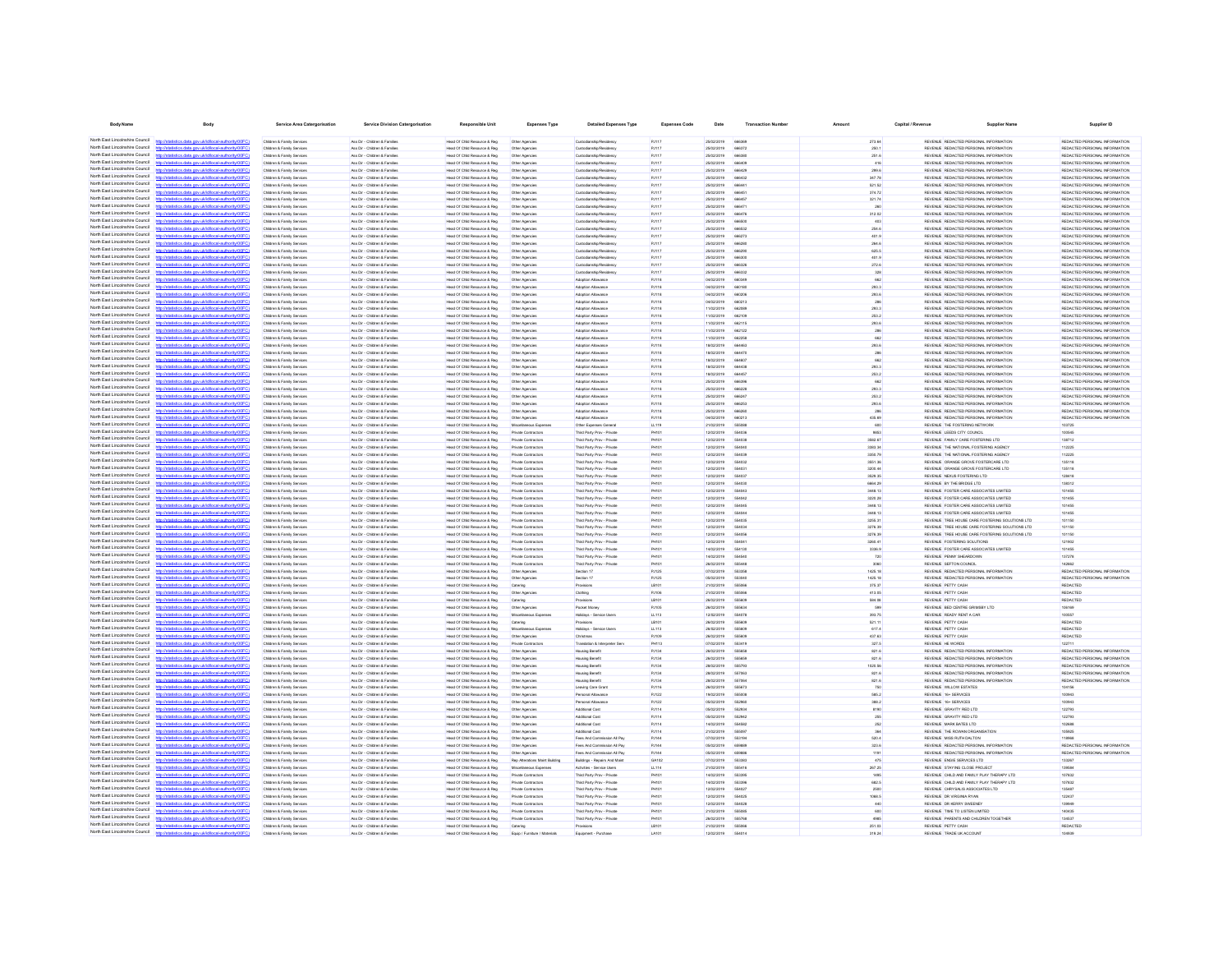| Body Name | Body | Service Area Catergorisation | Service Division Catergorisation | Responsible Unit | Expenses Type | Detailed Expenses Type | Expenses Code | Date | Transaction Number | Amount | Capital / Revenue | Supplier Name | Supplier ID |
|---|---|---|---|---|---|---|---|---|---|---|---|---|---|
| North East Lincolnshire Council | http://statistics.data.gov.uk/id/local-authority/00FC) | Children & Family Services | Ass Dir - Children & Families | Head Of Child Resource & Reg | Other Agencies | Custodianship/Residency | PJ117 | 25/02/2019 | 666388 | 273.64 | REVENUE | REDACTED PERSONAL INFORMATION | REDACTED PERSONAL INFORMATION |
| North East Lincolnshire Council | http://statistics.data.gov.uk/id/local-authority/00FC) | Children & Family Services | Ass Dir - Children & Families | Head Of Child Resource & Reg | Other Agencies | Custodianship/Residency | PJ117 | 25/02/2019 | 666372 | 290.1 | REVENUE | REDACTED PERSONAL INFORMATION | REDACTED PERSONAL INFORMATION |
| North East Lincolnshire Council | http://statistics.data.gov.uk/id/local-authority/00FC) | Children & Family Services | Ass Dir - Children & Families | Head Of Child Resource & Reg | Other Agencies | Custodianship/Residency | PJ117 | 25/02/2019 | 666380 | 251.6 | REVENUE | REDACTED PERSONAL INFORMATION | REDACTED PERSONAL INFORMATION |
| North East Lincolnshire Council | http://statistics.data.gov.uk/id/local-authority/00FC) | Children & Family Services | Ass Dir - Children & Families | Head Of Child Resource & Reg | Other Agencies | Custodianship/Residency | PJ117 | 25/02/2019 | 666409 | 416 | REVENUE | REDACTED PERSONAL INFORMATION | REDACTED PERSONAL INFORMATION |
| North East Lincolnshire Council | http://statistics.data.gov.uk/id/local-authority/00FC) | Children & Family Services | Ass Dir - Children & Families | Head Of Child Resource & Reg | Other Agencies | Custodianship/Residency | PJ117 | 25/02/2019 | 666428 | 289.6 | REVENUE | REDACTED PERSONAL INFORMATION | REDACTED PERSONAL INFORMATION |
| North East Lincolnshire Council | http://statistics.data.gov.uk/id/local-authority/00FC) | Children & Family Services | Ass Dir - Children & Families | Head Of Child Resource & Reg | Other Agencies | Custodianship/Residency | PJ117 | 25/02/2019 | 666432 | 347.79 | REVENUE | REDACTED PERSONAL INFORMATION | REDACTED PERSONAL INFORMATION |
| North East Lincolnshire Council | http://statistics.data.gov.uk/id/local-authority/00FC) | Children & Family Services | Ass Dir - Children & Families | Head Of Child Resource & Reg | Other Agencies | Custodianship/Residency | PJ117 | 25/02/2019 | 666441 | 521.92 | REVENUE | REDACTED PERSONAL INFORMATION | REDACTED PERSONAL INFORMATION |
| North East Lincolnshire Council | http://statistics.data.gov.uk/id/local-authority/00FC) | Children & Family Services | Ass Dir - Children & Families | Head Of Child Resource & Reg | Other Agencies | Custodianship/Residency | PJ117 | 25/02/2019 | 666451 | 374.72 | REVENUE | REDACTED PERSONAL INFORMATION | REDACTED PERSONAL INFORMATION |
| North East Lincolnshire Council | http://statistics.data.gov.uk/id/local-authority/00FC) | Children & Family Services | Ass Dir - Children & Families | Head Of Child Resource & Reg | Other Agencies | Custodianship/Residency | PJ117 | 25/02/2019 | 666457 | 321.74 | REVENUE | REDACTED PERSONAL INFORMATION | REDACTED PERSONAL INFORMATION |
| North East Lincolnshire Council | http://statistics.data.gov.uk/id/local-authority/00FC) | Children & Family Services | Ass Dir - Children & Families | Head Of Child Resource & Reg | Other Agencies | Custodianship/Residency | PJ117 | 25/02/2019 | 666471 | 280 | REVENUE | REDACTED PERSONAL INFORMATION | REDACTED PERSONAL INFORMATION |
| North East Lincolnshire Council | http://statistics.data.gov.uk/id/local-authority/00FC) | Children & Family Services | Ass Dir - Children & Families | Head Of Child Resource & Reg | Other Agencies | Custodianship/Residency | PJ117 | 25/02/2019 | 666476 | 312.52 | REVENUE | REDACTED PERSONAL INFORMATION | REDACTED PERSONAL INFORMATION |
| North East Lincolnshire Council | http://statistics.data.gov.uk/id/local-authority/00FC) | Children & Family Services | Ass Dir - Children & Families | Head Of Child Resource & Reg | Other Agencies | Custodianship/Residency | PJ117 | 25/02/2019 | 666800 | 403 | REVENUE | REDACTED PERSONAL INFORMATION | REDACTED PERSONAL INFORMATION |
| North East Lincolnshire Council | http://statistics.data.gov.uk/id/local-authority/00FC) | Children & Family Services | Ass Dir - Children & Families | Head Of Child Resource & Reg | Other Agencies | Custodianship/Residency | PJ117 | 25/02/2019 | 666632 | 284.6 | REVENUE | REDACTED PERSONAL INFORMATION | REDACTED PERSONAL INFORMATION |
| North East Lincolnshire Council | http://statistics.data.gov.uk/id/local-authority/00FC) | Children & Family Services | Ass Dir - Children & Families | Head Of Child Resource & Reg | Other Agencies | Custodianship/Residency | PJ117 | 25/02/2019 | 666273 | 401.9 | REVENUE | REDACTED PERSONAL INFORMATION | REDACTED PERSONAL INFORMATION |
| North East Lincolnshire Council | http://statistics.data.gov.uk/id/local-authority/00FC) | Children & Family Services | Ass Dir - Children & Families | Head Of Child Resource & Reg | Other Agencies | Custodianship/Residency | PJ117 | 25/02/2019 | 666290 | 284.6 | REVENUE | REDACTED PERSONAL INFORMATION | REDACTED PERSONAL INFORMATION |
| North East Lincolnshire Council | http://statistics.data.gov.uk/id/local-authority/00FC) | Children & Family Services | Ass Dir - Children & Families | Head Of Child Resource & Reg | Other Agencies | Custodianship/Residency | PJ117 | 25/02/2019 | 666295 | 625.5 | REVENUE | REDACTED PERSONAL INFORMATION | REDACTED PERSONAL INFORMATION |
| North East Lincolnshire Council | http://statistics.data.gov.uk/id/local-authority/00FC) | Children & Family Services | Ass Dir - Children & Families | Head Of Child Resource & Reg | Other Agencies | Custodianship/Residency | PJ117 | 25/02/2019 | 666303 | 401.9 | REVENUE | REDACTED PERSONAL INFORMATION | REDACTED PERSONAL INFORMATION |
| North East Lincolnshire Council | http://statistics.data.gov.uk/id/local-authority/00FC) | Children & Family Services | Ass Dir - Children & Families | Head Of Child Resource & Reg | Other Agencies | Custodianship/Residency | PJ117 | 25/02/2019 | 666326 | 272.6 | REVENUE | REDACTED PERSONAL INFORMATION | REDACTED PERSONAL INFORMATION |
| North East Lincolnshire Council | http://statistics.data.gov.uk/id/local-authority/00FC) | Children & Family Services | Ass Dir - Children & Families | Head Of Child Resource & Reg | Other Agencies | Custodianship/Residency | PJ117 | 25/02/2019 | 666332 | 328 | REVENUE | REDACTED PERSONAL INFORMATION | REDACTED PERSONAL INFORMATION |
| North East Lincolnshire Council | http://statistics.data.gov.uk/id/local-authority/00FC) | Children & Family Services | Ass Dir - Children & Families | Head Of Child Resource & Reg | Other Agencies | Adoption Allowance | PJ118 | 04/02/2019 | 660349 | 682 | REVENUE | REDACTED PERSONAL INFORMATION | REDACTED PERSONAL INFORMATION |
| North East Lincolnshire Council | http://statistics.data.gov.uk/id/local-authority/00FC) | Children & Family Services | Ass Dir - Children & Families | Head Of Child Resource & Reg | Other Agencies | Adoption Allowance | PJ118 | 04/02/2019 | 660190 | 293.3 | REVENUE | REDACTED PERSONAL INFORMATION | REDACTED PERSONAL INFORMATION |
| North East Lincolnshire Council | http://statistics.data.gov.uk/id/local-authority/00FC) | Children & Family Services | Ass Dir - Children & Families | Head Of Child Resource & Reg | Other Agencies | Adoption Allowance | PJ118 | 04/02/2019 | 660206 | 293.6 | REVENUE | REDACTED PERSONAL INFORMATION | REDACTED PERSONAL INFORMATION |
| North East Lincolnshire Council | http://statistics.data.gov.uk/id/local-authority/00FC) | Children & Family Services | Ass Dir - Children & Families | Head Of Child Resource & Reg | Other Agencies | Adoption Allowance | PJ118 | 04/02/2019 | 660213 | 286 | REVENUE | REDACTED PERSONAL INFORMATION | REDACTED PERSONAL INFORMATION |
| North East Lincolnshire Council | http://statistics.data.gov.uk/id/local-authority/00FC) | Children & Family Services | Ass Dir - Children & Families | Head Of Child Resource & Reg | Other Agencies | Adoption Allowance | PJ118 | 11/02/2019 | 662099 | 293.3 | REVENUE | REDACTED PERSONAL INFORMATION | REDACTED PERSONAL INFORMATION |
| North East Lincolnshire Council | http://statistics.data.gov.uk/id/local-authority/00FC) | Children & Family Services | Ass Dir - Children & Families | Head Of Child Resource & Reg | Other Agencies | Adoption Allowance | PJ118 | 11/02/2019 | 662109 | 253.2 | REVENUE | REDACTED PERSONAL INFORMATION | REDACTED PERSONAL INFORMATION |
| North East Lincolnshire Council | http://statistics.data.gov.uk/id/local-authority/00FC) | Children & Family Services | Ass Dir - Children & Families | Head Of Child Resource & Reg | Other Agencies | Adoption Allowance | PJ118 | 11/02/2019 | 662115 | 293.6 | REVENUE | REDACTED PERSONAL INFORMATION | REDACTED PERSONAL INFORMATION |
| North East Lincolnshire Council | http://statistics.data.gov.uk/id/local-authority/00FC) | Children & Family Services | Ass Dir - Children & Families | Head Of Child Resource & Reg | Other Agencies | Adoption Allowance | PJ118 | 11/02/2019 | 662122 | 286 | REVENUE | REDACTED PERSONAL INFORMATION | REDACTED PERSONAL INFORMATION |
| North East Lincolnshire Council | http://statistics.data.gov.uk/id/local-authority/00FC) | Children & Family Services | Ass Dir - Children & Families | Head Of Child Resource & Reg | Other Agencies | Adoption Allowance | PJ118 | 11/02/2019 | 662258 | 682 | REVENUE | REDACTED PERSONAL INFORMATION | REDACTED PERSONAL INFORMATION |
| North East Lincolnshire Council | http://statistics.data.gov.uk/id/local-authority/00FC) | Children & Family Services | Ass Dir - Children & Families | Head Of Child Resource & Reg | Other Agencies | Adoption Allowance | PJ118 | 18/02/2019 | 664463 | 293.6 | REVENUE | REDACTED PERSONAL INFORMATION | REDACTED PERSONAL INFORMATION |
| North East Lincolnshire Council | http://statistics.data.gov.uk/id/local-authority/00FC) | Children & Family Services | Ass Dir - Children & Families | Head Of Child Resource & Reg | Other Agencies | Adoption Allowance | PJ118 | 18/02/2019 | 664470 | 286 | REVENUE | REDACTED PERSONAL INFORMATION | REDACTED PERSONAL INFORMATION |
| North East Lincolnshire Council | http://statistics.data.gov.uk/id/local-authority/00FC) | Children & Family Services | Ass Dir - Children & Families | Head Of Child Resource & Reg | Other Agencies | Adoption Allowance | PJ118 | 18/02/2019 | 664607 | 682 | REVENUE | REDACTED PERSONAL INFORMATION | REDACTED PERSONAL INFORMATION |
| North East Lincolnshire Council | http://statistics.data.gov.uk/id/local-authority/00FC) | Children & Family Services | Ass Dir - Children & Families | Head Of Child Resource & Reg | Other Agencies | Adoption Allowance | PJ118 | 18/02/2019 | 664438 | 293.3 | REVENUE | REDACTED PERSONAL INFORMATION | REDACTED PERSONAL INFORMATION |
| North East Lincolnshire Council | http://statistics.data.gov.uk/id/local-authority/00FC) | Children & Family Services | Ass Dir - Children & Families | Head Of Child Resource & Reg | Other Agencies | Adoption Allowance | PJ118 | 18/02/2019 | 664457 | 253.2 | REVENUE | REDACTED PERSONAL INFORMATION | REDACTED PERSONAL INFORMATION |
| North East Lincolnshire Council | http://statistics.data.gov.uk/id/local-authority/00FC) | Children & Family Services | Ass Dir - Children & Families | Head Of Child Resource & Reg | Other Agencies | Adoption Allowance | PJ118 | 25/02/2019 | 666398 | 682 | REVENUE | REDACTED PERSONAL INFORMATION | REDACTED PERSONAL INFORMATION |
| North East Lincolnshire Council | http://statistics.data.gov.uk/id/local-authority/00FC) | Children & Family Services | Ass Dir - Children & Families | Head Of Child Resource & Reg | Other Agencies | Adoption Allowance | PJ118 | 25/02/2019 | 666228 | 293.3 | REVENUE | REDACTED PERSONAL INFORMATION | REDACTED PERSONAL INFORMATION |
| North East Lincolnshire Council | http://statistics.data.gov.uk/id/local-authority/00FC) | Children & Family Services | Ass Dir - Children & Families | Head Of Child Resource & Reg | Other Agencies | Adoption Allowance | PJ118 | 25/02/2019 | 666247 | 253.2 | REVENUE | REDACTED PERSONAL INFORMATION | REDACTED PERSONAL INFORMATION |
| North East Lincolnshire Council | http://statistics.data.gov.uk/id/local-authority/00FC) | Children & Family Services | Ass Dir - Children & Families | Head Of Child Resource & Reg | Other Agencies | Adoption Allowance | PJ118 | 25/02/2019 | 666253 | 293.6 | REVENUE | REDACTED PERSONAL INFORMATION | REDACTED PERSONAL INFORMATION |
| North East Lincolnshire Council | http://statistics.data.gov.uk/id/local-authority/00FC) | Children & Family Services | Ass Dir - Children & Families | Head Of Child Resource & Reg | Other Agencies | Adoption Allowance | PJ118 | 25/02/2019 | 666260 | 286 | REVENUE | REDACTED PERSONAL INFORMATION | REDACTED PERSONAL INFORMATION |
| North East Lincolnshire Council | http://statistics.data.gov.uk/id/local-authority/00FC) | Children & Family Services | Ass Dir - Children & Families | Head Of Child Resource & Reg | Other Agencies | Adoption Allowance | PJ118 | 04/02/2019 | 660213 | 435.89 | REVENUE | REDACTED PERSONAL INFORMATION | REDACTED PERSONAL INFORMATION |
| North East Lincolnshire Council | http://statistics.data.gov.uk/id/local-authority/00FC) | Children & Family Services | Ass Dir - Children & Families | Head Of Child Resource & Reg | Miscellaneous Expenses | Other Expenses General | LL119 | 21/02/2019 | 565688 | 600 | REVENUE | THE FOSTERING NETWORK | 103725 |
| North East Lincolnshire Council | http://statistics.data.gov.uk/id/local-authority/00FC) | Children & Family Services | Ass Dir - Children & Families | Head Of Child Resource & Reg | Private Contractors | Third Party Prov - Private | PH101 | 12/02/2019 | 564036 | 9653 | REVENUE | LEEDS CITY COUNCIL | 100545 |
| North East Lincolnshire Council | http://statistics.data.gov.uk/id/local-authority/00FC) | Children & Family Services | Ass Dir - Children & Families | Head Of Child Resource & Reg | Private Contractors | Third Party Prov - Private | PH101 | 12/02/2019 | 564038 | 3592.87 | REVENUE | FAMILY CARE FOSTERING LTD | 138712 |
| North East Lincolnshire Council | http://statistics.data.gov.uk/id/local-authority/00FC) | Children & Family Services | Ass Dir - Children & Families | Head Of Child Resource & Reg | Private Contractors | Third Party Prov - Private | PH101 | 12/02/2019 | 564045 | 3383.34 | REVENUE | THE NATIONAL FOSTERING AGENCY | 112225 |
| North East Lincolnshire Council | http://statistics.data.gov.uk/id/local-authority/00FC) | Children & Family Services | Ass Dir - Children & Families | Head Of Child Resource & Reg | Private Contractors | Third Party Prov - Private | PH101 | 12/02/2019 | 564039 | 3350.79 | REVENUE | THE NATIONAL FOSTERING AGENCY | 112225 |
| North East Lincolnshire Council | http://statistics.data.gov.uk/id/local-authority/00FC) | Children & Family Services | Ass Dir - Children & Families | Head Of Child Resource & Reg | Private Contractors | Third Party Prov - Private | PH101 | 12/02/2019 | 564032 | 3551.36 | REVENUE | ORANGE GROVE FOSTERCARE LTD | 135118 |
| North East Lincolnshire Council | http://statistics.data.gov.uk/id/local-authority/00FC) | Children & Family Services | Ass Dir - Children & Families | Head Of Child Resource & Reg | Private Contractors | Third Party Prov - Private | PH101 | 12/02/2019 | 564031 | 3200.44 | REVENUE | ORANGE GROVE FOSTERCARE LTD | 135118 |
| North East Lincolnshire Council | http://statistics.data.gov.uk/id/local-authority/00FC) | Children & Family Services | Ass Dir - Children & Families | Head Of Child Resource & Reg | Private Contractors | Third Party Prov - Private | PH101 | 12/02/2019 | 564037 | 3529.35 | REVENUE | NEXUS FOSTERING LTD | 128418 |
| North East Lincolnshire Council | http://statistics.data.gov.uk/id/local-authority/00FC) | Children & Family Services | Ass Dir - Children & Families | Head Of Child Resource & Reg | Private Contractors | Third Party Prov - Private | PH101 | 12/02/2019 | 564030 | 6664.29 | REVENUE | BY THE BRIDGE LTD | 138312 |
| North East Lincolnshire Council | http://statistics.data.gov.uk/id/local-authority/00FC) | Children & Family Services | Ass Dir - Children & Families | Head Of Child Resource & Reg | Private Contractors | Third Party Prov - Private | PH101 | 12/02/2019 | 564043 | 3448.13 | REVENUE | FOSTER CARE ASSOCIATES LIMITED | 101455 |
| North East Lincolnshire Council | http://statistics.data.gov.uk/id/local-authority/00FC) | Children & Family Services | Ass Dir - Children & Families | Head Of Child Resource & Reg | Private Contractors | Third Party Prov - Private | PH101 | 12/02/2019 | 564042 | 3225.29 | REVENUE | FOSTER CARE ASSOCIATES LIMITED | 101455 |
| North East Lincolnshire Council | http://statistics.data.gov.uk/id/local-authority/00FC) | Children & Family Services | Ass Dir - Children & Families | Head Of Child Resource & Reg | Private Contractors | Third Party Prov - Private | PH101 | 12/02/2019 | 564045 | 3448.13 | REVENUE | FOSTER CARE ASSOCIATES LIMITED | 101455 |
| North East Lincolnshire Council | http://statistics.data.gov.uk/id/local-authority/00FC) | Children & Family Services | Ass Dir - Children & Families | Head Of Child Resource & Reg | Private Contractors | Third Party Prov - Private | PH101 | 12/02/2019 | 564044 | 3448.13 | REVENUE | FOSTER CARE ASSOCIATES LIMITED | 101455 |
| North East Lincolnshire Council | http://statistics.data.gov.uk/id/local-authority/00FC) | Children & Family Services | Ass Dir - Children & Families | Head Of Child Resource & Reg | Private Contractors | Third Party Prov - Private | PH101 | 12/02/2019 | 564035 | 3255.31 | REVENUE | TREE HOUSE CARE FOSTERING SOLUTIONS LTD | 101150 |
| North East Lincolnshire Council | http://statistics.data.gov.uk/id/local-authority/00FC) | Children & Family Services | Ass Dir - Children & Families | Head Of Child Resource & Reg | Private Contractors | Third Party Prov - Private | PH101 | 12/02/2019 | 564034 | 3276.39 | REVENUE | TREE HOUSE CARE FOSTERING SOLUTIONS LTD | 101150 |
| North East Lincolnshire Council | http://statistics.data.gov.uk/id/local-authority/00FC) | Children & Family Services | Ass Dir - Children & Families | Head Of Child Resource & Reg | Private Contractors | Third Party Prov - Private | PH101 | 12/02/2019 | 564058 | 3276.39 | REVENUE | TREE HOUSE CARE FOSTERING SOLUTIONS LTD | 101150 |
| North East Lincolnshire Council | http://statistics.data.gov.uk/id/local-authority/00FC) | Children & Family Services | Ass Dir - Children & Families | Head Of Child Resource & Reg | Private Contractors | Third Party Prov - Private | PH101 | 12/02/2019 | 564041 | 3260.41 | REVENUE | FOSTERING SOLUTIONS | 121902 |
| North East Lincolnshire Council | http://statistics.data.gov.uk/id/local-authority/00FC) | Children & Family Services | Ass Dir - Children & Families | Head Of Child Resource & Reg | Private Contractors | Third Party Prov - Private | PH101 | 14/02/2019 | 564135 | 2336.9 | REVENUE | FOSTER CARE ASSOCIATES LIMITED | 101455 |
| North East Lincolnshire Council | http://statistics.data.gov.uk/id/local-authority/00FC) | Children & Family Services | Ass Dir - Children & Families | Head Of Child Resource & Reg | Private Contractors | Third Party Prov - Private | PH101 | 14/02/2019 | 564540 | 720 | REVENUE | PENNY SHEARDOWN | 137276 |
| North East Lincolnshire Council | http://statistics.data.gov.uk/id/local-authority/00FC) | Children & Family Services | Ass Dir - Children & Families | Head Of Child Resource & Reg | Private Contractors | Third Party Prov - Private | PH101 | 28/02/2019 | 565408 | 3080 | REVENUE | SEFTON COUNCIL | 142662 |
| North East Lincolnshire Council | http://statistics.data.gov.uk/id/local-authority/00FC) | Children & Family Services | Ass Dir - Children & Families | Head Of Child Resource & Reg | Other Agencies | Section 17 | PJ125 | 07/02/2019 | 563358 | 1425.16 | REVENUE | REDACTED PERSONAL INFORMATION | REDACTED PERSONAL INFORMATION |
| North East Lincolnshire Council | http://statistics.data.gov.uk/id/local-authority/00FC) | Children & Family Services | Ass Dir - Children & Families | Head Of Child Resource & Reg | Other Agencies | Section 17 | PJ125 | 05/02/2019 | 563045 | 1425.16 | REVENUE | REDACTED PERSONAL INFORMATION | REDACTED PERSONAL INFORMATION |
| North East Lincolnshire Council | http://statistics.data.gov.uk/id/local-authority/00FC) | Children & Family Services | Ass Dir - Children & Families | Head Of Child Resource & Reg | Catering | Provisions | LB101 | 21/02/2019 | 565966 | 375.37 | REVENUE | PETTY CASH | REDACTED |
| North East Lincolnshire Council | http://statistics.data.gov.uk/id/local-authority/00FC) | Children & Family Services | Ass Dir - Children & Families | Head Of Child Resource & Reg | Other Agencies | Clothing | PJ106 | 21/02/2019 | 565966 | 413.05 | REVENUE | PETTY CASH | REDACTED |
| North East Lincolnshire Council | http://statistics.data.gov.uk/id/local-authority/00FC) | Children & Family Services | Ass Dir - Children & Families | Head Of Child Resource & Reg | Catering | Provisions | LB101 | 28/02/2019 | 565609 | 504.06 | REVENUE | PETTY CASH | REDACTED |
| North East Lincolnshire Council | http://statistics.data.gov.uk/id/local-authority/00FC) | Children & Family Services | Ass Dir - Children & Families | Head Of Child Resource & Reg | Other Agencies | Pocket Money | PJ105 | 28/02/2019 | 565634 | 589 | REVENUE | BED CENTRE GRIMSBY LTD | 109198 |
| North East Lincolnshire Council | http://statistics.data.gov.uk/id/local-authority/00FC) | Children & Family Services | Ass Dir - Children & Families | Head Of Child Resource & Reg | Miscellaneous Expenses | Holidays - Service Users | LL113 | 12/02/2019 | 564078 | 393.75 | REVENUE | READY RENT A CAR | 100557 |
| North East Lincolnshire Council | http://statistics.data.gov.uk/id/local-authority/00FC) | Children & Family Services | Ass Dir - Children & Families | Head Of Child Resource & Reg | Catering | Provisions | LB101 | 28/02/2019 | 565609 | 521.11 | REVENUE | PETTY CASH | REDACTED |
| North East Lincolnshire Council | http://statistics.data.gov.uk/id/local-authority/00FC) | Children & Family Services | Ass Dir - Children & Families | Head Of Child Resource & Reg | Miscellaneous Expenses | Holidays - Service Users | LL113 | 28/02/2019 | 565609 | 617.4 | REVENUE | PETTY CASH | REDACTED |
| North East Lincolnshire Council | http://statistics.data.gov.uk/id/local-authority/00FC) | Children & Family Services | Ass Dir - Children & Families | Head Of Child Resource & Reg | Other Agencies | Christmas | PJ109 | 28/02/2019 | 565609 | 437.63 | REVENUE | PETTY CASH | REDACTED |
| North East Lincolnshire Council | http://statistics.data.gov.uk/id/local-authority/00FC) | Children & Family Services | Ass Dir - Children & Families | Head Of Child Resource & Reg | Private Contractors | Translation & Interpreter Serv | PH113 | 07/02/2019 | 563419 | 327.5 | REVENUE | HE WORDS | 122711 |
| North East Lincolnshire Council | http://statistics.data.gov.uk/id/local-authority/00FC) | Children & Family Services | Ass Dir - Children & Families | Head Of Child Resource & Reg | Other Agencies | Housing Benefit | PJ134 | 26/02/2019 | 565658 | 821.6 | REVENUE | REDACTED PERSONAL INFORMATION | REDACTED PERSONAL INFORMATION |
| North East Lincolnshire Council | http://statistics.data.gov.uk/id/local-authority/00FC) | Children & Family Services | Ass Dir - Children & Families | Head Of Child Resource & Reg | Other Agencies | Housing Benefit | PJ134 | 26/02/2019 | 565659 | 821.6 | REVENUE | REDACTED PERSONAL INFORMATION | REDACTED PERSONAL INFORMATION |
| North East Lincolnshire Council | http://statistics.data.gov.uk/id/local-authority/00FC) | Children & Family Services | Ass Dir - Children & Families | Head Of Child Resource & Reg | Other Agencies | Housing Benefit | PJ134 | 28/02/2019 | 565793 | 1520.56 | REVENUE | REDACTED PERSONAL INFORMATION | REDACTED PERSONAL INFORMATION |
| North East Lincolnshire Council | http://statistics.data.gov.uk/id/local-authority/00FC) | Children & Family Services | Ass Dir - Children & Families | Head Of Child Resource & Reg | Other Agencies | Housing Benefit | PJ134 | 28/02/2019 | 557063 | 821.6 | REVENUE | REDACTED PERSONAL INFORMATION | REDACTED PERSONAL INFORMATION |
| North East Lincolnshire Council | http://statistics.data.gov.uk/id/local-authority/00FC) | Children & Family Services | Ass Dir - Children & Families | Head Of Child Resource & Reg | Other Agencies | Housing Benefit | PJ134 | 28/02/2019 | 557064 | 821.6 | REVENUE | REDACTED PERSONAL INFORMATION | REDACTED PERSONAL INFORMATION |
| North East Lincolnshire Council | http://statistics.data.gov.uk/id/local-authority/00FC) | Children & Family Services | Ass Dir - Children & Families | Head Of Child Resource & Reg | Other Agencies | Leaving Care Grant | PJ116 | 28/02/2019 | 565673 | 750 | REVENUE | WILLOW ESTATES | 104196 |
| North East Lincolnshire Council | http://statistics.data.gov.uk/id/local-authority/00FC) | Children & Family Services | Ass Dir - Children & Families | Head Of Child Resource & Reg | Other Agencies | Personal Allowance | PJ122 | 19/02/2019 | 565006 | 585.2 | REVENUE | 16+ SERVICES | 100943 |
| North East Lincolnshire Council | http://statistics.data.gov.uk/id/local-authority/00FC) | Children & Family Services | Ass Dir - Children & Families | Head Of Child Resource & Reg | Other Agencies | Personal Allowance | PJ122 | 05/02/2019 | 562968 | 388.2 | REVENUE | 16+ SERVICES | 100943 |
| North East Lincolnshire Council | http://statistics.data.gov.uk/id/local-authority/00FC) | Children & Family Services | Ass Dir - Children & Families | Head Of Child Resource & Reg | Other Agencies | Additional Cost | PJ114 | 05/02/2019 | 562934 | 8190 | REVENUE | GRAVITY RED LTD | 122793 |
| North East Lincolnshire Council | http://statistics.data.gov.uk/id/local-authority/00FC) | Children & Family Services | Ass Dir - Children & Families | Head Of Child Resource & Reg | Other Agencies | Additional Cost | PJ114 | 05/02/2019 | 562942 | 255 | REVENUE | GRAVITY RED LTD | 122793 |
| North East Lincolnshire Council | http://statistics.data.gov.uk/id/local-authority/00FC) | Children & Family Services | Ass Dir - Children & Families | Head Of Child Resource & Reg | Other Agencies | Additional Cost | PJ114 | 14/02/2019 | 564562 | 252 | REVENUE | MARK BATES LTD | 102688 |
| North East Lincolnshire Council | http://statistics.data.gov.uk/id/local-authority/00FC) | Children & Family Services | Ass Dir - Children & Families | Head Of Child Resource & Reg | Other Agencies | Additional Cost | PJ114 | 21/02/2019 | 565097 | 384 | REVENUE | THE ROWAN ORGANISATION | 109925 |
| North East Lincolnshire Council | http://statistics.data.gov.uk/id/local-authority/00FC) | Children & Family Services | Ass Dir - Children & Families | Head Of Child Resource & Reg | Other Agencies | Fees And Commission All Pay | PJ144 | 07/02/2019 | 563194 | 520.4 | REVENUE | MISS RUTH DALTON | 118968 |
| North East Lincolnshire Council | http://statistics.data.gov.uk/id/local-authority/00FC) | Children & Family Services | Ass Dir - Children & Families | Head Of Child Resource & Reg | Other Agencies | Fees And Commission All Pay | PJ144 | 05/02/2019 | 689888 | 320.6 | REVENUE | REDACTED PERSONAL INFORMATION | REDACTED PERSONAL INFORMATION |
| North East Lincolnshire Council | http://statistics.data.gov.uk/id/local-authority/00FC) | Children & Family Services | Ass Dir - Children & Families | Head Of Child Resource & Reg | Other Agencies | Fees And Commission All Pay | PJ144 | 05/02/2019 | 689898 | 1191 | REVENUE | REDACTED PERSONAL INFORMATION | REDACTED PERSONAL INFORMATION |
| North East Lincolnshire Council | http://statistics.data.gov.uk/id/local-authority/00FC) | Children & Family Services | Ass Dir - Children & Families | Head Of Child Resource & Reg | Rep Alterations Maint Building | Buildings - Repairs And Maint | GA102 | 07/02/2019 | 563393 | 475 | REVENUE | ENGIE SERVICES LTD | 133267 |
| North East Lincolnshire Council | http://statistics.data.gov.uk/id/local-authority/00FC) | Children & Family Services | Ass Dir - Children & Families | Head Of Child Resource & Reg | Miscellaneous Expenses | Activities - Service Users | LL114 | 21/02/2019 | 565419 | 267.25 | REVENUE | STAYING CLOSE PROJECT | 139584 |
| North East Lincolnshire Council | http://statistics.data.gov.uk/id/local-authority/00FC) | Children & Family Services | Ass Dir - Children & Families | Head Of Child Resource & Reg | Private Contractors | Third Party Prov - Private | PH101 | 14/02/2019 | 563395 | 1485 | REVENUE | CHILD AND FAMILY PLAY THERAPY LTD | 107632 |
| North East Lincolnshire Council | http://statistics.data.gov.uk/id/local-authority/00FC) | Children & Family Services | Ass Dir - Children & Families | Head Of Child Resource & Reg | Private Contractors | Third Party Prov - Private | PH101 | 14/02/2019 | 563396 | 682.5 | REVENUE | CHILD AND FAMILY PLAY THERAPY LTD | 107632 |
| North East Lincolnshire Council | http://statistics.data.gov.uk/id/local-authority/00FC) | Children & Family Services | Ass Dir - Children & Families | Head Of Child Resource & Reg | Private Contractors | Third Party Prov - Private | PH101 | 12/02/2019 | 564027 | 2500 | REVENUE | CHRYSALIS ASSOCIATES LTD | 135487 |
| North East Lincolnshire Council | http://statistics.data.gov.uk/id/local-authority/00FC) | Children & Family Services | Ass Dir - Children & Families | Head Of Child Resource & Reg | Private Contractors | Third Party Prov - Private | PH101 | 12/02/2019 | 564025 | 1068.5 | REVENUE | DR VIRGINIA RYAN | 122437 |
| North East Lincolnshire Council | http://statistics.data.gov.uk/id/local-authority/00FC) | Children & Family Services | Ass Dir - Children & Families | Head Of Child Resource & Reg | Private Contractors | Third Party Prov - Private | PH101 | 12/02/2019 | 564028 | 440 | REVENUE | DR KERRY SWEENEY | 139848 |
| North East Lincolnshire Council | http://statistics.data.gov.uk/id/local-authority/00FC) | Children & Family Services | Ass Dir - Children & Families | Head Of Child Resource & Reg | Private Contractors | Third Party Prov - Private | PH101 | 21/02/2019 | 565085 | 600 | REVENUE | TIME TO LISTEN LIMITED | 140436 |
| North East Lincolnshire Council | http://statistics.data.gov.uk/id/local-authority/00FC) | Children & Family Services | Ass Dir - Children & Families | Head Of Child Resource & Reg | Private Contractors | Third Party Prov - Private | PH101 | 28/02/2019 | 565768 | 4985 | REVENUE | PARENTS AND CHILDREN TOGETHER | 134637 |
| North East Lincolnshire Council | http://statistics.data.gov.uk/id/local-authority/00FC) | Children & Family Services | Ass Dir - Children & Families | Head Of Child Resource & Reg | Catering | Provisions | LB101 | 21/02/2019 | 565966 | 251.03 | REVENUE | PETTY CASH | REDACTED |
| North East Lincolnshire Council | http://statistics.data.gov.uk/id/local-authority/00FC) | Children & Family Services | Ass Dir - Children & Families | Head Of Child Resource & Reg | Equip / Furniture / Materials | Equipment - Purchase | LA101 | 12/02/2019 | 564014 | 316.24 | REVENUE | TRADE UK ACCOUNT | 104939 |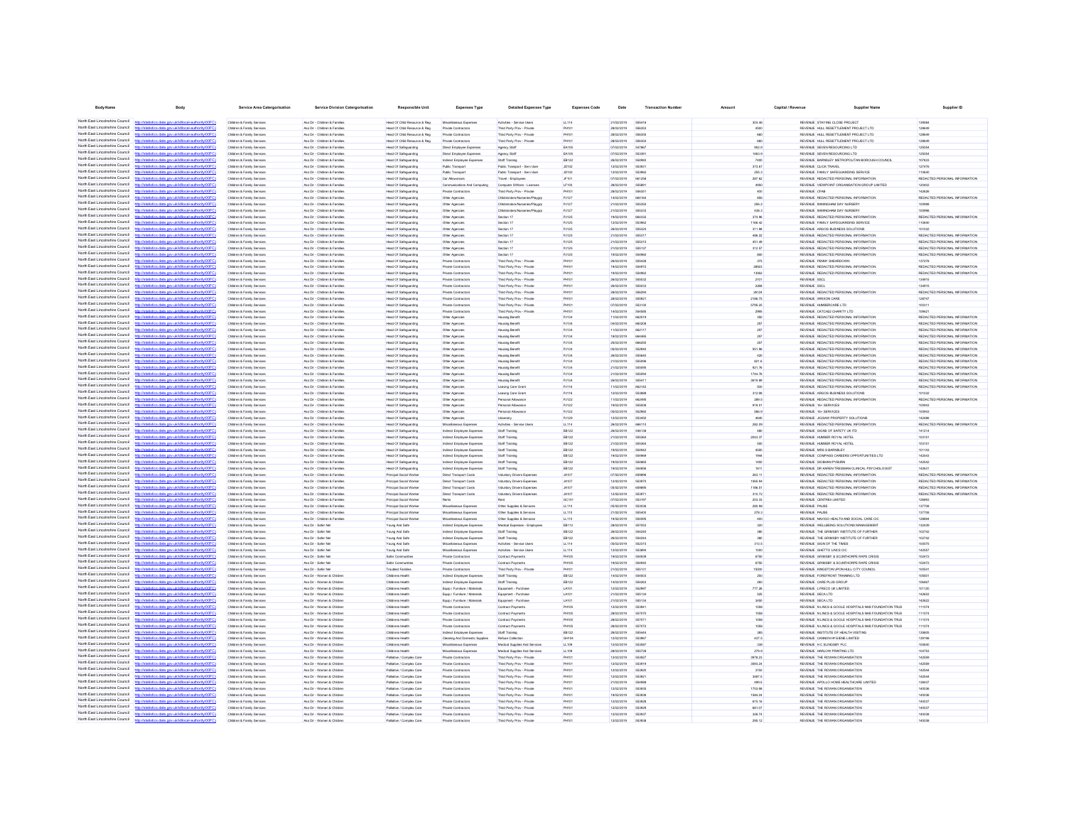| Body Name | Body | Service Area Catergorisation | Service Division Catergorisation | Responsible Unit | Expenses Type | Detailed Expenses Type | Expenses Code | Date | Transaction Number | Amount | Capital / Revenue | Supplier Name | Supplier ID |
|---|---|---|---|---|---|---|---|---|---|---|---|---|---|
| North East Lincolnshire Council | http://statistics.data.gov.uk/id/local-authority/00FC) | Children & Family Services | Ass Dir - Children & Families | Head Of Child Resource & Reg | Miscellaneous Expenses | Activities - Service Users | LL114 | 21/02/2019 | 555416 | 303.46 | REVENUE | STAYING CLOSE PROJECT | 139684 |
| North East Lincolnshire Council | http://statistics.data.gov.uk/id/local-authority/00FC) | Children & Family Services | Ass Dir - Children & Families | Head Of Child Resource & Reg | Private Contractors | Third Party Prov - Private | PH101 | 28/02/2019 | 556353 | 4500 | REVENUE | HULL RESETTLEMENT PROJECT LTD | 128649 |
| North East Lincolnshire Council | http://statistics.data.gov.uk/id/local-authority/00FC) | Children & Family Services | Ass Dir - Children & Families | Head Of Child Resource & Reg | Private Contractors | Third Party Prov - Private | PH101 | 28/02/2019 | 556355 | 680 | REVENUE | HULL RESETTLEMENT PROJECT LTD | 128649 |
| North East Lincolnshire Council | http://statistics.data.gov.uk/id/local-authority/00FC) | Children & Family Services | Ass Dir - Children & Families | Head Of Child Resource & Reg | Private Contractors | Third Party Prov - Private | PH101 | 28/02/2019 | 556354 | 680 | REVENUE | HULL RESETTLEMENT PROJECT LTD | 128649 |
| North East Lincolnshire Council | http://statistics.data.gov.uk/id/local-authority/00FC) | Children & Family Services | Ass Dir - Children & Families | Head Of Safeguarding | Direct Employee Expenses | Agency Staff | EA105 | 07/02/2019 | 547967 | 962.9 | REVENUE | SEVEN RESOURCING LTD | 125034 |
| North East Lincolnshire Council | http://statistics.data.gov.uk/id/local-authority/00FC) | Children & Family Services | Ass Dir - Children & Families | Head Of Safeguarding | Direct Employee Expenses | Agency Staff | EA105 | 07/02/2019 | 553391 | 1463.9 | REVENUE | SEVEN RESOURCING LTD | 125034 |
| North East Lincolnshire Council | http://statistics.data.gov.uk/id/local-authority/00FC) | Children & Family Services | Ass Dir - Children & Families | Head Of Safeguarding | Indirect Employee Expenses | Staff Training | EB122 | 28/02/2019 | 554903 | 7400 | REVENUE | BARNSLEY METROPOLITAN BOROUGH COUNCIL | 107833 |
| North East Lincolnshire Council | http://statistics.data.gov.uk/id/local-authority/00FC) | Children & Family Services | Ass Dir - Children & Families | Head Of Safeguarding | Public Transport | Public Transport - Serv User | JD102 | 12/02/2019 | 553631 | 273.67 | REVENUE | CLICK TRAVEL | 127476 |
| North East Lincolnshire Council | http://statistics.data.gov.uk/id/local-authority/00FC) | Children & Family Services | Ass Dir - Children & Families | Head Of Safeguarding | Public Transport | Public Transport - Serv User | JD102 | 12/02/2019 | 553962 | 255.3 | REVENUE | FAMILY SAFEGUARDING SERVICE | 113640 |
| North East Lincolnshire Council | http://statistics.data.gov.uk/id/local-authority/00FC) | Children & Family Services | Ass Dir - Children & Families | Head Of Safeguarding | Car Allowances | Travel - Employees | JF101 | 07/02/2019 | 661258 | 297.82 | REVENUE | REDACTED PERSONAL INFORMATION | REDACTED PERSONAL INFORMATION |
| North East Lincolnshire Council | http://statistics.data.gov.uk/id/local-authority/00FC) | Children & Family Services | Ass Dir - Children & Families | Head Of Safeguarding | Communications And Computing | Computer S/Ware - Licences | LF103 | 28/02/2019 | 555891 | 4950 | REVENUE | VIEWPOINT ORGANISATION GROUP LIMITED | 120402 |
| North East Lincolnshire Council | http://statistics.data.gov.uk/id/local-authority/00FC) | Children & Family Services | Ass Dir - Children & Families | Head Of Safeguarding | Private Contractors | Third Party Prov - Private | PH101 | 28/02/2019 | 556351 | 400 | REVENUE | CFAB | 143626 |
| North East Lincolnshire Council | http://statistics.data.gov.uk/id/local-authority/00FC) | Children & Family Services | Ass Dir - Children & Families | Head Of Safeguarding | Other Agencies | Childminders/Nurseries/Playgrp | PJ127 | 14/02/2019 | 664164 | 356 | REVENUE | REDACTED PERSONAL INFORMATION | REDACTED PERSONAL INFORMATION |
| North East Lincolnshire Council | http://statistics.data.gov.uk/id/local-authority/00FC) | Children & Family Services | Ass Dir - Children & Families | Head Of Safeguarding | Other Agencies | Childminders/Nurseries/Playgrp | PJ127 | 21/02/2019 | 555250 | 295.2 | REVENUE | IMMINGHAM DAY NURSERY | 100986 |
| North East Lincolnshire Council | http://statistics.data.gov.uk/id/local-authority/00FC) | Children & Family Services | Ass Dir - Children & Families | Head Of Safeguarding | Other Agencies | Childminders/Nurseries/Playgrp | PJ127 | 21/02/2019 | 555533 | 438.3 | REVENUE | IMMINGHAM DAY NURSERY | 100986 |
| North East Lincolnshire Council | http://statistics.data.gov.uk/id/local-authority/00FC) | Children & Family Services | Ass Dir - Children & Families | Head Of Safeguarding | Other Agencies | Section 17 | PJ125 | 19/02/2019 | 666332 | 374.96 | REVENUE | REDACTED PERSONAL INFORMATION | REDACTED PERSONAL INFORMATION |
| North East Lincolnshire Council | http://statistics.data.gov.uk/id/local-authority/00FC) | Children & Family Services | Ass Dir - Children & Families | Head Of Safeguarding | Other Agencies | Section 17 | PJ125 | 12/02/2019 | 553962 | 1166.42 | REVENUE | FAMILY SAFEGUARDING SERVICE | 113640 |
| North East Lincolnshire Council | http://statistics.data.gov.uk/id/local-authority/00FC) | Children & Family Services | Ass Dir - Children & Families | Head Of Safeguarding | Other Agencies | Section 17 | PJ125 | 28/02/2019 | 555324 | 311.98 | REVENUE | ARGOS BUSINESS SOLUTIONS | 101032 |
| North East Lincolnshire Council | http://statistics.data.gov.uk/id/local-authority/00FC) | Children & Family Services | Ass Dir - Children & Families | Head Of Safeguarding | Other Agencies | Section 17 | PJ125 | 21/02/2019 | 555317 | 666.22 | REVENUE | REDACTED PERSONAL INFORMATION | REDACTED PERSONAL INFORMATION |
| North East Lincolnshire Council | http://statistics.data.gov.uk/id/local-authority/00FC) | Children & Family Services | Ass Dir - Children & Families | Head Of Safeguarding | Other Agencies | Section 17 | PJ125 | 21/02/2019 | 555315 | 451.49 | REVENUE | REDACTED PERSONAL INFORMATION | REDACTED PERSONAL INFORMATION |
| North East Lincolnshire Council | http://statistics.data.gov.uk/id/local-authority/00FC) | Children & Family Services | Ass Dir - Children & Families | Head Of Safeguarding | Other Agencies | Section 17 | PJ125 | 21/02/2019 | 555137 | 312.57 | REVENUE | REDACTED PERSONAL INFORMATION | REDACTED PERSONAL INFORMATION |
| North East Lincolnshire Council | http://statistics.data.gov.uk/id/local-authority/00FC) | Children & Family Services | Ass Dir - Children & Families | Head Of Safeguarding | Other Agencies | Section 17 | PJ125 | 19/02/2019 | 664960 | 600 | REVENUE | REDACTED PERSONAL INFORMATION | REDACTED PERSONAL INFORMATION |
| North East Lincolnshire Council | http://statistics.data.gov.uk/id/local-authority/00FC) | Children & Family Services | Ass Dir - Children & Families | Head Of Safeguarding | Private Contractors | Third Party Prov - Private | PH101 | 28/02/2019 | 555428 | 375 | REVENUE | PENNY SHEARDOWN | 137279 |
| North East Lincolnshire Council | http://statistics.data.gov.uk/id/local-authority/00FC) | Children & Family Services | Ass Dir - Children & Families | Head Of Safeguarding | Private Contractors | Third Party Prov - Private | PH101 | 19/02/2019 | 554972 | 28923 | REVENUE | REDACTED PERSONAL INFORMATION | REDACTED PERSONAL INFORMATION |
| North East Lincolnshire Council | http://statistics.data.gov.uk/id/local-authority/00FC) | Children & Family Services | Ass Dir - Children & Families | Head Of Safeguarding | Private Contractors | Third Party Prov - Private | PH101 | 19/02/2019 | 554962 | 13062 | REVENUE | REDACTED PERSONAL INFORMATION | REDACTED PERSONAL INFORMATION |
| North East Lincolnshire Council | http://statistics.data.gov.uk/id/local-authority/00FC) | Children & Family Services | Ass Dir - Children & Families | Head Of Safeguarding | Private Contractors | Third Party Prov - Private | PH101 | 28/02/2019 | 555632 | 2101 | REVENUE | SSCL | 134915 |
| North East Lincolnshire Council | http://statistics.data.gov.uk/id/local-authority/00FC) | Children & Family Services | Ass Dir - Children & Families | Head Of Safeguarding | Private Contractors | Third Party Prov - Private | PH101 | 28/02/2019 | 555633 | 2298 | REVENUE | SSCL | 134915 |
| North East Lincolnshire Council | http://statistics.data.gov.uk/id/local-authority/00FC) | Children & Family Services | Ass Dir - Children & Families | Head Of Safeguarding | Private Contractors | Third Party Prov - Private | PH101 | 28/02/2019 | 556294 | 28124 | REVENUE | REDACTED PERSONAL INFORMATION | REDACTED PERSONAL INFORMATION |
| North East Lincolnshire Council | http://statistics.data.gov.uk/id/local-authority/00FC) | Children & Family Services | Ass Dir - Children & Families | Head Of Safeguarding | Private Contractors | Third Party Prov - Private | PH101 | 28/02/2019 | 555621 | 2198.75 | REVENUE | BRIDSON CARE | 128747 |
| North East Lincolnshire Council | http://statistics.data.gov.uk/id/local-authority/00FC) | Children & Family Services | Ass Dir - Children & Families | Head Of Safeguarding | Private Contractors | Third Party Prov - Private | PH101 | 07/02/2019 | 552130 | 5790.25 | REVENUE | HUMBERCARE LTD | 100311 |
| North East Lincolnshire Council | http://statistics.data.gov.uk/id/local-authority/00FC) | Children & Family Services | Ass Dir - Children & Families | Head Of Safeguarding | Private Contractors | Third Party Prov - Private | PH101 | 14/02/2019 | 554588 | 2995 | REVENUE | CATCH22 CHARITY LTD | 109421 |
| North East Lincolnshire Council | http://statistics.data.gov.uk/id/local-authority/00FC) | Children & Family Services | Ass Dir - Children & Families | Head Of Safeguarding | Other Agencies | Housing Benefit | PJ134 | 11/02/2019 | 662519 | 260 | REVENUE | REDACTED PERSONAL INFORMATION | REDACTED PERSONAL INFORMATION |
| North East Lincolnshire Council | http://statistics.data.gov.uk/id/local-authority/00FC) | Children & Family Services | Ass Dir - Children & Families | Head Of Safeguarding | Other Agencies | Housing Benefit | PJ134 | 04/02/2019 | 660208 | 257 | REVENUE | REDACTED PERSONAL INFORMATION | REDACTED PERSONAL INFORMATION |
| North East Lincolnshire Council | http://statistics.data.gov.uk/id/local-authority/00FC) | Children & Family Services | Ass Dir - Children & Families | Head Of Safeguarding | Other Agencies | Housing Benefit | PJ134 | 11/02/2019 | 662117 | 257 | REVENUE | REDACTED PERSONAL INFORMATION | REDACTED PERSONAL INFORMATION |
| North East Lincolnshire Council | http://statistics.data.gov.uk/id/local-authority/00FC) | Children & Family Services | Ass Dir - Children & Families | Head Of Safeguarding | Other Agencies | Housing Benefit | PJ134 | 18/02/2019 | 664606 | 257 | REVENUE | REDACTED PERSONAL INFORMATION | REDACTED PERSONAL INFORMATION |
| North East Lincolnshire Council | http://statistics.data.gov.uk/id/local-authority/00FC) | Children & Family Services | Ass Dir - Children & Families | Head Of Safeguarding | Other Agencies | Housing Benefit | PJ134 | 25/02/2019 | 666255 | 257 | REVENUE | REDACTED PERSONAL INFORMATION | REDACTED PERSONAL INFORMATION |
| North East Lincolnshire Council | http://statistics.data.gov.uk/id/local-authority/00FC) | Children & Family Services | Ass Dir - Children & Families | Head Of Safeguarding | Other Agencies | Housing Benefit | PJ134 | 05/02/2019 | 552943 | 551.96 | REVENUE | REDACTED PERSONAL INFORMATION | REDACTED PERSONAL INFORMATION |
| North East Lincolnshire Council | http://statistics.data.gov.uk/id/local-authority/00FC) | Children & Family Services | Ass Dir - Children & Families | Head Of Safeguarding | Other Agencies | Housing Benefit | PJ134 | 28/02/2019 | 555645 | 620 | REVENUE | REDACTED PERSONAL INFORMATION | REDACTED PERSONAL INFORMATION |
| North East Lincolnshire Council | http://statistics.data.gov.uk/id/local-authority/00FC) | Children & Family Services | Ass Dir - Children & Families | Head Of Safeguarding | Other Agencies | Housing Benefit | PJ134 | 21/02/2019 | 555096 | 821.6 | REVENUE | REDACTED PERSONAL INFORMATION | REDACTED PERSONAL INFORMATION |
| North East Lincolnshire Council | http://statistics.data.gov.uk/id/local-authority/00FC) | Children & Family Services | Ass Dir - Children & Families | Head Of Safeguarding | Other Agencies | Housing Benefit | PJ134 | 21/02/2019 | 555095 | 821.76 | REVENUE | REDACTED PERSONAL INFORMATION | REDACTED PERSONAL INFORMATION |
| North East Lincolnshire Council | http://statistics.data.gov.uk/id/local-authority/00FC) | Children & Family Services | Ass Dir - Children & Families | Head Of Safeguarding | Other Agencies | Housing Benefit | PJ134 | 21/02/2019 | 555094 | 1744.76 | REVENUE | REDACTED PERSONAL INFORMATION | REDACTED PERSONAL INFORMATION |
| North East Lincolnshire Council | http://statistics.data.gov.uk/id/local-authority/00FC) | Children & Family Services | Ass Dir - Children & Families | Head Of Safeguarding | Other Agencies | Housing Benefit | PJ134 | 28/02/2019 | 555411 | 3618.89 | REVENUE | REDACTED PERSONAL INFORMATION | REDACTED PERSONAL INFORMATION |
| North East Lincolnshire Council | http://statistics.data.gov.uk/id/local-authority/00FC) | Children & Family Services | Ass Dir - Children & Families | Head Of Safeguarding | Other Agencies | Leaving Care Grant | PJ116 | 11/02/2019 | 662742 | 500 | REVENUE | REDACTED PERSONAL INFORMATION | REDACTED PERSONAL INFORMATION |
| North East Lincolnshire Council | http://statistics.data.gov.uk/id/local-authority/00FC) | Children & Family Services | Ass Dir - Children & Families | Head Of Safeguarding | Other Agencies | Leaving Care Grant | PJ116 | 12/02/2019 | 553868 | 312.98 | REVENUE | ARGOS BUSINESS SOLUTIONS | 101032 |
| North East Lincolnshire Council | http://statistics.data.gov.uk/id/local-authority/00FC) | Children & Family Services | Ass Dir - Children & Families | Head Of Safeguarding | Other Agencies | Personal Allowance | PJ122 | 11/02/2019 | 662955 | 289.5 | REVENUE | REDACTED PERSONAL INFORMATION | REDACTED PERSONAL INFORMATION |
| North East Lincolnshire Council | http://statistics.data.gov.uk/id/local-authority/00FC) | Children & Family Services | Ass Dir - Children & Families | Head Of Safeguarding | Other Agencies | Personal Allowance | PJ122 | 19/02/2019 | 555638 | 919.81 | REVENUE | 16+ SERVICES | 103943 |
| North East Lincolnshire Council | http://statistics.data.gov.uk/id/local-authority/00FC) | Children & Family Services | Ass Dir - Children & Families | Head Of Safeguarding | Other Agencies | Personal Allowance | PJ122 | 05/02/2019 | 552960 | 566.9 | REVENUE | 16+ SERVICES | 103943 |
| North East Lincolnshire Council | http://statistics.data.gov.uk/id/local-authority/00FC) | Children & Family Services | Ass Dir - Children & Families | Head Of Safeguarding | Other Agencies | University | PJ129 | 12/02/2019 | 553450 | 4940 | REVENUE | JIGSAW PROPERTY SOLUTIONS | 142486 |
| North East Lincolnshire Council | http://statistics.data.gov.uk/id/local-authority/00FC) | Children & Family Services | Ass Dir - Children & Families | Head Of Safeguarding | Miscellaneous Expenses | Activities - Service Users | LL114 | 28/02/2019 | 666115 | 262.99 | REVENUE | REDACTED PERSONAL INFORMATION | REDACTED PERSONAL INFORMATION |
| North East Lincolnshire Council | http://statistics.data.gov.uk/id/local-authority/00FC) | Children & Family Services | Ass Dir - Children & Families | Head Of Safeguarding | Indirect Employee Expenses | Staff Training | EB122 | 28/02/2019 | 546138 | 480 | REVENUE | SIGNS OF SAFETY UK ITD | 141214 |
| North East Lincolnshire Council | http://statistics.data.gov.uk/id/local-authority/00FC) | Children & Family Services | Ass Dir - Children & Families | Head Of Safeguarding | Indirect Employee Expenses | Staff Training | EB122 | 21/02/2019 | 555364 | 2043.37 | REVENUE | HUMBER ROYAL HOTEL | 103151 |
| North East Lincolnshire Council | http://statistics.data.gov.uk/id/local-authority/00FC) | Children & Family Services | Ass Dir - Children & Families | Head Of Safeguarding | Indirect Employee Expenses | Staff Training | EB122 | 21/02/2019 | 555364 | 500 | REVENUE | HUMBER ROYAL HOTEL | 103151 |
| North East Lincolnshire Council | http://statistics.data.gov.uk/id/local-authority/00FC) | Children & Family Services | Ass Dir - Children & Families | Head Of Safeguarding | Indirect Employee Expenses | Staff Training | EB122 | 19/02/2019 | 554942 | 4500 | REVENUE | MRS S BARNSLEY | 101143 |
| North East Lincolnshire Council | http://statistics.data.gov.uk/id/local-authority/00FC) | Children & Family Services | Ass Dir - Children & Families | Head Of Safeguarding | Indirect Employee Expenses | Staff Training | EB122 | 19/02/2019 | 554969 | 1944 | REVENUE | COMPASS CAREERS OPPORTUNITIES LTD | 142043 |
| North East Lincolnshire Council | http://statistics.data.gov.uk/id/local-authority/00FC) | Children & Family Services | Ass Dir - Children & Families | Head Of Safeguarding | Indirect Employee Expenses | Staff Training | EB122 | 19/02/2019 | 554965 | 1400 | REVENUE | SIOBHAN PYBURN | 142542 |
| North East Lincolnshire Council | http://statistics.data.gov.uk/id/local-authority/00FC) | Children & Family Services | Ass Dir - Children & Families | Head Of Safeguarding | Indirect Employee Expenses | Staff Training | EB122 | 19/02/2019 | 554856 | 1611 | REVENUE | DR KAREN TREISMAN CLINICAL PSYCHOLOGIST | 142631 |
| North East Lincolnshire Council | http://statistics.data.gov.uk/id/local-authority/00FC) | Children & Family Services | Ass Dir - Children & Families | Principal Social Worker | Direct Transport Costs | Voluntary Drivers Expenses | JA107 | 07/02/2019 | 659898 | 263.11 | REVENUE | REDACTED PERSONAL INFORMATION | REDACTED PERSONAL INFORMATION |
| North East Lincolnshire Council | http://statistics.data.gov.uk/id/local-authority/00FC) | Children & Family Services | Ass Dir - Children & Families | Principal Social Worker | Direct Transport Costs | Voluntary Drivers Expenses | JA107 | 13/02/2019 | 553970 | 1065.94 | REVENUE | REDACTED PERSONAL INFORMATION | REDACTED PERSONAL INFORMATION |
| North East Lincolnshire Council | http://statistics.data.gov.uk/id/local-authority/00FC) | Children & Family Services | Ass Dir - Children & Families | Principal Social Worker | Direct Transport Costs | Voluntary Drivers Expenses | JA107 | 05/02/2019 | 659895 | 1198.51 | REVENUE | REDACTED PERSONAL INFORMATION | REDACTED PERSONAL INFORMATION |
| North East Lincolnshire Council | http://statistics.data.gov.uk/id/local-authority/00FC) | Children & Family Services | Ass Dir - Children & Families | Principal Social Worker | Direct Transport Costs | Voluntary Drivers Expenses | JA107 | 12/02/2019 | 553971 | 313.72 | REVENUE | REDACTED PERSONAL INFORMATION | REDACTED PERSONAL INFORMATION |
| North East Lincolnshire Council | http://statistics.data.gov.uk/id/local-authority/00FC) | Children & Family Services | Ass Dir - Children & Families | Principal Social Worker | Rents | Rent | GC101 | 07/02/2019 | 552197 | 253.33 | REVENUE | CENTREA LIMITED | 126893 |
| North East Lincolnshire Council | http://statistics.data.gov.uk/id/local-authority/00FC) | Children & Family Services | Ass Dir - Children & Families | Principal Social Worker | Miscellaneous Expenses | Other Supplies & Services | LL110 | 05/02/2019 | 553036 | 265.99 | REVENUE | PAUSE | 137708 |
| North East Lincolnshire Council | http://statistics.data.gov.uk/id/local-authority/00FC) | Children & Family Services | Ass Dir - Children & Families | Principal Social Worker | Miscellaneous Expenses | Other Supplies & Services | LL110 | 21/02/2019 | 555405 | 276.3 | REVENUE | PAUSE | 137708 |
| North East Lincolnshire Council | http://statistics.data.gov.uk/id/local-authority/00FC) | Children & Family Services | Ass Dir - Children & Families | Principal Social Worker | Miscellaneous Expenses | Other Supplies & Services | LL110 | 19/02/2019 | 554995 | 450 | REVENUE | NAVIGO HEALTH AND SOCIAL CARE CIC | 128894 |
| North East Lincolnshire Council | http://statistics.data.gov.uk/id/local-authority/00FC) | Children & Family Services | Ass Dir - Safer Nel | Young And Safe | Indirect Employee Expenses | Medical Expenses - Employees | EB112 | 28/02/2019 | 557052 | 320 | REVENUE | WELLBEING SOLUTIONS MANAGEMENT | 132439 |
| North East Lincolnshire Council | http://statistics.data.gov.uk/id/local-authority/00FC) | Children & Family Services | Ass Dir - Safer Nel | Young And Safe | Indirect Employee Expenses | Staff Training | EB122 | 28/02/2019 | 556240 | 380 | REVENUE | THE GRIMSBY INSTITUTE OF FURTHER | 102742 |
| North East Lincolnshire Council | http://statistics.data.gov.uk/id/local-authority/00FC) | Children & Family Services | Ass Dir - Safer Nel | Young And Safe | Indirect Employee Expenses | Staff Training | EB122 | 28/02/2019 | 556244 | 380 | REVENUE | THE GRIMSBY INSTITUTE OF FURTHER | 102742 |
| North East Lincolnshire Council | http://statistics.data.gov.uk/id/local-authority/00FC) | Children & Family Services | Ass Dir - Safer Nel | Young And Safe | Miscellaneous Expenses | Activities - Service Users | LL114 | 05/02/2019 | 552215 | 313.5 | REVENUE | SIGN OF THE TIMES | 100575 |
| North East Lincolnshire Council | http://statistics.data.gov.uk/id/local-authority/00FC) | Children & Family Services | Ass Dir - Safer Nel | Young And Safe | Miscellaneous Expenses | Activities - Service Users | LL114 | 12/02/2019 | 553894 | 1050 | REVENUE | GHETTO LINCS CIC | 142657 |
| North East Lincolnshire Council | http://statistics.data.gov.uk/id/local-authority/00FC) | Children & Family Services | Ass Dir - Safer Nel | Safer Communities | Private Contractors | Contract Payments | PH105 | 19/02/2019 | 554839 | 6750 | REVENUE | GRIMSBY & SCUNTHORPE RAPE CRISIS | 102472 |
| North East Lincolnshire Council | http://statistics.data.gov.uk/id/local-authority/00FC) | Children & Family Services | Ass Dir - Safer Nel | Safer Communities | Private Contractors | Contract Payments | PH105 | 19/02/2019 | 554940 | 6750 | REVENUE | GRIMSBY & SCUNTHORPE RAPE CRISIS | 102472 |
| North East Lincolnshire Council | http://statistics.data.gov.uk/id/local-authority/00FC) | Children & Family Services | Ass Dir - Safer Nel | Troubled Families | Private Contractors | Third Party Prov - Private | PH101 | 21/02/2019 | 555121 | 15000 | REVENUE | KINGSTON UPON HULL CITY COUNCIL | 100541 |
| North East Lincolnshire Council | http://statistics.data.gov.uk/id/local-authority/00FC) | Children & Family Services | Ass Dir - Women & Children | Childrens Health | Indirect Employee Expenses | Staff Training | EB122 | 14/02/2019 | 554503 | 250 | REVENUE | FOREFRONT TRAINING LTD | 100601 |
| North East Lincolnshire Council | http://statistics.data.gov.uk/id/local-authority/00FC) | Children & Family Services | Ass Dir - Women & Children | Childrens Health | Indirect Employee Expenses | Staff Training | EB122 | 14/02/2019 | 554263 | 260 | REVENUE | CARE PLUS GROUP | 106467 |
| North East Lincolnshire Council | http://statistics.data.gov.uk/id/local-authority/00FC) | Children & Family Services | Ass Dir - Women & Children | Childrens Health | Equip / Furniture / Materials | Equipment - Purchase | LA101 | 12/02/2019 | 552997 | 777.26 | REVENUE | LYRECO UK LIMITED | 101120 |
| North East Lincolnshire Council | http://statistics.data.gov.uk/id/local-authority/00FC) | Children & Family Services | Ass Dir - Women & Children | Childrens Health | Equip / Furniture / Materials | Equipment - Purchase | LA101 | 21/02/2019 | 555134 | 525 | REVENUE | SECA LTD | 142622 |
| North East Lincolnshire Council | http://statistics.data.gov.uk/id/local-authority/00FC) | Children & Family Services | Ass Dir - Women & Children | Childrens Health | Equip / Furniture / Materials | Equipment - Purchase | LA101 | 21/02/2019 | 555134 | 3450 | REVENUE | SECA LTD | 142622 |
| North East Lincolnshire Council | http://statistics.data.gov.uk/id/local-authority/00FC) | Children & Family Services | Ass Dir - Women & Children | Childrens Health | Private Contractors | Contract Payments | PH105 | 12/02/2019 | 553941 | 1058 | REVENUE | N LINCS & GOOLE HOSPITALS NHS FOUNDATION TRUS | 111074 |
| North East Lincolnshire Council | http://statistics.data.gov.uk/id/local-authority/00FC) | Children & Family Services | Ass Dir - Women & Children | Childrens Health | Private Contractors | Contract Payments | PH105 | 28/02/2019 | 557070 | 1058 | REVENUE | N LINCS & GOOLE HOSPITALS NHS FOUNDATION TRUS | 111074 |
| North East Lincolnshire Council | http://statistics.data.gov.uk/id/local-authority/00FC) | Children & Family Services | Ass Dir - Women & Children | Childrens Health | Private Contractors | Contract Payments | PH105 | 28/02/2019 | 557071 | 1058 | REVENUE | N LINCS & GOOLE HOSPITALS NHS FOUNDATION TRUS | 111074 |
| North East Lincolnshire Council | http://statistics.data.gov.uk/id/local-authority/00FC) | Children & Family Services | Ass Dir - Women & Children | Childrens Health | Private Contractors | Contract Payments | PH105 | 28/02/2019 | 557072 | 1058 | REVENUE | N LINCS & GOOLE HOSPITALS NHS FOUNDATION TRUS | 111074 |
| North East Lincolnshire Council | http://statistics.data.gov.uk/id/local-authority/00FC) | Children & Family Services | Ass Dir - Women & Children | Childrens Health | Indirect Employee Expenses | Staff Training | EB122 | 28/02/2019 | 555444 | 385 | REVENUE | INSTITUTE OF HEALTH VISITING | 133605 |
| North East Lincolnshire Council | http://statistics.data.gov.uk/id/local-authority/00FC) | Children & Family Services | Ass Dir - Women & Children | Childrens Health | Cleaning And Domestic Supplies | Refuse Collection | GH104 | 12/02/2019 | 553967 | 437.5 | REVENUE | CANNON HYGIENE LIMITED | 128198 |
| North East Lincolnshire Council | http://statistics.data.gov.uk/id/local-authority/00FC) | Children & Family Services | Ass Dir - Women & Children | Childrens Health | Miscellaneous Expenses | Medical Supplies And Services | LL109 | 12/02/2019 | 553597 | 339 | REVENUE | H C SLINGSBY PLC | 100840 |
| North East Lincolnshire Council | http://statistics.data.gov.uk/id/local-authority/00FC) | Children & Family Services | Ass Dir - Women & Children | Childrens Health | Miscellaneous Expenses | Medical Supplies And Services | LL109 | 28/02/2019 | 555728 | 279.9 | REVENUE | HARLOW PRINTING LTD | 104753 |
| North East Lincolnshire Council | http://statistics.data.gov.uk/id/local-authority/00FC) | Children & Family Services | Ass Dir - Women & Children | Palliative / Complex Care | Private Contractors | Third Party Prov - Private | PH101 | 12/02/2019 | 553627 | 3978.23 | REVENUE | THE ROWAN ORGANISATION | 142559 |
| North East Lincolnshire Council | http://statistics.data.gov.uk/id/local-authority/00FC) | Children & Family Services | Ass Dir - Women & Children | Palliative / Complex Care | Private Contractors | Third Party Prov - Private | PH101 | 12/02/2019 | 553819 | 3593.24 | REVENUE | THE ROWAN ORGANISATION | 142559 |
| North East Lincolnshire Council | http://statistics.data.gov.uk/id/local-authority/00FC) | Children & Family Services | Ass Dir - Women & Children | Palliative / Complex Care | Private Contractors | Third Party Prov - Private | PH101 | 12/02/2019 | 553820 | 2150 | REVENUE | THE ROWAN ORGANISATION | 142544 |
| North East Lincolnshire Council | http://statistics.data.gov.uk/id/local-authority/00FC) | Children & Family Services | Ass Dir - Women & Children | Palliative / Complex Care | Private Contractors | Third Party Prov - Private | PH101 | 12/02/2019 | 553821 | 3687.5 | REVENUE | THE ROWAN ORGANISATION | 142544 |
| North East Lincolnshire Council | http://statistics.data.gov.uk/id/local-authority/00FC) | Children & Family Services | Ass Dir - Women & Children | Palliative / Complex Care | Private Contractors | Third Party Prov - Private | PH101 | 21/02/2019 | 554908 | 499.5 | REVENUE | APOLLO HOME HEALTHCARE LIMITED | 138437 |
| North East Lincolnshire Council | http://statistics.data.gov.uk/id/local-authority/00FC) | Children & Family Services | Ass Dir - Women & Children | Palliative / Complex Care | Private Contractors | Third Party Prov - Private | PH101 | 12/02/2019 | 553935 | 1752.96 | REVENUE | THE ROWAN ORGANISATION | 143036 |
| North East Lincolnshire Council | http://statistics.data.gov.uk/id/local-authority/00FC) | Children & Family Services | Ass Dir - Women & Children | Palliative / Complex Care | Private Contractors | Third Party Prov - Private | PH101 | 19/02/2019 | 553936 | 1564.24 | REVENUE | THE ROWAN ORGANISATION | 143036 |
| North East Lincolnshire Council | http://statistics.data.gov.uk/id/local-authority/00FC) | Children & Family Services | Ass Dir - Women & Children | Palliative / Complex Care | Private Contractors | Third Party Prov - Private | PH101 | 12/02/2019 | 553928 | 615.16 | REVENUE | THE ROWAN ORGANISATION | 143037 |
| North East Lincolnshire Council | http://statistics.data.gov.uk/id/local-authority/00FC) | Children & Family Services | Ass Dir - Women & Children | Palliative / Complex Care | Private Contractors | Third Party Prov - Private | PH101 | 12/02/2019 | 553929 | 601.07 | REVENUE | THE ROWAN ORGANISATION | 143037 |
| North East Lincolnshire Council | http://statistics.data.gov.uk/id/local-authority/00FC) | Children & Family Services | Ass Dir - Women & Children | Palliative / Complex Care | Private Contractors | Third Party Prov - Private | PH101 | 12/02/2019 | 553937 | 328.74 | REVENUE | THE ROWAN ORGANISATION | 143038 |
| North East Lincolnshire Council | http://statistics.data.gov.uk/id/local-authority/00FC) | Children & Family Services | Ass Dir - Women & Children | Palliative / Complex Care | Private Contractors | Third Party Prov - Private | PH101 | 12/02/2019 | 553938 | 266.12 | REVENUE | THE ROWAN ORGANISATION | 143038 |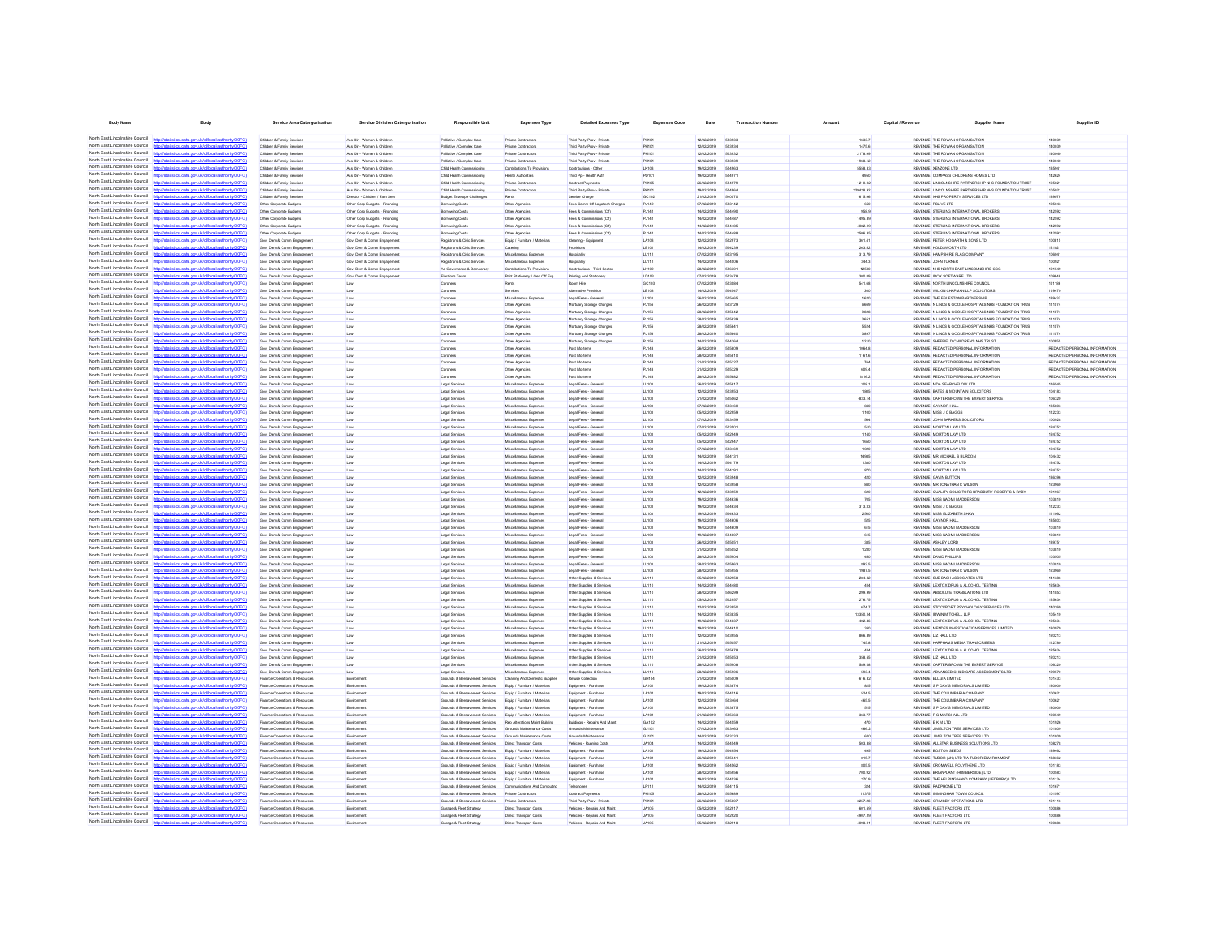| Body Name | Body | Service Area Catergorisation | Service Division Catergorisation | Responsible Unit | Expenses Type | Detailed Expenses Type | Expenses Code | Date | Transaction Number | Amount | Capital / Revenue | Supplier Name | Supplier ID |
|---|---|---|---|---|---|---|---|---|---|---|---|---|---|
| North East Lincolnshire Council | http://statistics.data.gov.uk/id/local-authority/00FC) | Children & Family Services | Ass Dir - Women & Children | Palliative / Complex Care | Private Contractors | Third Party Prov - Private | PH101 | 12/02/2019 | 553653 | 1622.7 | REVENUE | THE ROWAN ORGANISATION | 140030 |
| North East Lincolnshire Council | http://statistics.data.gov.uk/id/local-authority/00FC) | Children & Family Services | Ass Dir - Women & Children | Palliative / Complex Care | Private Contractors | Third Party Prov - Private | PH101 | 12/02/2019 | 553654 | 1475.6 | REVENUE | THE ROWAN ORGANISATION | 140030 |
| North East Lincolnshire Council | http://statistics.data.gov.uk/id/local-authority/00FC) | Children & Family Services | Ass Dir - Women & Children | Palliative / Complex Care | Private Contractors | Third Party Prov - Private | PH101 | 12/02/2019 | 553652 | 2178.99 | REVENUE | THE ROWAN ORGANISATION | 140030 |
| North East Lincolnshire Council | http://statistics.data.gov.uk/id/local-authority/00FC) | Children & Family Services | Ass Dir - Women & Children | Palliative / Complex Care | Private Contractors | Third Party Prov - Private | PH101 | 12/02/2019 | 553639 | 1968.12 | REVENUE | THE ROWAN ORGANISATION | 140030 |
| North East Lincolnshire Council | http://statistics.data.gov.uk/id/local-authority/00FC) | Children & Family Services | Ass Dir - Women & Children | Child Health Commissioning | Contributions To Provisions | Contributions - Other | LK103 | 19/02/2019 | 554963 | 5658.33 | REVENUE | XENZONE LTD | 135661 |
| North East Lincolnshire Council | http://statistics.data.gov.uk/id/local-authority/00FC) | Children & Family Services | Ass Dir - Women & Children | Child Health Commissioning | Health Authorities | Third Pp - Health Auth | PD101 | 19/02/2019 | 554971 | 4950 | REVENUE | COMPASS CHILDRENS HOMES LTD | 142828 |
| North East Lincolnshire Council | http://statistics.data.gov.uk/id/local-authority/00FC) | Children & Family Services | Ass Dir - Women & Children | Child Health Commissioning | Private Contractors | Contract Payments | PH105 | 26/02/2019 | 554978 | 1213.92 | REVENUE | LINCOLNSHIRE PARTNERSHIP NHS FOUNDATION TRUST | 105021 |
| North East Lincolnshire Council | http://statistics.data.gov.uk/id/local-authority/00FC) | Children & Family Services | Ass Dir - Women & Children | Child Health Commissioning | Private Contractors | Third Party Prov - Private | PH101 | 19/02/2019 | 554964 | 229428.92 | REVENUE | LINCOLNSHIRE PARTNERSHIP NHS FOUNDATION TRUST | 105021 |
| North East Lincolnshire Council | http://statistics.data.gov.uk/id/local-authority/00FC) | Children & Family Services | Director - Children / Fam Serv | Budget Envelope Challenges | Rents | Service Charge | GC102 | 21/02/2019 | 545370 | 615.96 | REVENUE | NHS PROPERTY SERVICES LTD | 129678 |
| North East Lincolnshire Council | http://statistics.data.gov.uk/id/local-authority/00FC) | Other Corporate Budgets | Other Corp Budgets - Financing | Borrowing Costs | Other Agencies | Fees Comm Of Logotech Charges | PJ142 | 07/02/2019 | 553142 | 650 | REVENUE | PSLIVE LTD | 125045 |
| North East Lincolnshire Council | http://statistics.data.gov.uk/id/local-authority/00FC) | Other Corporate Budgets | Other Corp Budgets - Financing | Borrowing Costs | Other Agencies | Fees & Commissions (Clf) | PJ141 | 14/02/2019 | 554490 | 950.9 | REVENUE | STERLING INTERNATIONAL BROKERS | 142092 |
| North East Lincolnshire Council | http://statistics.data.gov.uk/id/local-authority/00FC) | Other Corporate Budgets | Other Corp Budgets - Financing | Borrowing Costs | Other Agencies | Fees & Commissions (Clf) | PJ141 | 14/02/2019 | 554497 | 1495.89 | REVENUE | STERLING INTERNATIONAL BROKERS | 142092 |
| North East Lincolnshire Council | http://statistics.data.gov.uk/id/local-authority/00FC) | Other Corporate Budgets | Other Corp Budgets - Financing | Borrowing Costs | Other Agencies | Fees & Commissions (Clf) | PJ141 | 14/02/2019 | 554495 | 4692.19 | REVENUE | STERLING INTERNATIONAL BROKERS | 142092 |
| North East Lincolnshire Council | http://statistics.data.gov.uk/id/local-authority/00FC) | Other Corporate Budgets | Other Corp Budgets - Financing | Borrowing Costs | Other Agencies | Fees & Commissions (Clf) | PJ141 | 14/02/2019 | 554498 | 2506.85 | REVENUE | STERLING INTERNATIONAL BROKERS | 142092 |
| North East Lincolnshire Council | http://statistics.data.gov.uk/id/local-authority/00FC) | Gov Dem & Comm Engagement | Gov Dem & Comm Engagement | Registrars & Civic Services | Equip / Furniture / Materials | Cleaning - Equipment | LA103 | 12/02/2019 | 552973 | 361.41 | REVENUE | PETER HOGARTH & SONS LTD | 100815 |
| North East Lincolnshire Council | http://statistics.data.gov.uk/id/local-authority/00FC) | Gov Dem & Comm Engagement | Gov Dem & Comm Engagement | Registrars & Civic Services | Catering | Provisions | LB101 | 14/02/2019 | 554239 | 263.52 | REVENUE | HOLDSWORTH LTD | 121021 |
| North East Lincolnshire Council | http://statistics.data.gov.uk/id/local-authority/00FC) | Gov Dem & Comm Engagement | Gov Dem & Comm Engagement | Registrars & Civic Services | Miscellaneous Expenses | Hospitality | LL112 | 07/02/2019 | 553195 | 313.79 | REVENUE | HAMPSHIRE FLAG COMPANY | 106041 |
| North East Lincolnshire Council | http://statistics.data.gov.uk/id/local-authority/00FC) | Gov Dem & Comm Engagement | Gov Dem & Comm Engagement | Registrars & Civic Services | Miscellaneous Expenses | Hospitality | LL112 | 14/02/2019 | 554506 | 344.3 | REVENUE | JOHN TURNER | 100501 |
| North East Lincolnshire Council | http://statistics.data.gov.uk/id/local-authority/00FC) | Gov Dem & Comm Engagement | Gov Dem & Comm Engagement | Ad Governance & Democracy | Contributions To Provisions | Contributions - Third Sector | LK102 | 28/02/2019 | 556031 | 12500 | REVENUE | NHS NORTH EAST LINCOLNSHIRE CCG | 121549 |
| North East Lincolnshire Council | http://statistics.data.gov.uk/id/local-authority/00FC) | Gov Dem & Comm Engagement | Gov Dem & Comm Engagement | Elections Team | Print Stationery / Gen Off Exp | Printing And Stationery | LD103 | 07/02/2019 | 553478 | 305.89 | REVENUE | IDOX SOFTWARE LTD | 109848 |
| North East Lincolnshire Council | http://statistics.data.gov.uk/id/local-authority/00FC) | Gov Dem & Comm Engagement | Law | Coroners | Rents | Room Hire | GC103 | 07/02/2019 | 553394 | 341.68 | REVENUE | NORTH LINCOLNSHIRE COUNCIL | 101186 |
| North East Lincolnshire Council | http://statistics.data.gov.uk/id/local-authority/00FC) | Gov Dem & Comm Engagement | Law | Coroners | Services | Alternative Provision | LE103 | 14/02/2019 | 554547 | 300 | REVENUE | WILKIN CHAPMAN LLP SOLICITORS | 109470 |
| North East Lincolnshire Council | http://statistics.data.gov.uk/id/local-authority/00FC) | Gov Dem & Comm Engagement | Law | Coroners | Miscellaneous Expenses | Legal Fees - General | LL103 | 28/02/2019 | 555466 | 1620 | REVENUE | THE EGLESTON PARTNERSHIP | 139437 |
| North East Lincolnshire Council | http://statistics.data.gov.uk/id/local-authority/00FC) | Gov Dem & Comm Engagement | Law | Coroners | Other Agencies | Mortuary Storage Charges | PJ156 | 26/02/2019 | 553128 | 6669 | REVENUE | N LINCS & GOOLE HOSPITALS NHS FOUNDATION TRUS | 111074 |
| North East Lincolnshire Council | http://statistics.data.gov.uk/id/local-authority/00FC) | Gov Dem & Comm Engagement | Law | Coroners | Other Agencies | Mortuary Storage Charges | PJ156 | 28/02/2019 | 555842 | 9828 | REVENUE | N LINCS & GOOLE HOSPITALS NHS FOUNDATION TRUS | 111074 |
| North East Lincolnshire Council | http://statistics.data.gov.uk/id/local-authority/00FC) | Gov Dem & Comm Engagement | Law | Coroners | Other Agencies | Mortuary Storage Charges | PJ156 | 28/02/2019 | 555839 | 3651 | REVENUE | N LINCS & GOOLE HOSPITALS NHS FOUNDATION TRUS | 111074 |
| North East Lincolnshire Council | http://statistics.data.gov.uk/id/local-authority/00FC) | Gov Dem & Comm Engagement | Law | Coroners | Other Agencies | Mortuary Storage Charges | PJ156 | 28/02/2019 | 555841 | 5524 | REVENUE | N LINCS & GOOLE HOSPITALS NHS FOUNDATION TRUS | 111074 |
| North East Lincolnshire Council | http://statistics.data.gov.uk/id/local-authority/00FC) | Gov Dem & Comm Engagement | Law | Coroners | Other Agencies | Mortuary Storage Charges | PJ156 | 28/02/2019 | 555840 | 3897 | REVENUE | N LINCS & GOOLE HOSPITALS NHS FOUNDATION TRUS | 111074 |
| North East Lincolnshire Council | http://statistics.data.gov.uk/id/local-authority/00FC) | Gov Dem & Comm Engagement | Law | Coroners | Other Agencies | Mortuary Storage Charges | PJ156 | 14/02/2019 | 554264 | 1210 | REVENUE | SHEFFIELD CHILDRENS NHS TRUST | 100855 |
| North East Lincolnshire Council | http://statistics.data.gov.uk/id/local-authority/00FC) | Gov Dem & Comm Engagement | Law | Coroners | Other Agencies | Post Mortems | PJ148 | 26/02/2019 | 555606 | 1064.6 | REVENUE | REDACTED PERSONAL INFORMATION | REDACTED PERSONAL INFORMATION |
| North East Lincolnshire Council | http://statistics.data.gov.uk/id/local-authority/00FC) | Gov Dem & Comm Engagement | Law | Coroners | Other Agencies | Post Mortems | PJ148 | 28/02/2019 | 555810 | 1161.6 | REVENUE | REDACTED PERSONAL INFORMATION | REDACTED PERSONAL INFORMATION |
| North East Lincolnshire Council | http://statistics.data.gov.uk/id/local-authority/00FC) | Gov Dem & Comm Engagement | Law | Coroners | Other Agencies | Post Mortems | PJ148 | 21/02/2019 | 555327 | 764 | REVENUE | REDACTED PERSONAL INFORMATION | REDACTED PERSONAL INFORMATION |
| North East Lincolnshire Council | http://statistics.data.gov.uk/id/local-authority/00FC) | Gov Dem & Comm Engagement | Law | Coroners | Other Agencies | Post Mortems | PJ148 | 21/02/2019 | 555328 | 609.4 | REVENUE | REDACTED PERSONAL INFORMATION | REDACTED PERSONAL INFORMATION |
| North East Lincolnshire Council | http://statistics.data.gov.uk/id/local-authority/00FC) | Gov Dem & Comm Engagement | Law | Coroners | Other Agencies | Post Mortems | PJ148 | 28/02/2019 | 555862 | 1616.2 | REVENUE | REDACTED PERSONAL INFORMATION | REDACTED PERSONAL INFORMATION |
| North East Lincolnshire Council | http://statistics.data.gov.uk/id/local-authority/00FC) | Gov Dem & Comm Engagement | Law | Legal Services | Miscellaneous Expenses | Legal Fees - General | LL103 | 28/02/2019 | 555817 | 393.1 | REVENUE | MDA SEARCHFLOW LTD | 116645 |
| North East Lincolnshire Council | http://statistics.data.gov.uk/id/local-authority/00FC) | Gov Dem & Comm Engagement | Law | Legal Services | Miscellaneous Expenses | Legal Fees - General | LL103 | 12/02/2019 | 553953 | 1905 | REVENUE | BATES & MOUNTAIN SOLICITORS | 104183 |
| North East Lincolnshire Council | http://statistics.data.gov.uk/id/local-authority/00FC) | Gov Dem & Comm Engagement | Law | Legal Services | Miscellaneous Expenses | Legal Fees - General | LL103 | 21/02/2019 | 555062 | -833.14 | REVENUE | CARTER BROWN THE EXPERT SERVICE | 106320 |
| North East Lincolnshire Council | http://statistics.data.gov.uk/id/local-authority/00FC) | Gov Dem & Comm Engagement | Law | Legal Services | Miscellaneous Expenses | Legal Fees - General | LL103 | 07/02/2019 | 553455 | 960 | REVENUE | GAYNOR HALL | 135603 |
| North East Lincolnshire Council | http://statistics.data.gov.uk/id/local-authority/00FC) | Gov Dem & Comm Engagement | Law | Legal Services | Miscellaneous Expenses | Legal Fees - General | LL103 | 05/02/2019 | 552938 | 1100 | REVENUE | MISS J C BAGGS | 112233 |
| North East Lincolnshire Council | http://statistics.data.gov.uk/id/local-authority/00FC) | Gov Dem & Comm Engagement | Law | Legal Services | Miscellaneous Expenses | Legal Fees - General | LL103 | 07/02/2019 | 553458 | 564 | REVENUE | JOHN BARKERS SOLICITORS | 100626 |
| North East Lincolnshire Council | http://statistics.data.gov.uk/id/local-authority/00FC) | Gov Dem & Comm Engagement | Law | Legal Services | Miscellaneous Expenses | Legal Fees - General | LL103 | 07/02/2019 | 553501 | 510 | REVENUE | MORTON LAW LTD | 124752 |
| North East Lincolnshire Council | http://statistics.data.gov.uk/id/local-authority/00FC) | Gov Dem & Comm Engagement | Law | Legal Services | Miscellaneous Expenses | Legal Fees - General | LL103 | 05/02/2019 | 552949 | 1160 | REVENUE | MORTON LAW LTD | 124752 |
| North East Lincolnshire Council | http://statistics.data.gov.uk/id/local-authority/00FC) | Gov Dem & Comm Engagement | Law | Legal Services | Miscellaneous Expenses | Legal Fees - General | LL103 | 05/02/2019 | 552947 | 1650 | REVENUE | MORTON LAW LTD | 124752 |
| North East Lincolnshire Council | http://statistics.data.gov.uk/id/local-authority/00FC) | Gov Dem & Comm Engagement | Law | Legal Services | Miscellaneous Expenses | Legal Fees - General | LL103 | 07/02/2019 | 553499 | 1020 | REVENUE | MORTON LAW LTD | 124752 |
| North East Lincolnshire Council | http://statistics.data.gov.uk/id/local-authority/00FC) | Gov Dem & Comm Engagement | Law | Legal Services | Miscellaneous Expenses | Legal Fees - General | LL103 | 14/02/2019 | 554131 | 14985 | REVENUE | MR MICHAEL S BURDON | 104432 |
| North East Lincolnshire Council | http://statistics.data.gov.uk/id/local-authority/00FC) | Gov Dem & Comm Engagement | Law | Legal Services | Miscellaneous Expenses | Legal Fees - General | LL103 | 14/02/2019 | 554179 | 1090 | REVENUE | MORTON LAW LTD | 124752 |
| North East Lincolnshire Council | http://statistics.data.gov.uk/id/local-authority/00FC) | Gov Dem & Comm Engagement | Law | Legal Services | Miscellaneous Expenses | Legal Fees - General | LL103 | 14/02/2019 | 554191 | 870 | REVENUE | MORTON LAW LTD | 124752 |
| North East Lincolnshire Council | http://statistics.data.gov.uk/id/local-authority/00FC) | Gov Dem & Comm Engagement | Law | Legal Services | Miscellaneous Expenses | Legal Fees - General | LL103 | 12/02/2019 | 553948 | 420 | REVENUE | GAVIN SUTTON | 134396 |
| North East Lincolnshire Council | http://statistics.data.gov.uk/id/local-authority/00FC) | Gov Dem & Comm Engagement | Law | Legal Services | Miscellaneous Expenses | Legal Fees - General | LL103 | 12/02/2019 | 553958 | 960 | REVENUE | MR JONATHAN C WILSON | 123960 |
| North East Lincolnshire Council | http://statistics.data.gov.uk/id/local-authority/00FC) | Gov Dem & Comm Engagement | Law | Legal Services | Miscellaneous Expenses | Legal Fees - General | LL103 | 12/02/2019 | 553959 | 620 | REVENUE | QUALITY SOLICITORS BRADBURY ROBERTS & RABY | 121667 |
| North East Lincolnshire Council | http://statistics.data.gov.uk/id/local-authority/00FC) | Gov Dem & Comm Engagement | Law | Legal Services | Miscellaneous Expenses | Legal Fees - General | LL103 | 19/02/2019 | 554636 | 705 | REVENUE | MISS NAOMI MADDERSON | 103810 |
| North East Lincolnshire Council | http://statistics.data.gov.uk/id/local-authority/00FC) | Gov Dem & Comm Engagement | Law | Legal Services | Miscellaneous Expenses | Legal Fees - General | LL103 | 19/02/2019 | 554634 | 313.33 | REVENUE | MISS J C BAGGS | 112233 |
| North East Lincolnshire Council | http://statistics.data.gov.uk/id/local-authority/00FC) | Gov Dem & Comm Engagement | Law | Legal Services | Miscellaneous Expenses | Legal Fees - General | LL103 | 19/02/2019 | 554633 | 2500 | REVENUE | MISS ELIZABETH SHAW | 111062 |
| North East Lincolnshire Council | http://statistics.data.gov.uk/id/local-authority/00FC) | Gov Dem & Comm Engagement | Law | Legal Services | Miscellaneous Expenses | Legal Fees - General | LL103 | 19/02/2019 | 554606 | 525 | REVENUE | GAYNOR HALL | 135603 |
| North East Lincolnshire Council | http://statistics.data.gov.uk/id/local-authority/00FC) | Gov Dem & Comm Engagement | Law | Legal Services | Miscellaneous Expenses | Legal Fees - General | LL103 | 19/02/2019 | 554609 | 615 | REVENUE | MISS NAOMI MADDERSON | 103810 |
| North East Lincolnshire Council | http://statistics.data.gov.uk/id/local-authority/00FC) | Gov Dem & Comm Engagement | Law | Legal Services | Miscellaneous Expenses | Legal Fees - General | LL103 | 19/02/2019 | 554607 | 615 | REVENUE | MISS NAOMI MADDERSON | 103810 |
| North East Lincolnshire Council | http://statistics.data.gov.uk/id/local-authority/00FC) | Gov Dem & Comm Engagement | Law | Legal Services | Miscellaneous Expenses | Legal Fees - General | LL103 | 28/02/2019 | 555651 | 390 | REVENUE | ASHLEY LORD | 139751 |
| North East Lincolnshire Council | http://statistics.data.gov.uk/id/local-authority/00FC) | Gov Dem & Comm Engagement | Law | Legal Services | Miscellaneous Expenses | Legal Fees - General | LL103 | 21/02/2019 | 555052 | 1230 | REVENUE | MISS NAOMI MADDERSON | 103810 |
| North East Lincolnshire Council | http://statistics.data.gov.uk/id/local-authority/00FC) | Gov Dem & Comm Engagement | Law | Legal Services | Miscellaneous Expenses | Legal Fees - General | LL103 | 28/02/2019 | 555904 | 450 | REVENUE | DAVID PHILLIPS | 103505 |
| North East Lincolnshire Council | http://statistics.data.gov.uk/id/local-authority/00FC) | Gov Dem & Comm Engagement | Law | Legal Services | Miscellaneous Expenses | Legal Fees - General | LL103 | 28/02/2019 | 555903 | 882.5 | REVENUE | MISS NAOMI MADDERSON | 103810 |
| North East Lincolnshire Council | http://statistics.data.gov.uk/id/local-authority/00FC) | Gov Dem & Comm Engagement | Law | Legal Services | Miscellaneous Expenses | Legal Fees - General | LL103 | 28/02/2019 | 555655 | 1987.5 | REVENUE | MR JONATHAN C WILSON | 123960 |
| North East Lincolnshire Council | http://statistics.data.gov.uk/id/local-authority/00FC) | Gov Dem & Comm Engagement | Law | Legal Services | Miscellaneous Expenses | Other Supplies & Services | LL110 | 05/02/2019 | 552958 | 264.52 | REVENUE | SUE MACH ASSOCIATES LTD | 141386 |
| North East Lincolnshire Council | http://statistics.data.gov.uk/id/local-authority/00FC) | Gov Dem & Comm Engagement | Law | Legal Services | Miscellaneous Expenses | Other Supplies & Services | LL110 | 14/02/2019 | 554400 | 414 | REVENUE | LEXTOX DRUG & ALCOHOL TESTING | 125634 |
| North East Lincolnshire Council | http://statistics.data.gov.uk/id/local-authority/00FC) | Gov Dem & Comm Engagement | Law | Legal Services | Miscellaneous Expenses | Other Supplies & Services | LL110 | 28/02/2019 | 556299 | 298.99 | REVENUE | ABSOLUTE TRANSLATIONS LTD | 141653 |
| North East Lincolnshire Council | http://statistics.data.gov.uk/id/local-authority/00FC) | Gov Dem & Comm Engagement | Law | Legal Services | Miscellaneous Expenses | Other Supplies & Services | LL110 | 05/02/2019 | 552957 | 276.75 | REVENUE | LEXTOX DRUG & ALCOHOL TESTING | 125634 |
| North East Lincolnshire Council | http://statistics.data.gov.uk/id/local-authority/00FC) | Gov Dem & Comm Engagement | Law | Legal Services | Miscellaneous Expenses | Other Supplies & Services | LL110 | 12/02/2019 | 553950 | 679.7 | REVENUE | STOCKPORT PSYCHOLOGY SERVICES LTD | 140289 |
| North East Lincolnshire Council | http://statistics.data.gov.uk/id/local-authority/00FC) | Gov Dem & Comm Engagement | Law | Legal Services | Miscellaneous Expenses | Other Supplies & Services | LL110 | 14/02/2019 | 553635 | 13358.14 | REVENUE | IRWIN MITCHELL LLP | 105410 |
| North East Lincolnshire Council | http://statistics.data.gov.uk/id/local-authority/00FC) | Gov Dem & Comm Engagement | Law | Legal Services | Miscellaneous Expenses | Other Supplies & Services | LL110 | 19/02/2019 | 554637 | 602.46 | REVENUE | LEXTOX DRUG & ALCOHOL TESTING | 125634 |
| North East Lincolnshire Council | http://statistics.data.gov.uk/id/local-authority/00FC) | Gov Dem & Comm Engagement | Law | Legal Services | Miscellaneous Expenses | Other Supplies & Services | LL110 | 19/02/2019 | 554610 | 360 | REVENUE | MENDES INVESTIGATION SERVICES LIMITED | 130979 |
| North East Lincolnshire Council | http://statistics.data.gov.uk/id/local-authority/00FC) | Gov Dem & Comm Engagement | Law | Legal Services | Miscellaneous Expenses | Other Supplies & Services | LL110 | 12/02/2019 | 553955 | 866.39 | REVENUE | LIZ HALL LTD | 120213 |
| North East Lincolnshire Council | http://statistics.data.gov.uk/id/local-authority/00FC) | Gov Dem & Comm Engagement | Law | Legal Services | Miscellaneous Expenses | Other Supplies & Services | LL110 | 21/02/2019 | 555057 | 745.8 | REVENUE | HARPHAMS MEDIA TRANSCRIBERS | 112780 |
| North East Lincolnshire Council | http://statistics.data.gov.uk/id/local-authority/00FC) | Gov Dem & Comm Engagement | Law | Legal Services | Miscellaneous Expenses | Other Supplies & Services | LL110 | 28/02/2019 | 555678 | 414 | REVENUE | LEXTOX DRUG & ALCOHOL TESTING | 125634 |
| North East Lincolnshire Council | http://statistics.data.gov.uk/id/local-authority/00FC) | Gov Dem & Comm Engagement | Law | Legal Services | Miscellaneous Expenses | Other Supplies & Services | LL110 | 21/02/2019 | 555053 | 358.85 | REVENUE | LIZ HALL LTD | 120213 |
| North East Lincolnshire Council | http://statistics.data.gov.uk/id/local-authority/00FC) | Gov Dem & Comm Engagement | Law | Legal Services | Miscellaneous Expenses | Other Supplies & Services | LL110 | 28/02/2019 | 555908 | 508.58 | REVENUE | CARTER BROWN THE EXPERT SERVICE | 106320 |
| North East Lincolnshire Council | http://statistics.data.gov.uk/id/local-authority/00FC) | Gov Dem & Comm Engagement | Law | Legal Services | Miscellaneous Expenses | Other Supplies & Services | LL110 | 28/02/2019 | 555906 | 593.4 | REVENUE | ADVANCED CHILD CARE ASSESSMENTS LTD | 129070 |
| North East Lincolnshire Council | http://statistics.data.gov.uk/id/local-authority/00FC) | Finance Operations & Resources | Environment | Grounds & Bereavement Services | Cleaning And Domestic Supplies | Refuse Collection | GH104 | 21/02/2019 | 555099 | 616.32 | REVENUE | ELLGIA LIMITED | 101433 |
| North East Lincolnshire Council | http://statistics.data.gov.uk/id/local-authority/00FC) | Finance Operations & Resources | Environment | Grounds & Bereavement Services | Equip / Furniture / Materials | Equipment - Purchase | LA101 | 19/02/2019 | 553874 | 825 | REVENUE | S P DAVIS MEMORIALS LIMITED | 130000 |
| North East Lincolnshire Council | http://statistics.data.gov.uk/id/local-authority/00FC) | Finance Operations & Resources | Environment | Grounds & Bereavement Services | Equip / Furniture / Materials | Equipment - Purchase | LA101 | 19/02/2019 | 554519 | 524.5 | REVENUE | THE COLUMBARIA COMPANY | 100621 |
| North East Lincolnshire Council | http://statistics.data.gov.uk/id/local-authority/00FC) | Finance Operations & Resources | Environment | Grounds & Bereavement Services | Equip / Furniture / Materials | Equipment - Purchase | LA101 | 12/02/2019 | 553494 | 465.5 | REVENUE | THE COLUMBARIA COMPANY | 100621 |
| North East Lincolnshire Council | http://statistics.data.gov.uk/id/local-authority/00FC) | Finance Operations & Resources | Environment | Grounds & Bereavement Services | Equip / Furniture / Materials | Equipment - Purchase | LA101 | 19/02/2019 | 553875 | 515 | REVENUE | S P DAVIS MEMORIALS LIMITED | 130000 |
| North East Lincolnshire Council | http://statistics.data.gov.uk/id/local-authority/00FC) | Finance Operations & Resources | Environment | Grounds & Bereavement Services | Equip / Furniture / Materials | Equipment - Purchase | LA101 | 21/02/2019 | 555263 | 363.77 | REVENUE | F G MARSHALL LTD | 100549 |
| North East Lincolnshire Council | http://statistics.data.gov.uk/id/local-authority/00FC) | Finance Operations & Resources | Environment | Grounds & Bereavement Services | Rep Alterations Maint Building | Buildings - Repairs And Maint | GA102 | 14/02/2019 | 554509 | 470 | REVENUE | E K M LTD | 101926 |
| North East Lincolnshire Council | http://statistics.data.gov.uk/id/local-authority/00FC) | Finance Operations & Resources | Environment | Grounds & Bereavement Services | Grounds Maintenance Costs | Grounds Maintenance | GJ101 | 07/02/2019 | 553463 | 460.2 | REVENUE | J MELTON TREE SERVICES LTD | 101909 |
| North East Lincolnshire Council | http://statistics.data.gov.uk/id/local-authority/00FC) | Finance Operations & Resources | Environment | Grounds & Bereavement Services | Grounds Maintenance Costs | Grounds Maintenance | GJ101 | 14/02/2019 | 553333 | 650 | REVENUE | J MELTON TREE SERVICES LTD | 101909 |
| North East Lincolnshire Council | http://statistics.data.gov.uk/id/local-authority/00FC) | Finance Operations & Resources | Environment | Grounds & Bereavement Services | Direct Transport Costs | Vehicles - Running Costs | JA104 | 14/02/2019 | 554549 | 503.88 | REVENUE | ALLSTAR BUSINESS SOLUTIONS LTD | 108278 |
| North East Lincolnshire Council | http://statistics.data.gov.uk/id/local-authority/00FC) | Finance Operations & Resources | Environment | Grounds & Bereavement Services | Equip / Furniture / Materials | Equipment - Purchase | LA101 | 19/02/2019 | 554904 | 495 | REVENUE | BOSTON SEEDS | 139462 |
| North East Lincolnshire Council | http://statistics.data.gov.uk/id/local-authority/00FC) | Finance Operations & Resources | Environment | Grounds & Bereavement Services | Equip / Furniture / Materials | Equipment - Purchase | LA101 | 28/02/2019 | 555041 | 815.7 | REVENUE | TUDOR (UK) LTD T/A TUDOR ENVIRONMENT | 138362 |
| North East Lincolnshire Council | http://statistics.data.gov.uk/id/local-authority/00FC) | Finance Operations & Resources | Environment | Grounds & Bereavement Services | Equip / Furniture / Materials | Equipment - Purchase | LA101 | 19/02/2019 | 554562 | 855.5 | REVENUE | CROMWELL POLYTHENE LTD | 101183 |
| North East Lincolnshire Council | http://statistics.data.gov.uk/id/local-authority/00FC) | Finance Operations & Resources | Environment | Grounds & Bereavement Services | Equip / Furniture / Materials | Equipment - Purchase | LA101 | 28/02/2019 | 550956 | 700.92 | REVENUE | BRANPLANT (HUMBERSIDE) LTD | 100583 |
| North East Lincolnshire Council | http://statistics.data.gov.uk/id/local-authority/00FC) | Finance Operations & Resources | Environment | Grounds & Bereavement Services | Equip / Furniture / Materials | Equipment - Purchase | LA101 | 19/02/2019 | 554538 | 270.9 | REVENUE | THE HELPING HAND COMPANY (LEDBURY) LTD | 101134 |
| North East Lincolnshire Council | http://statistics.data.gov.uk/id/local-authority/00FC) | Finance Operations & Resources | Environment | Grounds & Bereavement Services | Communications And Computing | Telephones | LF112 | 14/02/2019 | 554115 | 324 | REVENUE | RADPHONE LTD | 101671 |
| North East Lincolnshire Council | http://statistics.data.gov.uk/id/local-authority/00FC) | Finance Operations & Resources | Environment | Grounds & Bereavement Services | Private Contractors | Contract Payments | PH105 | 28/02/2019 | 555669 | 11375 | REVENUE | IMMINGHAM TOWN COUNCIL | 101597 |
| North East Lincolnshire Council | http://statistics.data.gov.uk/id/local-authority/00FC) | Finance Operations & Resources | Environment | Grounds & Bereavement Services | Private Contractors | Third Party Prov - Private | PH101 | 28/02/2019 | 555607 | 3257.29 | REVENUE | GRIMSBY OPERATIONS LTD | 101116 |
| North East Lincolnshire Council | http://statistics.data.gov.uk/id/local-authority/00FC) | Finance Operations & Resources | Environment | Garage & Fleet Strategy | Direct Transport Costs | Vehicles - Repairs And Maint | JA105 | 05/02/2019 | 552917 | 601.69 | REVENUE | FLEET FACTORS LTD | 100886 |
| North East Lincolnshire Council | http://statistics.data.gov.uk/id/local-authority/00FC) | Finance Operations & Resources | Environment | Garage & Fleet Strategy | Direct Transport Costs | Vehicles - Repairs And Maint | JA105 | 05/02/2019 | 552920 | 4907.29 | REVENUE | FLEET FACTORS LTD | 100886 |
| North East Lincolnshire Council | http://statistics.data.gov.uk/id/local-authority/00FC) | Finance Operations & Resources | Environment | Garage & Fleet Strategy | Direct Transport Costs | Vehicles - Repairs And Maint | JA105 | 05/02/2019 | 552918 | 4898.91 | REVENUE | FLEET FACTORS LTD | 100886 |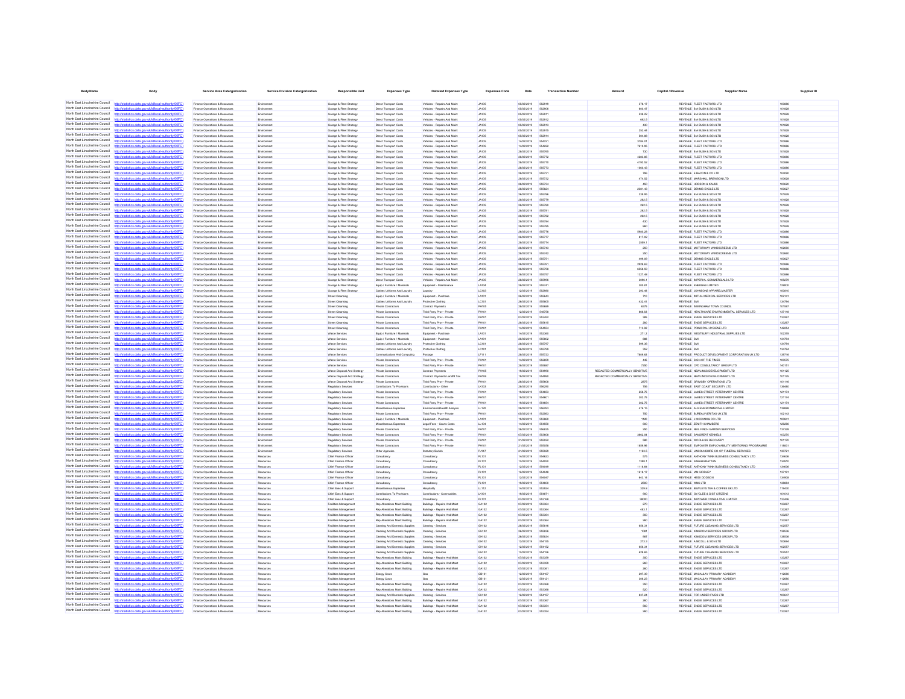| Body Name | Body | Service Area Catergorisation | Service Division Catergorisation | Responsible Unit | Expenses Type | Detailed Expenses Type | Expenses Code | Date | Transaction Number | Amount | Capital / Revenue | Supplier Name | Supplier ID |
|---|---|---|---|---|---|---|---|---|---|---|---|---|---|
| North East Lincolnshire Council | http://statistics.data.gov.uk/id/local-authority/00FC) | Finance Operations & Resources | Environment | Garage & Fleet Strategy | Direct Transport Costs | Vehicles - Repairs And Maint | JA105 | 05/02/2019 | 552918 | 378.17 | REVENUE | FLEET FACTORS LTD | 100886 |
| North East Lincolnshire Council | http://statistics.data.gov.uk/id/local-authority/00FC) | Finance Operations & Resources | Environment | Garage & Fleet Strategy | Direct Transport Costs | Vehicles - Repairs And Maint | JA105 | 05/02/2019 | 552906 | 800.47 | REVENUE | B A BUSH & SON LTD | 101828 |
| North East Lincolnshire Council | http://statistics.data.gov.uk/id/local-authority/00FC) | Finance Operations & Resources | Environment | Garage & Fleet Strategy | Direct Transport Costs | Vehicles - Repairs And Maint | JA105 | 05/02/2019 | 552911 | 538.22 | REVENUE | B A BUSH & SON LTD | 101828 |
| North East Lincolnshire Council | http://statistics.data.gov.uk/id/local-authority/00FC) | Finance Operations & Resources | Environment | Garage & Fleet Strategy | Direct Transport Costs | Vehicles - Repairs And Maint | JA105 | 05/02/2019 | 552912 | 682.5 | REVENUE | B A BUSH & SON LTD | 101828 |
| North East Lincolnshire Council | http://statistics.data.gov.uk/id/local-authority/00FC) | Finance Operations & Resources | Environment | Garage & Fleet Strategy | Direct Transport Costs | Vehicles - Repairs And Maint | JA105 | 05/02/2019 | 552913 | 430 | REVENUE | B A BUSH & SON LTD | 101828 |
| North East Lincolnshire Council | http://statistics.data.gov.uk/id/local-authority/00FC) | Finance Operations & Resources | Environment | Garage & Fleet Strategy | Direct Transport Costs | Vehicles - Repairs And Maint | JA105 | 05/02/2019 | 552915 | 252.44 | REVENUE | B A BUSH & SON LTD | 101828 |
| North East Lincolnshire Council | http://statistics.data.gov.uk/id/local-authority/00FC) | Finance Operations & Resources | Environment | Garage & Fleet Strategy | Direct Transport Costs | Vehicles - Repairs And Maint | JA105 | 05/02/2019 | 552914 | 504.88 | REVENUE | B A BUSH & SON LTD | 101828 |
| North East Lincolnshire Council | http://statistics.data.gov.uk/id/local-authority/00FC) | Finance Operations & Resources | Environment | Garage & Fleet Strategy | Direct Transport Costs | Vehicles - Repairs And Maint | JA105 | 14/02/2019 | 554221 | 3794.01 | REVENUE | FLEET FACTORS LTD | 100886 |
| North East Lincolnshire Council | http://statistics.data.gov.uk/id/local-authority/00FC) | Finance Operations & Resources | Environment | Garage & Fleet Strategy | Direct Transport Costs | Vehicles - Repairs And Maint | JA105 | 14/02/2019 | 554222 | 7615.95 | REVENUE | FLEET FACTORS LTD | 100886 |
| North East Lincolnshire Council | http://statistics.data.gov.uk/id/local-authority/00FC) | Finance Operations & Resources | Environment | Garage & Fleet Strategy | Direct Transport Costs | Vehicles - Repairs And Maint | JA105 | 28/02/2019 | 555766 | 730 | REVENUE | B A BUSH & SON LTD | 101828 |
| North East Lincolnshire Council | http://statistics.data.gov.uk/id/local-authority/00FC) | Finance Operations & Resources | Environment | Garage & Fleet Strategy | Direct Transport Costs | Vehicles - Repairs And Maint | JA105 | 28/02/2019 | 555772 | 4263.85 | REVENUE | FLEET FACTORS LTD | 100886 |
| North East Lincolnshire Council | http://statistics.data.gov.uk/id/local-authority/00FC) | Finance Operations & Resources | Environment | Garage & Fleet Strategy | Direct Transport Costs | Vehicles - Repairs And Maint | JA105 | 28/02/2019 | 555770 | 4192.52 | REVENUE | FLEET FACTORS LTD | 100886 |
| North East Lincolnshire Council | http://statistics.data.gov.uk/id/local-authority/00FC) | Finance Operations & Resources | Environment | Garage & Fleet Strategy | Direct Transport Costs | Vehicles - Repairs And Maint | JA105 | 28/02/2019 | 555773 | 1560.63 | REVENUE | FLEET FACTORS LTD | 100886 |
| North East Lincolnshire Council | http://statistics.data.gov.uk/id/local-authority/00FC) | Finance Operations & Resources | Environment | Garage & Fleet Strategy | Direct Transport Costs | Vehicles - Repairs And Maint | JA105 | 28/02/2019 | 555731 | 796 | REVENUE | E BACON & CO LTD | 104090 |
| North East Lincolnshire Council | http://statistics.data.gov.uk/id/local-authority/00FC) | Finance Operations & Resources | Environment | Garage & Fleet Strategy | Direct Transport Costs | Vehicles - Repairs And Maint | JA105 | 28/02/2019 | 555732 | 416.52 | REVENUE | MARSHALL BREWSON LTD | 100629 |
| North East Lincolnshire Council | http://statistics.data.gov.uk/id/local-authority/00FC) | Finance Operations & Resources | Environment | Garage & Fleet Strategy | Direct Transport Costs | Vehicles - Repairs And Maint | JA105 | 28/02/2019 | 555734 | 490 | REVENUE | HODSON & KAUSS | 100620 |
| North East Lincolnshire Council | http://statistics.data.gov.uk/id/local-authority/00FC) | Finance Operations & Resources | Environment | Garage & Fleet Strategy | Direct Transport Costs | Vehicles - Repairs And Maint | JA105 | 28/02/2019 | 555824 | 2381.43 | REVENUE | DENNIS EAGLE LTD | 100627 |
| North East Lincolnshire Council | http://statistics.data.gov.uk/id/local-authority/00FC) | Finance Operations & Resources | Environment | Garage & Fleet Strategy | Direct Transport Costs | Vehicles - Repairs And Maint | JA105 | 28/02/2019 | 555768 | 339.95 | REVENUE | B A BUSH & SON LTD | 101828 |
| North East Lincolnshire Council | http://statistics.data.gov.uk/id/local-authority/00FC) | Finance Operations & Resources | Environment | Garage & Fleet Strategy | Direct Transport Costs | Vehicles - Repairs And Maint | JA105 | 28/02/2019 | 555719 | 262.5 | REVENUE | B A BUSH & SON LTD | 101828 |
| North East Lincolnshire Council | http://statistics.data.gov.uk/id/local-authority/00FC) | Finance Operations & Resources | Environment | Garage & Fleet Strategy | Direct Transport Costs | Vehicles - Repairs And Maint | JA105 | 28/02/2019 | 555700 | 262.5 | REVENUE | B A BUSH & SON LTD | 101828 |
| North East Lincolnshire Council | http://statistics.data.gov.uk/id/local-authority/00FC) | Finance Operations & Resources | Environment | Garage & Fleet Strategy | Direct Transport Costs | Vehicles - Repairs And Maint | JA105 | 28/02/2019 | 555761 | 262.5 | REVENUE | B A BUSH & SON LTD | 101828 |
| North East Lincolnshire Council | http://statistics.data.gov.uk/id/local-authority/00FC) | Finance Operations & Resources | Environment | Garage & Fleet Strategy | Direct Transport Costs | Vehicles - Repairs And Maint | JA105 | 28/02/2019 | 555762 | 262.5 | REVENUE | B A BUSH & SON LTD | 101828 |
| North East Lincolnshire Council | http://statistics.data.gov.uk/id/local-authority/00FC) | Finance Operations & Resources | Environment | Garage & Fleet Strategy | Direct Transport Costs | Vehicles - Repairs And Maint | JA105 | 28/02/2019 | 555764 | 430 | REVENUE | B A BUSH & SON LTD | 101828 |
| North East Lincolnshire Council | http://statistics.data.gov.uk/id/local-authority/00FC) | Finance Operations & Resources | Environment | Garage & Fleet Strategy | Direct Transport Costs | Vehicles - Repairs And Maint | JA105 | 28/02/2019 | 555766 | 880 | REVENUE | B A BUSH & SON LTD | 101828 |
| North East Lincolnshire Council | http://statistics.data.gov.uk/id/local-authority/00FC) | Finance Operations & Resources | Environment | Garage & Fleet Strategy | Direct Transport Costs | Vehicles - Repairs And Maint | JA105 | 28/02/2019 | 555776 | 5865.28 | REVENUE | FLEET FACTORS LTD | 100886 |
| North East Lincolnshire Council | http://statistics.data.gov.uk/id/local-authority/00FC) | Finance Operations & Resources | Environment | Garage & Fleet Strategy | Direct Transport Costs | Vehicles - Repairs And Maint | JA105 | 28/02/2019 | 555777 | 817.52 | REVENUE | FLEET FACTORS LTD | 100886 |
| North East Lincolnshire Council | http://statistics.data.gov.uk/id/local-authority/00FC) | Finance Operations & Resources | Environment | Garage & Fleet Strategy | Direct Transport Costs | Vehicles - Repairs And Maint | JA105 | 28/02/2019 | 555774 | 2559.1 | REVENUE | FLEET FACTORS LTD | 100886 |
| North East Lincolnshire Council | http://statistics.data.gov.uk/id/local-authority/00FC) | Finance Operations & Resources | Environment | Garage & Fleet Strategy | Direct Transport Costs | Vehicles - Repairs And Maint | JA105 | 28/02/2019 | 555743 | 250 | REVENUE | MOTORWAY WINDSCREENS LTD | 103660 |
| North East Lincolnshire Council | http://statistics.data.gov.uk/id/local-authority/00FC) | Finance Operations & Resources | Environment | Garage & Fleet Strategy | Direct Transport Costs | Vehicles - Repairs And Maint | JA105 | 28/02/2019 | 555742 | 250 | REVENUE | MOTORWAY WINDSCREENS LTD | 103660 |
| North East Lincolnshire Council | http://statistics.data.gov.uk/id/local-authority/00FC) | Finance Operations & Resources | Environment | Garage & Fleet Strategy | Direct Transport Costs | Vehicles - Repairs And Maint | JA105 | 28/02/2019 | 555751 | 498.09 | REVENUE | DENNIS EAGLE LTD | 100627 |
| North East Lincolnshire Council | http://statistics.data.gov.uk/id/local-authority/00FC) | Finance Operations & Resources | Environment | Garage & Fleet Strategy | Direct Transport Costs | Vehicles - Repairs And Maint | JA105 | 28/02/2019 | 555761 | 2828.63 | REVENUE | FLEET FACTORS LTD | 100886 |
| North East Lincolnshire Council | http://statistics.data.gov.uk/id/local-authority/00FC) | Finance Operations & Resources | Environment | Garage & Fleet Strategy | Direct Transport Costs | Vehicles - Repairs And Maint | JA105 | 28/02/2019 | 555758 | 6858.99 | REVENUE | FLEET FACTORS LTD | 100886 |
| North East Lincolnshire Council | http://statistics.data.gov.uk/id/local-authority/00FC) | Finance Operations & Resources | Environment | Garage & Fleet Strategy | Direct Transport Costs | Vehicles - Repairs And Maint | JA105 | 28/02/2019 | 555757 | 1327.48 | REVENUE | FLEET FACTORS LTD | 100886 |
| North East Lincolnshire Council | http://statistics.data.gov.uk/id/local-authority/00FC) | Finance Operations & Resources | Environment | Garage & Fleet Strategy | Direct Transport Costs | Vehicles - Repairs And Maint | JA105 | 28/02/2019 | 555998 | 3066.1 | REVENUE | IMPERIAL COMMERCIALS LTD | 109279 |
| North East Lincolnshire Council | http://statistics.data.gov.uk/id/local-authority/00FC) | Finance Operations & Resources | Environment | Garage & Fleet Strategy | Equip / Furniture / Materials | Equipment - Maintenance | LA104 | 28/02/2019 | 555741 | 305.81 | REVENUE | ENERGAS LIMITED | 129858 |
| North East Lincolnshire Council | http://statistics.data.gov.uk/id/local-authority/00FC) | Finance Operations & Resources | Environment | Garage & Fleet Strategy | Clothes Uniforms And Laundry | Laundry | LC103 | 12/02/2019 | 552993 | 293.68 | REVENUE | JOHNSONS APPARELMASTER | 100810 |
| North East Lincolnshire Council | http://statistics.data.gov.uk/id/local-authority/00FC) | Finance Operations & Resources | Environment | Street Cleansing | Equip / Furniture / Materials | Equipment - Purchase | LA101 | 28/02/2019 | 555843 | 710 | REVENUE | INITIAL MEDICAL SERVICES LTD | 102141 |
| North East Lincolnshire Council | http://statistics.data.gov.uk/id/local-authority/00FC) | Finance Operations & Resources | Environment | Street Cleansing | Clothes Uniforms And Laundry | Protective Clothing | LC101 | 28/02/2019 | 555805 | 632.41 | REVENUE | SMI | 134794 |
| North East Lincolnshire Council | http://statistics.data.gov.uk/id/local-authority/00FC) | Finance Operations & Resources | Environment | Street Cleansing | Private Contractors | Contract Payments | PH105 | 28/02/2019 | 555609 | 6375 | REVENUE | IMMINGHAM TOWN COUNCIL | 101597 |
| North East Lincolnshire Council | http://statistics.data.gov.uk/id/local-authority/00FC) | Finance Operations & Resources | Environment | Street Cleansing | Private Contractors | Third Party Prov - Private | PH101 | 12/02/2019 | 549758 | 868.63 | REVENUE | HEALTHCARE ENVIRONMENTAL SERVICES LTD | 137118 |
| North East Lincolnshire Council | http://statistics.data.gov.uk/id/local-authority/00FC) | Finance Operations & Resources | Environment | Street Cleansing | Private Contractors | Third Party Prov - Private | PH101 | 07/02/2019 | 553452 | 380 | REVENUE | ENGIE SERVICES LTD | 133267 |
| North East Lincolnshire Council | http://statistics.data.gov.uk/id/local-authority/00FC) | Finance Operations & Resources | Environment | Street Cleansing | Private Contractors | Third Party Prov - Private | PH101 | 28/02/2019 | 555615 | 280 | REVENUE | ENGIE SERVICES LTD | 133267 |
| North East Lincolnshire Council | http://statistics.data.gov.uk/id/local-authority/00FC) | Finance Operations & Resources | Environment | Street Cleansing | Private Contractors | Third Party Prov - Private | PH101 | 14/02/2019 | 554554 | 713.92 | REVENUE | PRINCIPAL HYGIENE LTD | 143254 |
| North East Lincolnshire Council | http://statistics.data.gov.uk/id/local-authority/00FC) | Finance Operations & Resources | Environment | Waste Services | Equip / Furniture / Materials | Equipment - Purchase | LA101 | 14/02/2019 | 552360 | 271.2 | REVENUE | WESTBURY INDUSTRIAL SUPPLIES LTD | 102376 |
| North East Lincolnshire Council | http://statistics.data.gov.uk/id/local-authority/00FC) | Finance Operations & Resources | Environment | Waste Services | Equip / Furniture / Materials | Equipment - Purchase | LA101 | 28/02/2019 | 555802 | 888 | REVENUE | SMI | 134794 |
| North East Lincolnshire Council | http://statistics.data.gov.uk/id/local-authority/00FC) | Finance Operations & Resources | Environment | Waste Services | Clothes Uniforms And Laundry | Protective Clothing | LC101 | 28/02/2019 | 555797 | 899.36 | REVENUE | SMI | 134794 |
| North East Lincolnshire Council | http://statistics.data.gov.uk/id/local-authority/00FC) | Finance Operations & Resources | Environment | Waste Services | Clothes Uniforms And Laundry | Protective Clothing | LC101 | 28/02/2019 | 555799 | 352 | REVENUE | SMI | 134794 |
| North East Lincolnshire Council | http://statistics.data.gov.uk/id/local-authority/00FC) | Finance Operations & Resources | Environment | Waste Services | Communications And Computing | Postage | LF111 | 28/02/2019 | 555723 | 7809.63 | REVENUE | PRODUCT DEVELOPMENT CORPORATION UK LTD | 139716 |
| North East Lincolnshire Council | http://statistics.data.gov.uk/id/local-authority/00FC) | Finance Operations & Resources | Environment | Waste Services | Private Contractors | Third Party Prov - Private | PH101 | 14/02/2019 | 552859 | 445 | REVENUE | SIGN OF THE TIMES | 100575 |
| North East Lincolnshire Council | http://statistics.data.gov.uk/id/local-authority/00FC) | Finance Operations & Resources | Environment | Waste Services | Private Contractors | Third Party Prov - Private | PH101 | 28/02/2019 | 555807 | 7250 | REVENUE | CPD CONSULTANCY GROUP LTD | 140151 |
| North East Lincolnshire Council | http://statistics.data.gov.uk/id/local-authority/00FC) | Finance Operations & Resources | Environment | Waste Disposal And Strategy | Private Contractors | Contract Payments | PH105 | 19/02/2019 | 554995 | REDACTED COMMERCIALLY SENSITIVE | REVENUE | NEWLINCS DEVELOPMENT LTD | 101125 |
| North East Lincolnshire Council | http://statistics.data.gov.uk/id/local-authority/00FC) | Finance Operations & Resources | Environment | Waste Disposal And Strategy | Private Contractors | Contract Payments Landfill Tax | PH106 | 19/02/2019 | 554990 | REDACTED COMMERCIALLY SENSITIVE | REVENUE | NEWLINCS DEVELOPMENT LTD | 101125 |
| North East Lincolnshire Council | http://statistics.data.gov.uk/id/local-authority/00FC) | Finance Operations & Resources | Environment | Waste Disposal And Strategy | Private Contractors | Third Party Prov - Private | PH101 | 26/02/2019 | 555608 | 2875 | REVENUE | GRIMSBY OPERATIONS LTD | 101116 |
| North East Lincolnshire Council | http://statistics.data.gov.uk/id/local-authority/00FC) | Finance Operations & Resources | Environment | Regulatory Services | Contributions To Provisions | Contributions - Other | LK103 | 28/02/2019 | 556290 | 756 | REVENUE | EAST COAST SECURITY LTD | 136480 |
| North East Lincolnshire Council | http://statistics.data.gov.uk/id/local-authority/00FC) | Finance Operations & Resources | Environment | Regulatory Services | Private Contractors | Third Party Prov - Private | PH101 | 19/02/2019 | 554652 | 258.75 | REVENUE | JAMES STREET VETERINARY CENTRE | 121174 |
| North East Lincolnshire Council | http://statistics.data.gov.uk/id/local-authority/00FC) | Finance Operations & Resources | Environment | Regulatory Services | Private Contractors | Third Party Prov - Private | PH101 | 19/02/2019 | 554651 | 302.75 | REVENUE | JAMES STREET VETERINARY CENTRE | 121174 |
| North East Lincolnshire Council | http://statistics.data.gov.uk/id/local-authority/00FC) | Finance Operations & Resources | Environment | Regulatory Services | Private Contractors | Third Party Prov - Private | PH101 | 19/02/2019 | 554654 | 302.75 | REVENUE | JAMES STREET VETERINARY CENTRE | 121174 |
| North East Lincolnshire Council | http://statistics.data.gov.uk/id/local-authority/00FC) | Finance Operations & Resources | Environment | Regulatory Services | Miscellaneous Expenses | Environmental/Health Analysis | LL125 | 28/02/2019 | 556293 | 478.15 | REVENUE | ALS ENVIRONMENTAL LIMITED | 139898 |
| North East Lincolnshire Council | http://statistics.data.gov.uk/id/local-authority/00FC) | Finance Operations & Resources | Environment | Regulatory Services | Private Contractors | Third Party Prov - Private | PH101 | 05/02/2019 | 552963 | 750 | REVENUE | BUREAU VERITAS UK LTD | 102143 |
| North East Lincolnshire Council | http://statistics.data.gov.uk/id/local-authority/00FC) | Finance Operations & Resources | Environment | Regulatory Services | Equip / Furniture / Materials | Equipment - Purchase | LA101 | 19/02/2019 | 553960 | 1120 | REVENUE | J MCCANN & CO LTD | 100841 |
| North East Lincolnshire Council | http://statistics.data.gov.uk/id/local-authority/00FC) | Finance Operations & Resources | Environment | Regulatory Services | Miscellaneous Expenses | Legal Fees - Courts Costs | LL104 | 14/02/2019 | 554550 | 600 | REVENUE | ZENITH CHAMBERS | 126296 |
| North East Lincolnshire Council | http://statistics.data.gov.uk/id/local-authority/00FC) | Finance Operations & Resources | Environment | Regulatory Services | Private Contractors | Third Party Prov - Private | PH101 | 28/02/2019 | 556635 | 250 | REVENUE | NEIL FINCH GARDEN SERVICES | 137326 |
| North East Lincolnshire Council | http://statistics.data.gov.uk/id/local-authority/00FC) | Finance Operations & Resources | Environment | Regulatory Services | Private Contractors | Third Party Prov - Private | PH101 | 07/02/2019 | 553608 | 3862.94 | REVENUE | SANDREAT KENNELS | 103270 |
| North East Lincolnshire Council | http://statistics.data.gov.uk/id/local-authority/00FC) | Finance Operations & Resources | Environment | Regulatory Services | Private Contractors | Third Party Prov - Private | PH101 | 21/02/2019 | 555422 | 580 | REVENUE | WOOLLISS RECOVERY | 101170 |
| North East Lincolnshire Council | http://statistics.data.gov.uk/id/local-authority/00FC) | Finance Operations & Resources | Environment | Regulatory Services | Private Contractors | Third Party Prov - Private | PH101 | 21/02/2019 | 555058 | 1858.96 | REVENUE | EMPOWER EMPLOYABILITY MENTORING PROGRAMME | 118631 |
| North East Lincolnshire Council | http://statistics.data.gov.uk/id/local-authority/00FC) | Finance Operations & Resources | Environment | Regulatory Services | Other Agencies | Statutory Burials | PJ147 | 21/02/2019 | 555029 | 1163.5 | REVENUE | LINCOLNSHIRE CO-OP FUNERAL SERVICES | 130721 |
| North East Lincolnshire Council | http://statistics.data.gov.uk/id/local-authority/00FC) | Finance Operations & Resources | Resources | Chief Finance Officer | Consultancy | Consultancy | PL101 | 14/02/2019 | 554623 | 575 | REVENUE | ANTHONY WINN BUSINESS CONSULTANCY LTD | 134636 |
| North East Lincolnshire Council | http://statistics.data.gov.uk/id/local-authority/00FC) | Finance Operations & Resources | Resources | Chief Finance Officer | Consultancy | Consultancy | PL101 | 12/02/2019 | 554058 | 1380.1 | REVENUE | SARAH BRATTAN | 134910 |
| North East Lincolnshire Council | http://statistics.data.gov.uk/id/local-authority/00FC) | Finance Operations & Resources | Resources | Chief Finance Officer | Consultancy | Consultancy | PL101 | 12/02/2019 | 554059 | 1118.84 | REVENUE | ANTHONY WINN BUSINESS CONSULTANCY LTD | 134636 |
| North East Lincolnshire Council | http://statistics.data.gov.uk/id/local-authority/00FC) | Finance Operations & Resources | Resources | Chief Finance Officer | Consultancy | Consultancy | PL101 | 12/02/2019 | 554048 | 1618.17 | REVENUE | IAN GIRDLEY | 137191 |
| North East Lincolnshire Council | http://statistics.data.gov.uk/id/local-authority/00FC) | Finance Operations & Resources | Resources | Chief Finance Officer | Consultancy | Consultancy | PL101 | 12/02/2019 | 554047 | 943.14 | REVENUE | HEIDI DODSON | 134909 |
| North East Lincolnshire Council | http://statistics.data.gov.uk/id/local-authority/00FC) | Finance Operations & Resources | Resources | Chief Finance Officer | Consultancy | Consultancy | PL101 | 19/02/2019 | 554605 | 2500 | REVENUE | WNC LTD | 138684 |
| North East Lincolnshire Council | http://statistics.data.gov.uk/id/local-authority/00FC) | Finance Operations & Resources | Resources | Chief Exec & Support | Miscellaneous Expenses | Hospitality | LL112 | 14/02/2019 | 552824 | 329.8 | REVENUE | BEWLEYS TEA & COFFEE UK LTD | 119435 |
| North East Lincolnshire Council | http://statistics.data.gov.uk/id/local-authority/00FC) | Finance Operations & Resources | Resources | Chief Exec & Support | Contributions To Provisions | Contributions - Communities | LK101 | 19/02/2019 | 554671 | 900 | REVENUE | GY/CLEE & DIST CITIZENS | 101013 |
| North East Lincolnshire Council | http://statistics.data.gov.uk/id/local-authority/00FC) | Finance Operations & Resources | Resources | Chief Exec & Support | Consultancy | Consultancy | PL101 | 07/02/2019 | 553168 | 38050 | REVENUE | IMPOWER CONSULTING LIMITED | 133446 |
| North East Lincolnshire Council | http://statistics.data.gov.uk/id/local-authority/00FC) | Finance Operations & Resources | Resources | Facilities Management | Rep Alterations Maint Building | Buildings - Repairs And Maint | GA102 | 07/02/2019 | 553344 | 270 | REVENUE | ENGIE SERVICES LTD | 133267 |
| North East Lincolnshire Council | http://statistics.data.gov.uk/id/local-authority/00FC) | Finance Operations & Resources | Resources | Facilities Management | Rep Alterations Maint Building | Buildings - Repairs And Maint | GA102 | 07/02/2019 | 553384 | 493.1 | REVENUE | ENGIE SERVICES LTD | 133267 |
| North East Lincolnshire Council | http://statistics.data.gov.uk/id/local-authority/00FC) | Finance Operations & Resources | Resources | Facilities Management | Rep Alterations Maint Building | Buildings - Repairs And Maint | GA102 | 07/02/2019 | 553364 | 350 | REVENUE | ENGIE SERVICES LTD | 133267 |
| North East Lincolnshire Council | http://statistics.data.gov.uk/id/local-authority/00FC) | Finance Operations & Resources | Resources | Facilities Management | Rep Alterations Maint Building | Buildings - Repairs And Maint | GA102 | 07/02/2019 | 553394 | 280 | REVENUE | ENGIE SERVICES LTD | 133267 |
| North East Lincolnshire Council | http://statistics.data.gov.uk/id/local-authority/00FC) | Finance Operations & Resources | Resources | Facilities Management | Cleaning And Domestic Supplies | Cleaning - Services | GH102 | 28/02/2019 | 555819 | 656.31 | REVENUE | FUTURE CLEANING SERVICES LTD | 102557 |
| North East Lincolnshire Council | http://statistics.data.gov.uk/id/local-authority/00FC) | Finance Operations & Resources | Resources | Facilities Management | Cleaning And Domestic Supplies | Cleaning - Services | GH102 | 28/02/2019 | 555836 | 1081 | REVENUE | KINGDOM SERVICES GROUP LTD | 138536 |
| North East Lincolnshire Council | http://statistics.data.gov.uk/id/local-authority/00FC) | Finance Operations & Resources | Resources | Facilities Management | Cleaning And Domestic Supplies | Cleaning - Services | GH102 | 28/02/2019 | 555834 | 997 | REVENUE | KINGDOM SERVICES GROUP LTD | 138536 |
| North East Lincolnshire Council | http://statistics.data.gov.uk/id/local-authority/00FC) | Finance Operations & Resources | Resources | Facilities Management | Cleaning And Domestic Supplies | Cleaning - Services | GH102 | 12/02/2019 | 554155 | 273.3 | REVENUE | A NICOLL & SON LTD | 100694 |
| North East Lincolnshire Council | http://statistics.data.gov.uk/id/local-authority/00FC) | Finance Operations & Resources | Resources | Facilities Management | Cleaning And Domestic Supplies | Cleaning - Services | GH102 | 12/02/2019 | 554152 | 656.31 | REVENUE | FUTURE CLEANING SERVICES LTD | 102557 |
| North East Lincolnshire Council | http://statistics.data.gov.uk/id/local-authority/00FC) | Finance Operations & Resources | Resources | Facilities Management | Cleaning And Domestic Supplies | Cleaning - Services | GH102 | 12/02/2019 | 554156 | 828.65 | REVENUE | FUTURE CLEANING SERVICES LTD | 102557 |
| North East Lincolnshire Council | http://statistics.data.gov.uk/id/local-authority/00FC) | Finance Operations & Resources | Resources | Facilities Management | Rep Alterations Maint Building | Buildings - Repairs And Maint | GA102 | 07/02/2019 | 553358 | 350 | REVENUE | ENGIE SERVICES LTD | 133267 |
| North East Lincolnshire Council | http://statistics.data.gov.uk/id/local-authority/00FC) | Finance Operations & Resources | Resources | Facilities Management | Rep Alterations Maint Building | Buildings - Repairs And Maint | GA102 | 07/02/2019 | 553359 | 280 | REVENUE | ENGIE SERVICES LTD | 133267 |
| North East Lincolnshire Council | http://statistics.data.gov.uk/id/local-authority/00FC) | Finance Operations & Resources | Resources | Facilities Management | Rep Alterations Maint Building | Buildings - Repairs And Maint | GA102 | 07/02/2019 | 553361 | 280 | REVENUE | ENGIE SERVICES LTD | 133267 |
| North East Lincolnshire Council | http://statistics.data.gov.uk/id/local-authority/00FC) | Finance Operations & Resources | Resources | Facilities Management | Energy Costs | Gas | GB101 | 12/02/2019 | 554167 | 297.39 | REVENUE | MACAULAY PRIMARY ACADEMY | 112680 |
| North East Lincolnshire Council | http://statistics.data.gov.uk/id/local-authority/00FC) | Finance Operations & Resources | Resources | Facilities Management | Energy Costs | Gas | GB101 | 12/02/2019 | 554121 | 306.23 | REVENUE | MACAULAY PRIMARY ACADEMY | 112680 |
| North East Lincolnshire Council | http://statistics.data.gov.uk/id/local-authority/00FC) | Finance Operations & Resources | Resources | Facilities Management | Rep Alterations Maint Building | Buildings - Repairs And Maint | GA102 | 07/02/2019 | 553368 | 350 | REVENUE | ENGIE SERVICES LTD | 133267 |
| North East Lincolnshire Council | http://statistics.data.gov.uk/id/local-authority/00FC) | Finance Operations & Resources | Resources | Facilities Management | Rep Alterations Maint Building | Buildings - Repairs And Maint | GA102 | 07/02/2019 | 553366 | 520 | REVENUE | ENGIE SERVICES LTD | 133267 |
| North East Lincolnshire Council | http://statistics.data.gov.uk/id/local-authority/00FC) | Finance Operations & Resources | Resources | Facilities Management | Cleaning And Domestic Supplies | Cleaning - Services | GH102 | 12/02/2019 | 554157 | 837.24 | REVENUE | FOR UNDER FIVES LTD | 100647 |
| North East Lincolnshire Council | http://statistics.data.gov.uk/id/local-authority/00FC) | Finance Operations & Resources | Resources | Facilities Management | Rep Alterations Maint Building | Buildings - Repairs And Maint | GA102 | 07/02/2019 | 553367 | 280 | REVENUE | ENGIE SERVICES LTD | 133267 |
| North East Lincolnshire Council | http://statistics.data.gov.uk/id/local-authority/00FC) | Finance Operations & Resources | Resources | Facilities Management | Rep Alterations Maint Building | Buildings - Repairs And Maint | GA102 | 07/02/2019 | 553354 | 560 | REVENUE | ENGIE SERVICES LTD | 133267 |
| North East Lincolnshire Council | http://statistics.data.gov.uk/id/local-authority/00FC) | Finance Operations & Resources | Resources | Facilities Management | Rep Alterations Maint Building | Buildings - Repairs And Maint | GA102 | 07/02/2019 | 553354 | 280 | REVENUE | ENGIE SERVICES LTD | 133267 |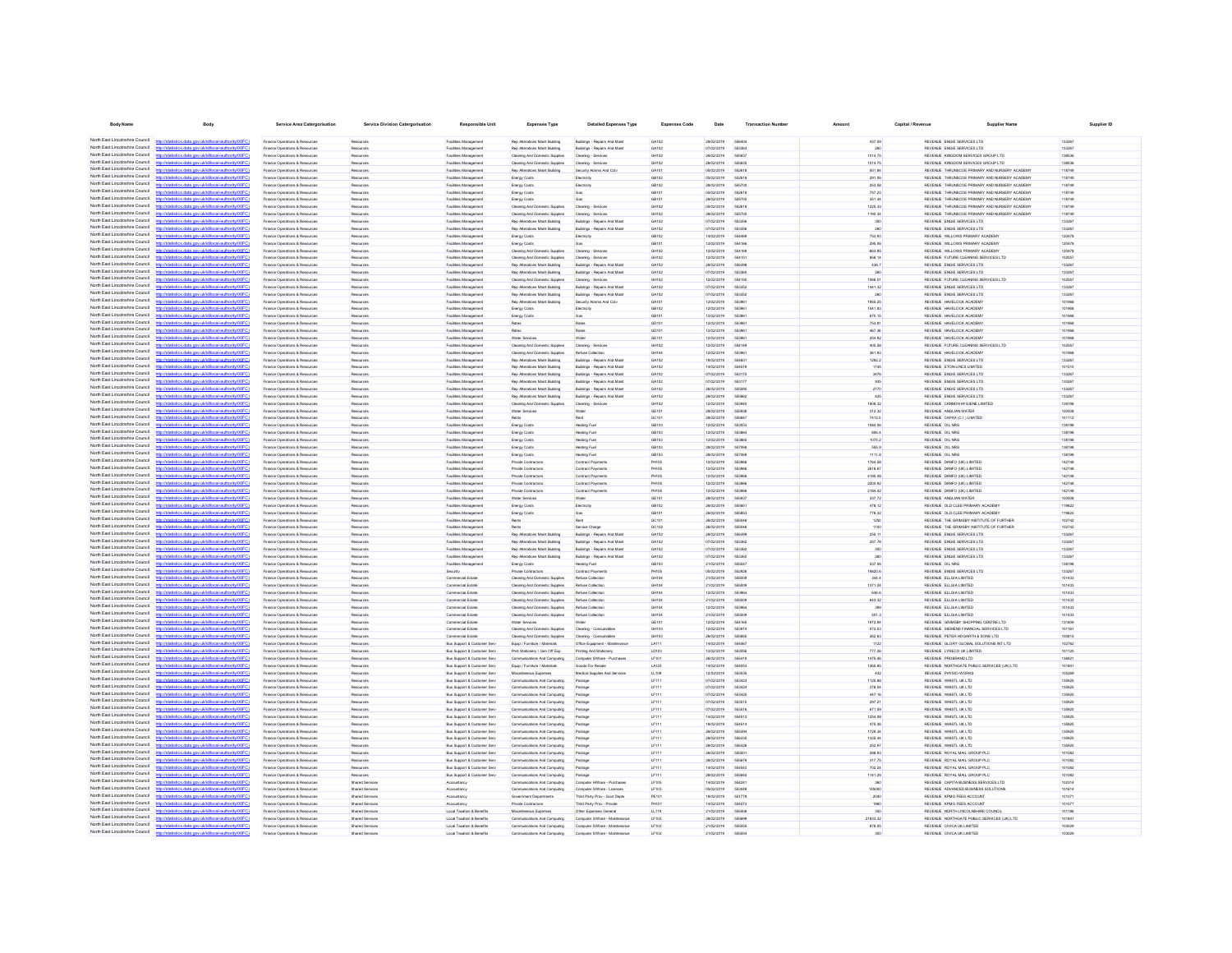| Body Name | Body | Service Area Catergorisation | Service Division Catergorisation | Responsible Unit | Expenses Type | Detailed Expenses Type | Expenses Code | Date | Transaction Number | Amount | Capital / Revenue | Supplier Name | Supplier ID |
|---|---|---|---|---|---|---|---|---|---|---|---|---|---|
| North East Lincolnshire Council | http://statistics.data.gov.uk/id/local-authority/00FC | Finance Operations & Resources | Resources | Facilities Management | Rep Alterations Maint Building | Buildings - Repairs And Maint | GA102 | 28/02/2019 | 556404 | 437.09 | REVENUE | ENGIE SERVICES LTD | 133267 |
| North East Lincolnshire Council | http://statistics.data.gov.uk/id/local-authority/00FC | Finance Operations & Resources | Resources | Facilities Management | Rep Alterations Maint Building | Buildings - Repairs And Maint | GA102 | 07/02/2019 | 553363 | 280 | REVENUE | ENGIE SERVICES LTD | 133267 |
| North East Lincolnshire Council | http://statistics.data.gov.uk/id/local-authority/00FC | Finance Operations & Resources | Resources | Facilities Management | Cleaning And Domestic Supplies | Cleaning - Services | GH102 | 26/02/2019 | 555637 | 1014.75 | REVENUE | KINGDOM SERVICES GROUP LTD | 138536 |
| North East Lincolnshire Council | http://statistics.data.gov.uk/id/local-authority/00FC | Finance Operations & Resources | Resources | Facilities Management | Cleaning And Domestic Supplies | Cleaning - Services | GH102 | 26/02/2019 | 555635 | 1014.75 | REVENUE | KINGDOM SERVICES GROUP LTD | 138536 |
| North East Lincolnshire Council | http://statistics.data.gov.uk/id/local-authority/00FC | Finance Operations & Resources | Resources | Facilities Management | Rep Alterations Maint Building | Security Alarms And Cctv | GA101 | 05/02/2019 | 552618 | 301.94 | REVENUE | THRUNSCOE PRIMARY AND NURSERY ACADEMY | 118749 |
| North East Lincolnshire Council | http://statistics.data.gov.uk/id/local-authority/00FC | Finance Operations & Resources | Resources | Facilities Management | Energy Costs | Electricity | GB102 | 05/02/2019 | 552618 | 291.06 | REVENUE | THRUNSCOE PRIMARY AND NURSERY ACADEMY | 118749 |
| North East Lincolnshire Council | http://statistics.data.gov.uk/id/local-authority/00FC | Finance Operations & Resources | Resources | Facilities Management | Energy Costs | Electricity | GB102 | 28/02/2019 | 555700 | 253.58 | REVENUE | THRUNSCOE PRIMARY AND NURSERY ACADEMY | 118749 |
| North East Lincolnshire Council | http://statistics.data.gov.uk/id/local-authority/00FC | Finance Operations & Resources | Resources | Facilities Management | Energy Costs | Gas | GB101 | 05/02/2019 | 552618 | 757.23 | REVENUE | THRUNSCOE PRIMARY AND NURSERY ACADEMY | 118749 |
| North East Lincolnshire Council | http://statistics.data.gov.uk/id/local-authority/00FC | Finance Operations & Resources | Resources | Facilities Management | Energy Costs | Gas | GB101 | 28/02/2019 | 555700 | 351.44 | REVENUE | THRUNSCOE PRIMARY AND NURSERY ACADEMY | 118749 |
| North East Lincolnshire Council | http://statistics.data.gov.uk/id/local-authority/00FC | Finance Operations & Resources | Resources | Facilities Management | Cleaning And Domestic Supplies | Cleaning - Services | GH102 | 05/02/2019 | 552618 | 1225.33 | REVENUE | THRUNSCOE PRIMARY AND NURSERY ACADEMY | 118749 |
| North East Lincolnshire Council | http://statistics.data.gov.uk/id/local-authority/00FC | Finance Operations & Resources | Resources | Facilities Management | Cleaning And Domestic Supplies | Cleaning - Services | GH102 | 28/02/2019 | 555700 | 1190.34 | REVENUE | THRUNSCOE PRIMARY AND NURSERY ACADEMY | 118749 |
| North East Lincolnshire Council | http://statistics.data.gov.uk/id/local-authority/00FC | Finance Operations & Resources | Resources | Facilities Management | Rep Alterations Maint Building | Buildings - Repairs And Maint | GA102 | 07/02/2019 | 553358 | 280 | REVENUE | ENGIE SERVICES LTD | 133267 |
| North East Lincolnshire Council | http://statistics.data.gov.uk/id/local-authority/00FC | Finance Operations & Resources | Resources | Facilities Management | Rep Alterations Maint Building | Buildings - Repairs And Maint | GA102 | 07/02/2019 | 553356 | 280 | REVENUE | ENGIE SERVICES LTD | 133267 |
| North East Lincolnshire Council | http://statistics.data.gov.uk/id/local-authority/00FC | Finance Operations & Resources | Resources | Facilities Management | Energy Costs | Electricity | GB102 | 14/02/2019 | 554469 | 752.83 | REVENUE | WILLOWS PRIMARY ACADEMY | 120479 |
| North East Lincolnshire Council | http://statistics.data.gov.uk/id/local-authority/00FC | Finance Operations & Resources | Resources | Facilities Management | Energy Costs | Gas | GB101 | 12/02/2019 | 554166 | 295.06 | REVENUE | WILLOWS PRIMARY ACADEMY | 120479 |
| North East Lincolnshire Council | http://statistics.data.gov.uk/id/local-authority/00FC | Finance Operations & Resources | Resources | Facilities Management | Cleaning And Domestic Supplies | Cleaning - Services | GH102 | 12/02/2019 | 554166 | 463.95 | REVENUE | WILLOWS PRIMARY ACADEMY | 120479 |
| North East Lincolnshire Council | http://statistics.data.gov.uk/id/local-authority/00FC | Finance Operations & Resources | Resources | Facilities Management | Cleaning And Domestic Supplies | Cleaning - Services | GH102 | 12/02/2019 | 554151 | 856.14 | REVENUE | FUTURE CLEANING SERVICES LTD | 102557 |
| North East Lincolnshire Council | http://statistics.data.gov.uk/id/local-authority/00FC | Finance Operations & Resources | Resources | Facilities Management | Rep Alterations Maint Building | Buildings - Repairs And Maint | GA102 | 28/02/2019 | 556398 | 430.7 | REVENUE | ENGIE SERVICES LTD | 133267 |
| North East Lincolnshire Council | http://statistics.data.gov.uk/id/local-authority/00FC | Finance Operations & Resources | Resources | Facilities Management | Rep Alterations Maint Building | Buildings - Repairs And Maint | GA102 | 07/02/2019 | 553360 | 280 | REVENUE | ENGIE SERVICES LTD | 133267 |
| North East Lincolnshire Council | http://statistics.data.gov.uk/id/local-authority/00FC | Finance Operations & Resources | Resources | Facilities Management | Cleaning And Domestic Supplies | Cleaning - Services | GH102 | 12/02/2019 | 554155 | 1556.51 | REVENUE | FUTURE CLEANING SERVICES LTD | 102557 |
| North East Lincolnshire Council | http://statistics.data.gov.uk/id/local-authority/00FC | Finance Operations & Resources | Resources | Facilities Management | Rep Alterations Maint Building | Buildings - Repairs And Maint | GA102 | 07/02/2019 | 553352 | 1441.32 | REVENUE | ENGIE SERVICES LTD | 133267 |
| North East Lincolnshire Council | http://statistics.data.gov.uk/id/local-authority/00FC | Finance Operations & Resources | Resources | Facilities Management | Rep Alterations Maint Building | Buildings - Repairs And Maint | GA102 | 07/02/2019 | 553352 | 280 | REVENUE | ENGIE SERVICES LTD | 133267 |
| North East Lincolnshire Council | http://statistics.data.gov.uk/id/local-authority/00FC | Finance Operations & Resources | Resources | Facilities Management | Rep Alterations Maint Building | Security Alarms And Cctv | GA101 | 12/02/2019 | 553961 | 1958.25 | REVENUE | HAVELOCK ACADEMY | 101968 |
| North East Lincolnshire Council | http://statistics.data.gov.uk/id/local-authority/00FC | Finance Operations & Resources | Resources | Facilities Management | Energy Costs | Electricity | GB102 | 12/02/2019 | 553961 | 1541.63 | REVENUE | HAVELOCK ACADEMY | 101968 |
| North East Lincolnshire Council | http://statistics.data.gov.uk/id/local-authority/00FC | Finance Operations & Resources | Resources | Facilities Management | Energy Costs | Gas | GB101 | 12/02/2019 | 553961 | 870.15 | REVENUE | HAVELOCK ACADEMY | 101968 |
| North East Lincolnshire Council | http://statistics.data.gov.uk/id/local-authority/00FC | Finance Operations & Resources | Resources | Facilities Management | Rates | Rates | GD101 | 12/02/2019 | 553961 | 753.81 | REVENUE | HAVELOCK ACADEMY | 101968 |
| North East Lincolnshire Council | http://statistics.data.gov.uk/id/local-authority/00FC | Finance Operations & Resources | Resources | Facilities Management | Rates | Rates | GD101 | 12/02/2019 | 553961 | 467.36 | REVENUE | HAVELOCK ACADEMY | 101968 |
| North East Lincolnshire Council | http://statistics.data.gov.uk/id/local-authority/00FC | Finance Operations & Resources | Resources | Facilities Management | Water Services | Water | GE101 | 12/02/2019 | 553961 | 254.82 | REVENUE | HAVELOCK ACADEMY | 101968 |
| North East Lincolnshire Council | http://statistics.data.gov.uk/id/local-authority/00FC | Finance Operations & Resources | Resources | Facilities Management | Cleaning And Domestic Supplies | Cleaning - Services | GH102 | 12/02/2019 | 554149 | 405.58 | REVENUE | FUTURE CLEANING SERVICES LTD | 102557 |
| North East Lincolnshire Council | http://statistics.data.gov.uk/id/local-authority/00FC | Finance Operations & Resources | Resources | Facilities Management | Cleaning And Domestic Supplies | Refuse Collection | GH104 | 12/02/2019 | 553961 | 361.93 | REVENUE | HAVELOCK ACADEMY | 101968 |
| North East Lincolnshire Council | http://statistics.data.gov.uk/id/local-authority/00FC | Finance Operations & Resources | Resources | Facilities Management | Rep Alterations Maint Building | Buildings - Repairs And Maint | GA102 | 19/02/2019 | 554631 | 1292.2 | REVENUE | ENGIE SERVICES LTD | 133267 |
| North East Lincolnshire Council | http://statistics.data.gov.uk/id/local-authority/00FC | Finance Operations & Resources | Resources | Facilities Management | Rep Alterations Maint Building | Buildings - Repairs And Maint | GA102 | 14/02/2019 | 554519 | 1145 | REVENUE | ETON-LINCS LIMITED | 101510 |
| North East Lincolnshire Council | http://statistics.data.gov.uk/id/local-authority/00FC | Finance Operations & Resources | Resources | Facilities Management | Rep Alterations Maint Building | Buildings - Repairs And Maint | GA102 | 07/02/2019 | 553175 | 3476 | REVENUE | ENGIE SERVICES LTD | 133267 |
| North East Lincolnshire Council | http://statistics.data.gov.uk/id/local-authority/00FC | Finance Operations & Resources | Resources | Facilities Management | Rep Alterations Maint Building | Buildings - Repairs And Maint | GA102 | 07/02/2019 | 553177 | 935 | REVENUE | ENGIE SERVICES LTD | 133267 |
| North East Lincolnshire Council | http://statistics.data.gov.uk/id/local-authority/00FC | Finance Operations & Resources | Resources | Facilities Management | Rep Alterations Maint Building | Buildings - Repairs And Maint | GA102 | 28/02/2019 | 555995 | 2170 | REVENUE | ENGIE SERVICES LTD | 133267 |
| North East Lincolnshire Council | http://statistics.data.gov.uk/id/local-authority/00FC | Finance Operations & Resources | Resources | Facilities Management | Rep Alterations Maint Building | Buildings - Repairs And Maint | GA102 | 28/02/2019 | 555662 | 425 | REVENUE | ENGIE SERVICES LTD | 133267 |
| North East Lincolnshire Council | http://statistics.data.gov.uk/id/local-authority/00FC | Finance Operations & Resources | Resources | Facilities Management | Cleaning And Domestic Supplies | Cleaning - Services | GH102 | 12/02/2019 | 553940 | 1908.32 | REVENUE | CANNON HYGIENE LIMITED | 139198 |
| North East Lincolnshire Council | http://statistics.data.gov.uk/id/local-authority/00FC | Finance Operations & Resources | Resources | Facilities Management | Water Services | Water | GE101 | 28/02/2019 | 555836 | 312.32 | REVENUE | ANGLIAN WATER | 100508 |
| North East Lincolnshire Council | http://statistics.data.gov.uk/id/local-authority/00FC | Finance Operations & Resources | Resources | Facilities Management | Rents | Rent | GC101 | 28/02/2019 | 555847 | 7412.5 | REVENUE | CAPAX (C.I.) LIMITED | 101112 |
| North East Lincolnshire Council | http://statistics.data.gov.uk/id/local-authority/00FC | Finance Operations & Resources | Resources | Facilities Management | Energy Costs | Heating Fuel | GB103 | 12/02/2019 | 553353 | 1084.56 | REVENUE | OIL NRG | 138198 |
| North East Lincolnshire Council | http://statistics.data.gov.uk/id/local-authority/00FC | Finance Operations & Resources | Resources | Facilities Management | Energy Costs | Heating Fuel | GB103 | 12/02/2019 | 553904 | 805.4 | REVENUE | OIL NRG | 138198 |
| North East Lincolnshire Council | http://statistics.data.gov.uk/id/local-authority/00FC | Finance Operations & Resources | Resources | Facilities Management | Energy Costs | Heating Fuel | GB103 | 12/02/2019 | 553905 | 1075.2 | REVENUE | OIL NRG | 138198 |
| North East Lincolnshire Council | http://statistics.data.gov.uk/id/local-authority/00FC | Finance Operations & Resources | Resources | Facilities Management | Energy Costs | Heating Fuel | GB103 | 28/02/2019 | 557068 | 565.9 | REVENUE | OIL NRG | 138198 |
| North East Lincolnshire Council | http://statistics.data.gov.uk/id/local-authority/00FC | Finance Operations & Resources | Resources | Facilities Management | Energy Costs | Heating Fuel | GB103 | 28/02/2019 | 557069 | 1111.6 | REVENUE | OIL NRG | 138198 |
| North East Lincolnshire Council | http://statistics.data.gov.uk/id/local-authority/00FC | Finance Operations & Resources | Resources | Facilities Management | Private Contractors | Contract Payments | PH105 | 12/02/2019 | 553966 | 1764.58 | REVENUE | DANFO (UK) LIMITED | 142148 |
| North East Lincolnshire Council | http://statistics.data.gov.uk/id/local-authority/00FC | Finance Operations & Resources | Resources | Facilities Management | Private Contractors | Contract Payments | PH105 | 12/02/2019 | 553966 | 2618.67 | REVENUE | DANFO (UK) LIMITED | 142148 |
| North East Lincolnshire Council | http://statistics.data.gov.uk/id/local-authority/00FC | Finance Operations & Resources | Resources | Facilities Management | Private Contractors | Contract Payments | PH105 | 12/02/2019 | 553966 | 4195.09 | REVENUE | DANFO (UK) LIMITED | 142148 |
| North East Lincolnshire Council | http://statistics.data.gov.uk/id/local-authority/00FC | Finance Operations & Resources | Resources | Facilities Management | Private Contractors | Contract Payments | PH105 | 12/02/2019 | 553966 | 2200.92 | REVENUE | DANFO (UK) LIMITED | 142148 |
| North East Lincolnshire Council | http://statistics.data.gov.uk/id/local-authority/00FC | Finance Operations & Resources | Resources | Facilities Management | Private Contractors | Contract Payments | PH105 | 12/02/2019 | 553966 | 2194.42 | REVENUE | DANFO (UK) LIMITED | 142148 |
| North East Lincolnshire Council | http://statistics.data.gov.uk/id/local-authority/00FC | Finance Operations & Resources | Resources | Facilities Management | Water Services | Water | GE101 | 28/02/2019 | 555837 | 337.72 | REVENUE | ANGLIAN WATER | 100508 |
| North East Lincolnshire Council | http://statistics.data.gov.uk/id/local-authority/00FC | Finance Operations & Resources | Resources | Facilities Management | Energy Costs | Electricity | GB102 | 28/02/2019 | 555851 | 678.12 | REVENUE | OLD CLEE PRIMARY ACADEMY | 119822 |
| North East Lincolnshire Council | http://statistics.data.gov.uk/id/local-authority/00FC | Finance Operations & Resources | Resources | Facilities Management | Energy Costs | Gas | GB101 | 26/02/2019 | 555853 | 778.32 | REVENUE | OLD CLEE PRIMARY ACADEMY | 119822 |
| North East Lincolnshire Council | http://statistics.data.gov.uk/id/local-authority/00FC | Finance Operations & Resources | Resources | Facilities Management | Rents | Rent | GC101 | 26/02/2019 | 555846 | 1250 | REVENUE | THE GRIMSBY INSTITUTE OF FURTHER | 102742 |
| North East Lincolnshire Council | http://statistics.data.gov.uk/id/local-authority/00FC | Finance Operations & Resources | Resources | Facilities Management | Rents | Service Charge | GC102 | 28/02/2019 | 555846 | 1150 | REVENUE | THE GRIMSBY INSTITUTE OF FURTHER | 102742 |
| North East Lincolnshire Council | http://statistics.data.gov.uk/id/local-authority/00FC | Finance Operations & Resources | Resources | Facilities Management | Rep Alterations Maint Building | Buildings - Repairs And Maint | GA102 | 28/02/2019 | 556399 | 255.11 | REVENUE | ENGIE SERVICES LTD | 133267 |
| North East Lincolnshire Council | http://statistics.data.gov.uk/id/local-authority/00FC | Finance Operations & Resources | Resources | Facilities Management | Rep Alterations Maint Building | Buildings - Repairs And Maint | GA102 | 07/02/2019 | 553362 | 257.78 | REVENUE | ENGIE SERVICES LTD | 133267 |
| North East Lincolnshire Council | http://statistics.data.gov.uk/id/local-authority/00FC | Finance Operations & Resources | Resources | Facilities Management | Rep Alterations Maint Building | Buildings - Repairs And Maint | GA102 | 07/02/2019 | 553362 | 350 | REVENUE | ENGIE SERVICES LTD | 133267 |
| North East Lincolnshire Council | http://statistics.data.gov.uk/id/local-authority/00FC | Finance Operations & Resources | Resources | Facilities Management | Rep Alterations Maint Building | Buildings - Repairs And Maint | GA102 | 07/02/2019 | 553362 | 280 | REVENUE | ENGIE SERVICES LTD | 133267 |
| North East Lincolnshire Council | http://statistics.data.gov.uk/id/local-authority/00FC | Finance Operations & Resources | Resources | Facilities Management | Energy Costs | Heating Fuel | GB103 | 21/02/2019 | 555047 | 537.06 | REVENUE | OIL NRG | 138198 |
| North East Lincolnshire Council | http://statistics.data.gov.uk/id/local-authority/00FC | Finance Operations & Resources | Resources | Security | Private Contractors | Contract Payments | PH105 | 05/02/2019 | 552826 | 19620.6 | REVENUE | ENGIE SERVICES LTD | 133267 |
| North East Lincolnshire Council | http://statistics.data.gov.uk/id/local-authority/00FC | Finance Operations & Resources | Resources | Commercial Estate | Cleaning And Domestic Supplies | Refuse Collection | GH104 | 21/02/2019 | 555009 | 346.4 | REVENUE | ELLGIA LIMITED | 101433 |
| North East Lincolnshire Council | http://statistics.data.gov.uk/id/local-authority/00FC | Finance Operations & Resources | Resources | Commercial Estate | Cleaning And Domestic Supplies | Refuse Collection | GH104 | 21/02/2019 | 555009 | 1371.24 | REVENUE | ELLGIA LIMITED | 101433 |
| North East Lincolnshire Council | http://statistics.data.gov.uk/id/local-authority/00FC | Finance Operations & Resources | Resources | Commercial Estate | Cleaning And Domestic Supplies | Refuse Collection | GH104 | 12/02/2019 | 553964 | 538.6 | REVENUE | ELLGIA LIMITED | 101433 |
| North East Lincolnshire Council | http://statistics.data.gov.uk/id/local-authority/00FC | Finance Operations & Resources | Resources | Commercial Estate | Cleaning And Domestic Supplies | Refuse Collection | GH104 | 21/02/2019 | 555009 | 643.32 | REVENUE | ELLGIA LIMITED | 101433 |
| North East Lincolnshire Council | http://statistics.data.gov.uk/id/local-authority/00FC | Finance Operations & Resources | Resources | Commercial Estate | Cleaning And Domestic Supplies | Refuse Collection | GH104 | 12/02/2019 | 553964 | 289 | REVENUE | ELLGIA LIMITED | 101433 |
| North East Lincolnshire Council | http://statistics.data.gov.uk/id/local-authority/00FC | Finance Operations & Resources | Resources | Commercial Estate | Cleaning And Domestic Supplies | Refuse Collection | GH104 | 21/02/2019 | 555009 | 561.3 | REVENUE | ELLGIA LIMITED | 101433 |
| North East Lincolnshire Council | http://statistics.data.gov.uk/id/local-authority/00FC | Finance Operations & Resources | Resources | Commercial Estate | Water Services | Water | GE101 | 12/02/2019 | 554165 | 1872.96 | REVENUE | GRIMSBY SHOPPING CENTRE LTD | 131809 |
| North East Lincolnshire Council | http://statistics.data.gov.uk/id/local-authority/00FC | Finance Operations & Resources | Resources | Commercial Estate | Cleaning And Domestic Supplies | Cleaning - Consumables | GH103 | 12/02/2019 | 553974 | 572.53 | REVENUE | SIEMENS FINANCIAL SERVICES LTD | 101161 |
| North East Lincolnshire Council | http://statistics.data.gov.uk/id/local-authority/00FC | Finance Operations & Resources | Resources | Commercial Estate | Cleaning And Domestic Supplies | Cleaning - Consumables | GH103 | 26/02/2019 | 555859 | 262.63 | REVENUE | PETER HOGARTH & SONS LTD | 100615 |
| North East Lincolnshire Council | http://statistics.data.gov.uk/id/local-authority/00FC | Finance Operations & Resources | Resources | Bus Support & Customer Serv | Equip / Furniture / Materials | Office Equipment - Maintenance | LA111 | 14/02/2019 | 554567 | 1122 | REVENUE | GLORY GLOBAL SOLUTIONS INT LTD | 102792 |
| North East Lincolnshire Council | http://statistics.data.gov.uk/id/local-authority/00FC | Finance Operations & Resources | Resources | Bus Support & Customer Serv | Print Stationery / Gen Off Exp | Printing And Stationery | LD103 | 12/02/2019 | 553558 | 777.26 | REVENUE | LYRECO UK LIMITED | 101120 |
| North East Lincolnshire Council | http://statistics.data.gov.uk/id/local-authority/00FC | Finance Operations & Resources | Resources | Bus Support & Customer Serv | Communications And Computing | Computer S/Ware - Purchases | LF101 | 26/02/2019 | 555419 | 1475.46 | REVENUE | PROBRAND LTD | 139421 |
| North East Lincolnshire Council | http://statistics.data.gov.uk/id/local-authority/00FC | Finance Operations & Resources | Resources | Bus Support & Customer Serv | Equip / Furniture / Materials | Goods For Resale | LA123 | 14/02/2019 | 554553 | 1266.95 | REVENUE | NORTHGATE PUBLIC SERVICES (UK) LTD | 101841 |
| North East Lincolnshire Council | http://statistics.data.gov.uk/id/local-authority/00FC | Finance Operations & Resources | Resources | Bus Support & Customer Serv | Miscellaneous Expenses | Medical Supplies And Services | LL109 | 12/02/2019 | 553535 | 432 | REVENUE | PHYSIO-WORKS | 105269 |
| North East Lincolnshire Council | http://statistics.data.gov.uk/id/local-authority/00FC | Finance Operations & Resources | Resources | Bus Support & Customer Serv | Communications And Computing | Postage | LF111 | 07/02/2019 | 553423 | 1125.88 | REVENUE | WHISTL UK LTD | 135925 |
| North East Lincolnshire Council | http://statistics.data.gov.uk/id/local-authority/00FC | Finance Operations & Resources | Resources | Bus Support & Customer Serv | Communications And Computing | Postage | LF111 | 07/02/2019 | 553424 | 378.54 | REVENUE | WHISTL UK LTD | 135925 |
| North East Lincolnshire Council | http://statistics.data.gov.uk/id/local-authority/00FC | Finance Operations & Resources | Resources | Bus Support & Customer Serv | Communications And Computing | Postage | LF111 | 07/02/2019 | 553425 | 447.16 | REVENUE | WHISTL UK LTD | 135925 |
| North East Lincolnshire Council | http://statistics.data.gov.uk/id/local-authority/00FC | Finance Operations & Resources | Resources | Bus Support & Customer Serv | Communications And Computing | Postage | LF111 | 07/02/2019 | 553515 | 297.21 | REVENUE | WHISTL UK LTD | 135925 |
| North East Lincolnshire Council | http://statistics.data.gov.uk/id/local-authority/00FC | Finance Operations & Resources | Resources | Bus Support & Customer Serv | Communications And Computing | Postage | LF111 | 07/02/2019 | 553516 | 671.59 | REVENUE | WHISTL UK LTD | 135925 |
| North East Lincolnshire Council | http://statistics.data.gov.uk/id/local-authority/00FC | Finance Operations & Resources | Resources | Bus Support & Customer Serv | Communications And Computing | Postage | LF111 | 14/02/2019 | 554512 | 1204.59 | REVENUE | WHISTL UK LTD | 135925 |
| North East Lincolnshire Council | http://statistics.data.gov.uk/id/local-authority/00FC | Finance Operations & Resources | Resources | Bus Support & Customer Serv | Communications And Computing | Postage | LF111 | 19/02/2019 | 554514 | 475.95 | REVENUE | WHISTL UK LTD | 135925 |
| North East Lincolnshire Council | http://statistics.data.gov.uk/id/local-authority/00FC | Finance Operations & Resources | Resources | Bus Support & Customer Serv | Communications And Computing | Postage | LF111 | 26/02/2019 | 555394 | 1728.34 | REVENUE | WHISTL UK LTD | 135925 |
| North East Lincolnshire Council | http://statistics.data.gov.uk/id/local-authority/00FC | Finance Operations & Resources | Resources | Bus Support & Customer Serv | Communications And Computing | Postage | LF111 | 28/02/2019 | 556335 | 1325.44 | REVENUE | WHISTL UK LTD | 135925 |
| North East Lincolnshire Council | http://statistics.data.gov.uk/id/local-authority/00FC | Finance Operations & Resources | Resources | Bus Support & Customer Serv | Communications And Computing | Postage | LF111 | 28/02/2019 | 556336 | 252.97 | REVENUE | WHISTL UK LTD | 135925 |
| North East Lincolnshire Council | http://statistics.data.gov.uk/id/local-authority/00FC | Finance Operations & Resources | Resources | Bus Support & Customer Serv | Communications And Computing | Postage | LF111 | 26/02/2019 | 555571 | 268.93 | REVENUE | ROYAL MAIL GROUP PLC | 101082 |
| North East Lincolnshire Council | http://statistics.data.gov.uk/id/local-authority/00FC | Finance Operations & Resources | Resources | Bus Support & Customer Serv | Communications And Computing | Postage | LF111 | 28/02/2019 | 555679 | 317.75 | REVENUE | ROYAL MAIL GROUP PLC | 101082 |
| North East Lincolnshire Council | http://statistics.data.gov.uk/id/local-authority/00FC | Finance Operations & Resources | Resources | Bus Support & Customer Serv | Communications And Computing | Postage | LF111 | 14/02/2019 | 554543 | 702.24 | REVENUE | ROYAL MAIL GROUP PLC | 101082 |
| North East Lincolnshire Council | http://statistics.data.gov.uk/id/local-authority/00FC | Finance Operations & Resources | Resources | Bus Support & Customer Serv | Communications And Computing | Postage | LF111 | 28/02/2019 | 555845 | 1141.29 | REVENUE | ROYAL MAIL GROUP PLC | 101082 |
| North East Lincolnshire Council | http://statistics.data.gov.uk/id/local-authority/00FC | Finance Operations & Resources | Shared Services | Accountancy | Communications And Computing | Computer S/Ware - Purchases | LF105 | 14/02/2019 | 554241 | 380 | REVENUE | CAPITA BUSINESS SERVICES LTD | 102314 |
| North East Lincolnshire Council | http://statistics.data.gov.uk/id/local-authority/00FC | Finance Operations & Resources | Shared Services | Accountancy | Communications And Computing | Computer S/Ware - Licences | LF103 | 05/02/2019 | 553048 | 145000 | REVENUE | ADVANCED BUSINESS SOLUTIONS | 101614 |
| North East Lincolnshire Council | http://statistics.data.gov.uk/id/local-authority/00FC | Finance Operations & Resources | Shared Services | Accountancy | Government Departments | Third Party Prov - Govt Depts | PE101 | 19/02/2019 | 551778 | 2040 | REVENUE | KPMG FEES ACCOUNT | 101071 |
| North East Lincolnshire Council | http://statistics.data.gov.uk/id/local-authority/00FC | Finance Operations & Resources | Shared Services | Accountancy | Private Contractors | Third Party Prov - Private | PH101 | 14/02/2019 | 554573 | 1960 | REVENUE | KPMG FEES ACCOUNT | 101071 |
| North East Lincolnshire Council | http://statistics.data.gov.uk/id/local-authority/00FC | Finance Operations & Resources | Shared Services | Local Taxation & Benefits | Miscellaneous Expenses | Other Expenses General | LL119 | 21/02/2019 | 555406 | 350 | REVENUE | NORTH LINCOLNSHIRE COUNCIL | 101186 |
| North East Lincolnshire Council | http://statistics.data.gov.uk/id/local-authority/00FC | Finance Operations & Resources | Shared Services | Local Taxation & Benefits | Communications And Computing | Computer S/Ware - Maintenance | LF102 | 28/02/2019 | 555699 | 21803.32 | REVENUE | NORTHGATE PUBLIC SERVICES (UK) LTD | 101841 |
| North East Lincolnshire Council | http://statistics.data.gov.uk/id/local-authority/00FC | Finance Operations & Resources | Shared Services | Local Taxation & Benefits | Communications And Computing | Computer S/Ware - Maintenance | LF102 | 21/02/2019 | 555055 | 878.05 | REVENUE | CIVICA UK LIMITED | 103029 |
| North East Lincolnshire Council | http://statistics.data.gov.uk/id/local-authority/00FC | Finance Operations & Resources | Shared Services | Local Taxation & Benefits | Communications And Computing | Computer S/Ware - Maintenance | LF102 | 21/02/2019 | 555054 | 300 | REVENUE | CIVICA UK LIMITED | 103029 |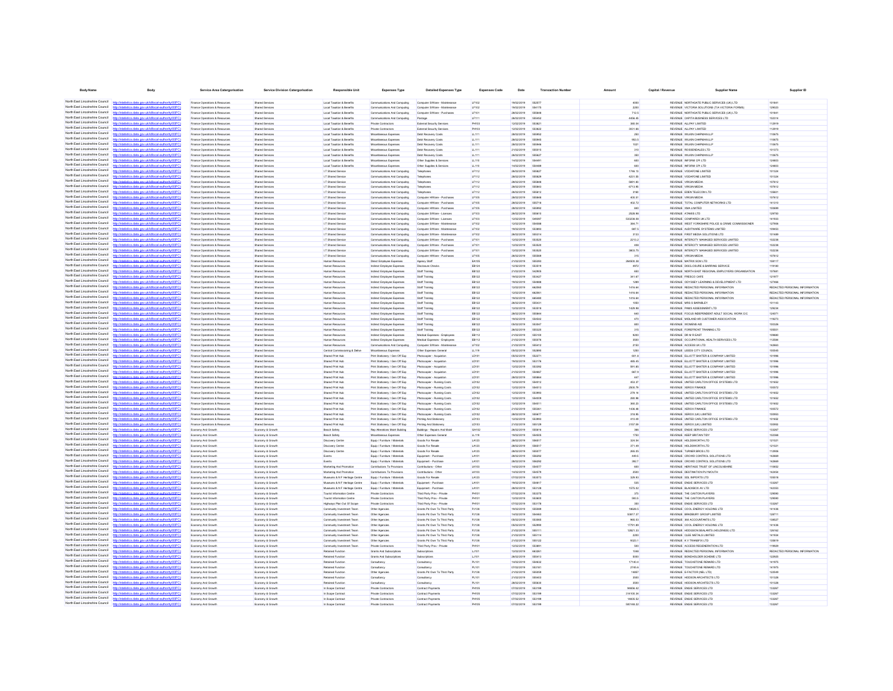| Body Name | Body | Service Area Catergorisation | Service Division Catergorisation | Responsible Unit | Expenses Type | Detailed Expenses Type | Expenses Code | Date | Transaction Number | Amount | Capital / Revenue | Supplier Name | Supplier ID |
|---|---|---|---|---|---|---|---|---|---|---|---|---|---|
| North East Lincolnshire Council | http://statistics.data.gov.uk/id/local-authority/00FC) | Finance Operations & Resources | Shared Services | Local Taxation & Benefits | Communications And Computing | Computer S/Ware - Maintenance | LF102 | 19/02/2019 | 552577 | 4050 | REVENUE | NORTHGATE PUBLIC SERVICES (UK) LTD | 101841 |
| North East Lincolnshire Council | http://statistics.data.gov.uk/id/local-authority/00FC) | Finance Operations & Resources | Shared Services | Local Taxation & Benefits | Communications And Computing | Computer S/Ware - Maintenance | LF102 | 19/02/2019 | 554175 | 2200 | REVENUE | VICTORIA SOLUTIONS (T/A VICTORIA FORMS) | 129023 |
| North East Lincolnshire Council | http://statistics.data.gov.uk/id/local-authority/00FC) | Finance Operations & Resources | Shared Services | Local Taxation & Benefits | Communications And Computing | Computer S/Ware - Purchases | LF101 | 28/02/2019 | 555848 | 712.5 | REVENUE | NORTHGATE PUBLIC SERVICES (UK) LTD | 101841 |
| North East Lincolnshire Council | http://statistics.data.gov.uk/id/local-authority/00FC) | Finance Operations & Resources | Shared Services | Local Taxation & Benefits | Communications And Computing | Postage | LF111 | 28/02/2019 | 555452 | 4456.45 | REVENUE | CAPITA BUSINESS SERVICES LTD | 102314 |
| North East Lincolnshire Council | http://statistics.data.gov.uk/id/local-authority/00FC) | Finance Operations & Resources | Shared Services | Local Taxation & Benefits | Private Contractors | External Security Services | PH103 | 12/02/2019 | 553621 | 386.54 | REVENUE | ALLPAY LIMITED | 112919 |
| North East Lincolnshire Council | http://statistics.data.gov.uk/id/local-authority/00FC) | Finance Operations & Resources | Shared Services | Local Taxation & Benefits | Private Contractors | External Security Services | PH103 | 12/02/2019 | 553622 | 3031.86 | REVENUE | ALLPAY LIMITED | 112919 |
| North East Lincolnshire Council | http://statistics.data.gov.uk/id/local-authority/00FC) | Finance Operations & Resources | Shared Services | Local Taxation & Benefits | Miscellaneous Expenses | Debt Recovery Costs | LL111 | 28/02/2019 | 555652 | 250 | REVENUE | WILKIN CHAPMAN LLP | 110675 |
| North East Lincolnshire Council | http://statistics.data.gov.uk/id/local-authority/00FC) | Finance Operations & Resources | Shared Services | Local Taxation & Benefits | Miscellaneous Expenses | Debt Recovery Costs | LL111 | 28/02/2019 | 555645 | 903.5 | REVENUE | WILKIN CHAPMAN LLP | 110675 |
| North East Lincolnshire Council | http://statistics.data.gov.uk/id/local-authority/00FC) | Finance Operations & Resources | Shared Services | Local Taxation & Benefits | Miscellaneous Expenses | Debt Recovery Costs | LL111 | 28/02/2019 | 555646 | 1021 | REVENUE | WILKIN CHAPMAN LLP | 110675 |
| North East Lincolnshire Council | http://statistics.data.gov.uk/id/local-authority/00FC) | Finance Operations & Resources | Shared Services | Local Taxation & Benefits | Miscellaneous Expenses | Debt Recovery Costs | LL111 | 21/02/2019 | 555010 | 310 | REVENUE | ROSSENDALES LTD | 101373 |
| North East Lincolnshire Council | http://statistics.data.gov.uk/id/local-authority/00FC) | Finance Operations & Resources | Shared Services | Local Taxation & Benefits | Miscellaneous Expenses | Debt Recovery Costs | LL111 | 28/02/2019 | 555627 | 260 | REVENUE | WILKIN CHAPMAN LLP | 110675 |
| North East Lincolnshire Council | http://statistics.data.gov.uk/id/local-authority/00FC) | Finance Operations & Resources | Shared Services | Local Taxation & Benefits | Miscellaneous Expenses | Other Supplies & Services | LL110 | 14/02/2019 | 554491 | 600 | REVENUE | INFORM CPI LTD | 124803 |
| North East Lincolnshire Council | http://statistics.data.gov.uk/id/local-authority/00FC) | Finance Operations & Resources | Shared Services | Local Taxation & Benefits | Miscellaneous Expenses | Other Supplies & Services | LL110 | 14/02/2019 | 554408 | 600 | REVENUE | INFORM CPI LTD | 124803 |
| North East Lincolnshire Council | http://statistics.data.gov.uk/id/local-authority/00FC) | Finance Operations & Resources | Shared Services | I.T Shared Service | Communications And Computing | Telephones | LF112 | 28/02/2019 | 555827 | 1746.13 | REVENUE | VODAFONE LIMITED | 101324 |
| North East Lincolnshire Council | http://statistics.data.gov.uk/id/local-authority/00FC) | Finance Operations & Resources | Shared Services | I.T Shared Service | Communications And Computing | Telephones | LF112 | 28/02/2019 | 555828 | 4221.55 | REVENUE | VODAFONE LIMITED | 101324 |
| North East Lincolnshire Council | http://statistics.data.gov.uk/id/local-authority/00FC) | Finance Operations & Resources | Shared Services | I.T Shared Service | Communications And Computing | Telephones | LF112 | 28/02/2019 | 555848 | 5691.93 | REVENUE | VIRGIN MEDIA | 107612 |
| North East Lincolnshire Council | http://statistics.data.gov.uk/id/local-authority/00FC) | Finance Operations & Resources | Shared Services | I.T Shared Service | Communications And Computing | Telephones | LF112 | 28/02/2019 | 555843 | 6713.95 | REVENUE | VIRGIN MEDIA | 107612 |
| North East Lincolnshire Council | http://statistics.data.gov.uk/id/local-authority/00FC) | Finance Operations & Resources | Shared Services | I.T Shared Service | Communications And Computing | Telephones | LF112 | 28/02/2019 | 555612 | 3160 | REVENUE | EDEN TELECOM LTD | 135601 |
| North East Lincolnshire Council | http://statistics.data.gov.uk/id/local-authority/00FC) | Finance Operations & Resources | Shared Services | I.T Shared Service | Communications And Computing | Computer H/Ware - Purchases | LF105 | 28/02/2019 | 555846 | 400.51 | REVENUE | VIRGIN MEDIA | 107612 |
| North East Lincolnshire Council | http://statistics.data.gov.uk/id/local-authority/00FC) | Finance Operations & Resources | Shared Services | I.T Shared Service | Communications And Computing | Computer H/Ware - Purchases | LF105 | 28/02/2019 | 555718 | 402.72 | REVENUE | TOTAL COMPUTER NETWORKS LTD | 141310 |
| North East Lincolnshire Council | http://statistics.data.gov.uk/id/local-authority/00FC) | Finance Operations & Resources | Shared Services | I.T Shared Service | Communications And Computing | Computer H/Ware - Purchases | LF105 | 28/02/2019 | 555962 | 840 | REVENUE | XMA LIMITED | 100699 |
| North East Lincolnshire Council | http://statistics.data.gov.uk/id/local-authority/00FC) | Finance Operations & Resources | Shared Services | I.T Shared Service | Communications And Computing | Computer S/Ware - Licenses | LF103 | 28/02/2019 | 555610 | 2526.96 | REVENUE | ATAMIS LTD | 129750 |
| North East Lincolnshire Council | http://statistics.data.gov.uk/id/local-authority/00FC) | Finance Operations & Resources | Shared Services | I.T Shared Service | Communications And Computing | Computer S/Ware - Licenses | LF103 | 12/02/2019 | 549097 | 533238.59 | REVENUE | COMPAREX UK LTD | 141933 |
| North East Lincolnshire Council | http://statistics.data.gov.uk/id/local-authority/00FC) | Finance Operations & Resources | Shared Services | I.T Shared Service | Communications And Computing | Computer S/Ware - Maintenance | LF102 | 12/02/2019 | 554068 | 366.71 | REVENUE | WEST YORKSHIRE POLICE & CRIME COMMISSIONER | 127906 |
| North East Lincolnshire Council | http://statistics.data.gov.uk/id/local-authority/00FC) | Finance Operations & Resources | Shared Services | I.T Shared Service | Communications And Computing | Computer S/Ware - Maintenance | LF102 | 19/02/2019 | 553893 | 687.5 | REVENUE | AUDITWARE SYSTEMS LIMITED | 109453 |
| North East Lincolnshire Council | http://statistics.data.gov.uk/id/local-authority/00FC) | Finance Operations & Resources | Shared Services | I.T Shared Service | Communications And Computing | Computer S/Ware - Maintenance | LF102 | 28/02/2019 | 555314 | 3133 | REVENUE | FIRST MEDIA SOLUTIONS LTD | 101488 |
| North East Lincolnshire Council | http://statistics.data.gov.uk/id/local-authority/00FC) | Finance Operations & Resources | Shared Services | I.T Shared Service | Communications And Computing | Computer S/Ware - Purchases | LF101 | 12/02/2019 | 553520 | 2213.2 | REVENUE | INTERCITY MANAGED SERVICES LIMITED | 102238 |
| North East Lincolnshire Council | http://statistics.data.gov.uk/id/local-authority/00FC) | Finance Operations & Resources | Shared Services | I.T Shared Service | Communications And Computing | Computer S/Ware - Purchases | LF101 | 12/02/2019 | 553520 | 400 | REVENUE | INTERCITY MANAGED SERVICES LIMITED | 102238 |
| North East Lincolnshire Council | http://statistics.data.gov.uk/id/local-authority/00FC) | Finance Operations & Resources | Shared Services | I.T Shared Service | Communications And Computing | Computer S/Ware - Purchases | LF101 | 12/02/2019 | 553520 | 3803.75 | REVENUE | INTERCITY MANAGED SERVICES LIMITED | 102238 |
| North East Lincolnshire Council | http://statistics.data.gov.uk/id/local-authority/00FC) | Finance Operations & Resources | Shared Services | I.T Shared Service | Communications And Computing | Computer H/Ware - Purchases | LF105 | 28/02/2019 | 555849 | 315 | REVENUE | VIRGIN MEDIA | 107612 |
| North East Lincolnshire Council | http://statistics.data.gov.uk/id/local-authority/00FC) | Finance Operations & Resources | Shared Services | Human Resources | Direct Employee Expenses | Agency Staff | EA105 | 21/02/2019 | 555393 | 284505.36 | REVENUE | MATRIX SCM LTD | 108117 |
| North East Lincolnshire Council | http://statistics.data.gov.uk/id/local-authority/00FC) | Finance Operations & Resources | Shared Services | Human Resources | Indirect Employee Expenses | Disclosure Checks | EB124 | 12/02/2019 | 553319 | 4972 | REVENUE | DISCLOSURE & BARRING SERVICE | 119180 |
| North East Lincolnshire Council | http://statistics.data.gov.uk/id/local-authority/00FC) | Finance Operations & Resources | Shared Services | Human Resources | Indirect Employee Expenses | Staff Training | EB122 | 21/02/2019 | 542905 | 600 | REVENUE | NORTH EAST REGIONAL EMPLOYERS ORGANISATION | 107681 |
| North East Lincolnshire Council | http://statistics.data.gov.uk/id/local-authority/00FC) | Finance Operations & Resources | Shared Services | Human Resources | Indirect Employee Expenses | Staff Training | EB122 | 19/02/2019 | 553427 | 341.67 | REVENUE | FRESCO CAFE | 121977 |
| North East Lincolnshire Council | http://statistics.data.gov.uk/id/local-authority/00FC) | Finance Operations & Resources | Shared Services | Human Resources | Indirect Employee Expenses | Staff Training | EB122 | 19/02/2019 | 554686 | 1289 | REVENUE | ODYSSEY LEARNING & DEVELOPMENT LTD | 127466 |
| North East Lincolnshire Council | http://statistics.data.gov.uk/id/local-authority/00FC) | Finance Operations & Resources | Shared Services | Human Resources | Indirect Employee Expenses | Staff Training | EB122 | 12/02/2019 | 662050 | 1416.64 | REVENUE | REDACTED PERSONAL INFORMATION | REDACTED PERSONAL INFORMATION |
| North East Lincolnshire Council | http://statistics.data.gov.uk/id/local-authority/00FC) | Finance Operations & Resources | Shared Services | Human Resources | Indirect Employee Expenses | Staff Training | EB122 | 12/02/2019 | 662051 | 1416.64 | REVENUE | REDACTED PERSONAL INFORMATION | REDACTED PERSONAL INFORMATION |
| North East Lincolnshire Council | http://statistics.data.gov.uk/id/local-authority/00FC) | Finance Operations & Resources | Shared Services | Human Resources | Indirect Employee Expenses | Staff Training | EB122 | 19/02/2019 | 665400 | 1416.64 | REVENUE | REDACTED PERSONAL INFORMATION | REDACTED PERSONAL INFORMATION |
| North East Lincolnshire Council | http://statistics.data.gov.uk/id/local-authority/00FC) | Finance Operations & Resources | Shared Services | Human Resources | Indirect Employee Expenses | Staff Training | EB122 | 28/02/2019 | 555431 | 1050 | REVENUE | MRS S BARNSLEY | 101163 |
| North East Lincolnshire Council | http://statistics.data.gov.uk/id/local-authority/00FC) | Finance Operations & Resources | Shared Services | Human Resources | Indirect Employee Expenses | Staff Training | EB122 | 12/02/2019 | 553318 | 1429.99 | REVENUE | PAMS ASSESSMENT LTD | 129234 |
| North East Lincolnshire Council | http://statistics.data.gov.uk/id/local-authority/00FC) | Finance Operations & Resources | Shared Services | Human Resources | Indirect Employee Expenses | Staff Training | EB122 | 28/02/2019 | 555844 | 640 | REVENUE | FOCUS INDEPENDENT ADULT SOCIAL WORK CIC | 124071 |
| North East Lincolnshire Council | http://statistics.data.gov.uk/id/local-authority/00FC) | Finance Operations & Resources | Shared Services | Human Resources | Indirect Employee Expenses | Staff Training | EB122 | 19/02/2019 | 554542 | 470 | REVENUE | MIDLAND HR CUSTOMER ASSOCIATION | 119273 |
| North East Lincolnshire Council | http://statistics.data.gov.uk/id/local-authority/00FC) | Finance Operations & Resources | Shared Services | Human Resources | Indirect Employee Expenses | Staff Training | EB122 | 05/02/2019 | 553347 | 600 | REVENUE | WOMENS AID | 103326 |
| North East Lincolnshire Council | http://statistics.data.gov.uk/id/local-authority/00FC) | Finance Operations & Resources | Shared Services | Human Resources | Indirect Employee Expenses | Staff Training | EB122 | 28/02/2019 | 555320 | 315 | REVENUE | FOREFRONT TRAINING LTD | 105931 |
| North East Lincolnshire Council | http://statistics.data.gov.uk/id/local-authority/00FC) | Finance Operations & Resources | Shared Services | Human Resources | Indirect Employee Expenses | Medical Expenses - Employees | EB112 | 21/02/2019 | 555105 | 8200 | REVENUE | DR M R EAST | 109680 |
| North East Lincolnshire Council | http://statistics.data.gov.uk/id/local-authority/00FC) | Finance Operations & Resources | Shared Services | Human Resources | Indirect Employee Expenses | Medical Expenses - Employees | EB112 | 21/02/2019 | 555076 | 3500 | REVENUE | OCCUPATIONAL HEALTH SERVICES LTD | 112684 |
| North East Lincolnshire Council | http://statistics.data.gov.uk/id/local-authority/00FC) | Finance Operations & Resources | Shared Services | Human Resources | Communications And Computing | Computer S/Ware - Maintenance | LF102 | 21/02/2019 | 555412 | 2150 | REVENUE | ACCESS UK LTD | 142663 |
| North East Lincolnshire Council | http://statistics.data.gov.uk/id/local-authority/00FC) | Finance Operations & Resources | Shared Services | Central Commissioning & Deliver | Miscellaneous Expenses | Other Expenses General | LL119 | 05/02/2019 | 552890 | 1250 | REVENUE | LEEDS CITY COUNCIL | 100545 |
| North East Lincolnshire Council | http://statistics.data.gov.uk/id/local-authority/00FC) | Finance Operations & Resources | Shared Services | Shared Print Hub | Print Stationery / Gen Off Exp | Photocopier - Acquisition | LD101 | 05/02/2019 | 553271 | 601.8 | REVENUE | ELLIOTT BAXTER & COMPANY LIMITED | 101996 |
| North East Lincolnshire Council | http://statistics.data.gov.uk/id/local-authority/00FC) | Finance Operations & Resources | Shared Services | Shared Print Hub | Print Stationery / Gen Off Exp | Photocopier - Acquisition | LD101 | 19/02/2019 | 553176 | 465.45 | REVENUE | ELLIOTT BAXTER & COMPANY LIMITED | 101996 |
| North East Lincolnshire Council | http://statistics.data.gov.uk/id/local-authority/00FC) | Finance Operations & Resources | Shared Services | Shared Print Hub | Print Stationery / Gen Off Exp | Photocopier - Acquisition | LD101 | 12/02/2019 | 553392 | 591.85 | REVENUE | ELLIOTT BAXTER & COMPANY LIMITED | 101996 |
| North East Lincolnshire Council | http://statistics.data.gov.uk/id/local-authority/00FC) | Finance Operations & Resources | Shared Services | Shared Print Hub | Print Stationery / Gen Off Exp | Photocopier - Acquisition | LD101 | 21/02/2019 | 554667 | 667.9 | REVENUE | ELLIOTT BAXTER & COMPANY LIMITED | 101996 |
| North East Lincolnshire Council | http://statistics.data.gov.uk/id/local-authority/00FC) | Finance Operations & Resources | Shared Services | Shared Print Hub | Print Stationery / Gen Off Exp | Photocopier - Acquisition | LD101 | 28/02/2019 | 555844 | 447 | REVENUE | ELLIOTT BAXTER & COMPANY LIMITED | 101996 |
| North East Lincolnshire Council | http://statistics.data.gov.uk/id/local-authority/00FC) | Finance Operations & Resources | Shared Services | Shared Print Hub | Print Stationery / Gen Off Exp | Photocopier - Running Costs | LD102 | 12/02/2019 | 554012 | 452.37 | REVENUE | UNITED CARLTON OFFICE SYSTEMS LTD | 101652 |
| North East Lincolnshire Council | http://statistics.data.gov.uk/id/local-authority/00FC) | Finance Operations & Resources | Shared Services | Shared Print Hub | Print Stationery / Gen Off Exp | Photocopier - Running Costs | LD102 | 12/02/2019 | 554013 | 2508.79 | REVENUE | XEROX FINANCE | 103572 |
| North East Lincolnshire Council | http://statistics.data.gov.uk/id/local-authority/00FC) | Finance Operations & Resources | Shared Services | Shared Print Hub | Print Stationery / Gen Off Exp | Photocopier - Running Costs | LD102 | 12/02/2019 | 553993 | 278.14 | REVENUE | UNITED CARLTON OFFICE SYSTEMS LTD | 101652 |
| North East Lincolnshire Council | http://statistics.data.gov.uk/id/local-authority/00FC) | Finance Operations & Resources | Shared Services | Shared Print Hub | Print Stationery / Gen Off Exp | Photocopier - Running Costs | LD102 | 12/02/2019 | 554009 | 266.96 | REVENUE | UNITED CARLTON OFFICE SYSTEMS LTD | 101652 |
| North East Lincolnshire Council | http://statistics.data.gov.uk/id/local-authority/00FC) | Finance Operations & Resources | Shared Services | Shared Print Hub | Print Stationery / Gen Off Exp | Photocopier - Running Costs | LD102 | 12/02/2019 | 554011 | 360.23 | REVENUE | UNITED CARLTON OFFICE SYSTEMS LTD | 101652 |
| North East Lincolnshire Council | http://statistics.data.gov.uk/id/local-authority/00FC) | Finance Operations & Resources | Shared Services | Shared Print Hub | Print Stationery / Gen Off Exp | Photocopier - Running Costs | LD102 | 21/02/2019 | 555361 | 1436.46 | REVENUE | XEROX FINANCE | 103572 |
| North East Lincolnshire Council | http://statistics.data.gov.uk/id/local-authority/00FC) | Finance Operations & Resources | Shared Services | Shared Print Hub | Print Stationery / Gen Off Exp | Photocopier - Running Costs | LD102 | 28/02/2019 | 555677 | 318.95 | REVENUE | XEROX (UK) LIMITED | 100953 |
| North East Lincolnshire Council | http://statistics.data.gov.uk/id/local-authority/00FC) | Finance Operations & Resources | Shared Services | Shared Print Hub | Print Stationery / Gen Off Exp | Printing And Stationery | LD103 | 12/02/2019 | 553993 | 413.49 | REVENUE | UNITED CARLTON OFFICE SYSTEMS LTD | 101652 |
| North East Lincolnshire Council | http://statistics.data.gov.uk/id/local-authority/00FC) | Finance Operations & Resources | Shared Services | Shared Print Hub | Print Stationery / Gen Off Exp | Printing And Stationery | LD103 | 21/02/2019 | 555129 | 3157.59 | REVENUE | XEROX (UK) LIMITED | 100953 |
| North East Lincolnshire Council | http://statistics.data.gov.uk/id/local-authority/00FC) | Economy And Growth | Economy & Growth | Beach Safety | Rep Alterations Maint Building | Buildings - Repairs And Maint | GA102 | 28/02/2019 | 555816 | 366 | REVENUE | ENGIE SERVICES LTD | 133267 |
| North East Lincolnshire Council | http://statistics.data.gov.uk/id/local-authority/00FC) | Economy And Growth | Economy & Growth | Beach Safety | Miscellaneous Expenses | Other Expenses General | LL119 | 19/02/2019 | 554505 | 1750 | REVENUE | KEEP BRITAIN TIDY | 102268 |
| North East Lincolnshire Council | http://statistics.data.gov.uk/id/local-authority/00FC) | Economy And Growth | Economy & Growth | Discovery Centre | Equip / Furniture / Materials | Goods For Resale | LA123 | 28/02/2019 | 556617 | 324.54 | REVENUE | HOLDSWORTH LTD | 121021 |
| North East Lincolnshire Council | http://statistics.data.gov.uk/id/local-authority/00FC) | Economy And Growth | Economy & Growth | Discovery Centre | Equip / Furniture / Materials | Goods For Resale | LA123 | 28/02/2019 | 556617 | 371.49 | REVENUE | HOLDSWORTH LTD | 121021 |
| North East Lincolnshire Council | http://statistics.data.gov.uk/id/local-authority/00FC) | Economy And Growth | Economy & Growth | Discovery Centre | Equip / Furniture / Materials | Goods For Resale | LA123 | 28/02/2019 | 555077 | 268.05 | REVENUE | TURNER BROS LTD | 112606 |
| North East Lincolnshire Council | http://statistics.data.gov.uk/id/local-authority/00FC) | Economy And Growth | Economy & Growth | Events | Equip / Furniture / Materials | Equipment - Purchase | LA101 | 28/02/2019 | 556292 | 449.5 | REVENUE | CROWD CONTROL SOLUTIONS LTD | 142668 |
| North East Lincolnshire Council | http://statistics.data.gov.uk/id/local-authority/00FC) | Economy And Growth | Economy & Growth | Events | Equip / Furniture / Materials | Equipment - Purchase | LA101 | 28/02/2019 | 556292 | 282.7 | REVENUE | CROWD CONTROL SOLUTIONS LTD | 142668 |
| North East Lincolnshire Council | http://statistics.data.gov.uk/id/local-authority/00FC) | Economy And Growth | Economy & Growth | Marketing And Promotion | Contributions To Provisions | Contributions - Other | LK103 | 14/02/2019 | 554577 | 600 | REVENUE | HERITAGE TRUST OF LINCOLNSHIRE | 110652 |
| North East Lincolnshire Council | http://statistics.data.gov.uk/id/local-authority/00FC) | Economy And Growth | Economy & Growth | Marketing And Promotion | Contributions To Provisions | Contributions - Other | LK103 | 14/02/2019 | 554579 | 2500 | REVENUE | DESTINATION PLYMOUTH | 142494 |
| North East Lincolnshire Council | http://statistics.data.gov.uk/id/local-authority/00FC) | Economy And Growth | Economy & Growth | Museums & N.F. Heritage Centre | Equip / Furniture / Materials | Goods For Resale | LA123 | 07/02/2019 | 553073 | 328.93 | REVENUE | SDL IMPORTS LTD | 105618 |
| North East Lincolnshire Council | http://statistics.data.gov.uk/id/local-authority/00FC) | Economy And Growth | Economy & Growth | Museums & N.F. Heritage Centre | Equip / Furniture / Materials | Equipment - Purchase | LA101 | 19/02/2019 | 554417 | 535 | REVENUE | ENGIE SERVICES LTD | 133267 |
| North East Lincolnshire Council | http://statistics.data.gov.uk/id/local-authority/00FC) | Economy And Growth | Economy & Growth | Museums & N.F. Heritage Centre | Equip / Furniture / Materials | Equipment - Purchase | LA101 | 28/02/2019 | 553128 | 1575.52 | REVENUE | BLACKBOX AV LTD | 142353 |
| North East Lincolnshire Council | http://statistics.data.gov.uk/id/local-authority/00FC) | Economy And Growth | Economy & Growth | Tourist Information Centre | Private Contractors | Third Party Prov - Private | PH101 | 07/02/2019 | 553375 | 373 | REVENUE | THE CAXTON PLAYERS | 129090 |
| North East Lincolnshire Council | http://statistics.data.gov.uk/id/local-authority/00FC) | Economy And Growth | Economy & Growth | Tourist Information Centre | Private Contractors | Third Party Prov - Private | PH101 | 12/02/2019 | 553605 | 583.5 | REVENUE | THE CAXTON PLAYERS | 129090 |
| North East Lincolnshire Council | http://statistics.data.gov.uk/id/local-authority/00FC) | Economy And Growth | Economy & Growth | Highways Plan Out Of Scope | Private Contractors | Third Party Prov - Private | PH101 | 07/02/2019 | 552178 | 260 | REVENUE | ENGIE SERVICES LTD | 133267 |
| North East Lincolnshire Council | http://statistics.data.gov.uk/id/local-authority/00FC) | Economy And Growth | Economy & Growth | Community Investment Team | Other Agencies | Grants Pd Over To Third Party | PJ138 | 19/02/2019 | 555808 | 18620.5 | REVENUE | COOL ENERGY HOLDING LTD | 141436 |
| North East Lincolnshire Council | http://statistics.data.gov.uk/id/local-authority/00FC) | Economy And Growth | Economy & Growth | Community Investment Team | Other Agencies | Grants Pd Over To Third Party | PJ138 | 14/02/2019 | 554463 | 33917.37 | REVENUE | BRADBURY GROUP LIMITED | 128711 |
| North East Lincolnshire Council | http://statistics.data.gov.uk/id/local-authority/00FC) | Economy And Growth | Economy & Growth | Community Investment Team | Other Agencies | Grants Pd Over To Third Party | PJ138 | 05/02/2019 | 553065 | 966.53 | REVENUE | 360 ACCOUNTANTS LTD | 138527 |
| North East Lincolnshire Council | http://statistics.data.gov.uk/id/local-authority/00FC) | Economy And Growth | Economy & Growth | Community Investment Team | Other Agencies | Grants Pd Over To Third Party | PJ138 | 05/02/2019 | 552998 | 17791.89 | REVENUE | COOL ENERGY HOLDING LTD | 141436 |
| North East Lincolnshire Council | http://statistics.data.gov.uk/id/local-authority/00FC) | Economy And Growth | Economy & Growth | Community Investment Team | Other Agencies | Grants Pd Over To Third Party | PJ138 | 21/02/2019 | 555111 | 12821.33 | REVENUE | HODGSON SEALANTS (HOLDINGS) LTD | 128162 |
| North East Lincolnshire Council | http://statistics.data.gov.uk/id/local-authority/00FC) | Economy And Growth | Economy & Growth | Community Investment Team | Other Agencies | Grants Pd Over To Third Party | PJ138 | 21/02/2019 | 555114 | 2200 | REVENUE | CLEE METALS LIMITED | 141934 |
| North East Lincolnshire Council | http://statistics.data.gov.uk/id/local-authority/00FC) | Economy And Growth | Economy & Growth | Community Investment Team | Other Agencies | Grants Pd Over To Third Party | PJ138 | 21/02/2019 | 555122 | 8323.1 | REVENUE | K V TRANSFIX LTD | 135819 |
| North East Lincolnshire Council | http://statistics.data.gov.uk/id/local-authority/00FC) | Economy And Growth | Economy & Growth | Community Investment Team | Private Contractors | Third Party Prov - Private | PH101 | 12/02/2019 | 553891 | 500 | REVENUE | ACCESS REGENERATION LTD | 119609 |
| North East Lincolnshire Council | http://statistics.data.gov.uk/id/local-authority/00FC) | Economy And Growth | Economy & Growth | Retained Function | Grants And Subscriptions | Subscriptions | LJ101 | 12/02/2019 | 662261 | 1049 | REVENUE | REDACTED PERSONAL INFORMATION | REDACTED PERSONAL INFORMATION |
| North East Lincolnshire Council | http://statistics.data.gov.uk/id/local-authority/00FC) | Economy And Growth | Economy & Growth | Retained Function | Grants And Subscriptions | Subscriptions | LJ101 | 28/02/2019 | 555413 | 5000 | REVENUE | BONDHOLDER SCHEME LTD | 122825 |
| North East Lincolnshire Council | http://statistics.data.gov.uk/id/local-authority/00FC) | Economy And Growth | Economy & Growth | Retained Function | Consultancy | Consultancy | PL101 | 14/02/2019 | 554632 | 17140.4 | REVENUE | TOUCHSTONE RENARD LTD | 141975 |
| North East Lincolnshire Council | http://statistics.data.gov.uk/id/local-authority/00FC) | Economy And Growth | Economy & Growth | Retained Function | Consultancy | Consultancy | PL101 | 07/02/2019 | 553191 | 2745.6 | REVENUE | TOUCHSTONE RENARD LTD | 141975 |
| North East Lincolnshire Council | http://statistics.data.gov.uk/id/local-authority/00FC) | Economy And Growth | Economy & Growth | Retained Function | Other Agencies | Grants Pd Over To Third Party | PJ138 | 21/02/2019 | 555858 | 14657 | REVENUE | E-FACTOR (NEL LTD) | 122549 |
| North East Lincolnshire Council | http://statistics.data.gov.uk/id/local-authority/00FC) | Economy And Growth | Economy & Growth | Retained Function | Consultancy | Consultancy | PL101 | 21/02/2019 | 555403 | 3500 | REVENUE | HODSON ARCHITECTS LTD | 101326 |
| North East Lincolnshire Council | http://statistics.data.gov.uk/id/local-authority/00FC) | Economy And Growth | Economy & Growth | Retained Function | Consultancy | Consultancy | PL101 | 28/02/2019 | 555635 | 3500 | REVENUE | HODSON ARCHITECTS LTD | 101326 |
| North East Lincolnshire Council | http://statistics.data.gov.uk/id/local-authority/00FC) | Economy And Growth | Economy & Growth | In Scope Contract | Private Contractors | Contract Payments | PH105 | 07/02/2019 | 552199 | 94606.42 | REVENUE | ENGIE SERVICES LTD | 133267 |
| North East Lincolnshire Council | http://statistics.data.gov.uk/id/local-authority/00FC) | Economy And Growth | Economy & Growth | In Scope Contract | Private Contractors | Contract Payments | PH105 | 07/02/2019 | 552199 | 214708.34 | REVENUE | ENGIE SERVICES LTD | 133267 |
| North East Lincolnshire Council | http://statistics.data.gov.uk/id/local-authority/00FC) | Economy And Growth | Economy & Growth | In Scope Contract | Private Contractors | Contract Payments | PH105 | 07/02/2019 | 552199 | 14835.52 | REVENUE | ENGIE SERVICES LTD | 133267 |
| North East Lincolnshire Council | http://statistics.data.gov.uk/id/local-authority/00FC) | Economy And Growth | Economy & Growth | In Scope Contract | Private Contractors | Contract Payments | PH105 | 07/02/2019 | 552199 | 580148.22 | REVENUE | ENGIE SERVICES LTD | 133267 |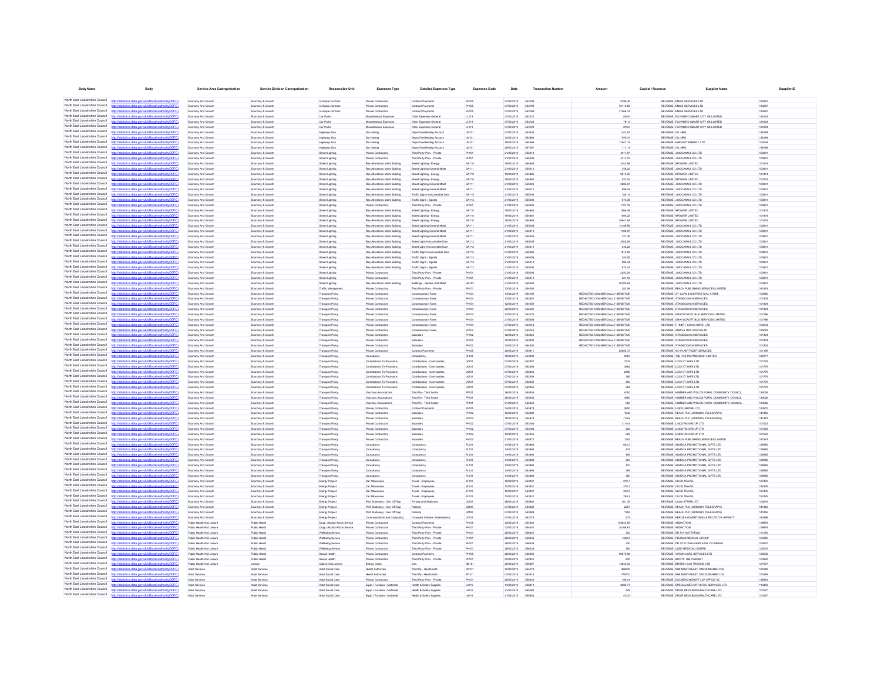| Body Name | Body | Service Area Catergorisation | Service Division Catergorisation | Responsible Unit | Expenses Type | Detailed Expenses Type | Expenses Code | Date | Transaction Number | Amount | Capital / Revenue | Supplier Name | Supplier ID |
|---|---|---|---|---|---|---|---|---|---|---|---|---|---|
| North East Lincolnshire Council | http://statistics.data.gov.uk/id/local-authority/00FC | Economy And Growth | Economy & Growth | In Scope Contract | Private Contractors | Contract Payments | PH105 | 07/02/2019 | 553199 | 5796.66 | REVENUE | ENGIE SERVICES LTD | 133267 |
| North East Lincolnshire Council | http://statistics.data.gov.uk/id/local-authority/00FC | Economy And Growth | Economy & Growth | In Scope Contract | Private Contractors | Contract Payments | PH105 | 07/02/2019 | 553199 | 76115.88 | REVENUE | ENGIE SERVICES LTD | 133267 |
| North East Lincolnshire Council | http://statistics.data.gov.uk/id/local-authority/00FC | Economy And Growth | Economy & Growth | In Scope Contract | Private Contractors | Contract Payments | PH105 | 07/02/2019 | 553199 | 37666.74 | REVENUE | ENGIE SERVICES LTD | 133267 |
| North East Lincolnshire Council | http://statistics.data.gov.uk/id/local-authority/00FC | Economy And Growth | Economy & Growth | Car Parks | Miscellaneous Expenses | Other Expenses General | LL119 | 07/02/2019 | 553122 | 820.5 | REVENUE | FLOWBIRD SMART CITY UK LIMITED | 134124 |
| North East Lincolnshire Council | http://statistics.data.gov.uk/id/local-authority/00FC | Economy And Growth | Economy & Growth | Car Parks | Miscellaneous Expenses | Other Expenses General | LL119 | 07/02/2019 | 553124 | 781.8 | REVENUE | FLOWBIRD SMART CITY UK LIMITED | 134124 |
| North East Lincolnshire Council | http://statistics.data.gov.uk/id/local-authority/00FC | Economy And Growth | Economy & Growth | Car Parks | Miscellaneous Expenses | Other Expenses General | LL119 | 07/02/2019 | 553123 | 879.6 | REVENUE | FLOWBIRD SMART CITY UK LIMITED | 134124 |
| North East Lincolnshire Council | http://statistics.data.gov.uk/id/local-authority/00FC | Economy And Growth | Economy & Growth | Highways Dso | Dlo Holding | Depot Fuel Holding Account | LM101 | 07/02/2019 | 553003 | 1342.82 | REVENUE | OIL NRG | 138198 |
| North East Lincolnshire Council | http://statistics.data.gov.uk/id/local-authority/00FC | Economy And Growth | Economy & Growth | Highways Dso | Dlo Holding | Depot Fuel Holding Account | LM101 | 12/02/2019 | 553886 | 17973.6 | REVENUE | OIL NRG | 138198 |
| North East Lincolnshire Council | http://statistics.data.gov.uk/id/local-authority/00FC | Economy And Growth | Economy & Growth | Highways Dso | Dlo Holding | Depot Fuel Holding Account | LM101 | 19/02/2019 | 554906 | 17847.18 | REVENUE | HARVEST ENERGY LTD | 102544 |
| North East Lincolnshire Council | http://statistics.data.gov.uk/id/local-authority/00FC | Economy And Growth | Economy & Growth | Highways Dso | Dlo Holding | Depot Fuel Holding Account | LM101 | 28/02/2019 | 557067 | 1111.8 | REVENUE | OIL NRG | 138198 |
| North East Lincolnshire Council | http://statistics.data.gov.uk/id/local-authority/00FC | Economy And Growth | Economy & Growth | Street Lighting | Private Contractors | Third Party Prov - Private | PH101 | 21/02/2019 | 555012 | 4017.87 | REVENUE | J MCCANN & CO LTD | 100841 |
| North East Lincolnshire Council | http://statistics.data.gov.uk/id/local-authority/00FC | Economy And Growth | Economy & Growth | Street Lighting | Private Contractors | Third Party Prov - Private | PH101 | 21/02/2019 | 555006 | 4713.03 | REVENUE | J MCCANN & CO LTD | 100841 |
| North East Lincolnshire Council | http://statistics.data.gov.uk/id/local-authority/00FC | Economy And Growth | Economy & Growth | Street Lighting | Rep Alterations Maint Building | Street Lighting - Energy | GA110 | 19/02/2019 | 554805 | 3343.98 | REVENUE | NPOWER LIMITED | 101414 |
| North East Lincolnshire Council | http://statistics.data.gov.uk/id/local-authority/00FC | Economy And Growth | Economy & Growth | Street Lighting | Rep Alterations Maint Building | Street Lighting-General Maint | GA111 | 21/02/2019 | 555012 | 348.22 | REVENUE | J MCCANN & CO LTD | 100841 |
| North East Lincolnshire Council | http://statistics.data.gov.uk/id/local-authority/00FC | Economy And Growth | Economy & Growth | Street Lighting | Rep Alterations Maint Building | Street Lighting - Energy | GA110 | 19/02/2019 | 554805 | 9613.95 | REVENUE | NPOWER LIMITED | 101414 |
| North East Lincolnshire Council | http://statistics.data.gov.uk/id/local-authority/00FC | Economy And Growth | Economy & Growth | Street Lighting | Rep Alterations Maint Building | Street Lighting - Energy | GA110 | 19/02/2019 | 554805 | 522.16 | REVENUE | NPOWER LIMITED | 101414 |
| North East Lincolnshire Council | http://statistics.data.gov.uk/id/local-authority/00FC | Economy And Growth | Economy & Growth | Street Lighting | Rep Alterations Maint Building | Street Lighting-General Maint | GA111 | 21/02/2019 | 555006 | 3805.87 | REVENUE | J MCCANN & CO LTD | 100841 |
| North East Lincolnshire Council | http://statistics.data.gov.uk/id/local-authority/00FC | Economy And Growth | Economy & Growth | Street Lighting | Rep Alterations Maint Building | Street Lighting-General Maint | GA111 | 21/02/2019 | 555012 | 696.04 | REVENUE | J MCCANN & CO LTD | 100841 |
| North East Lincolnshire Council | http://statistics.data.gov.uk/id/local-authority/00FC | Economy And Growth | Economy & Growth | Street Lighting | Rep Alterations Maint Building | Traffic Signd-Irrecoverable Dam | GA115 | 21/02/2019 | 555006 | 1631.6 | REVENUE | J MCCANN & CO LTD | 100841 |
| North East Lincolnshire Council | http://statistics.data.gov.uk/id/local-authority/00FC | Economy And Growth | Economy & Growth | Street Lighting | Rep Alterations Maint Building | Traffic Signs / Signals | GA113 | 21/02/2019 | 555006 | 675.38 | REVENUE | J MCCANN & CO LTD | 100841 |
| North East Lincolnshire Council | http://statistics.data.gov.uk/id/local-authority/00FC | Economy And Growth | Economy & Growth | Street Lighting | Private Contractors | Third Party Prov - Private | PH101 | 21/02/2019 | 555006 | 1107.18 | REVENUE | J MCCANN & CO LTD | 100841 |
| North East Lincolnshire Council | http://statistics.data.gov.uk/id/local-authority/00FC | Economy And Growth | Economy & Growth | Street Lighting | Rep Alterations Maint Building | Street Lighting - Energy | GA110 | 19/02/2019 | 554860 | 1566.08 | REVENUE | NPOWER LIMITED | 101414 |
| North East Lincolnshire Council | http://statistics.data.gov.uk/id/local-authority/00FC | Economy And Growth | Economy & Growth | Street Lighting | Rep Alterations Maint Building | Street Lighting - Energy | GA110 | 19/02/2019 | 554861 | 1566.22 | REVENUE | NPOWER LIMITED | 101414 |
| North East Lincolnshire Council | http://statistics.data.gov.uk/id/local-authority/00FC | Economy And Growth | Economy & Growth | Street Lighting | Rep Alterations Maint Building | Street Lighting - Energy | GA110 | 19/02/2019 | 554805 | 26841.84 | REVENUE | NPOWER LIMITED | 101414 |
| North East Lincolnshire Council | http://statistics.data.gov.uk/id/local-authority/00FC | Economy And Growth | Economy & Growth | Street Lighting | Rep Alterations Maint Building | Street Lighting-General Maint | GA111 | 21/02/2019 | 555006 | 14199.56 | REVENUE | J MCCANN & CO LTD | 100841 |
| North East Lincolnshire Council | http://statistics.data.gov.uk/id/local-authority/00FC | Economy And Growth | Economy & Growth | Street Lighting | Rep Alterations Maint Building | Street Lighting-General Maint | GA111 | 21/02/2019 | 555012 | 1392.87 | REVENUE | J MCCANN & CO LTD | 100841 |
| North East Lincolnshire Council | http://statistics.data.gov.uk/id/local-authority/00FC | Economy And Growth | Economy & Growth | Street Lighting | Rep Alterations Maint Building | Street Lighting-General Maint | GA111 | 21/02/2019 | 555006 | 321.39 | REVENUE | J MCCANN & CO LTD | 100841 |
| North East Lincolnshire Council | http://statistics.data.gov.uk/id/local-authority/00FC | Economy And Growth | Economy & Growth | Street Lighting | Rep Alterations Maint Building | Street Light-Irrecoverable Dam | GA112 | 21/02/2019 | 555006 | 2002.64 | REVENUE | J MCCANN & CO LTD | 100841 |
| North East Lincolnshire Council | http://statistics.data.gov.uk/id/local-authority/00FC | Economy And Growth | Economy & Growth | Street Lighting | Rep Alterations Maint Building | Street Light-Irrecoverable Dam | GA112 | 21/02/2019 | 555012 | 348.22 | REVENUE | J MCCANN & CO LTD | 100841 |
| North East Lincolnshire Council | http://statistics.data.gov.uk/id/local-authority/00FC | Economy And Growth | Economy & Growth | Street Lighting | Rep Alterations Maint Building | Traffic Signd-Irrecoverable Dam | GA115 | 21/02/2019 | 555006 | 1815.93 | REVENUE | J MCCANN & CO LTD | 100841 |
| North East Lincolnshire Council | http://statistics.data.gov.uk/id/local-authority/00FC | Economy And Growth | Economy & Growth | Street Lighting | Rep Alterations Maint Building | Traffic Signs / Signals | GA113 | 21/02/2019 | 555006 | 745.05 | REVENUE | J MCCANN & CO LTD | 100841 |
| North East Lincolnshire Council | http://statistics.data.gov.uk/id/local-authority/00FC | Economy And Growth | Economy & Growth | Street Lighting | Rep Alterations Maint Building | Traffic Signs / Signals | GA113 | 21/02/2019 | 555012 | 696.44 | REVENUE | J MCCANN & CO LTD | 100841 |
| North East Lincolnshire Council | http://statistics.data.gov.uk/id/local-authority/00FC | Economy And Growth | Economy & Growth | Street Lighting | Rep Alterations Maint Building | Traffic Signs / Signals | GA113 | 21/02/2019 | 555006 | 675.47 | REVENUE | J MCCANN & CO LTD | 100841 |
| North East Lincolnshire Council | http://statistics.data.gov.uk/id/local-authority/00FC | Economy And Growth | Economy & Growth | Street Lighting | Private Contractors | Third Party Prov - Private | PH101 | 21/02/2019 | 555006 | 2253.29 | REVENUE | J MCCANN & CO LTD | 100841 |
| North East Lincolnshire Council | http://statistics.data.gov.uk/id/local-authority/00FC | Economy And Growth | Economy & Growth | Street Lighting | Private Contractors | Third Party Prov - Private | PH101 | 21/02/2019 | 555012 | 521.18 | REVENUE | J MCCANN & CO LTD | 100841 |
| North East Lincolnshire Council | http://statistics.data.gov.uk/id/local-authority/00FC | Economy And Growth | Economy & Growth | Street Lighting | Rep Alterations Maint Building | Buildings - Repairs And Maint | GA102 | 21/02/2019 | 555006 | 20305.84 | REVENUE | J MCCANN & CO LTD | 100841 |
| North East Lincolnshire Council | http://statistics.data.gov.uk/id/local-authority/00FC | Economy And Growth | Economy & Growth | Traffic Management | Private Contractors | Third Party Prov - Private | PH101 | 12/02/2019 | 554090 | 262.94 | REVENUE | REACH PUBLISHING SERVICES LIMITED | 141974 |
| North East Lincolnshire Council | http://statistics.data.gov.uk/id/local-authority/00FC | Economy And Growth | Economy & Growth | Transport Policy | Private Contractors | Concessionary Fares | PH104 | 14/02/2019 | 554190 | REDACTED COMMERCIALLY SENSITIVE | REVENUE | GY CLPS & DISTRICT DIAL A RIDE | 100980 |
| North East Lincolnshire Council | http://statistics.data.gov.uk/id/local-authority/00FC | Economy And Growth | Economy & Growth | Transport Policy | Private Contractors | Concessionary Fares | PH104 | 12/02/2019 | 553451 | REDACTED COMMERCIALLY SENSITIVE | REVENUE | STAGECOACH SERVICES | 101404 |
| North East Lincolnshire Council | http://statistics.data.gov.uk/id/local-authority/00FC | Economy And Growth | Economy & Growth | Transport Policy | Private Contractors | Concessionary Fares | PH104 | 12/02/2019 | 554058 | REDACTED COMMERCIALLY SENSITIVE | REVENUE | STAGECOACH SERVICES | 101404 |
| North East Lincolnshire Council | http://statistics.data.gov.uk/id/local-authority/00FC | Economy And Growth | Economy & Growth | Transport Policy | Private Contractors | Concessionary Fares | PH104 | 26/02/2019 | 555581 | REDACTED COMMERCIALLY SENSITIVE | REVENUE | STAGECOACH SERVICES | 101404 |
| North East Lincolnshire Council | http://statistics.data.gov.uk/id/local-authority/00FC | Economy And Growth | Economy & Growth | Transport Policy | Private Contractors | Concessionary Fares | PH104 | 12/02/2019 | 553120 | REDACTED COMMERCIALLY SENSITIVE | REVENUE | GRAYSCROFT BUS SERVICES LIMITED | 101786 |
| North East Lincolnshire Council | http://statistics.data.gov.uk/id/local-authority/00FC | Economy And Growth | Economy & Growth | Transport Policy | Private Contractors | Concessionary Fares | PH104 | 21/02/2019 | 555358 | REDACTED COMMERCIALLY SENSITIVE | REVENUE | GRAYSCROFT BUS SERVICES LIMITED | 101786 |
| North East Lincolnshire Council | http://statistics.data.gov.uk/id/local-authority/00FC | Economy And Growth | Economy & Growth | Transport Policy | Private Contractors | Concessionary Fares | PH104 | 07/02/2019 | 553143 | REDACTED COMMERCIALLY SENSITIVE | REVENUE | F HUNT ( COACH HIRE) LTD | 104034 |
| North East Lincolnshire Council | http://statistics.data.gov.uk/id/local-authority/00FC | Economy And Growth | Economy & Growth | Transport Policy | Private Contractors | Concessionary Fares | PH104 | 21/02/2019 | 555140 | REDACTED COMMERCIALLY SENSITIVE | REVENUE | ARRIVA RAIL NORTH LTD | 134093 |
| North East Lincolnshire Council | http://statistics.data.gov.uk/id/local-authority/00FC | Economy And Growth | Economy & Growth | Transport Policy | Private Contractors | Subsidies | PH102 | 12/02/2019 | 553925 | REDACTED COMMERCIALLY SENSITIVE | REVENUE | STAGECOACH SERVICES | 101404 |
| North East Lincolnshire Council | http://statistics.data.gov.uk/id/local-authority/00FC | Economy And Growth | Economy & Growth | Transport Policy | Private Contractors | Subsidies | PH102 | 12/02/2019 | 553926 | REDACTED COMMERCIALLY SENSITIVE | REVENUE | STAGECOACH SERVICES | 101404 |
| North East Lincolnshire Council | http://statistics.data.gov.uk/id/local-authority/00FC | Economy And Growth | Economy & Growth | Transport Policy | Private Contractors | Subsidies | PH102 | 14/02/2019 | 554259 | REDACTED COMMERCIALLY SENSITIVE | REVENUE | STAGECOACH SERVICES | 101404 |
| North East Lincolnshire Council | http://statistics.data.gov.uk/id/local-authority/00FC | Economy And Growth | Economy & Growth | Transport Policy | Private Contractors | Contract Payments | PH105 | 26/02/2019 | 555811 | 20208.73 | REVENUE | GO PLANT FLEET SERVICES | 101190 |
| North East Lincolnshire Council | http://statistics.data.gov.uk/id/local-authority/00FC | Economy And Growth | Economy & Growth | Transport Policy | Consultancy | Consultancy | PL101 | 19/02/2019 | 553922 | 2903 | REVENUE | THE TAS PARTNERSHIP LIMITED | 128717 |
| North East Lincolnshire Council | http://statistics.data.gov.uk/id/local-authority/00FC | Economy And Growth | Economy & Growth | Transport Policy | Contributions To Provisions | Contributions - Communities | LK101 | 07/02/2019 | 552357 | 3719 | REVENUE | LOCK IT SAFE LTD | 101779 |
| North East Lincolnshire Council | http://statistics.data.gov.uk/id/local-authority/00FC | Economy And Growth | Economy & Growth | Transport Policy | Contributions To Provisions | Contributions - Communities | LK101 | 07/02/2019 | 552359 | 3662 | REVENUE | LOCK IT SAFE LTD | 101779 |
| North East Lincolnshire Council | http://statistics.data.gov.uk/id/local-authority/00FC | Economy And Growth | Economy & Growth | Transport Policy | Contributions To Provisions | Contributions - Communities | LK101 | 07/02/2019 | 552356 | 2696 | REVENUE | LOCK IT SAFE LTD | 101779 |
| North East Lincolnshire Council | http://statistics.data.gov.uk/id/local-authority/00FC | Economy And Growth | Economy & Growth | Transport Policy | Contributions To Provisions | Contributions - Communities | LK101 | 07/02/2019 | 552356 | 385 | REVENUE | LOCK IT SAFE LTD | 101779 |
| North East Lincolnshire Council | http://statistics.data.gov.uk/id/local-authority/00FC | Economy And Growth | Economy & Growth | Transport Policy | Contributions To Provisions | Contributions - Communities | LK101 | 07/02/2019 | 552356 | 650 | REVENUE | LOCK IT SAFE LTD | 101779 |
| North East Lincolnshire Council | http://statistics.data.gov.uk/id/local-authority/00FC | Economy And Growth | Economy & Growth | Transport Policy | Contributions To Provisions | Contributions - Communities | LK101 | 07/02/2019 | 552358 | 294 | REVENUE | LOCK IT SAFE LTD | 101779 |
| North East Lincolnshire Council | http://statistics.data.gov.uk/id/local-authority/00FC | Economy And Growth | Economy & Growth | Transport Policy | Voluntary Associations | Third Pp - Third Sector | PF101 | 28/02/2019 | 555355 | 4000 | REVENUE | HUMBER AND WOLDS RURAL COMMUNITY COUNCIL | 134026 |
| North East Lincolnshire Council | http://statistics.data.gov.uk/id/local-authority/00FC | Economy And Growth | Economy & Growth | Transport Policy | Voluntary Associations | Third Pp - Third Sector | PF101 | 28/02/2019 | 555356 | 4980 | REVENUE | HUMBER AND WOLDS RURAL COMMUNITY COUNCIL | 134026 |
| North East Lincolnshire Council | http://statistics.data.gov.uk/id/local-authority/00FC | Economy And Growth | Economy & Growth | Transport Policy | Voluntary Associations | Third Pp - Third Sector | PF101 | 21/02/2019 | 555354 | 955 | REVENUE | HUMBER AND WOLDS RURAL COMMUNITY COUNCIL | 134026 |
| North East Lincolnshire Council | http://statistics.data.gov.uk/id/local-authority/00FC | Economy And Growth | Economy & Growth | Transport Policy | Private Contractors | Contract Payments | PH105 | 14/02/2019 | 553878 | 2600 | REVENUE | LINCS INSPIRE LTD | 120610 |
| North East Lincolnshire Council | http://statistics.data.gov.uk/id/local-authority/00FC | Economy And Growth | Economy & Growth | Transport Policy | Private Contractors | Subsidies | PH102 | 12/02/2019 | 553360 | 1242 | REVENUE | REACH PLC (GRIMSBY TELEGRAPH) | 141452 |
| North East Lincolnshire Council | http://statistics.data.gov.uk/id/local-authority/00FC | Economy And Growth | Economy & Growth | Transport Policy | Private Contractors | Subsidies | PH102 | 19/02/2019 | 554974 | -1242 | REVENUE | REACH PLC (GRIMSBY TELEGRAPH) | 141452 |
| North East Lincolnshire Council | http://statistics.data.gov.uk/id/local-authority/00FC | Economy And Growth | Economy & Growth | Transport Policy | Private Contractors | Subsidies | PH102 | 07/02/2019 | 553184 | 3110.8 | REVENUE | LINCS FM GROUP LTD | 101523 |
| North East Lincolnshire Council | http://statistics.data.gov.uk/id/local-authority/00FC | Economy And Growth | Economy & Growth | Transport Policy | Private Contractors | Subsidies | PH102 | 07/02/2019 | 553183 | 625 | REVENUE | LINCS FM GROUP LTD | 101523 |
| North East Lincolnshire Council | http://statistics.data.gov.uk/id/local-authority/00FC | Economy And Growth | Economy & Growth | Transport Policy | Private Contractors | Subsidies | PH102 | 12/02/2019 | 554055 | 625 | REVENUE | LINCS FM GROUP LTD | 101523 |
| North East Lincolnshire Council | http://statistics.data.gov.uk/id/local-authority/00FC | Economy And Growth | Economy & Growth | Transport Policy | Private Contractors | Subsidies | PH102 | 21/02/2019 | 555370 | 1242 | REVENUE | REACH PUBLISHING SERVICES LIMITED | 141974 |
| North East Lincolnshire Council | http://statistics.data.gov.uk/id/local-authority/00FC | Economy And Growth | Economy & Growth | Transport Policy | Consultancy | Consultancy | PL101 | 14/02/2019 | 553900 | 642.5 | REVENUE | ALMEGA PROMOTIONAL GIFTS LTD | 129985 |
| North East Lincolnshire Council | http://statistics.data.gov.uk/id/local-authority/00FC | Economy And Growth | Economy & Growth | Transport Policy | Consultancy | Consultancy | PL101 | 14/02/2019 | 553900 | 435 | REVENUE | ALMEGA PROMOTIONAL GIFTS LTD | 129985 |
| North East Lincolnshire Council | http://statistics.data.gov.uk/id/local-authority/00FC | Economy And Growth | Economy & Growth | Transport Policy | Consultancy | Consultancy | PL101 | 14/02/2019 | 553900 | 495 | REVENUE | ALMEGA PROMOTIONAL GIFTS LTD | 129985 |
| North East Lincolnshire Council | http://statistics.data.gov.uk/id/local-authority/00FC | Economy And Growth | Economy & Growth | Transport Policy | Consultancy | Consultancy | PL101 | 14/02/2019 | 553900 | 363 | REVENUE | ALMEGA PROMOTIONAL GIFTS LTD | 129985 |
| North East Lincolnshire Council | http://statistics.data.gov.uk/id/local-authority/00FC | Economy And Growth | Economy & Growth | Transport Policy | Consultancy | Consultancy | PL101 | 14/02/2019 | 553900 | 470 | REVENUE | ALMEGA PROMOTIONAL GIFTS LTD | 129985 |
| North East Lincolnshire Council | http://statistics.data.gov.uk/id/local-authority/00FC | Economy And Growth | Economy & Growth | Transport Policy | Consultancy | Consultancy | PL101 | 14/02/2019 | 553900 | 285 | REVENUE | ALMEGA PROMOTIONAL GIFTS LTD | 129985 |
| North East Lincolnshire Council | http://statistics.data.gov.uk/id/local-authority/00FC | Economy And Growth | Economy & Growth | Transport Policy | Consultancy | Consultancy | PL101 | 14/02/2019 | 553900 | 380 | REVENUE | ALMEGA PROMOTIONAL GIFTS LTD | 129985 |
| North East Lincolnshire Council | http://statistics.data.gov.uk/id/local-authority/00FC | Economy And Growth | Economy & Growth | Energy Project | Car Allowances | Travel - Employees | JF101 | 12/02/2019 | 553931 | 270.7 | REVENUE | CLICK TRAVEL | 127476 |
| North East Lincolnshire Council | http://statistics.data.gov.uk/id/local-authority/00FC | Economy And Growth | Economy & Growth | Energy Project | Car Allowances | Travel - Employees | JF101 | 12/02/2019 | 553931 | 270.7 | REVENUE | CLICK TRAVEL | 127476 |
| North East Lincolnshire Council | http://statistics.data.gov.uk/id/local-authority/00FC | Economy And Growth | Economy & Growth | Energy Project | Car Allowances | Travel - Employees | JF101 | 12/02/2019 | 553931 | 342.2 | REVENUE | CLICK TRAVEL | 127476 |
| North East Lincolnshire Council | http://statistics.data.gov.uk/id/local-authority/00FC | Economy And Growth | Economy & Growth | Energy Project | Car Allowances | Travel - Employees | JF101 | 12/02/2019 | 553931 | 255.9 | REVENUE | CLICK TRAVEL | 127476 |
| North East Lincolnshire Council | http://statistics.data.gov.uk/id/local-authority/00FC | Economy And Growth | Economy & Growth | Energy Project | Print Stationery / Gen Off Exp | Printing And Stationery | LD103 | 28/02/2019 | 555660 | 361.35 | REVENUE | CALM ATTIRE LTD | 102616 |
| North East Lincolnshire Council | http://statistics.data.gov.uk/id/local-authority/00FC | Economy And Growth | Economy & Growth | Energy Project | Print Stationery / Gen Off Exp | Publicity | LD105 | 07/02/2019 | 553395 | 2257 | REVENUE | REACH PLC (GRIMSBY TELEGRAPH) | 141452 |
| North East Lincolnshire Council | http://statistics.data.gov.uk/id/local-authority/00FC | Economy And Growth | Economy & Growth | Energy Project | Print Stationery / Gen Off Exp | Publicity | LD105 | 07/02/2019 | 553394 | 1050 | REVENUE | REACH PLC (GRIMSBY TELEGRAPH) | 141452 |
| North East Lincolnshire Council | http://statistics.data.gov.uk/id/local-authority/00FC | Economy And Growth | Economy & Growth | Energy Project | Communications And Computing | Computer S/Ware - Maintenance | LF102 | 07/02/2019 | 553274 | 537 | REVENUE | HEROES ADVERTISING & PR LTD T/A AFFINITY | 140496 |
| North East Lincolnshire Council | http://statistics.data.gov.uk/id/local-authority/00FC | Public Health And Leisure | Public Health | Drug / Alcohol Action Service | Private Contractors | Contract Payments | PH105 | 12/02/2019 | 554052 | 145643.58 | REVENUE | ADDACTION | 119678 |
| North East Lincolnshire Council | http://statistics.data.gov.uk/id/local-authority/00FC | Public Health And Leisure | Public Health | Drug / Alcohol Action Service | Private Contractors | Third Party Prov - Private | PH101 | 12/02/2019 | 554051 | 24166.67 | REVENUE | ADDACTION | 119678 |
| North East Lincolnshire Council | http://statistics.data.gov.uk/id/local-authority/00FC | Public Health And Leisure | Public Health | Wellbeing Service | Private Contractors | Third Party Prov - Private | PH101 | 28/02/2019 | 556340 | 300 | REVENUE | DR R K MATTHEWS | 111090 |
| North East Lincolnshire Council | http://statistics.data.gov.uk/id/local-authority/00FC | Public Health And Leisure | Public Health | Wellbeing Service | Private Contractors | Third Party Prov - Private | PH101 | 28/02/2019 | 556336 | 1346.3 | REVENUE | PELHAM MEDICAL GROUP | 104350 |
| North East Lincolnshire Council | http://statistics.data.gov.uk/id/local-authority/00FC | Public Health And Leisure | Public Health | Wellbeing Service | Private Contractors | Third Party Prov - Private | PH101 | 28/02/2019 | 556338 | 330 | REVENUE | DR I D S CHALMERS & DR V O MEIER | 104521 |
| North East Lincolnshire Council | http://statistics.data.gov.uk/id/local-authority/00FC | Public Health And Leisure | Public Health | Wellbeing Service | Private Contractors | Third Party Prov - Private | PH101 | 28/02/2019 | 556339 | 390 | REVENUE | CLEE MEDICAL CENTRE | 105219 |
| North East Lincolnshire Council | http://statistics.data.gov.uk/id/local-authority/00FC | Public Health And Leisure | Public Health | Sexual Health | Private Contractors | Contract Payments | PH105 | 28/02/2019 | 556302 | 80270.98 | REVENUE | VIRGIN CARE SERVICES LTD | 120538 |
| North East Lincolnshire Council | http://statistics.data.gov.uk/id/local-authority/00FC | Public Health And Leisure | Public Health | Sexual Health | Private Contractors | Third Party Prov - Private | PH101 | 05/02/2019 | 552951 | 300 | REVENUE | BOOTS THE CHEMIST | 103562 |
| North East Lincolnshire Council | http://statistics.data.gov.uk/id/local-authority/00FC | Public Health And Leisure | Leisure | Culture And Leisure | Energy Costs | Gas | GB101 | 28/02/2019 | 555407 | 13842.05 | REVENUE | BRITISH GAS TRADING LTD | 101507 |
| North East Lincolnshire Council | http://statistics.data.gov.uk/id/local-authority/00FC | Adult Services | Adult Services | Adult Social Care | Health Authorities | Third Pp - Health Auth | PD101 | 12/02/2019 | 554079 | 366000 | REVENUE | NHS NORTH EAST LINCOLNSHIRE CCG | 121549 |
| North East Lincolnshire Council | http://statistics.data.gov.uk/id/local-authority/00FC | Adult Services | Adult Services | Adult Social Care | Health Authorities | Third Pp - Health Auth | PD101 | 07/02/2019 | 553514 | 776710 | REVENUE | NHS NORTH EAST LINCOLNSHIRE CCG | 121549 |
| North East Lincolnshire Council | http://statistics.data.gov.uk/id/local-authority/00FC | Adult Services | Adult Services | Adult Social Care | Private Contractors | Third Party Prov - Private | PH101 | 28/02/2019 | 556333 | 1943.4 | REVENUE | DAC BEACHCROFT LLP OFFICE AC | 135604 |
| North East Lincolnshire Council | http://statistics.data.gov.uk/id/local-authority/00FC | Adult Services | Adult Services | Adult Social Care | Equip / Furniture / Materials | Health & Safety Supplies | LA116 | 14/02/2019 | 546810 | 2595.71 | REVENUE | SPECIALISED ORTHOTIC SERVICES LTD | 110463 |
| North East Lincolnshire Council | http://statistics.data.gov.uk/id/local-authority/00FC | Adult Services | Adult Services | Adult Social Care | Equip / Furniture / Materials | Health & Safety Supplies | LA116 | 21/02/2019 | 555302 | 379 | REVENUE | DRIVE DEVILBISS HEALTHCARE LTD | 101627 |
| North East Lincolnshire Council | http://statistics.data.gov.uk/id/local-authority/00FC | Adult Services | Adult Services | Adult Social Care | Equip / Furniture / Materials | Health & Safety Supplies | LA116 | 21/02/2019 | 555303 | 472.5 | REVENUE | DRIVE DEVILBISS HEALTHCARE LTD | 101627 |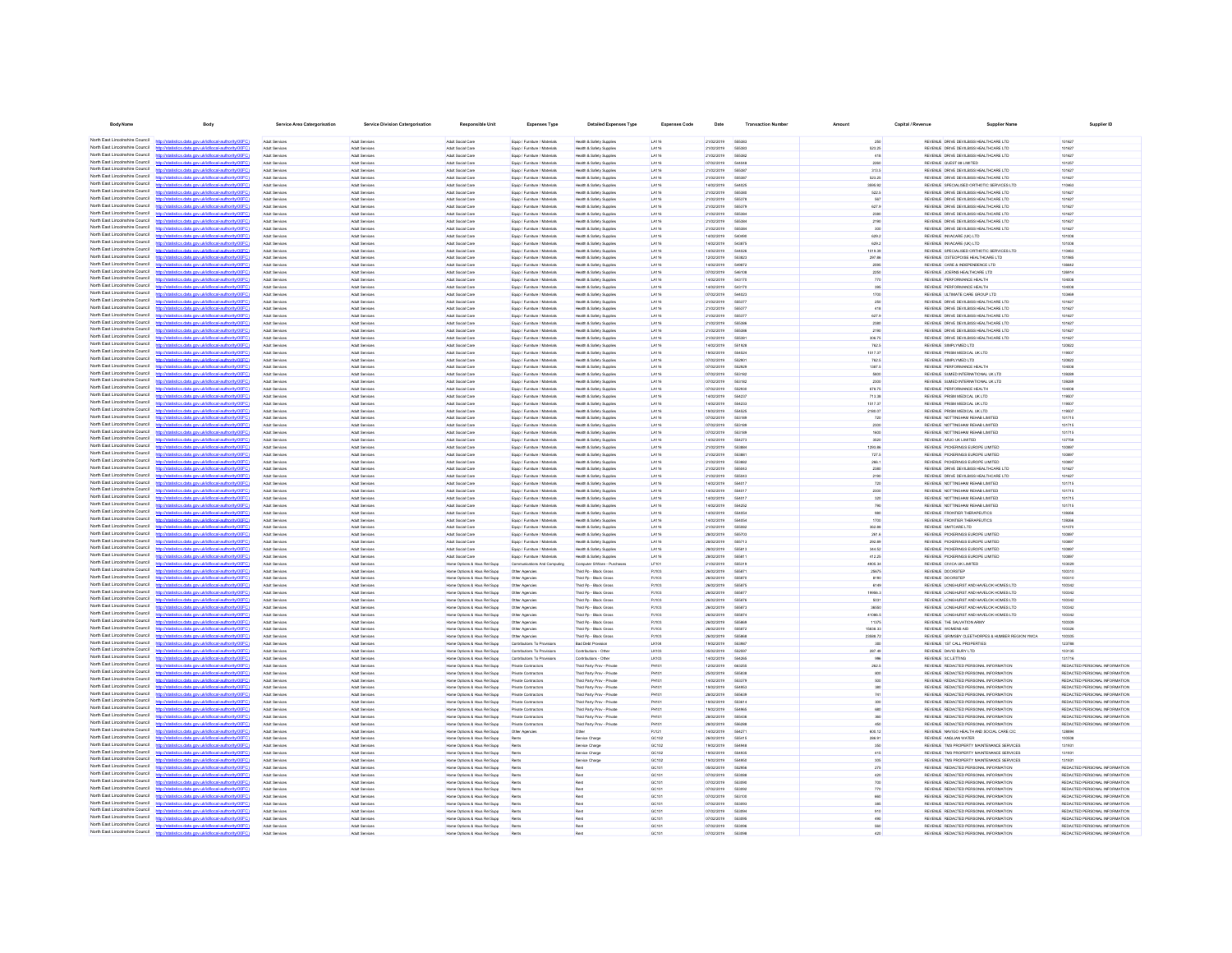| Body Name | Body | Service Area Catergorisation | Service Division Catergorisation | Responsible Unit | Expenses Type | Detailed Expenses Type | Expenses Code | Date | Transaction Number | Amount | Capital / Revenue | Supplier Name | Supplier ID |
|---|---|---|---|---|---|---|---|---|---|---|---|---|---|
| North East Lincolnshire Council | http://statistics.data.gov.uk/id/local-authority/00FC) | Adult Services | Adult Services | Adult Social Care | Equip / Furniture / Materials | Health & Safety Supplies | LA116 | 21/02/2019 | 555383 | 250 | REVENUE | DRIVE DEVILBISS HEALTHCARE LTD | 101627 |
| North East Lincolnshire Council | http://statistics.data.gov.uk/id/local-authority/00FC) | Adult Services | Adult Services | Adult Social Care | Equip / Furniture / Materials | Health & Safety Supplies | LA116 | 21/02/2019 | 555383 | 523.25 | REVENUE | DRIVE DEVILBISS HEALTHCARE LTD | 101627 |
| North East Lincolnshire Council | http://statistics.data.gov.uk/id/local-authority/00FC) | Adult Services | Adult Services | Adult Social Care | Equip / Furniture / Materials | Health & Safety Supplies | LA116 | 21/02/2019 | 555382 | 418 | REVENUE | DRIVE DEVILBISS HEALTHCARE LTD | 101627 |
| North East Lincolnshire Council | http://statistics.data.gov.uk/id/local-authority/00FC) | Adult Services | Adult Services | Adult Social Care | Equip / Furniture / Materials | Health & Safety Supplies | LA116 | 07/02/2019 | 548048 | 2200 | REVENUE | QUEST 88 LIMITED | 101257 |
| North East Lincolnshire Council | http://statistics.data.gov.uk/id/local-authority/00FC) | Adult Services | Adult Services | Adult Social Care | Equip / Furniture / Materials | Health & Safety Supplies | LA116 | 21/02/2019 | 555387 | 313.5 | REVENUE | DRIVE DEVILBISS HEALTHCARE LTD | 101627 |
| North East Lincolnshire Council | http://statistics.data.gov.uk/id/local-authority/00FC) | Adult Services | Adult Services | Adult Social Care | Equip / Furniture / Materials | Health & Safety Supplies | LA116 | 21/02/2019 | 555387 | 523.25 | REVENUE | DRIVE DEVILBISS HEALTHCARE LTD | 101627 |
| North East Lincolnshire Council | http://statistics.data.gov.uk/id/local-authority/00FC) | Adult Services | Adult Services | Adult Social Care | Equip / Furniture / Materials | Health & Safety Supplies | LA116 | 14/02/2019 | 548025 | 3995.92 | REVENUE | SPECIALISED ORTHOTIC SERVICES LTD | 110463 |
| North East Lincolnshire Council | http://statistics.data.gov.uk/id/local-authority/00FC) | Adult Services | Adult Services | Adult Social Care | Equip / Furniture / Materials | Health & Safety Supplies | LA116 | 21/02/2019 | 555380 | 522.5 | REVENUE | DRIVE DEVILBISS HEALTHCARE LTD | 101627 |
| North East Lincolnshire Council | http://statistics.data.gov.uk/id/local-authority/00FC) | Adult Services | Adult Services | Adult Social Care | Equip / Furniture / Materials | Health & Safety Supplies | LA116 | 21/02/2019 | 555378 | 567 | REVENUE | DRIVE DEVILBISS HEALTHCARE LTD | 101627 |
| North East Lincolnshire Council | http://statistics.data.gov.uk/id/local-authority/00FC) | Adult Services | Adult Services | Adult Social Care | Equip / Furniture / Materials | Health & Safety Supplies | LA116 | 21/02/2019 | 555378 | 627.9 | REVENUE | DRIVE DEVILBISS HEALTHCARE LTD | 101627 |
| North East Lincolnshire Council | http://statistics.data.gov.uk/id/local-authority/00FC) | Adult Services | Adult Services | Adult Social Care | Equip / Furniture / Materials | Health & Safety Supplies | LA116 | 21/02/2019 | 555384 | 2380 | REVENUE | DRIVE DEVILBISS HEALTHCARE LTD | 101627 |
| North East Lincolnshire Council | http://statistics.data.gov.uk/id/local-authority/00FC) | Adult Services | Adult Services | Adult Social Care | Equip / Furniture / Materials | Health & Safety Supplies | LA116 | 21/02/2019 | 555384 | 2190 | REVENUE | DRIVE DEVILBISS HEALTHCARE LTD | 101627 |
| North East Lincolnshire Council | http://statistics.data.gov.uk/id/local-authority/00FC) | Adult Services | Adult Services | Adult Social Care | Equip / Furniture / Materials | Health & Safety Supplies | LA116 | 21/02/2019 | 555384 | 300 | REVENUE | DRIVE DEVILBISS HEALTHCARE LTD | 101627 |
| North East Lincolnshire Council | http://statistics.data.gov.uk/id/local-authority/00FC) | Adult Services | Adult Services | Adult Social Care | Equip / Furniture / Materials | Health & Safety Supplies | LA116 | 14/02/2019 | 540490 | 629.2 | REVENUE | INVACARE (UK) LTD | 101008 |
| North East Lincolnshire Council | http://statistics.data.gov.uk/id/local-authority/00FC) | Adult Services | Adult Services | Adult Social Care | Equip / Furniture / Materials | Health & Safety Supplies | LA116 | 14/02/2019 | 543875 | 629.2 | REVENUE | INVACARE (UK) LTD | 101008 |
| North East Lincolnshire Council | http://statistics.data.gov.uk/id/local-authority/00FC) | Adult Services | Adult Services | Adult Social Care | Equip / Furniture / Materials | Health & Safety Supplies | LA116 | 14/02/2019 | 548026 | 1019.39 | REVENUE | SPECIALISED ORTHOTIC SERVICES LTD | 110463 |
| North East Lincolnshire Council | http://statistics.data.gov.uk/id/local-authority/00FC) | Adult Services | Adult Services | Adult Social Care | Equip / Furniture / Materials | Health & Safety Supplies | LA116 | 12/02/2019 | 553823 | 297.86 | REVENUE | OSTEOPOISE HEALTHCARE LTD | 101985 |
| North East Lincolnshire Council | http://statistics.data.gov.uk/id/local-authority/00FC) | Adult Services | Adult Services | Adult Social Care | Equip / Furniture / Materials | Health & Safety Supplies | LA116 | 14/02/2019 | 549672 | 2590 | REVENUE | CARE & INDEPENDENCE LTD | 136642 |
| North East Lincolnshire Council | http://statistics.data.gov.uk/id/local-authority/00FC) | Adult Services | Adult Services | Adult Social Care | Equip / Furniture / Materials | Health & Safety Supplies | LA116 | 07/02/2019 | 549108 | 2250 | REVENUE | JOERNS HEALTHCARE LTD | 129914 |
| North East Lincolnshire Council | http://statistics.data.gov.uk/id/local-authority/00FC) | Adult Services | Adult Services | Adult Social Care | Equip / Furniture / Materials | Health & Safety Supplies | LA116 | 14/02/2019 | 543170 | 770 | REVENUE | PERFORMANCE HEALTH | 104008 |
| North East Lincolnshire Council | http://statistics.data.gov.uk/id/local-authority/00FC) | Adult Services | Adult Services | Adult Social Care | Equip / Furniture / Materials | Health & Safety Supplies | LA116 | 14/02/2019 | 543170 | 395 | REVENUE | PERFORMANCE HEALTH | 104008 |
| North East Lincolnshire Council | http://statistics.data.gov.uk/id/local-authority/00FC) | Adult Services | Adult Services | Adult Social Care | Equip / Furniture / Materials | Health & Safety Supplies | LA116 | 07/02/2019 | 544023 | 1700 | REVENUE | ULTIMATE CARE GROUP LTD | 103469 |
| North East Lincolnshire Council | http://statistics.data.gov.uk/id/local-authority/00FC) | Adult Services | Adult Services | Adult Social Care | Equip / Furniture / Materials | Health & Safety Supplies | LA116 | 21/02/2019 | 555377 | 250 | REVENUE | DRIVE DEVILBISS HEALTHCARE LTD | 101627 |
| North East Lincolnshire Council | http://statistics.data.gov.uk/id/local-authority/00FC) | Adult Services | Adult Services | Adult Social Care | Equip / Furniture / Materials | Health & Safety Supplies | LA116 | 21/02/2019 | 555377 | 418 | REVENUE | DRIVE DEVILBISS HEALTHCARE LTD | 101627 |
| North East Lincolnshire Council | http://statistics.data.gov.uk/id/local-authority/00FC) | Adult Services | Adult Services | Adult Social Care | Equip / Furniture / Materials | Health & Safety Supplies | LA116 | 21/02/2019 | 555377 | 627.9 | REVENUE | DRIVE DEVILBISS HEALTHCARE LTD | 101627 |
| North East Lincolnshire Council | http://statistics.data.gov.uk/id/local-authority/00FC) | Adult Services | Adult Services | Adult Social Care | Equip / Furniture / Materials | Health & Safety Supplies | LA116 | 21/02/2019 | 555386 | 2380 | REVENUE | DRIVE DEVILBISS HEALTHCARE LTD | 101627 |
| North East Lincolnshire Council | http://statistics.data.gov.uk/id/local-authority/00FC) | Adult Services | Adult Services | Adult Social Care | Equip / Furniture / Materials | Health & Safety Supplies | LA116 | 21/02/2019 | 555386 | 2190 | REVENUE | DRIVE DEVILBISS HEALTHCARE LTD | 101627 |
| North East Lincolnshire Council | http://statistics.data.gov.uk/id/local-authority/00FC) | Adult Services | Adult Services | Adult Social Care | Equip / Furniture / Materials | Health & Safety Supplies | LA116 | 21/02/2019 | 555381 | 306.75 | REVENUE | DRIVE DEVILBISS HEALTHCARE LTD | 101627 |
| North East Lincolnshire Council | http://statistics.data.gov.uk/id/local-authority/00FC) | Adult Services | Adult Services | Adult Social Care | Equip / Furniture / Materials | Health & Safety Supplies | LA116 | 14/02/2019 | 551928 | 782.5 | REVENUE | SIMPLYMED LTD | 120922 |
| North East Lincolnshire Council | http://statistics.data.gov.uk/id/local-authority/00FC) | Adult Services | Adult Services | Adult Social Care | Equip / Furniture / Materials | Health & Safety Supplies | LA116 | 19/02/2019 | 554524 | 1517.37 | REVENUE | PRISM MEDICAL UK LTD | 119937 |
| North East Lincolnshire Council | http://statistics.data.gov.uk/id/local-authority/00FC) | Adult Services | Adult Services | Adult Social Care | Equip / Furniture / Materials | Health & Safety Supplies | LA116 | 07/02/2019 | 552801 | 782.5 | REVENUE | SIMPLYMED LTD | 120922 |
| North East Lincolnshire Council | http://statistics.data.gov.uk/id/local-authority/00FC) | Adult Services | Adult Services | Adult Social Care | Equip / Furniture / Materials | Health & Safety Supplies | LA116 | 07/02/2019 | 552828 | 1387.5 | REVENUE | PERFORMANCE HEALTH | 104008 |
| North East Lincolnshire Council | http://statistics.data.gov.uk/id/local-authority/00FC) | Adult Services | Adult Services | Adult Social Care | Equip / Furniture / Materials | Health & Safety Supplies | LA116 | 07/02/2019 | 553182 | 5600 | REVENUE | SUMED INTERNATIONAL UK LTD | 139289 |
| North East Lincolnshire Council | http://statistics.data.gov.uk/id/local-authority/00FC) | Adult Services | Adult Services | Adult Social Care | Equip / Furniture / Materials | Health & Safety Supplies | LA116 | 07/02/2019 | 553182 | 2300 | REVENUE | SUMED INTERNATIONAL UK LTD | 139289 |
| North East Lincolnshire Council | http://statistics.data.gov.uk/id/local-authority/00FC) | Adult Services | Adult Services | Adult Social Care | Equip / Furniture / Materials | Health & Safety Supplies | LA116 | 07/02/2019 | 552830 | 878.75 | REVENUE | PERFORMANCE HEALTH | 104008 |
| North East Lincolnshire Council | http://statistics.data.gov.uk/id/local-authority/00FC) | Adult Services | Adult Services | Adult Social Care | Equip / Furniture / Materials | Health & Safety Supplies | LA116 | 14/02/2019 | 554237 | 713.38 | REVENUE | PRISM MEDICAL UK LTD | 119937 |
| North East Lincolnshire Council | http://statistics.data.gov.uk/id/local-authority/00FC) | Adult Services | Adult Services | Adult Social Care | Equip / Furniture / Materials | Health & Safety Supplies | LA116 | 14/02/2019 | 554233 | 1517.37 | REVENUE | PRISM MEDICAL UK LTD | 119937 |
| North East Lincolnshire Council | http://statistics.data.gov.uk/id/local-authority/00FC) | Adult Services | Adult Services | Adult Social Care | Equip / Furniture / Materials | Health & Safety Supplies | LA116 | 19/02/2019 | 554525 | 2158.07 | REVENUE | PRISM MEDICAL UK LTD | 119937 |
| North East Lincolnshire Council | http://statistics.data.gov.uk/id/local-authority/00FC) | Adult Services | Adult Services | Adult Social Care | Equip / Furniture / Materials | Health & Safety Supplies | LA116 | 07/02/2019 | 553189 | 720 | REVENUE | NOTTINGHAM REHAB LIMITED | 101715 |
| North East Lincolnshire Council | http://statistics.data.gov.uk/id/local-authority/00FC) | Adult Services | Adult Services | Adult Social Care | Equip / Furniture / Materials | Health & Safety Supplies | LA116 | 07/02/2019 | 553189 | 2300 | REVENUE | NOTTINGHAM REHAB LIMITED | 101715 |
| North East Lincolnshire Council | http://statistics.data.gov.uk/id/local-authority/00FC) | Adult Services | Adult Services | Adult Social Care | Equip / Furniture / Materials | Health & Safety Supplies | LA116 | 07/02/2019 | 553189 | 1600 | REVENUE | NOTTINGHAM REHAB LIMITED | 101715 |
| North East Lincolnshire Council | http://statistics.data.gov.uk/id/local-authority/00FC) | Adult Services | Adult Services | Adult Social Care | Equip / Furniture / Materials | Health & Safety Supplies | LA116 | 14/02/2019 | 554273 | 3520 | REVENUE | ARJO UK LIMITED | 137759 |
| North East Lincolnshire Council | http://statistics.data.gov.uk/id/local-authority/00FC) | Adult Services | Adult Services | Adult Social Care | Equip / Furniture / Materials | Health & Safety Supplies | LA116 | 21/02/2019 | 553864 | 1293.86 | REVENUE | PICKERINGS EUROPE LIMITED | 100897 |
| North East Lincolnshire Council | http://statistics.data.gov.uk/id/local-authority/00FC) | Adult Services | Adult Services | Adult Social Care | Equip / Furniture / Materials | Health & Safety Supplies | LA116 | 21/02/2019 | 553861 | 727.5 | REVENUE | PICKERINGS EUROPE LIMITED | 100897 |
| North East Lincolnshire Council | http://statistics.data.gov.uk/id/local-authority/00FC) | Adult Services | Adult Services | Adult Social Care | Equip / Furniture / Materials | Health & Safety Supplies | LA116 | 21/02/2019 | 553862 | 286.1 | REVENUE | PICKERINGS EUROPE LIMITED | 100897 |
| North East Lincolnshire Council | http://statistics.data.gov.uk/id/local-authority/00FC) | Adult Services | Adult Services | Adult Social Care | Equip / Furniture / Materials | Health & Safety Supplies | LA116 | 21/02/2019 | 555543 | 2380 | REVENUE | DRIVE DEVILBISS HEALTHCARE LTD | 101627 |
| North East Lincolnshire Council | http://statistics.data.gov.uk/id/local-authority/00FC) | Adult Services | Adult Services | Adult Social Care | Equip / Furniture / Materials | Health & Safety Supplies | LA116 | 21/02/2019 | 555543 | 2190 | REVENUE | DRIVE DEVILBISS HEALTHCARE LTD | 101627 |
| North East Lincolnshire Council | http://statistics.data.gov.uk/id/local-authority/00FC) | Adult Services | Adult Services | Adult Social Care | Equip / Furniture / Materials | Health & Safety Supplies | LA116 | 14/02/2019 | 554017 | 720 | REVENUE | NOTTINGHAM REHAB LIMITED | 101715 |
| North East Lincolnshire Council | http://statistics.data.gov.uk/id/local-authority/00FC) | Adult Services | Adult Services | Adult Social Care | Equip / Furniture / Materials | Health & Safety Supplies | LA116 | 14/02/2019 | 554017 | 2300 | REVENUE | NOTTINGHAM REHAB LIMITED | 101715 |
| North East Lincolnshire Council | http://statistics.data.gov.uk/id/local-authority/00FC) | Adult Services | Adult Services | Adult Social Care | Equip / Furniture / Materials | Health & Safety Supplies | LA116 | 14/02/2019 | 554017 | 320 | REVENUE | NOTTINGHAM REHAB LIMITED | 101715 |
| North East Lincolnshire Council | http://statistics.data.gov.uk/id/local-authority/00FC) | Adult Services | Adult Services | Adult Social Care | Equip / Furniture / Materials | Health & Safety Supplies | LA116 | 14/02/2019 | 554252 | 790 | REVENUE | NOTTINGHAM REHAB LIMITED | 101715 |
| North East Lincolnshire Council | http://statistics.data.gov.uk/id/local-authority/00FC) | Adult Services | Adult Services | Adult Social Care | Equip / Furniture / Materials | Health & Safety Supplies | LA116 | 14/02/2019 | 554054 | 980 | REVENUE | FRONTIER THERAPEUTICS | 139266 |
| North East Lincolnshire Council | http://statistics.data.gov.uk/id/local-authority/00FC) | Adult Services | Adult Services | Adult Social Care | Equip / Furniture / Materials | Health & Safety Supplies | LA116 | 14/02/2019 | 554054 | 1700 | REVENUE | FRONTIER THERAPEUTICS | 139266 |
| North East Lincolnshire Council | http://statistics.data.gov.uk/id/local-authority/00FC) | Adult Services | Adult Services | Adult Social Care | Equip / Furniture / Materials | Health & Safety Supplies | LA116 | 21/02/2019 | 555002 | 362.88 | REVENUE | SMITCARE LTD | 101075 |
| North East Lincolnshire Council | http://statistics.data.gov.uk/id/local-authority/00FC) | Adult Services | Adult Services | Adult Social Care | Equip / Furniture / Materials | Health & Safety Supplies | LA116 | 28/02/2019 | 555710 | 261.6 | REVENUE | PICKERINGS EUROPE LIMITED | 100897 |
| North East Lincolnshire Council | http://statistics.data.gov.uk/id/local-authority/00FC) | Adult Services | Adult Services | Adult Social Care | Equip / Furniture / Materials | Health & Safety Supplies | LA116 | 28/02/2019 | 555713 | 262.89 | REVENUE | PICKERINGS EUROPE LIMITED | 100897 |
| North East Lincolnshire Council | http://statistics.data.gov.uk/id/local-authority/00FC) | Adult Services | Adult Services | Adult Social Care | Equip / Furniture / Materials | Health & Safety Supplies | LA116 | 28/02/2019 | 555813 | 344.52 | REVENUE | PICKERINGS EUROPE LIMITED | 100897 |
| North East Lincolnshire Council | http://statistics.data.gov.uk/id/local-authority/00FC) | Adult Services | Adult Services | Adult Social Care | Equip / Furniture / Materials | Health & Safety Supplies | LA116 | 28/02/2019 | 555811 | 412.25 | REVENUE | PICKERINGS EUROPE LIMITED | 100897 |
| North East Lincolnshire Council | http://statistics.data.gov.uk/id/local-authority/00FC) | Adult Services | Home Options & Hous Rel Supp | Communications And Computing | Computer S/Ware - Purchases | LF101 | 21/02/2019 | 555319 | 4905.34 | REVENUE | CIVICA UK LIMITED | 103029 |
| North East Lincolnshire Council | http://statistics.data.gov.uk/id/local-authority/00FC) | Adult Services | Home Options & Hous Rel Supp | Other Agencies | Third Pp - Block Gross | PJ103 | 28/02/2019 | 555871 | 25675 | REVENUE | DOORSTEP | 100310 |
| North East Lincolnshire Council | http://statistics.data.gov.uk/id/local-authority/00FC) | Adult Services | Home Options & Hous Rel Supp | Other Agencies | Third Pp - Block Gross | PJ103 | 28/02/2019 | 555870 | 8780 | REVENUE | DOORSTEP | 100310 |
| North East Lincolnshire Council | http://statistics.data.gov.uk/id/local-authority/00FC) | Adult Services | Home Options & Hous Rel Supp | Other Agencies | Third Pp - Block Gross | PJ103 | 28/02/2019 | 555875 | 6749 | REVENUE | LONGHURST AND HAVELOK HOMES LTD | 100342 |
| North East Lincolnshire Council | http://statistics.data.gov.uk/id/local-authority/00FC) | Adult Services | Home Options & Hous Rel Supp | Other Agencies | Third Pp - Block Gross | PJ103 | 28/02/2019 | 555877 | 19956.3 | REVENUE | LONGHURST AND HAVELOK HOMES LTD | 100342 |
| North East Lincolnshire Council | http://statistics.data.gov.uk/id/local-authority/00FC) | Adult Services | Home Options & Hous Rel Supp | Other Agencies | Third Pp - Block Gross | PJ103 | 28/02/2019 | 555876 | 5031 | REVENUE | LONGHURST AND HAVELOK HOMES LTD | 100342 |
| North East Lincolnshire Council | http://statistics.data.gov.uk/id/local-authority/00FC) | Adult Services | Home Options & Hous Rel Supp | Other Agencies | Third Pp - Block Gross | PJ103 | 28/02/2019 | 555873 | 36000 | REVENUE | LONGHURST AND HAVELOK HOMES LTD | 100342 |
| North East Lincolnshire Council | http://statistics.data.gov.uk/id/local-authority/00FC) | Adult Services | Home Options & Hous Rel Supp | Other Agencies | Third Pp - Block Gross | PJ103 | 28/02/2019 | 555874 | 41086.5 | REVENUE | LONGHURST AND HAVELOK HOMES LTD | 100342 |
| North East Lincolnshire Council | http://statistics.data.gov.uk/id/local-authority/00FC) | Adult Services | Home Options & Hous Rel Supp | Other Agencies | Third Pp - Block Gross | PJ103 | 28/02/2019 | 555869 | 11375 | REVENUE | THE SALVATION ARMY | 100309 |
| North East Lincolnshire Council | http://statistics.data.gov.uk/id/local-authority/00FC) | Adult Services | Home Options & Hous Rel Supp | Other Agencies | Third Pp - Block Gross | PJ103 | 28/02/2019 | 555872 | 15838.33 | REVENUE | WOMENS AID | 100326 |
| North East Lincolnshire Council | http://statistics.data.gov.uk/id/local-authority/00FC) | Adult Services | Home Options & Hous Rel Supp | Other Agencies | Third Pp - Block Gross | PJ103 | 28/02/2019 | 555868 | 23508.72 | REVENUE | GRIMSBY CLEETHORPES & HUMBER REGION YMCA | 100305 |
| North East Lincolnshire Council | http://statistics.data.gov.uk/id/local-authority/00FC) | Adult Services | Home Options & Hous Rel Supp | Contributions To Provisions | Bad Debt Provision | LK104 | 19/02/2019 | 553907 | 330 | REVENUE | 1ST CALL PROPERTIES | 123789 |
| North East Lincolnshire Council | http://statistics.data.gov.uk/id/local-authority/00FC) | Adult Services | Home Options & Hous Rel Supp | Contributions To Provisions | Contributions - Other | LK103 | 05/02/2019 | 552997 | 267.49 | REVENUE | DAVID BURY LTD | 103135 |
| North East Lincolnshire Council | http://statistics.data.gov.uk/id/local-authority/00FC) | Adult Services | Home Options & Hous Rel Supp | Contributions To Provisions | Contributions - Other | LK103 | 14/02/2019 | 554266 | 986 | REVENUE | SC LETTING | 131716 |
| North East Lincolnshire Council | http://statistics.data.gov.uk/id/local-authority/00FC) | Adult Services | Home Options & Hous Rel Supp | Private Contractors | Third Party Prov - Private | PH101 | 12/02/2019 | 540255 | 262.5 | REVENUE | REDACTED PERSONAL INFORMATION | REDACTED PERSONAL INFORMATION |
| North East Lincolnshire Council | http://statistics.data.gov.uk/id/local-authority/00FC) | Adult Services | Home Options & Hous Rel Supp | Private Contractors | Third Party Prov - Private | PH101 | 25/02/2019 | 555838 | 600 | REVENUE | REDACTED PERSONAL INFORMATION | REDACTED PERSONAL INFORMATION |
| North East Lincolnshire Council | http://statistics.data.gov.uk/id/local-authority/00FC) | Adult Services | Home Options & Hous Rel Supp | Private Contractors | Third Party Prov - Private | PH101 | 14/02/2019 | 553379 | 500 | REVENUE | REDACTED PERSONAL INFORMATION | REDACTED PERSONAL INFORMATION |
| North East Lincolnshire Council | http://statistics.data.gov.uk/id/local-authority/00FC) | Adult Services | Home Options & Hous Rel Supp | Private Contractors | Third Party Prov - Private | PH101 | 19/02/2019 | 554903 | 380 | REVENUE | REDACTED PERSONAL INFORMATION | REDACTED PERSONAL INFORMATION |
| North East Lincolnshire Council | http://statistics.data.gov.uk/id/local-authority/00FC) | Adult Services | Home Options & Hous Rel Supp | Private Contractors | Third Party Prov - Private | PH101 | 28/02/2019 | 555839 | 701 | REVENUE | REDACTED PERSONAL INFORMATION | REDACTED PERSONAL INFORMATION |
| North East Lincolnshire Council | http://statistics.data.gov.uk/id/local-authority/00FC) | Adult Services | Home Options & Hous Rel Supp | Private Contractors | Third Party Prov - Private | PH101 | 19/02/2019 | 553614 | 300 | REVENUE | REDACTED PERSONAL INFORMATION | REDACTED PERSONAL INFORMATION |
| North East Lincolnshire Council | http://statistics.data.gov.uk/id/local-authority/00FC) | Adult Services | Home Options & Hous Rel Supp | Private Contractors | Third Party Prov - Private | PH101 | 19/02/2019 | 554900 | 680 | REVENUE | REDACTED PERSONAL INFORMATION | REDACTED PERSONAL INFORMATION |
| North East Lincolnshire Council | http://statistics.data.gov.uk/id/local-authority/00FC) | Adult Services | Home Options & Hous Rel Supp | Private Contractors | Third Party Prov - Private | PH101 | 28/02/2019 | 555438 | 360 | REVENUE | REDACTED PERSONAL INFORMATION | REDACTED PERSONAL INFORMATION |
| North East Lincolnshire Council | http://statistics.data.gov.uk/id/local-authority/00FC) | Adult Services | Home Options & Hous Rel Supp | Private Contractors | Third Party Prov - Private | PH101 | 28/02/2019 | 556288 | 450 | REVENUE | REDACTED PERSONAL INFORMATION | REDACTED PERSONAL INFORMATION |
| North East Lincolnshire Council | http://statistics.data.gov.uk/id/local-authority/00FC) | Adult Services | Home Options & Hous Rel Supp | Other Agencies | Other | PJ121 | 14/02/2019 | 554271 | 603.12 | REVENUE | NAVIGO HEALTH AND SOCIAL CARE CIC | 128894 |
| North East Lincolnshire Council | http://statistics.data.gov.uk/id/local-authority/00FC) | Adult Services | Home Options & Hous Rel Supp | Rents | Service Charge | GC102 | 28/02/2019 | 555415 | 298.91 | REVENUE | ANGLIAN WATER | 100508 |
| North East Lincolnshire Council | http://statistics.data.gov.uk/id/local-authority/00FC) | Adult Services | Home Options & Hous Rel Supp | Rents | Service Charge | GC102 | 19/02/2019 | 554948 | 250 | REVENUE | TMS PROPERTY MAINTENANCE SERVICES | 131931 |
| North East Lincolnshire Council | http://statistics.data.gov.uk/id/local-authority/00FC) | Adult Services | Home Options & Hous Rel Supp | Rents | Service Charge | GC102 | 19/02/2019 | 554935 | 415 | REVENUE | TMS PROPERTY MAINTENANCE SERVICES | 131931 |
| North East Lincolnshire Council | http://statistics.data.gov.uk/id/local-authority/00FC) | Adult Services | Home Options & Hous Rel Supp | Rents | Service Charge | GC102 | 19/02/2019 | 554958 | 305 | REVENUE | TMS PROPERTY MAINTENANCE SERVICES | 131931 |
| North East Lincolnshire Council | http://statistics.data.gov.uk/id/local-authority/00FC) | Adult Services | Home Options & Hous Rel Supp | Rents | Rent | GC101 | 05/02/2019 | 552858 | 270 | REVENUE | REDACTED PERSONAL INFORMATION | REDACTED PERSONAL INFORMATION |
| North East Lincolnshire Council | http://statistics.data.gov.uk/id/local-authority/00FC) | Adult Services | Home Options & Hous Rel Supp | Rents | Rent | GC101 | 07/02/2019 | 553088 | 620 | REVENUE | REDACTED PERSONAL INFORMATION | REDACTED PERSONAL INFORMATION |
| North East Lincolnshire Council | http://statistics.data.gov.uk/id/local-authority/00FC) | Adult Services | Home Options & Hous Rel Supp | Rents | Rent | GC101 | 07/02/2019 | 553090 | 700 | REVENUE | REDACTED PERSONAL INFORMATION | REDACTED PERSONAL INFORMATION |
| North East Lincolnshire Council | http://statistics.data.gov.uk/id/local-authority/00FC) | Adult Services | Home Options & Hous Rel Supp | Rents | Rent | GC101 | 07/02/2019 | 553092 | 770 | REVENUE | REDACTED PERSONAL INFORMATION | REDACTED PERSONAL INFORMATION |
| North East Lincolnshire Council | http://statistics.data.gov.uk/id/local-authority/00FC) | Adult Services | Home Options & Hous Rel Supp | Rents | Rent | GC101 | 07/02/2019 | 553105 | 660 | REVENUE | REDACTED PERSONAL INFORMATION | REDACTED PERSONAL INFORMATION |
| North East Lincolnshire Council | http://statistics.data.gov.uk/id/local-authority/00FC) | Adult Services | Home Options & Hous Rel Supp | Rents | Rent | GC101 | 07/02/2019 | 553093 | 385 | REVENUE | REDACTED PERSONAL INFORMATION | REDACTED PERSONAL INFORMATION |
| North East Lincolnshire Council | http://statistics.data.gov.uk/id/local-authority/00FC) | Adult Services | Home Options & Hous Rel Supp | Rents | Rent | GC101 | 07/02/2019 | 553094 | 910 | REVENUE | REDACTED PERSONAL INFORMATION | REDACTED PERSONAL INFORMATION |
| North East Lincolnshire Council | http://statistics.data.gov.uk/id/local-authority/00FC) | Adult Services | Home Options & Hous Rel Supp | Rents | Rent | GC101 | 07/02/2019 | 553095 | 490 | REVENUE | REDACTED PERSONAL INFORMATION | REDACTED PERSONAL INFORMATION |
| North East Lincolnshire Council | http://statistics.data.gov.uk/id/local-authority/00FC) | Adult Services | Home Options & Hous Rel Supp | Rents | Rent | GC101 | 07/02/2019 | 553096 | 560 | REVENUE | REDACTED PERSONAL INFORMATION | REDACTED PERSONAL INFORMATION |
| North East Lincolnshire Council | http://statistics.data.gov.uk/id/local-authority/00FC) | Adult Services | Home Options & Hous Rel Supp | Rents | Rent | GC101 | 07/02/2019 | 553098 | 420 | REVENUE | REDACTED PERSONAL INFORMATION | REDACTED PERSONAL INFORMATION |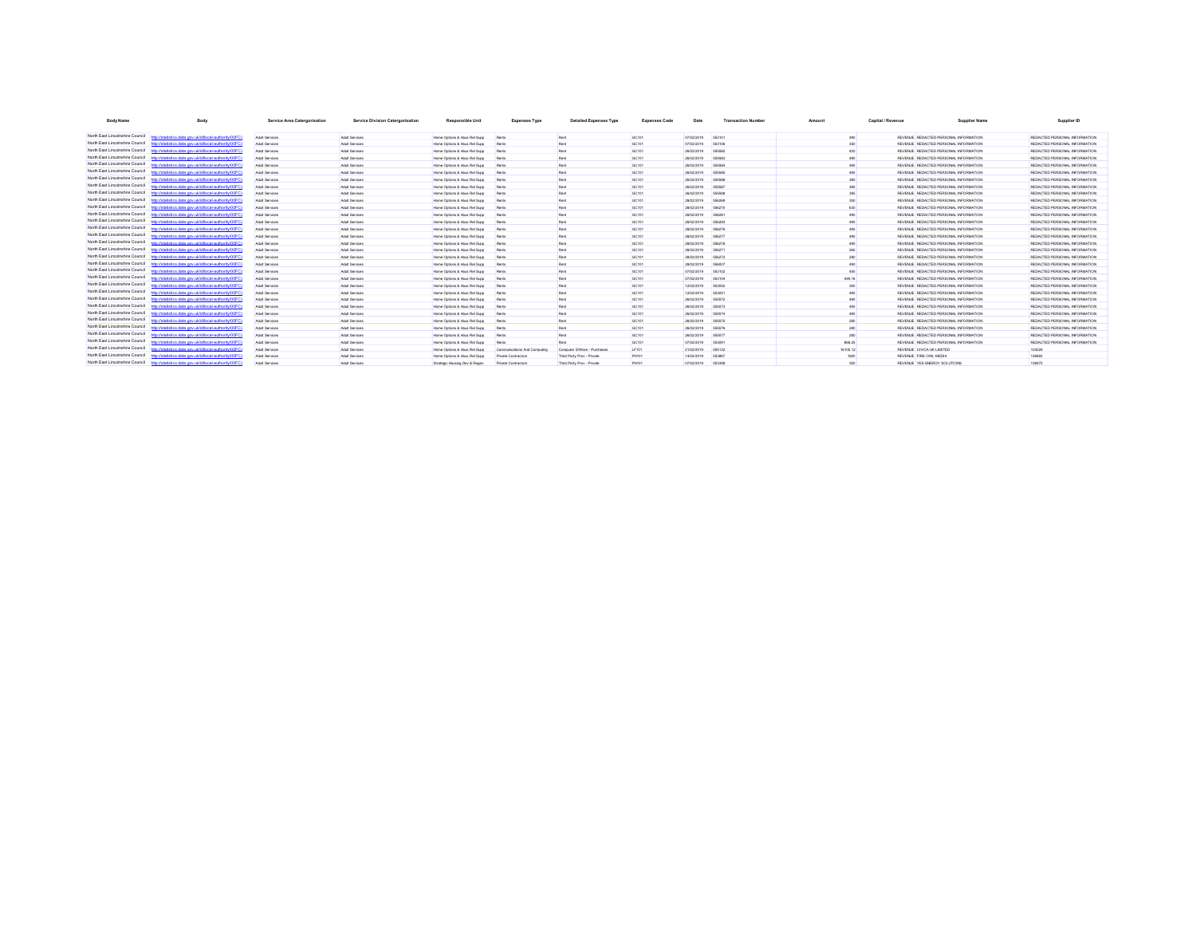| Body Name | Body | Service Area Catergorisation | Service Division Catergorisation | Responsible Unit | Expenses Type | Detailed Expenses Type | Expenses Code | Date | Transaction Number | Amount | Capital / Revenue | Supplier Name | Supplier ID |
|---|---|---|---|---|---|---|---|---|---|---|---|---|---|
| North East Lincolnshire Council | http://statistics.data.gov.uk/id/local-authority/00FC) | Adult Services | Adult Services | Home Options & Hous Rel Supp | Rents | Rent | GC101 | 07/02/2019 | 553101 | 490 | REVENUE | REDACTED PERSONAL INFORMATION | REDACTED PERSONAL INFORMATION |
| North East Lincolnshire Council | http://statistics.data.gov.uk/id/local-authority/00FC) | Adult Services | Adult Services | Home Options & Hous Rel Supp | Rents | Rent | GC101 | 07/02/2019 | 553106 | 350 | REVENUE | REDACTED PERSONAL INFORMATION | REDACTED PERSONAL INFORMATION |
| North East Lincolnshire Council | http://statistics.data.gov.uk/id/local-authority/00FC) | Adult Services | Adult Services | Home Options & Hous Rel Supp | Rents | Rent | GC101 | 26/02/2019 | 555862 | 420 | REVENUE | REDACTED PERSONAL INFORMATION | REDACTED PERSONAL INFORMATION |
| North East Lincolnshire Council | http://statistics.data.gov.uk/id/local-authority/00FC) | Adult Services | Adult Services | Home Options & Hous Rel Supp | Rents | Rent | GC101 | 26/02/2019 | 555863 | 490 | REVENUE | REDACTED PERSONAL INFORMATION | REDACTED PERSONAL INFORMATION |
| North East Lincolnshire Council | http://statistics.data.gov.uk/id/local-authority/00FC) | Adult Services | Adult Services | Home Options & Hous Rel Supp | Rents | Rent | GC101 | 26/02/2019 | 555864 | 490 | REVENUE | REDACTED PERSONAL INFORMATION | REDACTED PERSONAL INFORMATION |
| North East Lincolnshire Council | http://statistics.data.gov.uk/id/local-authority/00FC) | Adult Services | Adult Services | Home Options & Hous Rel Supp | Rents | Rent | GC101 | 26/02/2019 | 555865 | 490 | REVENUE | REDACTED PERSONAL INFORMATION | REDACTED PERSONAL INFORMATION |
| North East Lincolnshire Council | http://statistics.data.gov.uk/id/local-authority/00FC) | Adult Services | Adult Services | Home Options & Hous Rel Supp | Rents | Rent | GC101 | 26/02/2019 | 555866 | 385 | REVENUE | REDACTED PERSONAL INFORMATION | REDACTED PERSONAL INFORMATION |
| North East Lincolnshire Council | http://statistics.data.gov.uk/id/local-authority/00FC) | Adult Services | Adult Services | Home Options & Hous Rel Supp | Rents | Rent | GC101 | 26/02/2019 | 555867 | 385 | REVENUE | REDACTED PERSONAL INFORMATION | REDACTED PERSONAL INFORMATION |
| North East Lincolnshire Council | http://statistics.data.gov.uk/id/local-authority/00FC) | Adult Services | Adult Services | Home Options & Hous Rel Supp | Rents | Rent | GC101 | 26/02/2019 | 555868 | 385 | REVENUE | REDACTED PERSONAL INFORMATION | REDACTED PERSONAL INFORMATION |
| North East Lincolnshire Council | http://statistics.data.gov.uk/id/local-authority/00FC) | Adult Services | Adult Services | Home Options & Hous Rel Supp | Rents | Rent | GC101 | 28/02/2019 | 556268 | 350 | REVENUE | REDACTED PERSONAL INFORMATION | REDACTED PERSONAL INFORMATION |
| North East Lincolnshire Council | http://statistics.data.gov.uk/id/local-authority/00FC) | Adult Services | Adult Services | Home Options & Hous Rel Supp | Rents | Rent | GC101 | 28/02/2019 | 556270 | 630 | REVENUE | REDACTED PERSONAL INFORMATION | REDACTED PERSONAL INFORMATION |
| North East Lincolnshire Council | http://statistics.data.gov.uk/id/local-authority/00FC) | Adult Services | Adult Services | Home Options & Hous Rel Supp | Rents | Rent | GC101 | 28/02/2019 | 556281 | 490 | REVENUE | REDACTED PERSONAL INFORMATION | REDACTED PERSONAL INFORMATION |
| North East Lincolnshire Council | http://statistics.data.gov.uk/id/local-authority/00FC) | Adult Services | Adult Services | Home Options & Hous Rel Supp | Rents | Rent | GC101 | 28/02/2019 | 556283 | 490 | REVENUE | REDACTED PERSONAL INFORMATION | REDACTED PERSONAL INFORMATION |
| North East Lincolnshire Council | http://statistics.data.gov.uk/id/local-authority/00FC) | Adult Services | Adult Services | Home Options & Hous Rel Supp | Rents | Rent | GC101 | 28/02/2019 | 556276 | 490 | REVENUE | REDACTED PERSONAL INFORMATION | REDACTED PERSONAL INFORMATION |
| North East Lincolnshire Council | http://statistics.data.gov.uk/id/local-authority/00FC) | Adult Services | Adult Services | Home Options & Hous Rel Supp | Rents | Rent | GC101 | 28/02/2019 | 556277 | 490 | REVENUE | REDACTED PERSONAL INFORMATION | REDACTED PERSONAL INFORMATION |
| North East Lincolnshire Council | http://statistics.data.gov.uk/id/local-authority/00FC) | Adult Services | Adult Services | Home Options & Hous Rel Supp | Rents | Rent | GC101 | 28/02/2019 | 556278 | 490 | REVENUE | REDACTED PERSONAL INFORMATION | REDACTED PERSONAL INFORMATION |
| North East Lincolnshire Council | http://statistics.data.gov.uk/id/local-authority/00FC) | Adult Services | Adult Services | Home Options & Hous Rel Supp | Rents | Rent | GC101 | 28/02/2019 | 556271 | 360 | REVENUE | REDACTED PERSONAL INFORMATION | REDACTED PERSONAL INFORMATION |
| North East Lincolnshire Council | http://statistics.data.gov.uk/id/local-authority/00FC) | Adult Services | Adult Services | Home Options & Hous Rel Supp | Rents | Rent | GC101 | 28/02/2019 | 556272 | 280 | REVENUE | REDACTED PERSONAL INFORMATION | REDACTED PERSONAL INFORMATION |
| North East Lincolnshire Council | http://statistics.data.gov.uk/id/local-authority/00FC) | Adult Services | Adult Services | Home Options & Hous Rel Supp | Rents | Rent | GC101 | 28/02/2019 | 556037 | 490 | REVENUE | REDACTED PERSONAL INFORMATION | REDACTED PERSONAL INFORMATION |
| North East Lincolnshire Council | http://statistics.data.gov.uk/id/local-authority/00FC) | Adult Services | Adult Services | Home Options & Hous Rel Supp | Rents | Rent | GC101 | 07/02/2019 | 553102 | 455 | REVENUE | REDACTED PERSONAL INFORMATION | REDACTED PERSONAL INFORMATION |
| North East Lincolnshire Council | http://statistics.data.gov.uk/id/local-authority/00FC) | Adult Services | Adult Services | Home Options & Hous Rel Supp | Rents | Rent | GC101 | 07/02/2019 | 553104 | 449.16 | REVENUE | REDACTED PERSONAL INFORMATION | REDACTED PERSONAL INFORMATION |
| North East Lincolnshire Council | http://statistics.data.gov.uk/id/local-authority/00FC) | Adult Services | Adult Services | Home Options & Hous Rel Supp | Rents | Rent | GC101 | 12/02/2019 | 553852 | 350 | REVENUE | REDACTED PERSONAL INFORMATION | REDACTED PERSONAL INFORMATION |
| North East Lincolnshire Council | http://statistics.data.gov.uk/id/local-authority/00FC) | Adult Services | Adult Services | Home Options & Hous Rel Supp | Rents | Rent | GC101 | 12/02/2019 | 553851 | 490 | REVENUE | REDACTED PERSONAL INFORMATION | REDACTED PERSONAL INFORMATION |
| North East Lincolnshire Council | http://statistics.data.gov.uk/id/local-authority/00FC) | Adult Services | Adult Services | Home Options & Hous Rel Supp | Rents | Rent | GC101 | 26/02/2019 | 555872 | 490 | REVENUE | REDACTED PERSONAL INFORMATION | REDACTED PERSONAL INFORMATION |
| North East Lincolnshire Council | http://statistics.data.gov.uk/id/local-authority/00FC) | Adult Services | Adult Services | Home Options & Hous Rel Supp | Rents | Rent | GC101 | 26/02/2019 | 555873 | 490 | REVENUE | REDACTED PERSONAL INFORMATION | REDACTED PERSONAL INFORMATION |
| North East Lincolnshire Council | http://statistics.data.gov.uk/id/local-authority/00FC) | Adult Services | Adult Services | Home Options & Hous Rel Supp | Rents | Rent | GC101 | 26/02/2019 | 555874 | 490 | REVENUE | REDACTED PERSONAL INFORMATION | REDACTED PERSONAL INFORMATION |
| North East Lincolnshire Council | http://statistics.data.gov.uk/id/local-authority/00FC) | Adult Services | Adult Services | Home Options & Hous Rel Supp | Rents | Rent | GC101 | 26/02/2019 | 555875 | 280 | REVENUE | REDACTED PERSONAL INFORMATION | REDACTED PERSONAL INFORMATION |
| North East Lincolnshire Council | http://statistics.data.gov.uk/id/local-authority/00FC) | Adult Services | Adult Services | Home Options & Hous Rel Supp | Rents | Rent | GC101 | 26/02/2019 | 555876 | 280 | REVENUE | REDACTED PERSONAL INFORMATION | REDACTED PERSONAL INFORMATION |
| North East Lincolnshire Council | http://statistics.data.gov.uk/id/local-authority/00FC) | Adult Services | Adult Services | Home Options & Hous Rel Supp | Rents | Rent | GC101 | 26/02/2019 | 555877 | 280 | REVENUE | REDACTED PERSONAL INFORMATION | REDACTED PERSONAL INFORMATION |
| North East Lincolnshire Council | http://statistics.data.gov.uk/id/local-authority/00FC) | Adult Services | Adult Services | Home Options & Hous Rel Supp | Rents | Rent | GC101 | 07/02/2019 | 553091 | 866.25 | REVENUE | REDACTED PERSONAL INFORMATION | REDACTED PERSONAL INFORMATION |
| North East Lincolnshire Council | http://statistics.data.gov.uk/id/local-authority/00FC) | Adult Services | Adult Services | Home Options & Hous Rel Supp | Communications And Computing | Computer S/Ware - Purchases | LF101 | 21/02/2019 | 555132 | 16105.12 | REVENUE | CIVICA UK LIMITED | 103029 |
| North East Lincolnshire Council | http://statistics.data.gov.uk/id/local-authority/00FC) | Adult Services | Adult Services | Home Options & Hous Rel Supp | Private Contractors | Third Party Prov - Private | PH101 | 14/02/2019 | 553967 | 1620 | REVENUE | FIRE OWL MEDIA | 136682 |
| North East Lincolnshire Council | http://statistics.data.gov.uk/id/local-authority/00FC) | Adult Services | Adult Services | Strategic Housing Dev & Regen | Private Contractors | Third Party Prov - Private | PH101 | 07/02/2019 | 553398 | 500 | REVENUE | YES ENERGY SOLUTIONS | 138075 |